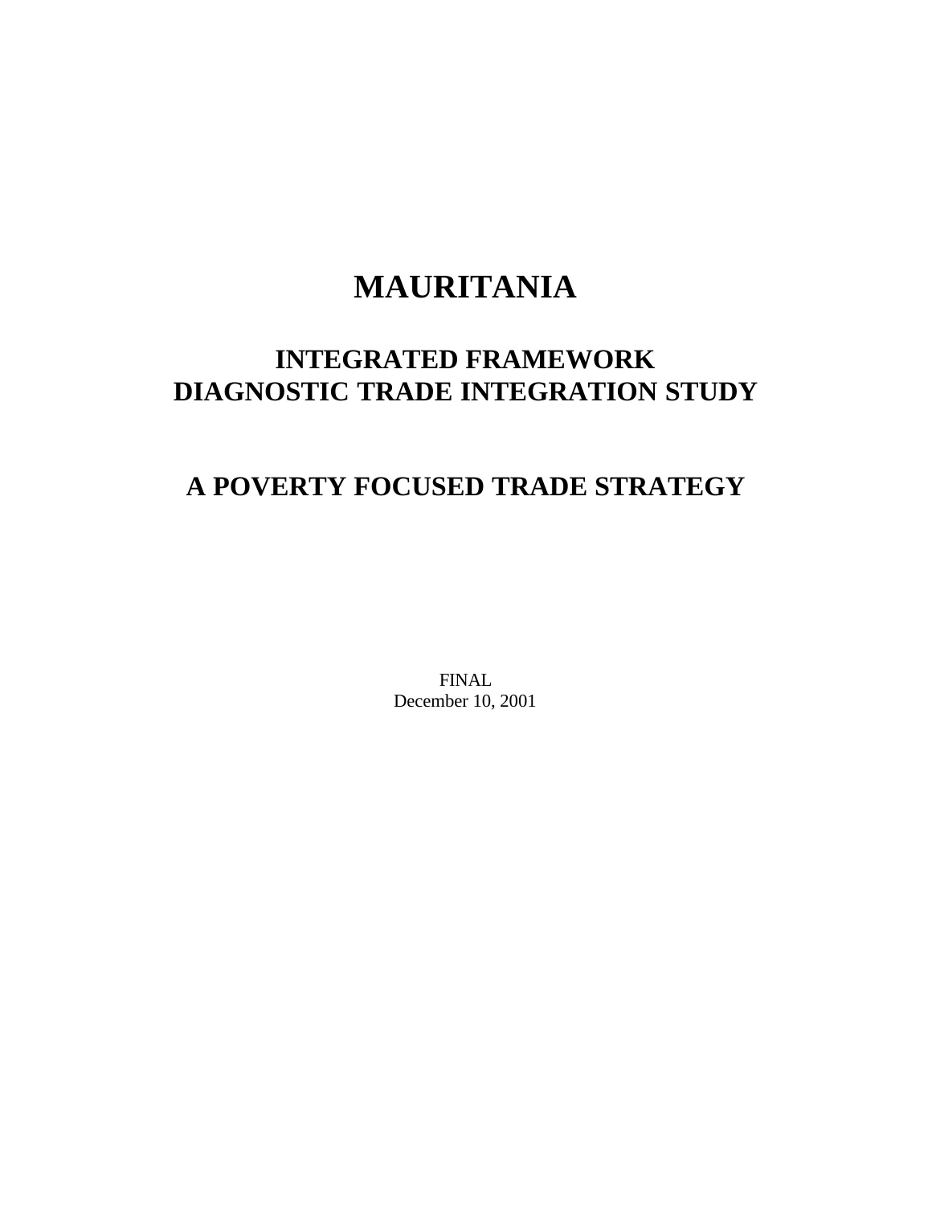# MAURITANIA

## INTEGRATED FRAMEWORK
## DIAGNOSTIC TRADE INTEGRATION STUDY

## A POVERTY FOCUSED TRADE STRATEGY

FINAL
December 10, 2001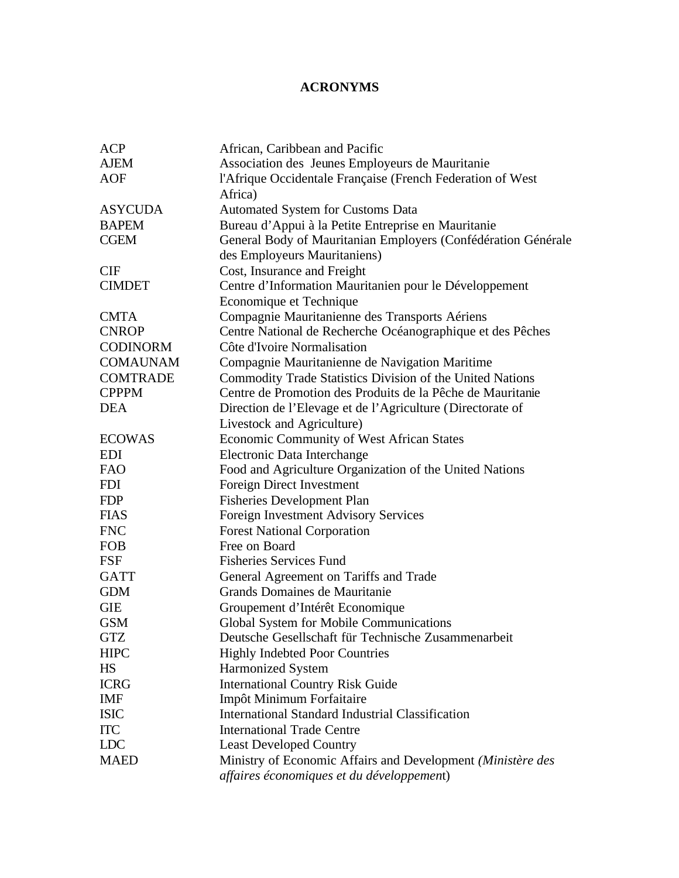# ACRONYMS

| | |
|---|---|
| ACP | African, Caribbean and Pacific |
| AJEM | Association des Jeunes Employeurs de Mauritanie |
| AOF | l'Afrique Occidentale Française (French Federation of West Africa) |
| ASYCUDA | Automated System for Customs Data |
| BAPEM | Bureau d'Appui à la Petite Entreprise en Mauritanie |
| CGEM | General Body of Mauritanian Employers (Confédération Générale des Employeurs Mauritaniens) |
| CIF | Cost, Insurance and Freight |
| CIMDET | Centre d'Information Mauritanien pour le Développement Economique et Technique |
| CMTA | Compagnie Mauritanienne des Transports Aériens |
| CNROP | Centre National de Recherche Océanographique et des Pêches |
| CODINORM | Côte d'Ivoire Normalisation |
| COMAUNAM | Compagnie Mauritanienne de Navigation Maritime |
| COMTRADE | Commodity Trade Statistics Division of the United Nations |
| CPPPM | Centre de Promotion des Produits de la Pêche de Mauritanie |
| DEA | Direction de l'Elevage et de l'Agriculture (Directorate of Livestock and Agriculture) |
| ECOWAS | Economic Community of West African States |
| EDI | Electronic Data Interchange |
| FAO | Food and Agriculture Organization of the United Nations |
| FDI | Foreign Direct Investment |
| FDP | Fisheries Development Plan |
| FIAS | Foreign Investment Advisory Services |
| FNC | Forest National Corporation |
| FOB | Free on Board |
| FSF | Fisheries Services Fund |
| GATT | General Agreement on Tariffs and Trade |
| GDM | Grands Domaines de Mauritanie |
| GIE | Groupement d'Intérêt Economique |
| GSM | Global System for Mobile Communications |
| GTZ | Deutsche Gesellschaft für Technische Zusammenarbeit |
| HIPC | Highly Indebted Poor Countries |
| HS | Harmonized System |
| ICRG | International Country Risk Guide |
| IMF | Impôt Minimum Forfaitaire |
| ISIC | International Standard Industrial Classification |
| ITC | International Trade Centre |
| LDC | Least Developed Country |
| MAED | Ministry of Economic Affairs and Development *(Ministère des affaires économiques et du développement*) |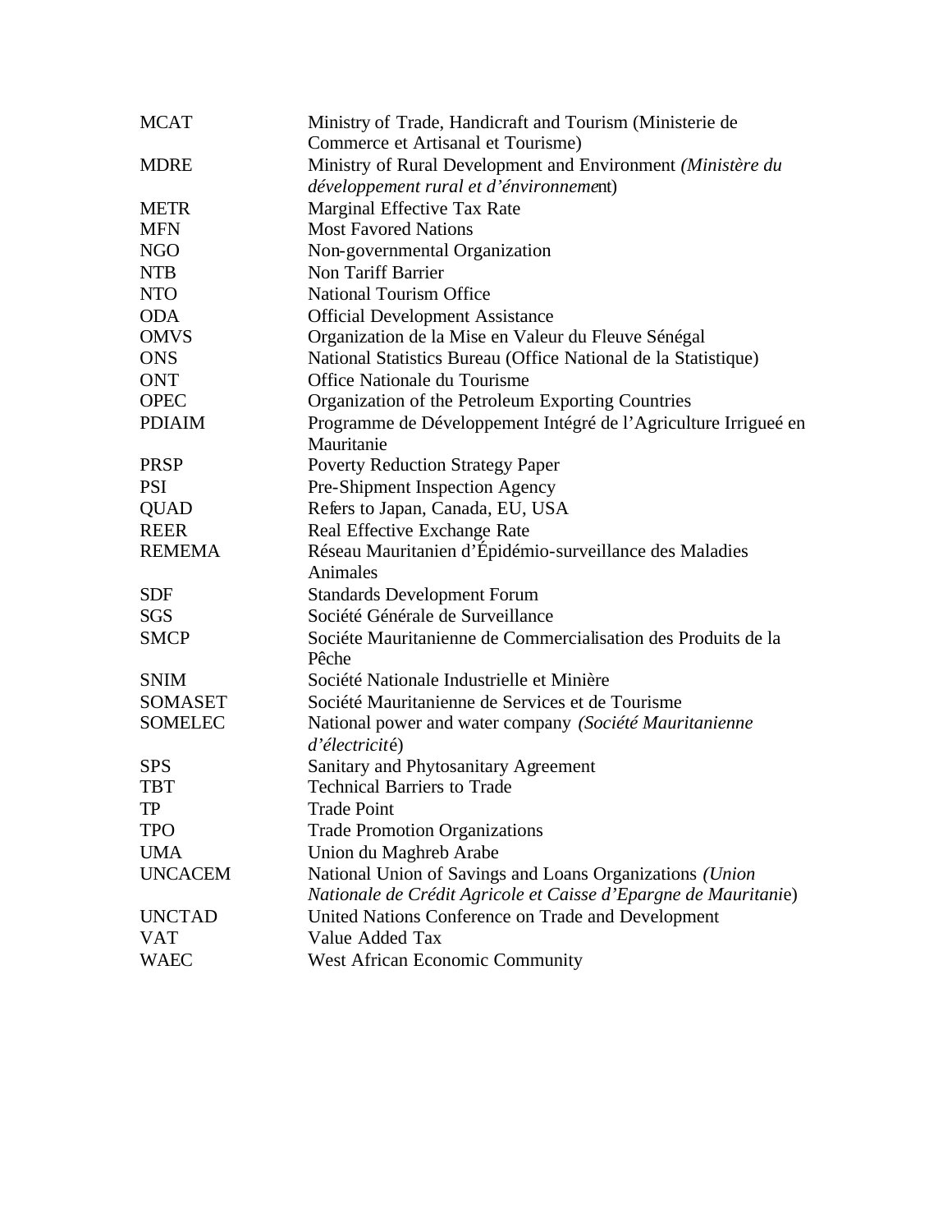| | |
|---|---|
| MCAT | Ministry of Trade, Handicraft and Tourism (Ministerie de Commerce et Artisanal et Tourisme) |
| MDRE | Ministry of Rural Development and Environment *(Ministère du développement rural et d'énvironnement)* |
| METR | Marginal Effective Tax Rate |
| MFN | Most Favored Nations |
| NGO | Non-governmental Organization |
| NTB | Non Tariff Barrier |
| NTO | National Tourism Office |
| ODA | Official Development Assistance |
| OMVS | Organization de la Mise en Valeur du Fleuve Sénégal |
| ONS | National Statistics Bureau (Office National de la Statistique) |
| ONT | Office Nationale du Tourisme |
| OPEC | Organization of the Petroleum Exporting Countries |
| PDIAIM | Programme de Développement Intégré de l'Agriculture Irrigueé en Mauritanie |
| PRSP | Poverty Reduction Strategy Paper |
| PSI | Pre-Shipment Inspection Agency |
| QUAD | Refers to Japan, Canada, EU, USA |
| REER | Real Effective Exchange Rate |
| REMEMA | Réseau Mauritanien d'Épidémio-surveillance des Maladies Animales |
| SDF | Standards Development Forum |
| SGS | Société Générale de Surveillance |
| SMCP | Sociéte Mauritanienne de Commercialisation des Produits de la Pêche |
| SNIM | Société Nationale Industrielle et Minière |
| SOMASET | Société Mauritanienne de Services et de Tourisme |
| SOMELEC | National power and water company *(Société Mauritanienne d'électricité)* |
| SPS | Sanitary and Phytosanitary Agreement |
| TBT | Technical Barriers to Trade |
| TP | Trade Point |
| TPO | Trade Promotion Organizations |
| UMA | Union du Maghreb Arabe |
| UNCACEM | National Union of Savings and Loans Organizations *(Union Nationale de Crédit Agricole et Caisse d'Epargne de Mauritanie)* |
| UNCTAD | United Nations Conference on Trade and Development |
| VAT | Value Added Tax |
| WAEC | West African Economic Community |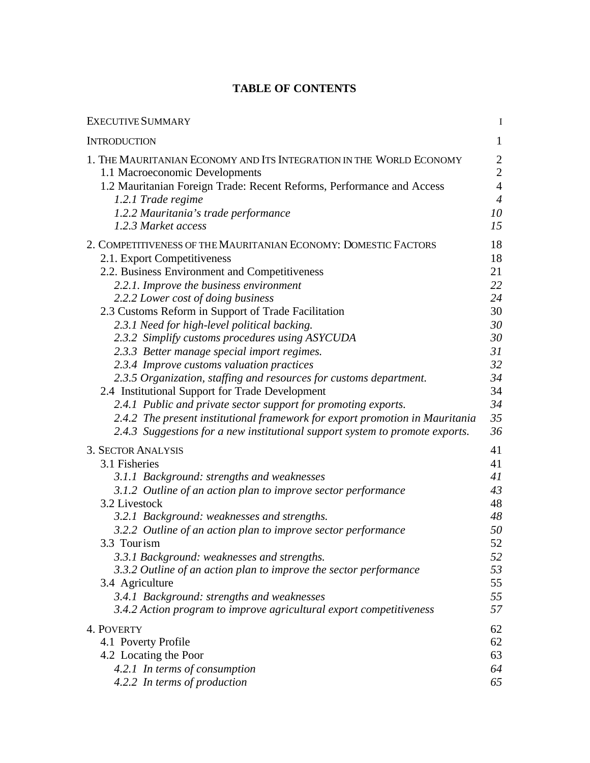# TABLE OF CONTENTS

| | |
|---|---|
| EXECUTIVE SUMMARY | I |
| INTRODUCTION | 1 |
| 1. THE MAURITANIAN ECONOMY AND ITS INTEGRATION IN THE WORLD ECONOMY | 2 |
| 1.1 Macroeconomic Developments | 2 |
| 1.2 Mauritanian Foreign Trade: Recent Reforms, Performance and Access | 4 |
| *1.2.1 Trade regime* | *4* |
| *1.2.2 Mauritania's trade performance* | *10* |
| *1.2.3 Market access* | *15* |
| 2. COMPETITIVENESS OF THE MAURITANIAN ECONOMY: DOMESTIC FACTORS | 18 |
| 2.1. Export Competitiveness | 18 |
| 2.2. Business Environment and Competitiveness | 21 |
| *2.2.1. Improve the business environment* | *22* |
| *2.2.2 Lower cost of doing business* | *24* |
| 2.3 Customs Reform in Support of Trade Facilitation | 30 |
| *2.3.1 Need for high-level political backing.* | *30* |
| *2.3.2 Simplify customs procedures using ASYCUDA* | *30* |
| *2.3.3 Better manage special import regimes.* | *31* |
| *2.3.4 Improve customs valuation practices* | *32* |
| *2.3.5 Organization, staffing and resources for customs department.* | *34* |
| 2.4 Institutional Support for Trade Development | 34 |
| *2.4.1 Public and private sector support for promoting exports.* | *34* |
| *2.4.2 The present institutional framework for export promotion in Mauritania* | *35* |
| *2.4.3 Suggestions for a new institutional support system to promote exports.* | *36* |
| 3. SECTOR ANALYSIS | 41 |
| 3.1 Fisheries | 41 |
| *3.1.1 Background: strengths and weaknesses* | *41* |
| *3.1.2 Outline of an action plan to improve sector performance* | *43* |
| 3.2 Livestock | 48 |
| *3.2.1 Background: weaknesses and strengths.* | *48* |
| *3.2.2 Outline of an action plan to improve sector performance* | *50* |
| 3.3 Tourism | 52 |
| *3.3.1 Background: weaknesses and strengths.* | *52* |
| *3.3.2 Outline of an action plan to improve the sector performance* | *53* |
| 3.4 Agriculture | 55 |
| *3.4.1 Background: strengths and weaknesses* | *55* |
| *3.4.2 Action program to improve agricultural export competitiveness* | *57* |
| 4. POVERTY | 62 |
| 4.1 Poverty Profile | 62 |
| 4.2 Locating the Poor | 63 |
| *4.2.1 In terms of consumption* | *64* |
| *4.2.2 In terms of production* | *65* |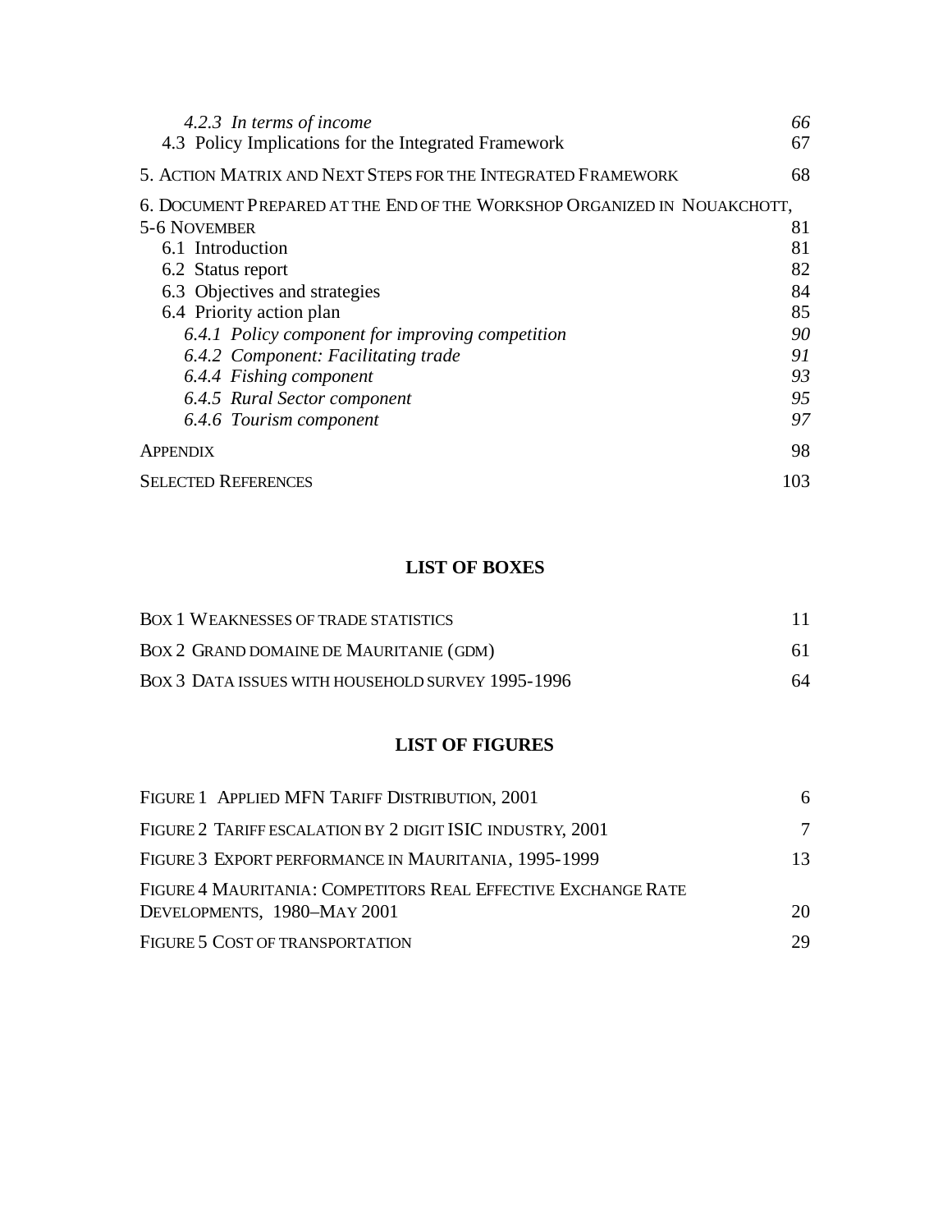*4.2.3 In terms of income* *66*
4.3 Policy Implications for the Integrated Framework 67

5. ACTION MATRIX AND NEXT STEPS FOR THE INTEGRATED FRAMEWORK 68

6. DOCUMENT PREPARED AT THE END OF THE WORKSHOP ORGANIZED IN NOUAKCHOTT, 5-6 NOVEMBER 81
6.1 Introduction 81
6.2 Status report 82
6.3 Objectives and strategies 84
6.4 Priority action plan 85
*6.4.1 Policy component for improving competition* *90*
*6.4.2 Component: Facilitating trade* *91*
*6.4.4 Fishing component* *93*
*6.4.5 Rural Sector component* *95*
*6.4.6 Tourism component* *97*

APPENDIX 98

SELECTED REFERENCES 103

## LIST OF BOXES

BOX 1 WEAKNESSES OF TRADE STATISTICS 11

BOX 2 GRAND DOMAINE DE MAURITANIE (GDM) 61

BOX 3 DATA ISSUES WITH HOUSEHOLD SURVEY 1995-1996 64

## LIST OF FIGURES

FIGURE 1 APPLIED MFN TARIFF DISTRIBUTION, 2001 6

FIGURE 2 TARIFF ESCALATION BY 2 DIGIT ISIC INDUSTRY, 2001 7

FIGURE 3 EXPORT PERFORMANCE IN MAURITANIA, 1995-1999 13

FIGURE 4 MAURITANIA: COMPETITORS REAL EFFECTIVE EXCHANGE RATE DEVELOPMENTS, 1980–MAY 2001 20

FIGURE 5 COST OF TRANSPORTATION 29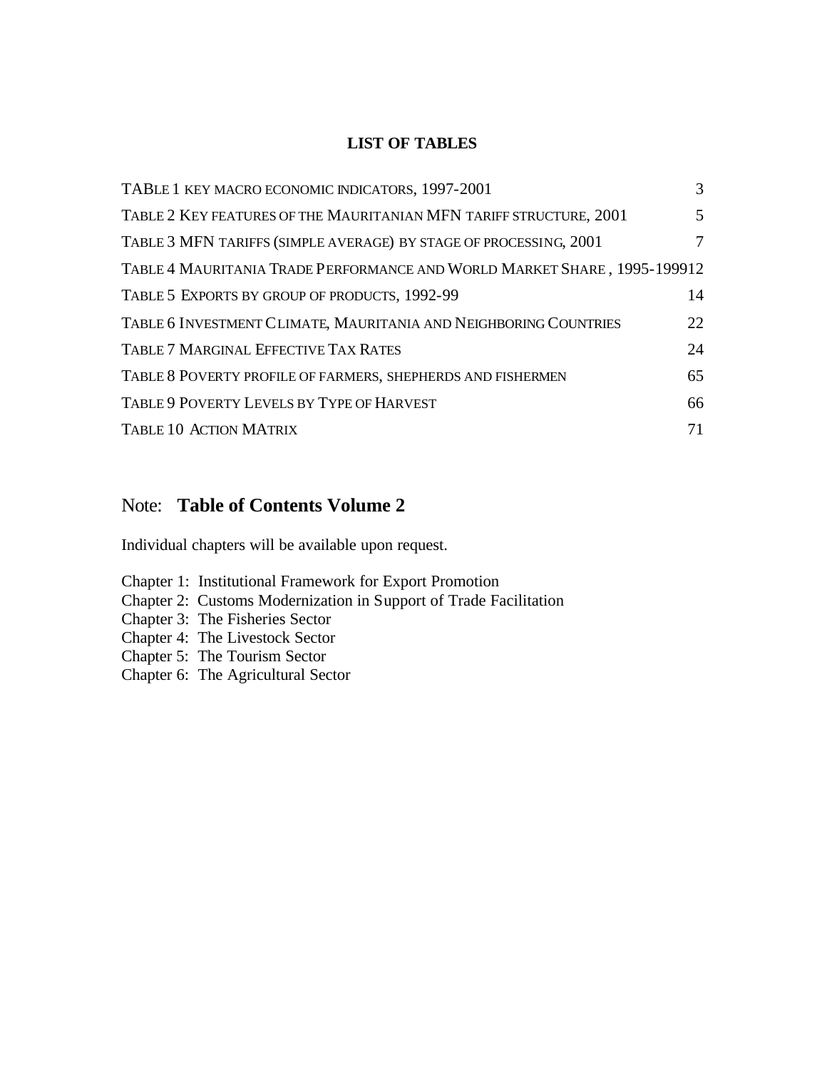## LIST OF TABLES

| | |
|---|---|
| TABLE 1 KEY MACRO ECONOMIC INDICATORS, 1997-2001 | 3 |
| TABLE 2 KEY FEATURES OF THE MAURITANIAN MFN TARIFF STRUCTURE, 2001 | 5 |
| TABLE 3 MFN TARIFFS (SIMPLE AVERAGE) BY STAGE OF PROCESSING, 2001 | 7 |
| TABLE 4 MAURITANIA TRADE PERFORMANCE AND WORLD MARKET SHARE, 1995-1999 | 12 |
| TABLE 5 EXPORTS BY GROUP OF PRODUCTS, 1992-99 | 14 |
| TABLE 6 INVESTMENT CLIMATE, MAURITANIA AND NEIGHBORING COUNTRIES | 22 |
| TABLE 7 MARGINAL EFFECTIVE TAX RATES | 24 |
| TABLE 8 POVERTY PROFILE OF FARMERS, SHEPHERDS AND FISHERMEN | 65 |
| TABLE 9 POVERTY LEVELS BY TYPE OF HARVEST | 66 |
| TABLE 10 ACTION MATRIX | 71 |

## Note: **Table of Contents Volume 2**

Individual chapters will be available upon request.

Chapter 1: Institutional Framework for Export Promotion
Chapter 2: Customs Modernization in Support of Trade Facilitation
Chapter 3: The Fisheries Sector
Chapter 4: The Livestock Sector
Chapter 5: The Tourism Sector
Chapter 6: The Agricultural Sector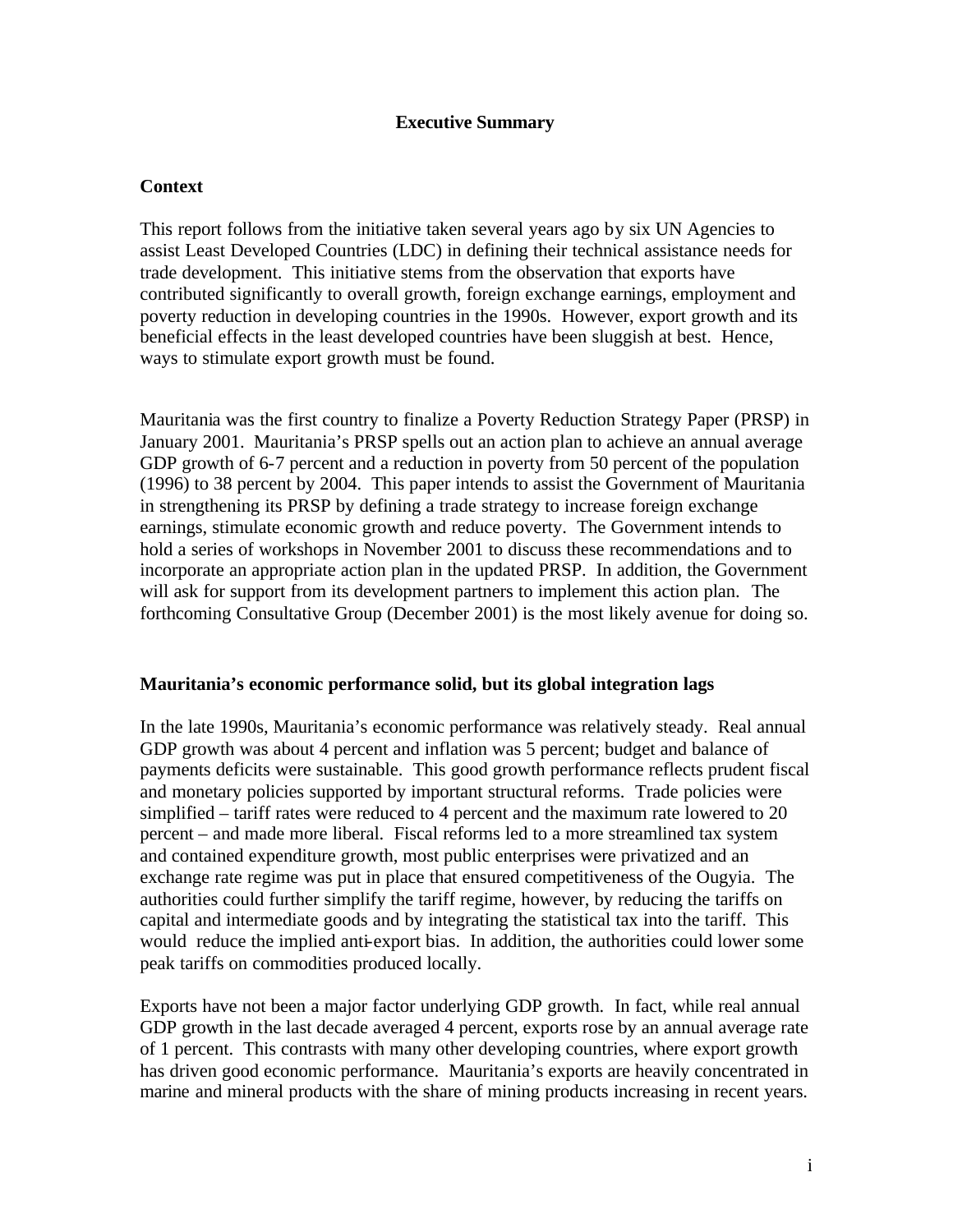# Executive Summary

## Context

This report follows from the initiative taken several years ago by six UN Agencies to assist Least Developed Countries (LDC) in defining their technical assistance needs for trade development. This initiative stems from the observation that exports have contributed significantly to overall growth, foreign exchange earnings, employment and poverty reduction in developing countries in the 1990s. However, export growth and its beneficial effects in the least developed countries have been sluggish at best. Hence, ways to stimulate export growth must be found.

Mauritania was the first country to finalize a Poverty Reduction Strategy Paper (PRSP) in January 2001. Mauritania's PRSP spells out an action plan to achieve an annual average GDP growth of 6-7 percent and a reduction in poverty from 50 percent of the population (1996) to 38 percent by 2004. This paper intends to assist the Government of Mauritania in strengthening its PRSP by defining a trade strategy to increase foreign exchange earnings, stimulate economic growth and reduce poverty. The Government intends to hold a series of workshops in November 2001 to discuss these recommendations and to incorporate an appropriate action plan in the updated PRSP. In addition, the Government will ask for support from its development partners to implement this action plan. The forthcoming Consultative Group (December 2001) is the most likely avenue for doing so.

## Mauritania's economic performance solid, but its global integration lags

In the late 1990s, Mauritania's economic performance was relatively steady. Real annual GDP growth was about 4 percent and inflation was 5 percent; budget and balance of payments deficits were sustainable. This good growth performance reflects prudent fiscal and monetary policies supported by important structural reforms. Trade policies were simplified – tariff rates were reduced to 4 percent and the maximum rate lowered to 20 percent – and made more liberal. Fiscal reforms led to a more streamlined tax system and contained expenditure growth, most public enterprises were privatized and an exchange rate regime was put in place that ensured competitiveness of the Ougyia. The authorities could further simplify the tariff regime, however, by reducing the tariffs on capital and intermediate goods and by integrating the statistical tax into the tariff. This would reduce the implied anti-export bias. In addition, the authorities could lower some peak tariffs on commodities produced locally.

Exports have not been a major factor underlying GDP growth. In fact, while real annual GDP growth in the last decade averaged 4 percent, exports rose by an annual average rate of 1 percent. This contrasts with many other developing countries, where export growth has driven good economic performance. Mauritania's exports are heavily concentrated in marine and mineral products with the share of mining products increasing in recent years.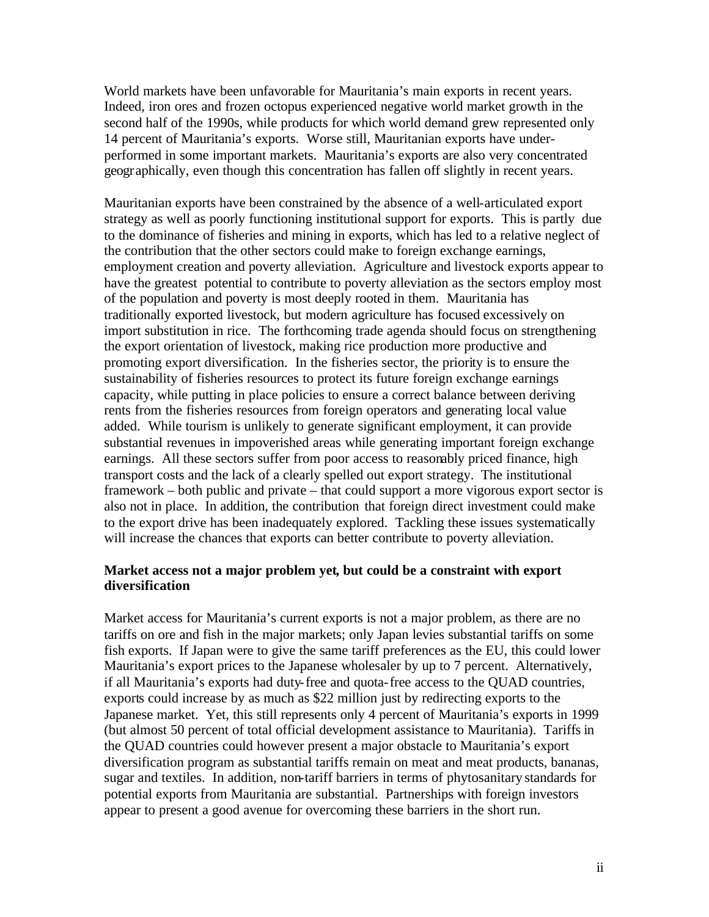World markets have been unfavorable for Mauritania's main exports in recent years. Indeed, iron ores and frozen octopus experienced negative world market growth in the second half of the 1990s, while products for which world demand grew represented only 14 percent of Mauritania's exports. Worse still, Mauritanian exports have under-performed in some important markets. Mauritania's exports are also very concentrated geographically, even though this concentration has fallen off slightly in recent years.

Mauritanian exports have been constrained by the absence of a well-articulated export strategy as well as poorly functioning institutional support for exports. This is partly due to the dominance of fisheries and mining in exports, which has led to a relative neglect of the contribution that the other sectors could make to foreign exchange earnings, employment creation and poverty alleviation. Agriculture and livestock exports appear to have the greatest potential to contribute to poverty alleviation as the sectors employ most of the population and poverty is most deeply rooted in them. Mauritania has traditionally exported livestock, but modern agriculture has focused excessively on import substitution in rice. The forthcoming trade agenda should focus on strengthening the export orientation of livestock, making rice production more productive and promoting export diversification. In the fisheries sector, the priority is to ensure the sustainability of fisheries resources to protect its future foreign exchange earnings capacity, while putting in place policies to ensure a correct balance between deriving rents from the fisheries resources from foreign operators and generating local value added. While tourism is unlikely to generate significant employment, it can provide substantial revenues in impoverished areas while generating important foreign exchange earnings. All these sectors suffer from poor access to reasonably priced finance, high transport costs and the lack of a clearly spelled out export strategy. The institutional framework – both public and private – that could support a more vigorous export sector is also not in place. In addition, the contribution that foreign direct investment could make to the export drive has been inadequately explored. Tackling these issues systematically will increase the chances that exports can better contribute to poverty alleviation.

**Market access not a major problem yet, but could be a constraint with export diversification**

Market access for Mauritania's current exports is not a major problem, as there are no tariffs on ore and fish in the major markets; only Japan levies substantial tariffs on some fish exports. If Japan were to give the same tariff preferences as the EU, this could lower Mauritania's export prices to the Japanese wholesaler by up to 7 percent. Alternatively, if all Mauritania's exports had duty-free and quota-free access to the QUAD countries, exports could increase by as much as $22 million just by redirecting exports to the Japanese market. Yet, this still represents only 4 percent of Mauritania's exports in 1999 (but almost 50 percent of total official development assistance to Mauritania). Tariffs in the QUAD countries could however present a major obstacle to Mauritania's export diversification program as substantial tariffs remain on meat and meat products, bananas, sugar and textiles. In addition, non-tariff barriers in terms of phytosanitary standards for potential exports from Mauritania are substantial. Partnerships with foreign investors appear to present a good avenue for overcoming these barriers in the short run.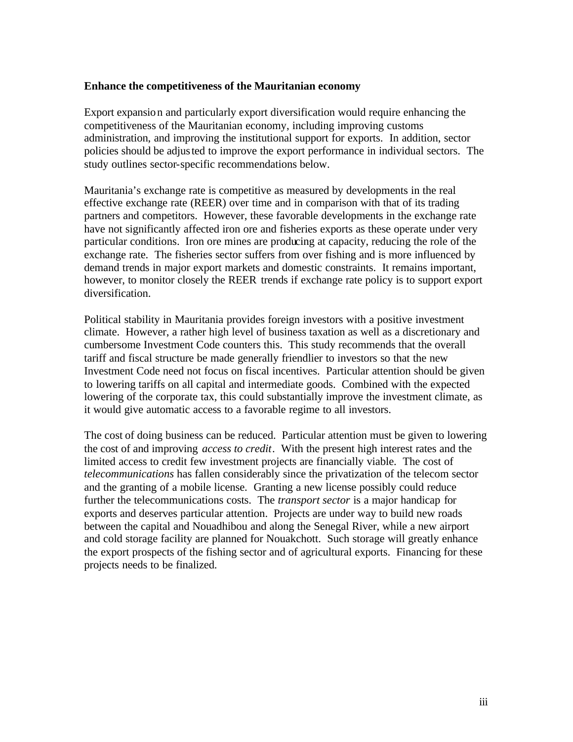**Enhance the competitiveness of the Mauritanian economy**

Export expansion and particularly export diversification would require enhancing the competitiveness of the Mauritanian economy, including improving customs administration, and improving the institutional support for exports. In addition, sector policies should be adjusted to improve the export performance in individual sectors. The study outlines sector-specific recommendations below.

Mauritania's exchange rate is competitive as measured by developments in the real effective exchange rate (REER) over time and in comparison with that of its trading partners and competitors. However, these favorable developments in the exchange rate have not significantly affected iron ore and fisheries exports as these operate under very particular conditions. Iron ore mines are producing at capacity, reducing the role of the exchange rate. The fisheries sector suffers from over fishing and is more influenced by demand trends in major export markets and domestic constraints. It remains important, however, to monitor closely the REER trends if exchange rate policy is to support export diversification.

Political stability in Mauritania provides foreign investors with a positive investment climate. However, a rather high level of business taxation as well as a discretionary and cumbersome Investment Code counters this. This study recommends that the overall tariff and fiscal structure be made generally friendlier to investors so that the new Investment Code need not focus on fiscal incentives. Particular attention should be given to lowering tariffs on all capital and intermediate goods. Combined with the expected lowering of the corporate tax, this could substantially improve the investment climate, as it would give automatic access to a favorable regime to all investors.

The cost of doing business can be reduced. Particular attention must be given to lowering the cost of and improving *access to credit*. With the present high interest rates and the limited access to credit few investment projects are financially viable. The cost of *telecommunications* has fallen considerably since the privatization of the telecom sector and the granting of a mobile license. Granting a new license possibly could reduce further the telecommunications costs. The *transport sector* is a major handicap for exports and deserves particular attention. Projects are under way to build new roads between the capital and Nouadhibou and along the Senegal River, while a new airport and cold storage facility are planned for Nouakchott. Such storage will greatly enhance the export prospects of the fishing sector and of agricultural exports. Financing for these projects needs to be finalized.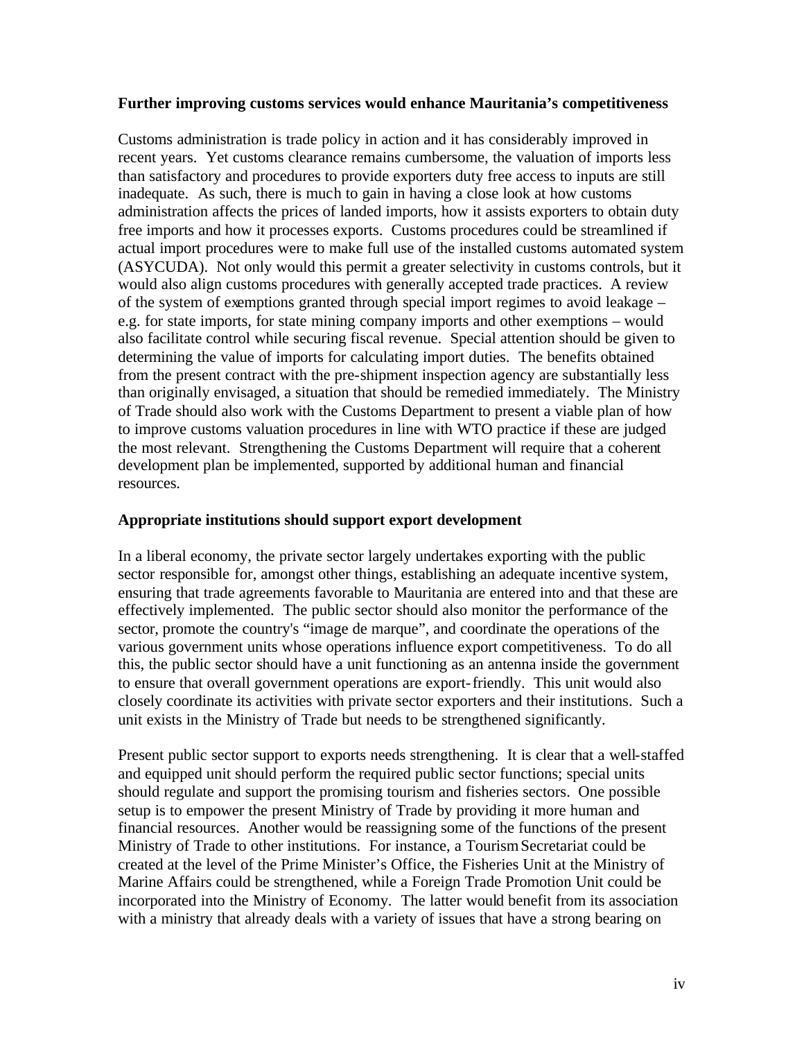**Further improving customs services would enhance Mauritania's competitiveness**

Customs administration is trade policy in action and it has considerably improved in recent years. Yet customs clearance remains cumbersome, the valuation of imports less than satisfactory and procedures to provide exporters duty free access to inputs are still inadequate. As such, there is much to gain in having a close look at how customs administration affects the prices of landed imports, how it assists exporters to obtain duty free imports and how it processes exports. Customs procedures could be streamlined if actual import procedures were to make full use of the installed customs automated system (ASYCUDA). Not only would this permit a greater selectivity in customs controls, but it would also align customs procedures with generally accepted trade practices. A review of the system of exemptions granted through special import regimes to avoid leakage – e.g. for state imports, for state mining company imports and other exemptions – would also facilitate control while securing fiscal revenue. Special attention should be given to determining the value of imports for calculating import duties. The benefits obtained from the present contract with the pre-shipment inspection agency are substantially less than originally envisaged, a situation that should be remedied immediately. The Ministry of Trade should also work with the Customs Department to present a viable plan of how to improve customs valuation procedures in line with WTO practice if these are judged the most relevant. Strengthening the Customs Department will require that a coherent development plan be implemented, supported by additional human and financial resources.

**Appropriate institutions should support export development**

In a liberal economy, the private sector largely undertakes exporting with the public sector responsible for, amongst other things, establishing an adequate incentive system, ensuring that trade agreements favorable to Mauritania are entered into and that these are effectively implemented. The public sector should also monitor the performance of the sector, promote the country's "image de marque", and coordinate the operations of the various government units whose operations influence export competitiveness. To do all this, the public sector should have a unit functioning as an antenna inside the government to ensure that overall government operations are export-friendly. This unit would also closely coordinate its activities with private sector exporters and their institutions. Such a unit exists in the Ministry of Trade but needs to be strengthened significantly.

Present public sector support to exports needs strengthening. It is clear that a well-staffed and equipped unit should perform the required public sector functions; special units should regulate and support the promising tourism and fisheries sectors. One possible setup is to empower the present Ministry of Trade by providing it more human and financial resources. Another would be reassigning some of the functions of the present Ministry of Trade to other institutions. For instance, a Tourism Secretariat could be created at the level of the Prime Minister's Office, the Fisheries Unit at the Ministry of Marine Affairs could be strengthened, while a Foreign Trade Promotion Unit could be incorporated into the Ministry of Economy. The latter would benefit from its association with a ministry that already deals with a variety of issues that have a strong bearing on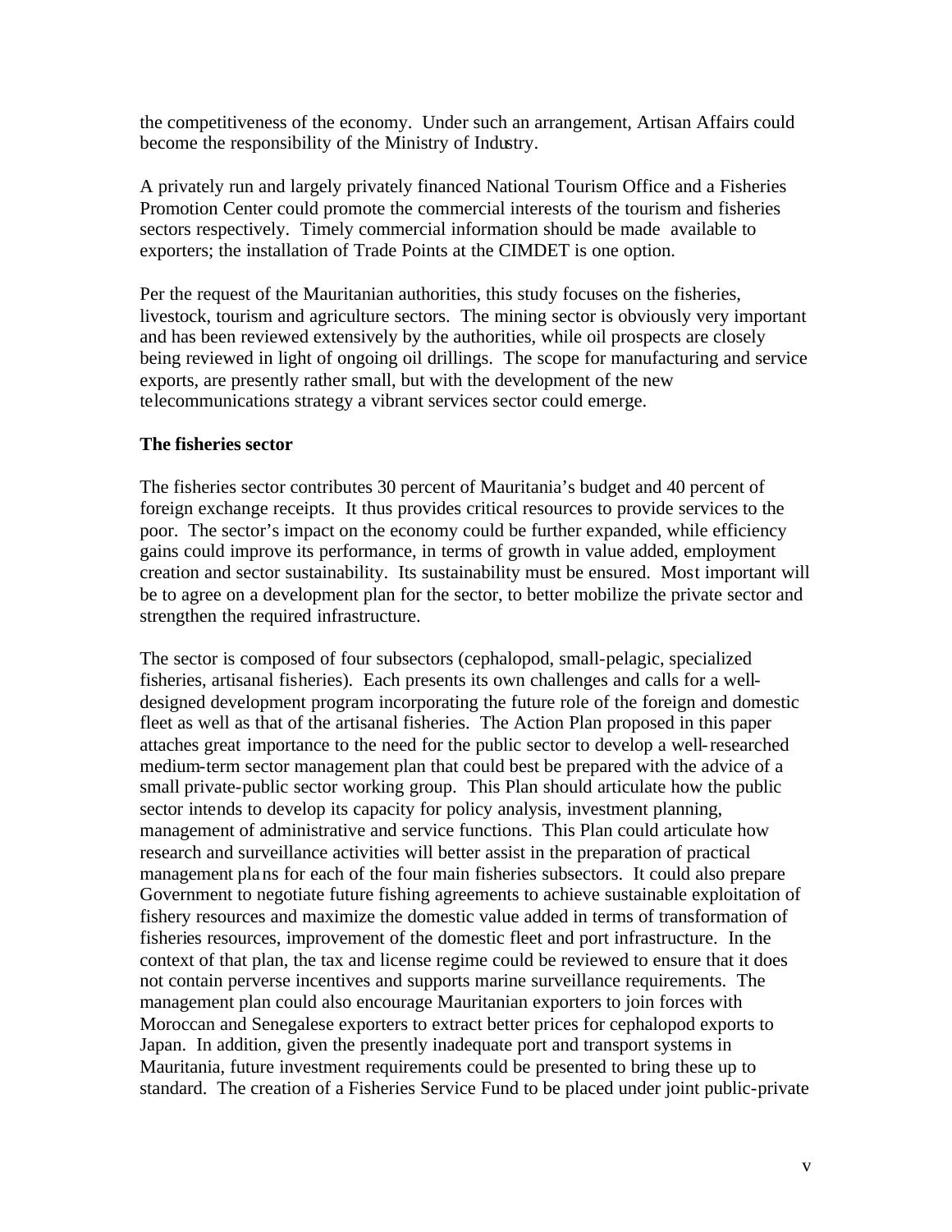the competitiveness of the economy. Under such an arrangement, Artisan Affairs could become the responsibility of the Ministry of Industry.

A privately run and largely privately financed National Tourism Office and a Fisheries Promotion Center could promote the commercial interests of the tourism and fisheries sectors respectively. Timely commercial information should be made available to exporters; the installation of Trade Points at the CIMDET is one option.

Per the request of the Mauritanian authorities, this study focuses on the fisheries, livestock, tourism and agriculture sectors. The mining sector is obviously very important and has been reviewed extensively by the authorities, while oil prospects are closely being reviewed in light of ongoing oil drillings. The scope for manufacturing and service exports, are presently rather small, but with the development of the new telecommunications strategy a vibrant services sector could emerge.

**The fisheries sector**

The fisheries sector contributes 30 percent of Mauritania's budget and 40 percent of foreign exchange receipts. It thus provides critical resources to provide services to the poor. The sector's impact on the economy could be further expanded, while efficiency gains could improve its performance, in terms of growth in value added, employment creation and sector sustainability. Its sustainability must be ensured. Most important will be to agree on a development plan for the sector, to better mobilize the private sector and strengthen the required infrastructure.

The sector is composed of four subsectors (cephalopod, small-pelagic, specialized fisheries, artisanal fisheries). Each presents its own challenges and calls for a well-designed development program incorporating the future role of the foreign and domestic fleet as well as that of the artisanal fisheries. The Action Plan proposed in this paper attaches great importance to the need for the public sector to develop a well-researched medium-term sector management plan that could best be prepared with the advice of a small private-public sector working group. This Plan should articulate how the public sector intends to develop its capacity for policy analysis, investment planning, management of administrative and service functions. This Plan could articulate how research and surveillance activities will better assist in the preparation of practical management plans for each of the four main fisheries subsectors. It could also prepare Government to negotiate future fishing agreements to achieve sustainable exploitation of fishery resources and maximize the domestic value added in terms of transformation of fisheries resources, improvement of the domestic fleet and port infrastructure. In the context of that plan, the tax and license regime could be reviewed to ensure that it does not contain perverse incentives and supports marine surveillance requirements. The management plan could also encourage Mauritanian exporters to join forces with Moroccan and Senegalese exporters to extract better prices for cephalopod exports to Japan. In addition, given the presently inadequate port and transport systems in Mauritania, future investment requirements could be presented to bring these up to standard. The creation of a Fisheries Service Fund to be placed under joint public-private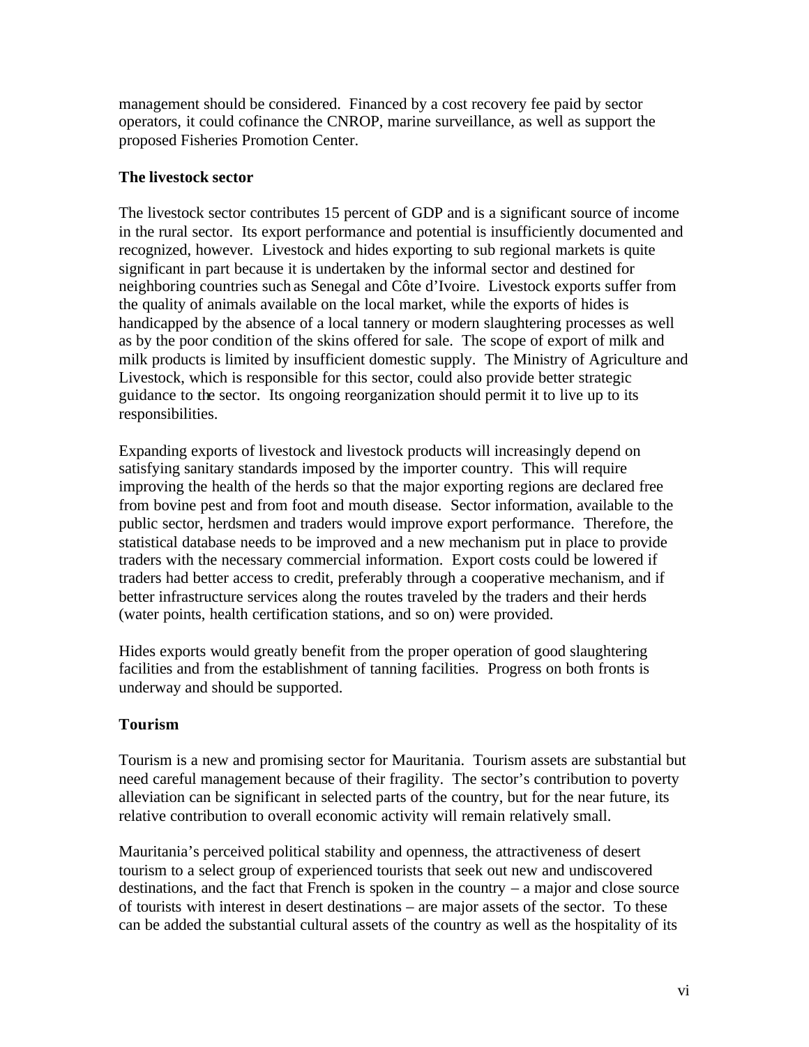management should be considered. Financed by a cost recovery fee paid by sector operators, it could cofinance the CNROP, marine surveillance, as well as support the proposed Fisheries Promotion Center.

**The livestock sector**

The livestock sector contributes 15 percent of GDP and is a significant source of income in the rural sector. Its export performance and potential is insufficiently documented and recognized, however. Livestock and hides exporting to sub regional markets is quite significant in part because it is undertaken by the informal sector and destined for neighboring countries such as Senegal and Côte d'Ivoire. Livestock exports suffer from the quality of animals available on the local market, while the exports of hides is handicapped by the absence of a local tannery or modern slaughtering processes as well as by the poor condition of the skins offered for sale. The scope of export of milk and milk products is limited by insufficient domestic supply. The Ministry of Agriculture and Livestock, which is responsible for this sector, could also provide better strategic guidance to the sector. Its ongoing reorganization should permit it to live up to its responsibilities.

Expanding exports of livestock and livestock products will increasingly depend on satisfying sanitary standards imposed by the importer country. This will require improving the health of the herds so that the major exporting regions are declared free from bovine pest and from foot and mouth disease. Sector information, available to the public sector, herdsmen and traders would improve export performance. Therefore, the statistical database needs to be improved and a new mechanism put in place to provide traders with the necessary commercial information. Export costs could be lowered if traders had better access to credit, preferably through a cooperative mechanism, and if better infrastructure services along the routes traveled by the traders and their herds (water points, health certification stations, and so on) were provided.

Hides exports would greatly benefit from the proper operation of good slaughtering facilities and from the establishment of tanning facilities. Progress on both fronts is underway and should be supported.

**Tourism**

Tourism is a new and promising sector for Mauritania. Tourism assets are substantial but need careful management because of their fragility. The sector's contribution to poverty alleviation can be significant in selected parts of the country, but for the near future, its relative contribution to overall economic activity will remain relatively small.

Mauritania's perceived political stability and openness, the attractiveness of desert tourism to a select group of experienced tourists that seek out new and undiscovered destinations, and the fact that French is spoken in the country – a major and close source of tourists with interest in desert destinations – are major assets of the sector. To these can be added the substantial cultural assets of the country as well as the hospitality of its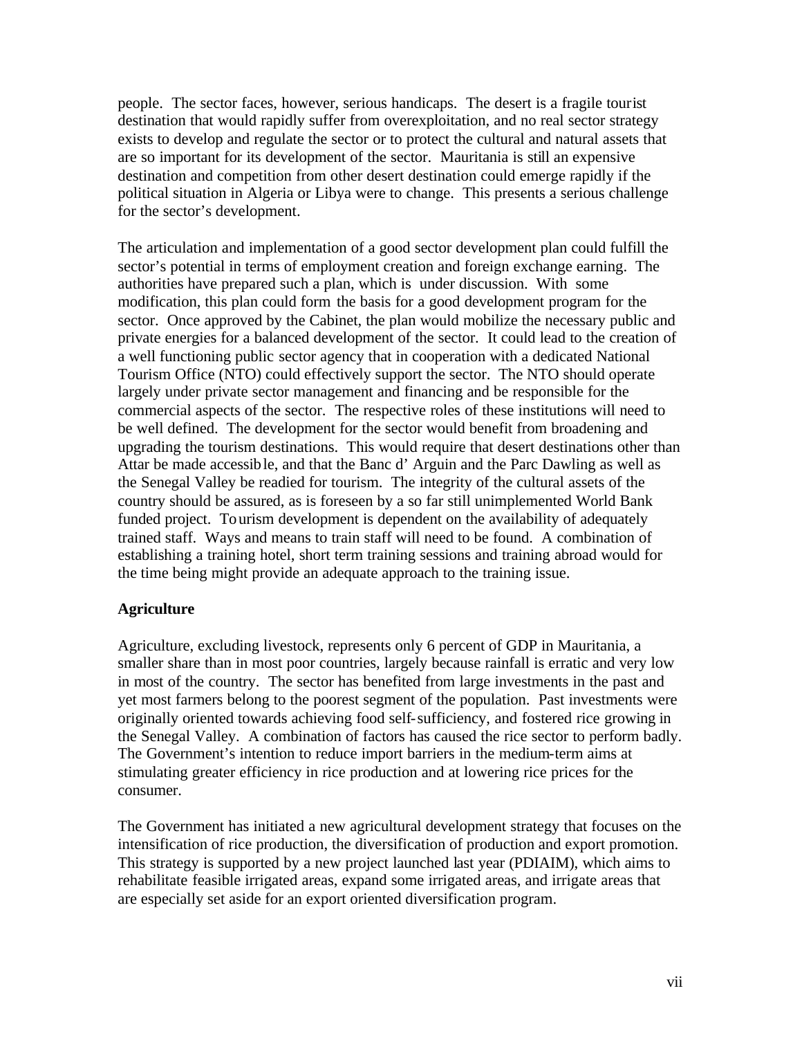people. The sector faces, however, serious handicaps. The desert is a fragile tourist destination that would rapidly suffer from overexploitation, and no real sector strategy exists to develop and regulate the sector or to protect the cultural and natural assets that are so important for its development of the sector. Mauritania is still an expensive destination and competition from other desert destination could emerge rapidly if the political situation in Algeria or Libya were to change. This presents a serious challenge for the sector's development.

The articulation and implementation of a good sector development plan could fulfill the sector's potential in terms of employment creation and foreign exchange earning. The authorities have prepared such a plan, which is under discussion. With some modification, this plan could form the basis for a good development program for the sector. Once approved by the Cabinet, the plan would mobilize the necessary public and private energies for a balanced development of the sector. It could lead to the creation of a well functioning public sector agency that in cooperation with a dedicated National Tourism Office (NTO) could effectively support the sector. The NTO should operate largely under private sector management and financing and be responsible for the commercial aspects of the sector. The respective roles of these institutions will need to be well defined. The development for the sector would benefit from broadening and upgrading the tourism destinations. This would require that desert destinations other than Attar be made accessible, and that the Banc d' Arguin and the Parc Dawling as well as the Senegal Valley be readied for tourism. The integrity of the cultural assets of the country should be assured, as is foreseen by a so far still unimplemented World Bank funded project. Tourism development is dependent on the availability of adequately trained staff. Ways and means to train staff will need to be found. A combination of establishing a training hotel, short term training sessions and training abroad would for the time being might provide an adequate approach to the training issue.

**Agriculture**

Agriculture, excluding livestock, represents only 6 percent of GDP in Mauritania, a smaller share than in most poor countries, largely because rainfall is erratic and very low in most of the country. The sector has benefited from large investments in the past and yet most farmers belong to the poorest segment of the population. Past investments were originally oriented towards achieving food self-sufficiency, and fostered rice growing in the Senegal Valley. A combination of factors has caused the rice sector to perform badly. The Government's intention to reduce import barriers in the medium-term aims at stimulating greater efficiency in rice production and at lowering rice prices for the consumer.

The Government has initiated a new agricultural development strategy that focuses on the intensification of rice production, the diversification of production and export promotion. This strategy is supported by a new project launched last year (PDIAIM), which aims to rehabilitate feasible irrigated areas, expand some irrigated areas, and irrigate areas that are especially set aside for an export oriented diversification program.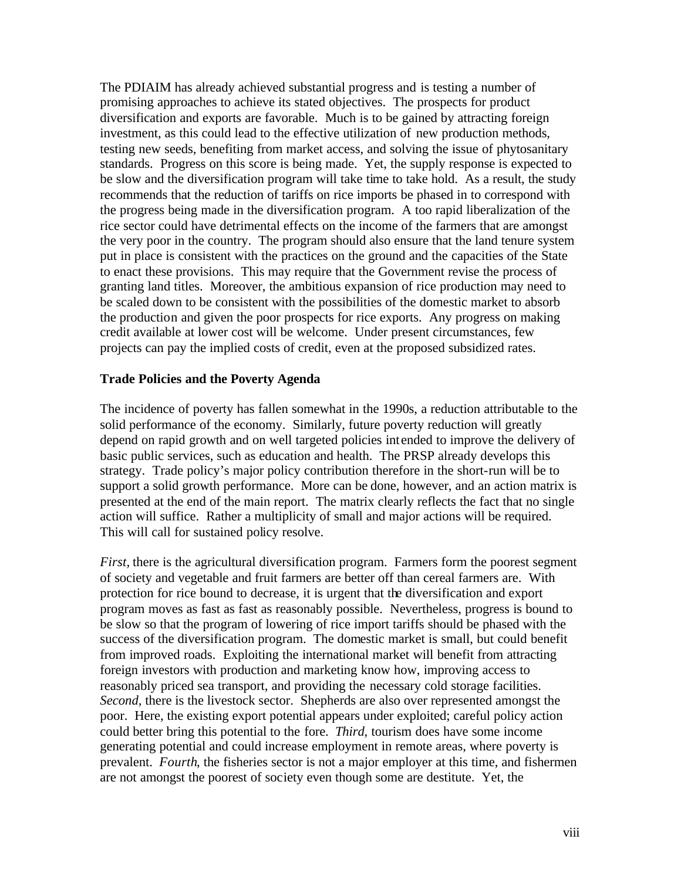The PDIAIM has already achieved substantial progress and is testing a number of promising approaches to achieve its stated objectives. The prospects for product diversification and exports are favorable. Much is to be gained by attracting foreign investment, as this could lead to the effective utilization of new production methods, testing new seeds, benefiting from market access, and solving the issue of phytosanitary standards. Progress on this score is being made. Yet, the supply response is expected to be slow and the diversification program will take time to take hold. As a result, the study recommends that the reduction of tariffs on rice imports be phased in to correspond with the progress being made in the diversification program. A too rapid liberalization of the rice sector could have detrimental effects on the income of the farmers that are amongst the very poor in the country. The program should also ensure that the land tenure system put in place is consistent with the practices on the ground and the capacities of the State to enact these provisions. This may require that the Government revise the process of granting land titles. Moreover, the ambitious expansion of rice production may need to be scaled down to be consistent with the possibilities of the domestic market to absorb the production and given the poor prospects for rice exports. Any progress on making credit available at lower cost will be welcome. Under present circumstances, few projects can pay the implied costs of credit, even at the proposed subsidized rates.

**Trade Policies and the Poverty Agenda**

The incidence of poverty has fallen somewhat in the 1990s, a reduction attributable to the solid performance of the economy. Similarly, future poverty reduction will greatly depend on rapid growth and on well targeted policies intended to improve the delivery of basic public services, such as education and health. The PRSP already develops this strategy. Trade policy's major policy contribution therefore in the short-run will be to support a solid growth performance. More can be done, however, and an action matrix is presented at the end of the main report. The matrix clearly reflects the fact that no single action will suffice. Rather a multiplicity of small and major actions will be required. This will call for sustained policy resolve.

*First*, there is the agricultural diversification program. Farmers form the poorest segment of society and vegetable and fruit farmers are better off than cereal farmers are. With protection for rice bound to decrease, it is urgent that the diversification and export program moves as fast as fast as reasonably possible. Nevertheless, progress is bound to be slow so that the program of lowering of rice import tariffs should be phased with the success of the diversification program. The domestic market is small, but could benefit from improved roads. Exploiting the international market will benefit from attracting foreign investors with production and marketing know how, improving access to reasonably priced sea transport, and providing the necessary cold storage facilities. *Second,* there is the livestock sector. Shepherds are also over represented amongst the poor. Here, the existing export potential appears under exploited; careful policy action could better bring this potential to the fore. *Third*, tourism does have some income generating potential and could increase employment in remote areas, where poverty is prevalent. *Fourth*, the fisheries sector is not a major employer at this time, and fishermen are not amongst the poorest of society even though some are destitute. Yet, the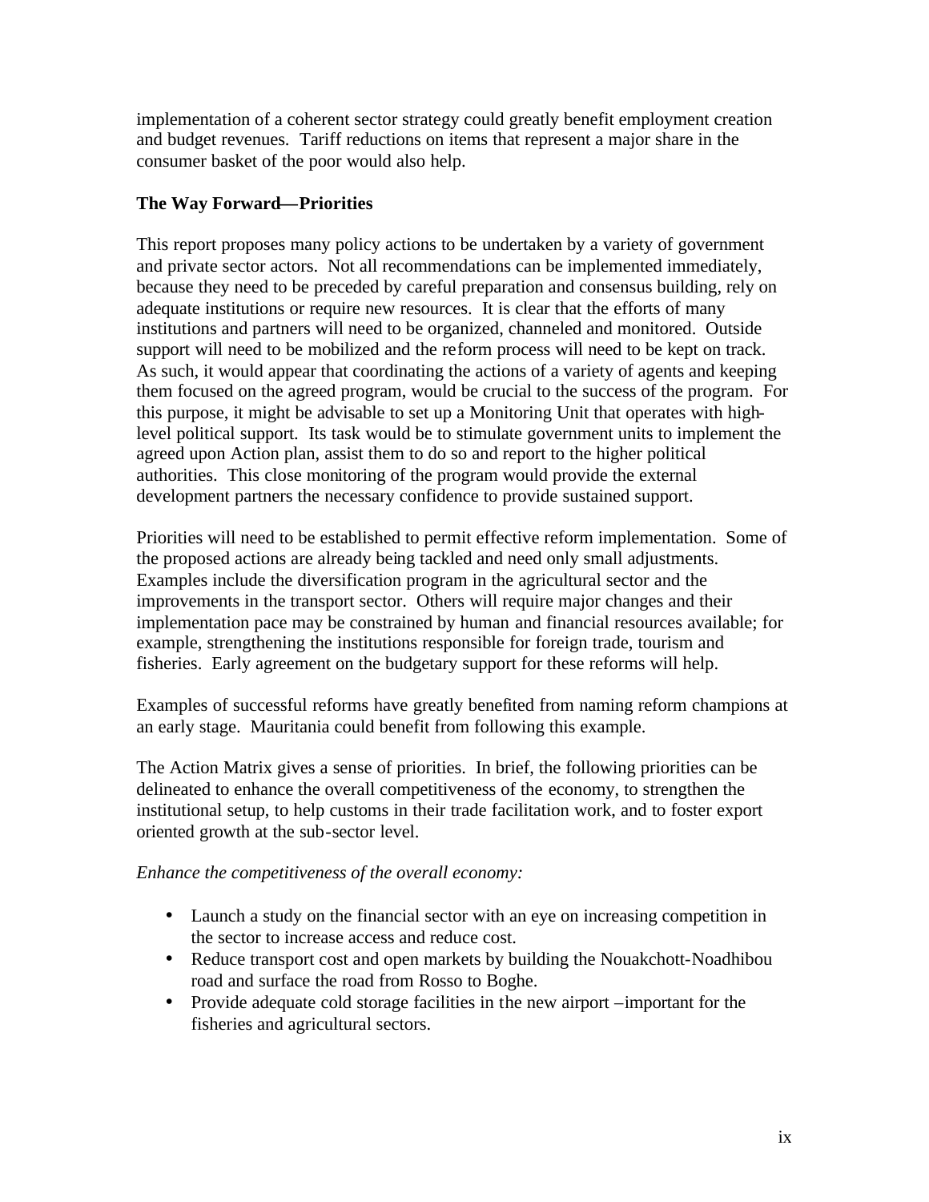implementation of a coherent sector strategy could greatly benefit employment creation and budget revenues. Tariff reductions on items that represent a major share in the consumer basket of the poor would also help.

**The Way Forward—Priorities**

This report proposes many policy actions to be undertaken by a variety of government and private sector actors. Not all recommendations can be implemented immediately, because they need to be preceded by careful preparation and consensus building, rely on adequate institutions or require new resources. It is clear that the efforts of many institutions and partners will need to be organized, channeled and monitored. Outside support will need to be mobilized and the reform process will need to be kept on track. As such, it would appear that coordinating the actions of a variety of agents and keeping them focused on the agreed program, would be crucial to the success of the program. For this purpose, it might be advisable to set up a Monitoring Unit that operates with high-level political support. Its task would be to stimulate government units to implement the agreed upon Action plan, assist them to do so and report to the higher political authorities. This close monitoring of the program would provide the external development partners the necessary confidence to provide sustained support.

Priorities will need to be established to permit effective reform implementation. Some of the proposed actions are already being tackled and need only small adjustments. Examples include the diversification program in the agricultural sector and the improvements in the transport sector. Others will require major changes and their implementation pace may be constrained by human and financial resources available; for example, strengthening the institutions responsible for foreign trade, tourism and fisheries. Early agreement on the budgetary support for these reforms will help.

Examples of successful reforms have greatly benefited from naming reform champions at an early stage. Mauritania could benefit from following this example.

The Action Matrix gives a sense of priorities. In brief, the following priorities can be delineated to enhance the overall competitiveness of the economy, to strengthen the institutional setup, to help customs in their trade facilitation work, and to foster export oriented growth at the sub-sector level.

*Enhance the competitiveness of the overall economy:*

- Launch a study on the financial sector with an eye on increasing competition in the sector to increase access and reduce cost.
- Reduce transport cost and open markets by building the Nouakchott-Noadhibou road and surface the road from Rosso to Boghe.
- Provide adequate cold storage facilities in the new airport – important for the fisheries and agricultural sectors.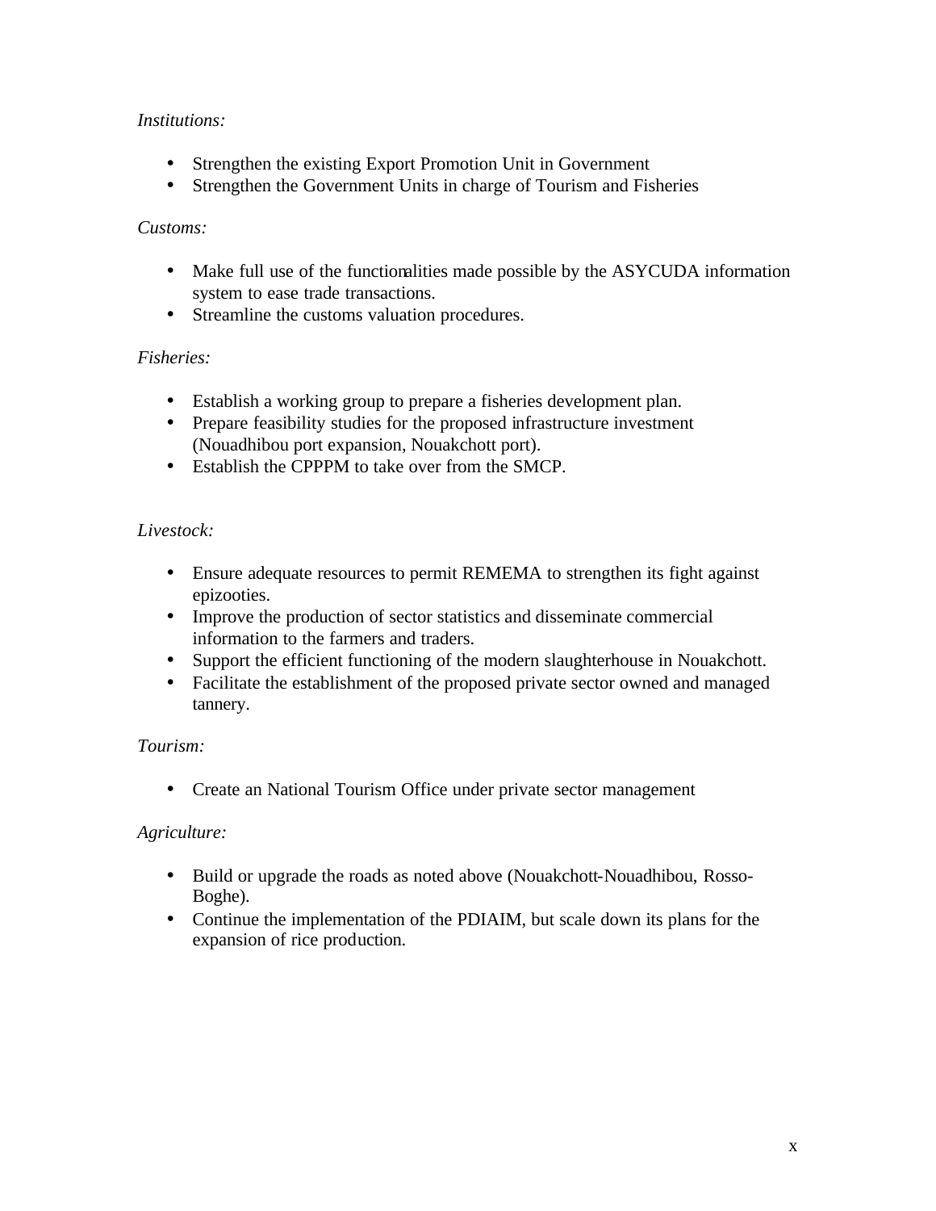*Institutions:*

- Strengthen the existing Export Promotion Unit in Government
- Strengthen the Government Units in charge of Tourism and Fisheries

*Customs:*

- Make full use of the functionalities made possible by the ASYCUDA information system to ease trade transactions.
- Streamline the customs valuation procedures.

*Fisheries:*

- Establish a working group to prepare a fisheries development plan.
- Prepare feasibility studies for the proposed infrastructure investment (Nouadhibou port expansion, Nouakchott port).
- Establish the CPPPM to take over from the SMCP.

*Livestock:*

- Ensure adequate resources to permit REMEMA to strengthen its fight against epizooties.
- Improve the production of sector statistics and disseminate commercial information to the farmers and traders.
- Support the efficient functioning of the modern slaughterhouse in Nouakchott.
- Facilitate the establishment of the proposed private sector owned and managed tannery.

*Tourism:*

- Create an National Tourism Office under private sector management

*Agriculture:*

- Build or upgrade the roads as noted above (Nouakchott-Nouadhibou, Rosso-Boghe).
- Continue the implementation of the PDIAIM, but scale down its plans for the expansion of rice production.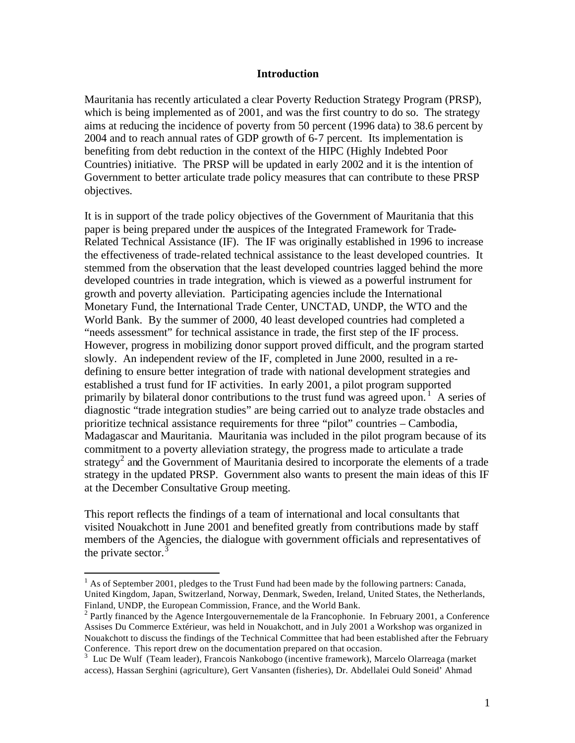## Introduction

Mauritania has recently articulated a clear Poverty Reduction Strategy Program (PRSP), which is being implemented as of 2001, and was the first country to do so. The strategy aims at reducing the incidence of poverty from 50 percent (1996 data) to 38.6 percent by 2004 and to reach annual rates of GDP growth of 6-7 percent. Its implementation is benefiting from debt reduction in the context of the HIPC (Highly Indebted Poor Countries) initiative. The PRSP will be updated in early 2002 and it is the intention of Government to better articulate trade policy measures that can contribute to these PRSP objectives.

It is in support of the trade policy objectives of the Government of Mauritania that this paper is being prepared under the auspices of the Integrated Framework for Trade-Related Technical Assistance (IF). The IF was originally established in 1996 to increase the effectiveness of trade-related technical assistance to the least developed countries. It stemmed from the observation that the least developed countries lagged behind the more developed countries in trade integration, which is viewed as a powerful instrument for growth and poverty alleviation. Participating agencies include the International Monetary Fund, the International Trade Center, UNCTAD, UNDP, the WTO and the World Bank. By the summer of 2000, 40 least developed countries had completed a "needs assessment" for technical assistance in trade, the first step of the IF process. However, progress in mobilizing donor support proved difficult, and the program started slowly. An independent review of the IF, completed in June 2000, resulted in a re-defining to ensure better integration of trade with national development strategies and established a trust fund for IF activities. In early 2001, a pilot program supported primarily by bilateral donor contributions to the trust fund was agreed upon.[1] A series of diagnostic "trade integration studies" are being carried out to analyze trade obstacles and prioritize technical assistance requirements for three "pilot" countries – Cambodia, Madagascar and Mauritania. Mauritania was included in the pilot program because of its commitment to a poverty alleviation strategy, the progress made to articulate a trade strategy[2] and the Government of Mauritania desired to incorporate the elements of a trade strategy in the updated PRSP. Government also wants to present the main ideas of this IF at the December Consultative Group meeting.

This report reflects the findings of a team of international and local consultants that visited Nouakchott in June 2001 and benefited greatly from contributions made by staff members of the Agencies, the dialogue with government officials and representatives of the private sector.[3]

---

[1] As of September 2001, pledges to the Trust Fund had been made by the following partners: Canada, United Kingdom, Japan, Switzerland, Norway, Denmark, Sweden, Ireland, United States, the Netherlands, Finland, UNDP, the European Commission, France, and the World Bank.

[2] Partly financed by the Agence Intergouvernementale de la Francophonie. In February 2001, a Conference Assises Du Commerce Extérieur, was held in Nouakchott, and in July 2001 a Workshop was organized in Nouakchott to discuss the findings of the Technical Committee that had been established after the February Conference. This report drew on the documentation prepared on that occasion.

[3] Luc De Wulf (Team leader), Francois Nankobogo (incentive framework), Marcelo Olarreaga (market access), Hassan Serghini (agriculture), Gert Vansanten (fisheries), Dr. Abdellalei Ould Soneid' Ahmad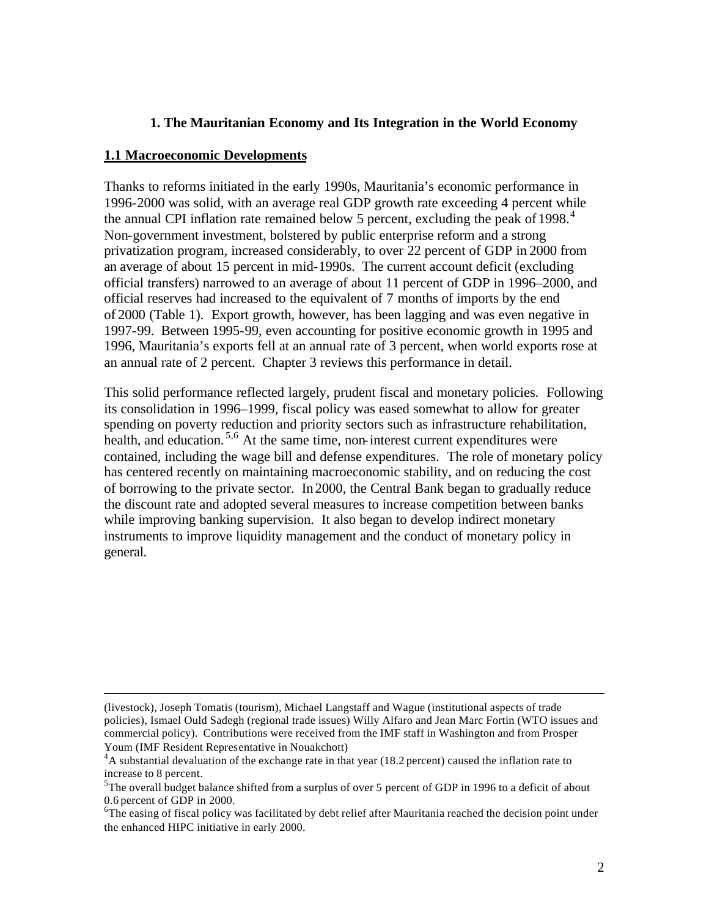## 1. The Mauritanian Economy and Its Integration in the World Economy

### 1.1 Macroeconomic Developments

Thanks to reforms initiated in the early 1990s, Mauritania's economic performance in 1996-2000 was solid, with an average real GDP growth rate exceeding 4 percent while the annual CPI inflation rate remained below 5 percent, excluding the peak of 1998.[4] Non-government investment, bolstered by public enterprise reform and a strong privatization program, increased considerably, to over 22 percent of GDP in 2000 from an average of about 15 percent in mid-1990s. The current account deficit (excluding official transfers) narrowed to an average of about 11 percent of GDP in 1996–2000, and official reserves had increased to the equivalent of 7 months of imports by the end of 2000 (Table 1). Export growth, however, has been lagging and was even negative in 1997-99. Between 1995-99, even accounting for positive economic growth in 1995 and 1996, Mauritania's exports fell at an annual rate of 3 percent, when world exports rose at an annual rate of 2 percent. Chapter 3 reviews this performance in detail.

This solid performance reflected largely, prudent fiscal and monetary policies. Following its consolidation in 1996–1999, fiscal policy was eased somewhat to allow for greater spending on poverty reduction and priority sectors such as infrastructure rehabilitation, health, and education.[5,6] At the same time, non-interest current expenditures were contained, including the wage bill and defense expenditures. The role of monetary policy has centered recently on maintaining macroeconomic stability, and on reducing the cost of borrowing to the private sector. In 2000, the Central Bank began to gradually reduce the discount rate and adopted several measures to increase competition between banks while improving banking supervision. It also began to develop indirect monetary instruments to improve liquidity management and the conduct of monetary policy in general.

---

(livestock), Joseph Tomatis (tourism), Michael Langstaff and Wague (institutional aspects of trade policies), Ismael Ould Sadegh (regional trade issues) Willy Alfaro and Jean Marc Fortin (WTO issues and commercial policy). Contributions were received from the IMF staff in Washington and from Prosper Youm (IMF Resident Representative in Nouakchott)

[4] A substantial devaluation of the exchange rate in that year (18.2 percent) caused the inflation rate to increase to 8 percent.

[5] The overall budget balance shifted from a surplus of over 5 percent of GDP in 1996 to a deficit of about 0.6 percent of GDP in 2000.

[6] The easing of fiscal policy was facilitated by debt relief after Mauritania reached the decision point under the enhanced HIPC initiative in early 2000.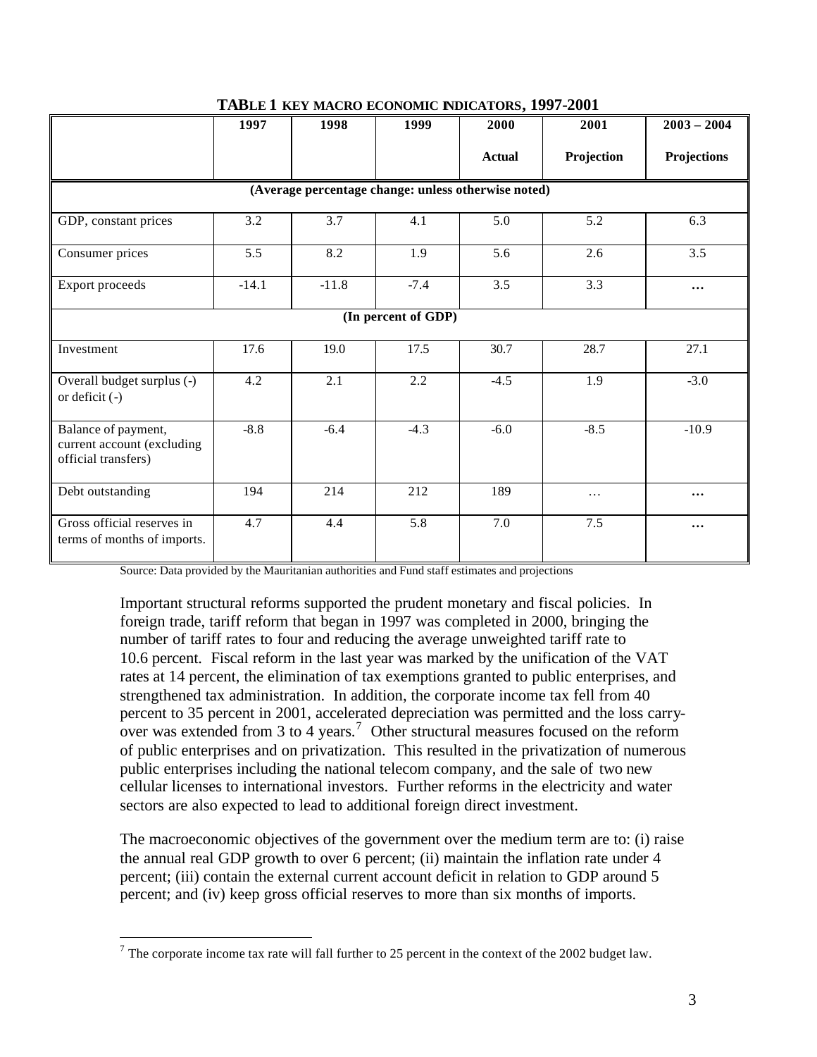**TABLE 1 KEY MACRO ECONOMIC INDICATORS, 1997-2001**

| | 1997 | 1998 | 1999 | 2000 Actual | 2001 Projection | 2003 – 2004 Projections |
|---|---|---|---|---|---|---|
| (Average percentage change: unless otherwise noted) | | | | | | |
| GDP, constant prices | 3.2 | 3.7 | 4.1 | 5.0 | 5.2 | 6.3 |
| Consumer prices | 5.5 | 8.2 | 1.9 | 5.6 | 2.6 | 3.5 |
| Export proceeds | -14.1 | -11.8 | -7.4 | 3.5 | 3.3 | … |
| (In percent of GDP) | | | | | | |
| Investment | 17.6 | 19.0 | 17.5 | 30.7 | 28.7 | 27.1 |
| Overall budget surplus (-) or deficit (-) | 4.2 | 2.1 | 2.2 | -4.5 | 1.9 | -3.0 |
| Balance of payment, current account (excluding official transfers) | -8.8 | -6.4 | -4.3 | -6.0 | -8.5 | -10.9 |
| Debt outstanding | 194 | 214 | 212 | 189 | … | … |
| Gross official reserves in terms of months of imports. | 4.7 | 4.4 | 5.8 | 7.0 | 7.5 | … |

Source: Data provided by the Mauritanian authorities and Fund staff estimates and projections

Important structural reforms supported the prudent monetary and fiscal policies. In foreign trade, tariff reform that began in 1997 was completed in 2000, bringing the number of tariff rates to four and reducing the average unweighted tariff rate to 10.6 percent. Fiscal reform in the last year was marked by the unification of the VAT rates at 14 percent, the elimination of tax exemptions granted to public enterprises, and strengthened tax administration. In addition, the corporate income tax fell from 40 percent to 35 percent in 2001, accelerated depreciation was permitted and the loss carry-over was extended from 3 to 4 years.[7] Other structural measures focused on the reform of public enterprises and on privatization. This resulted in the privatization of numerous public enterprises including the national telecom company, and the sale of two new cellular licenses to international investors. Further reforms in the electricity and water sectors are also expected to lead to additional foreign direct investment.

The macroeconomic objectives of the government over the medium term are to: (i) raise the annual real GDP growth to over 6 percent; (ii) maintain the inflation rate under 4 percent; (iii) contain the external current account deficit in relation to GDP around 5 percent; and (iv) keep gross official reserves to more than six months of imports.

[7] The corporate income tax rate will fall further to 25 percent in the context of the 2002 budget law.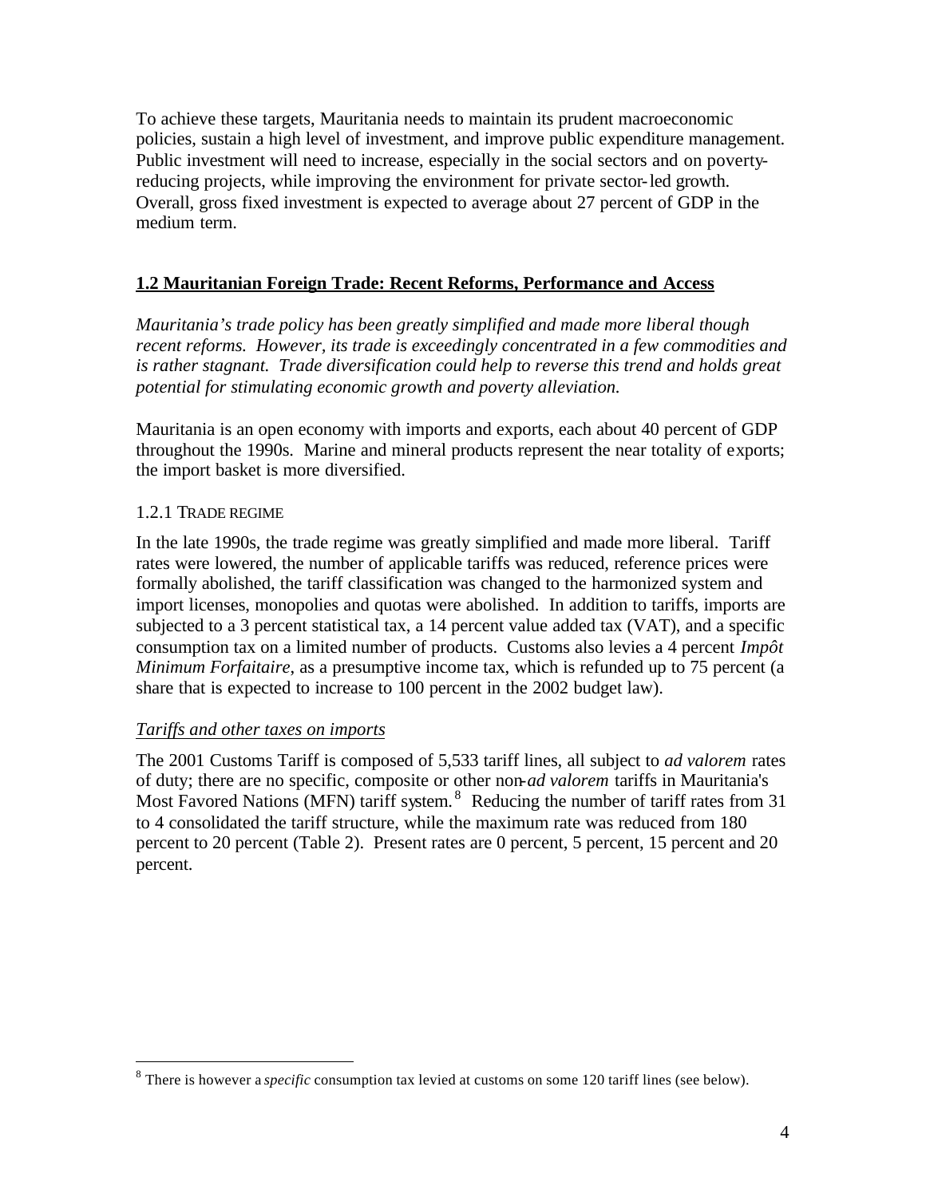To achieve these targets, Mauritania needs to maintain its prudent macroeconomic policies, sustain a high level of investment, and improve public expenditure management. Public investment will need to increase, especially in the social sectors and on poverty-reducing projects, while improving the environment for private sector-led growth. Overall, gross fixed investment is expected to average about 27 percent of GDP in the medium term.

## 1.2 Mauritanian Foreign Trade: Recent Reforms, Performance and Access

*Mauritania's trade policy has been greatly simplified and made more liberal though recent reforms. However, its trade is exceedingly concentrated in a few commodities and is rather stagnant. Trade diversification could help to reverse this trend and holds great potential for stimulating economic growth and poverty alleviation.*

Mauritania is an open economy with imports and exports, each about 40 percent of GDP throughout the 1990s. Marine and mineral products represent the near totality of exports; the import basket is more diversified.

### 1.2.1 Trade Regime

In the late 1990s, the trade regime was greatly simplified and made more liberal. Tariff rates were lowered, the number of applicable tariffs was reduced, reference prices were formally abolished, the tariff classification was changed to the harmonized system and import licenses, monopolies and quotas were abolished. In addition to tariffs, imports are subjected to a 3 percent statistical tax, a 14 percent value added tax (VAT), and a specific consumption tax on a limited number of products. Customs also levies a 4 percent *Impôt Minimum Forfaitaire*, as a presumptive income tax, which is refunded up to 75 percent (a share that is expected to increase to 100 percent in the 2002 budget law).

#### *Tariffs and other taxes on imports*

The 2001 Customs Tariff is composed of 5,533 tariff lines, all subject to *ad valorem* rates of duty; there are no specific, composite or other non-*ad valorem* tariffs in Mauritania's Most Favored Nations (MFN) tariff system.[8] Reducing the number of tariff rates from 31 to 4 consolidated the tariff structure, while the maximum rate was reduced from 180 percent to 20 percent (Table 2). Present rates are 0 percent, 5 percent, 15 percent and 20 percent.

[8] There is however a *specific* consumption tax levied at customs on some 120 tariff lines (see below).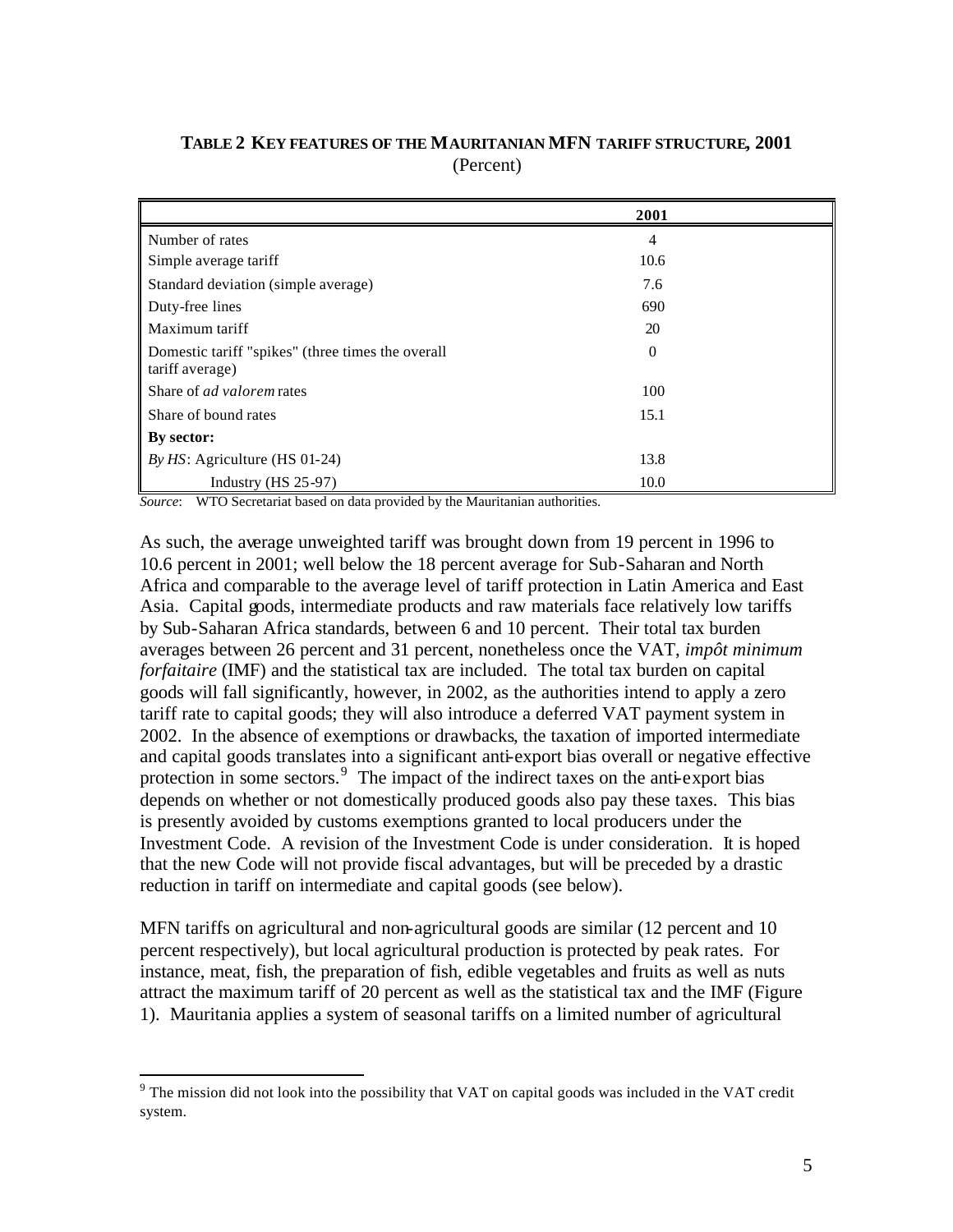**TABLE 2 KEY FEATURES OF THE MAURITANIAN MFN TARIFF STRUCTURE, 2001**
(Percent)

| | 2001 |
|---|---|
| Number of rates | 4 |
| Simple average tariff | 10.6 |
| Standard deviation (simple average) | 7.6 |
| Duty-free lines | 690 |
| Maximum tariff | 20 |
| Domestic tariff "spikes" (three times the overall tariff average) | 0 |
| Share of *ad valorem* rates | 100 |
| Share of bound rates | 15.1 |
| **By sector:** | |
| *By HS*: Agriculture (HS 01-24) | 13.8 |
| Industry (HS 25-97) | 10.0 |

*Source*: WTO Secretariat based on data provided by the Mauritanian authorities.

As such, the average unweighted tariff was brought down from 19 percent in 1996 to 10.6 percent in 2001; well below the 18 percent average for Sub-Saharan and North Africa and comparable to the average level of tariff protection in Latin America and East Asia. Capital goods, intermediate products and raw materials face relatively low tariffs by Sub-Saharan Africa standards, between 6 and 10 percent. Their total tax burden averages between 26 percent and 31 percent, nonetheless once the VAT, *impôt minimum forfaitaire* (IMF) and the statistical tax are included. The total tax burden on capital goods will fall significantly, however, in 2002, as the authorities intend to apply a zero tariff rate to capital goods; they will also introduce a deferred VAT payment system in 2002. In the absence of exemptions or drawbacks, the taxation of imported intermediate and capital goods translates into a significant anti-export bias overall or negative effective protection in some sectors.[9] The impact of the indirect taxes on the anti-export bias depends on whether or not domestically produced goods also pay these taxes. This bias is presently avoided by customs exemptions granted to local producers under the Investment Code. A revision of the Investment Code is under consideration. It is hoped that the new Code will not provide fiscal advantages, but will be preceded by a drastic reduction in tariff on intermediate and capital goods (see below).

MFN tariffs on agricultural and non-agricultural goods are similar (12 percent and 10 percent respectively), but local agricultural production is protected by peak rates. For instance, meat, fish, the preparation of fish, edible vegetables and fruits as well as nuts attract the maximum tariff of 20 percent as well as the statistical tax and the IMF (Figure 1). Mauritania applies a system of seasonal tariffs on a limited number of agricultural

[9] The mission did not look into the possibility that VAT on capital goods was included in the VAT credit system.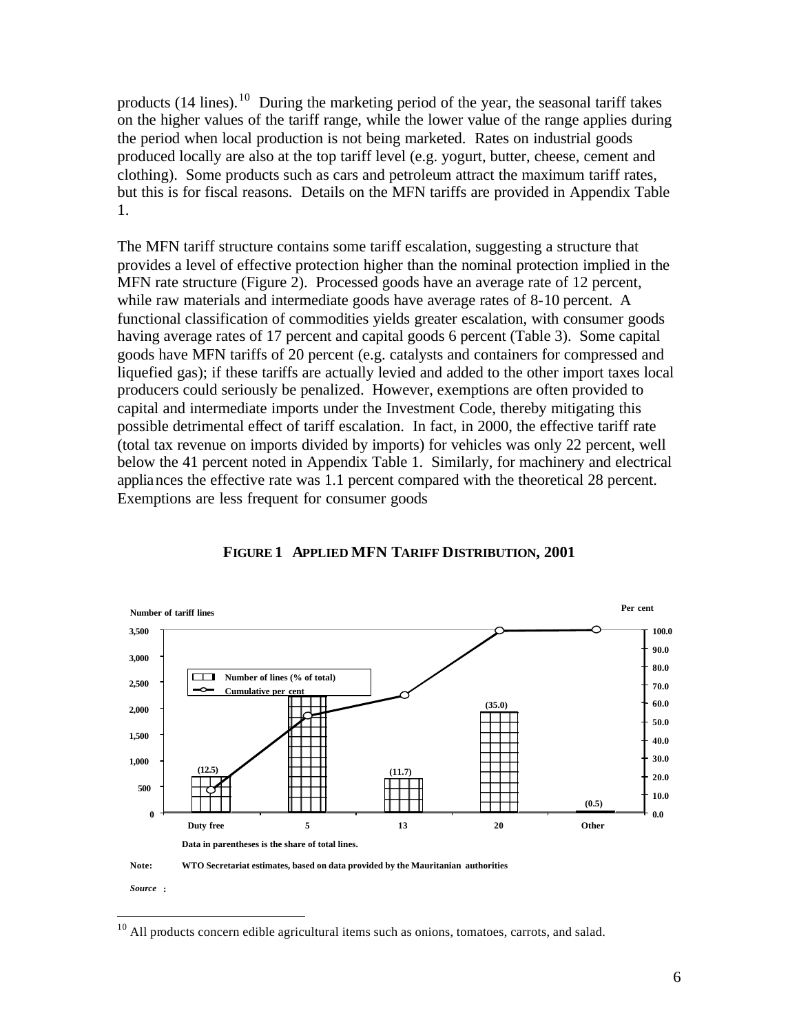products (14 lines).[10] During the marketing period of the year, the seasonal tariff takes on the higher values of the tariff range, while the lower value of the range applies during the period when local production is not being marketed. Rates on industrial goods produced locally are also at the top tariff level (e.g. yogurt, butter, cheese, cement and clothing). Some products such as cars and petroleum attract the maximum tariff rates, but this is for fiscal reasons. Details on the MFN tariffs are provided in Appendix Table 1.

The MFN tariff structure contains some tariff escalation, suggesting a structure that provides a level of effective protection higher than the nominal protection implied in the MFN rate structure (Figure 2). Processed goods have an average rate of 12 percent, while raw materials and intermediate goods have average rates of 8-10 percent. A functional classification of commodities yields greater escalation, with consumer goods having average rates of 17 percent and capital goods 6 percent (Table 3). Some capital goods have MFN tariffs of 20 percent (e.g. catalysts and containers for compressed and liquefied gas); if these tariffs are actually levied and added to the other import taxes local producers could seriously be penalized. However, exemptions are often provided to capital and intermediate imports under the Investment Code, thereby mitigating this possible detrimental effect of tariff escalation. In fact, in 2000, the effective tariff rate (total tax revenue on imports divided by imports) for vehicles was only 22 percent, well below the 41 percent noted in Appendix Table 1. Similarly, for machinery and electrical appliances the effective rate was 1.1 percent compared with the theoretical 28 percent. Exemptions are less frequent for consumer goods

**FIGURE 1 APPLIED MFN TARIFF DISTRIBUTION, 2001**

Number of tariff lines | Per cent

Number of lines (% of total) — Cumulative per cent

Duty free (12.5) | 5 | 13 (11.7) | 20 (35.0) | Other (0.5)

Data in parentheses is the share of total lines.

Note: WTO Secretariat estimates, based on data provided by the Mauritanian authorities

*Source* :

[10] All products concern edible agricultural items such as onions, tomatoes, carrots, and salad.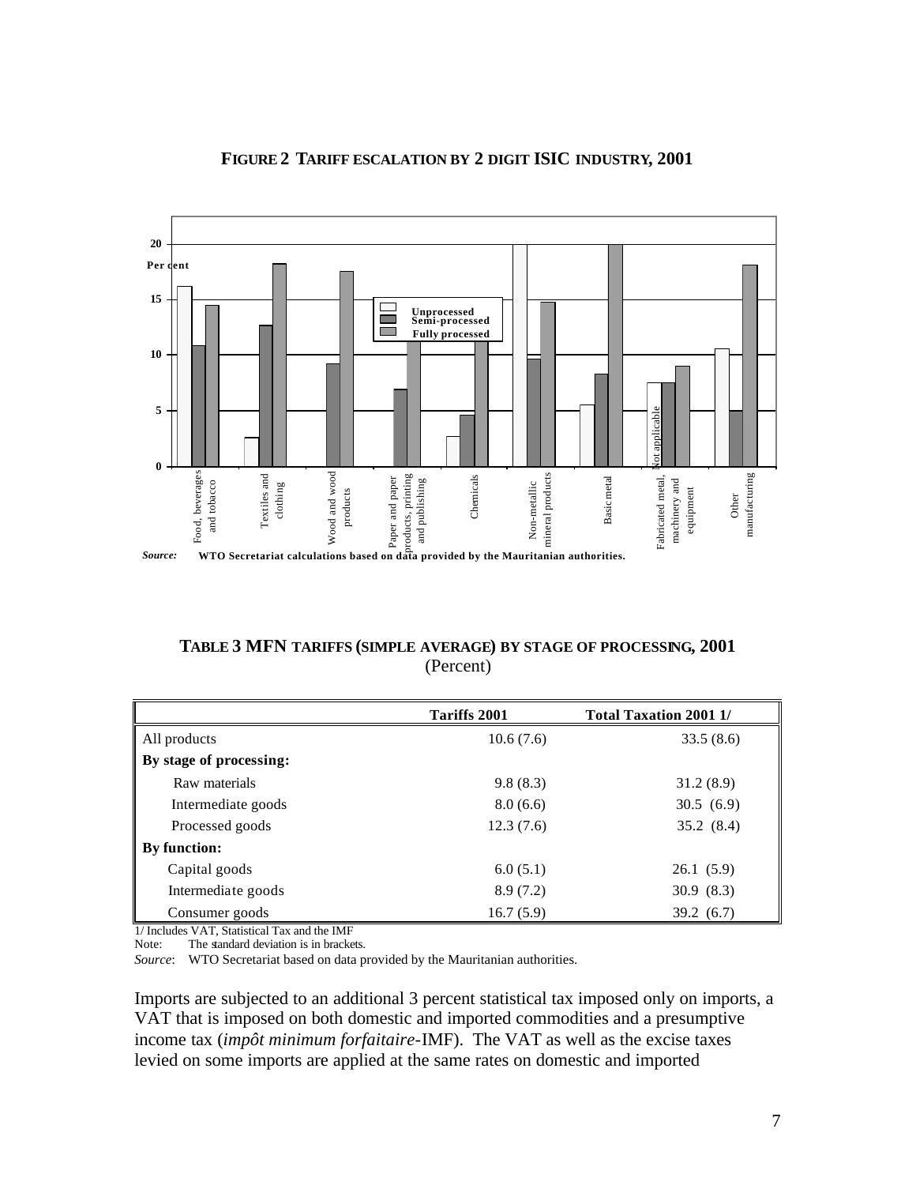**FIGURE 2 TARIFF ESCALATION BY 2 DIGIT ISIC INDUSTRY, 2001**

*Source:* WTO Secretariat calculations based on data provided by the Mauritanian authorities.

**TABLE 3 MFN TARIFFS (SIMPLE AVERAGE) BY STAGE OF PROCESSING, 2001**
(Percent)

| | Tariffs 2001 | Total Taxation 2001 1/ |
|---|---|---|
| All products | 10.6 (7.6) | 33.5 (8.6) |
| **By stage of processing:** | | |
| Raw materials | 9.8 (8.3) | 31.2 (8.9) |
| Intermediate goods | 8.0 (6.6) | 30.5 (6.9) |
| Processed goods | 12.3 (7.6) | 35.2 (8.4) |
| **By function:** | | |
| Capital goods | 6.0 (5.1) | 26.1 (5.9) |
| Intermediate goods | 8.9 (7.2) | 30.9 (8.3) |
| Consumer goods | 16.7 (5.9) | 39.2 (6.7) |

1/ Includes VAT, Statistical Tax and the IMF
Note: The standard deviation is in brackets.
*Source*: WTO Secretariat based on data provided by the Mauritanian authorities.

Imports are subjected to an additional 3 percent statistical tax imposed only on imports, a VAT that is imposed on both domestic and imported commodities and a presumptive income tax (*impôt minimum forfaitaire*-IMF). The VAT as well as the excise taxes levied on some imports are applied at the same rates on domestic and imported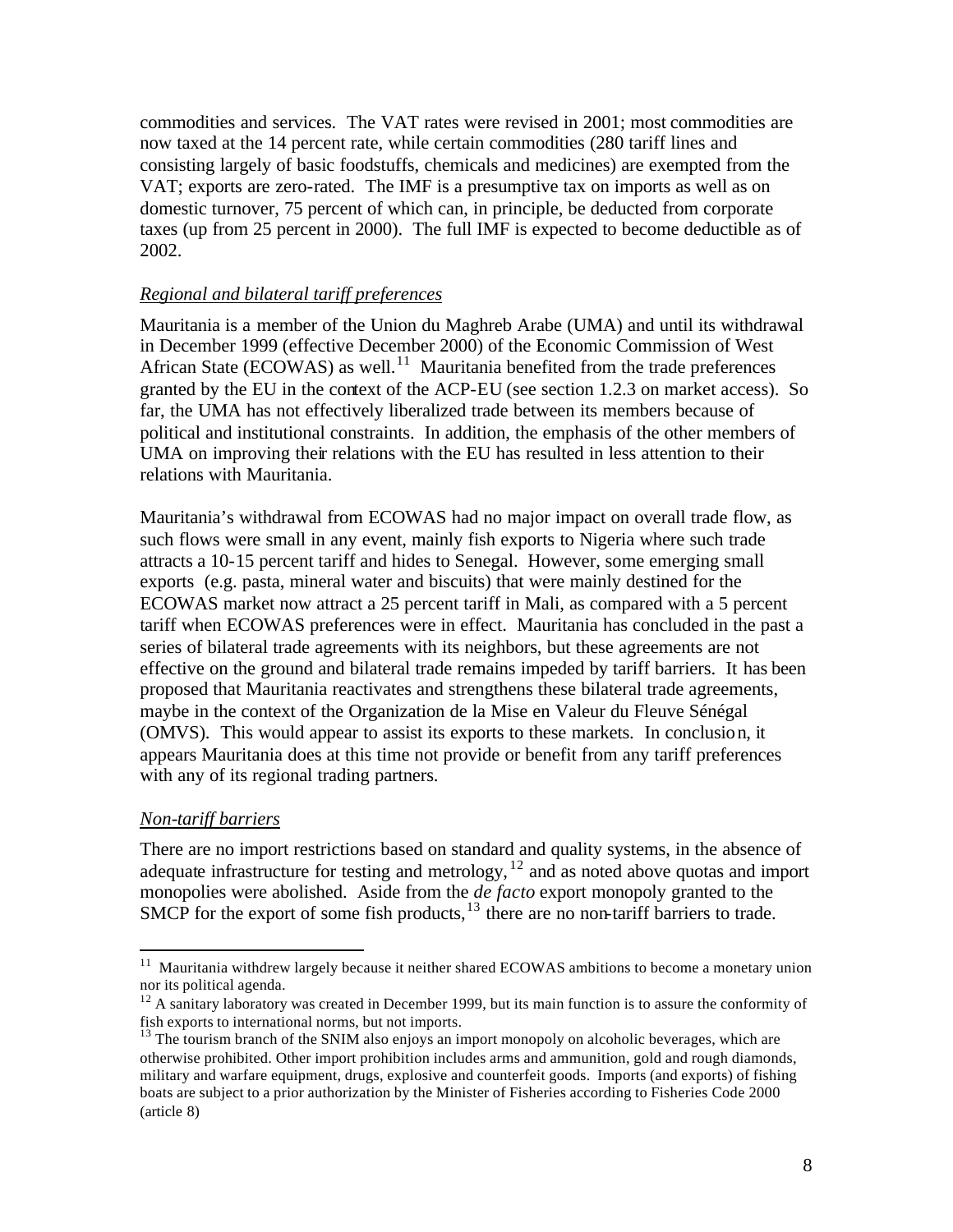commodities and services. The VAT rates were revised in 2001; most commodities are now taxed at the 14 percent rate, while certain commodities (280 tariff lines and consisting largely of basic foodstuffs, chemicals and medicines) are exempted from the VAT; exports are zero-rated. The IMF is a presumptive tax on imports as well as on domestic turnover, 75 percent of which can, in principle, be deducted from corporate taxes (up from 25 percent in 2000). The full IMF is expected to become deductible as of 2002.

*Regional and bilateral tariff preferences*

Mauritania is a member of the Union du Maghreb Arabe (UMA) and until its withdrawal in December 1999 (effective December 2000) of the Economic Commission of West African State (ECOWAS) as well.[11] Mauritania benefited from the trade preferences granted by the EU in the context of the ACP-EU (see section 1.2.3 on market access). So far, the UMA has not effectively liberalized trade between its members because of political and institutional constraints. In addition, the emphasis of the other members of UMA on improving their relations with the EU has resulted in less attention to their relations with Mauritania.

Mauritania's withdrawal from ECOWAS had no major impact on overall trade flow, as such flows were small in any event, mainly fish exports to Nigeria where such trade attracts a 10-15 percent tariff and hides to Senegal. However, some emerging small exports (e.g. pasta, mineral water and biscuits) that were mainly destined for the ECOWAS market now attract a 25 percent tariff in Mali, as compared with a 5 percent tariff when ECOWAS preferences were in effect. Mauritania has concluded in the past a series of bilateral trade agreements with its neighbors, but these agreements are not effective on the ground and bilateral trade remains impeded by tariff barriers. It has been proposed that Mauritania reactivates and strengthens these bilateral trade agreements, maybe in the context of the Organization de la Mise en Valeur du Fleuve Sénégal (OMVS). This would appear to assist its exports to these markets. In conclusion, it appears Mauritania does at this time not provide or benefit from any tariff preferences with any of its regional trading partners.

*Non-tariff barriers*

There are no import restrictions based on standard and quality systems, in the absence of adequate infrastructure for testing and metrology,[12] and as noted above quotas and import monopolies were abolished. Aside from the *de facto* export monopoly granted to the SMCP for the export of some fish products,[13] there are no non-tariff barriers to trade.

---

[11] Mauritania withdrew largely because it neither shared ECOWAS ambitions to become a monetary union nor its political agenda.

[12] A sanitary laboratory was created in December 1999, but its main function is to assure the conformity of fish exports to international norms, but not imports.

[13] The tourism branch of the SNIM also enjoys an import monopoly on alcoholic beverages, which are otherwise prohibited. Other import prohibition includes arms and ammunition, gold and rough diamonds, military and warfare equipment, drugs, explosive and counterfeit goods. Imports (and exports) of fishing boats are subject to a prior authorization by the Minister of Fisheries according to Fisheries Code 2000 (article 8)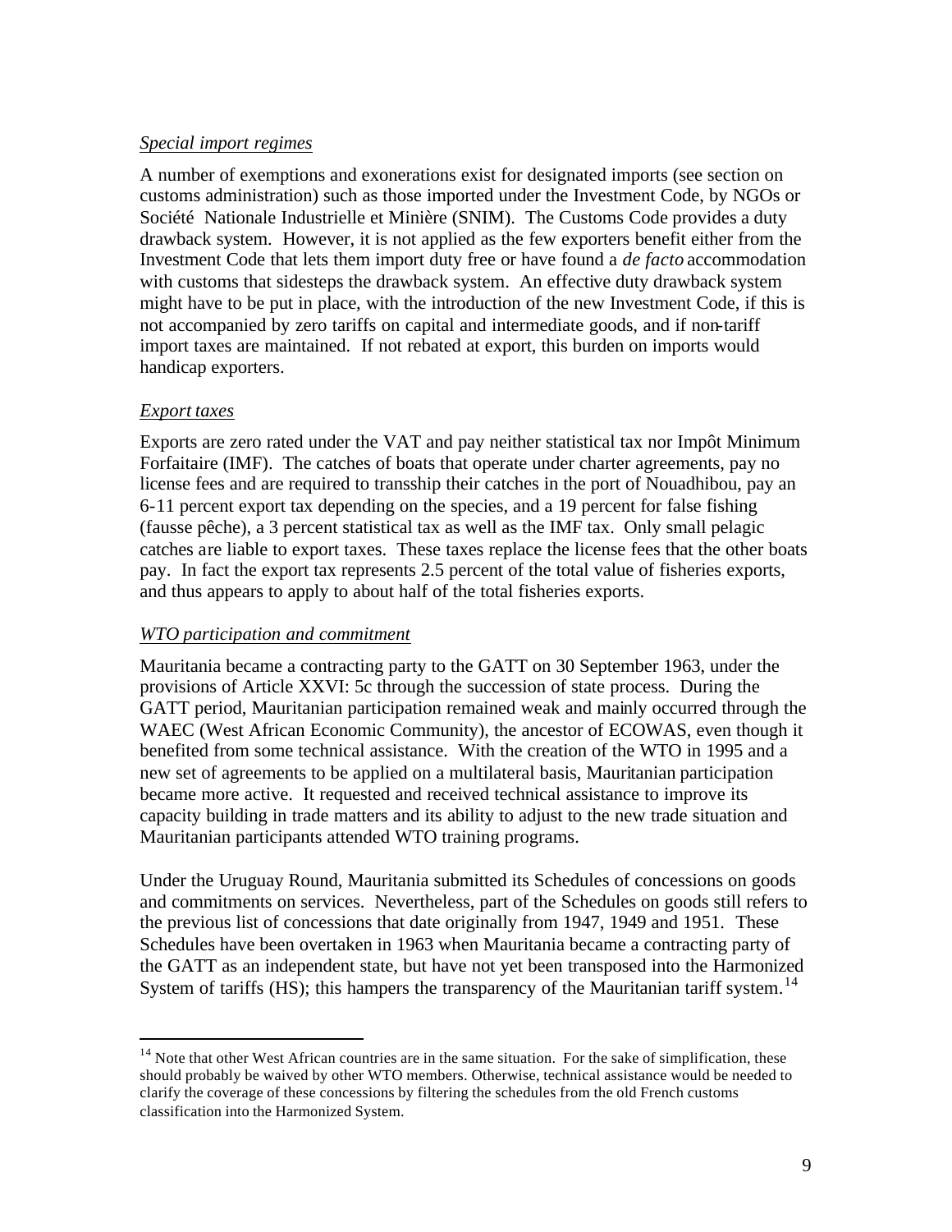*Special import regimes*

A number of exemptions and exonerations exist for designated imports (see section on customs administration) such as those imported under the Investment Code, by NGOs or Société Nationale Industrielle et Minière (SNIM). The Customs Code provides a duty drawback system. However, it is not applied as the few exporters benefit either from the Investment Code that lets them import duty free or have found a *de facto* accommodation with customs that sidesteps the drawback system. An effective duty drawback system might have to be put in place, with the introduction of the new Investment Code, if this is not accompanied by zero tariffs on capital and intermediate goods, and if non-tariff import taxes are maintained. If not rebated at export, this burden on imports would handicap exporters.

*Export taxes*

Exports are zero rated under the VAT and pay neither statistical tax nor Impôt Minimum Forfaitaire (IMF). The catches of boats that operate under charter agreements, pay no license fees and are required to transship their catches in the port of Nouadhibou, pay an 6-11 percent export tax depending on the species, and a 19 percent for false fishing (fausse pêche), a 3 percent statistical tax as well as the IMF tax. Only small pelagic catches are liable to export taxes. These taxes replace the license fees that the other boats pay. In fact the export tax represents 2.5 percent of the total value of fisheries exports, and thus appears to apply to about half of the total fisheries exports.

*WTO participation and commitment*

Mauritania became a contracting party to the GATT on 30 September 1963, under the provisions of Article XXVI: 5c through the succession of state process. During the GATT period, Mauritanian participation remained weak and mainly occurred through the WAEC (West African Economic Community), the ancestor of ECOWAS, even though it benefited from some technical assistance. With the creation of the WTO in 1995 and a new set of agreements to be applied on a multilateral basis, Mauritanian participation became more active. It requested and received technical assistance to improve its capacity building in trade matters and its ability to adjust to the new trade situation and Mauritanian participants attended WTO training programs.

Under the Uruguay Round, Mauritania submitted its Schedules of concessions on goods and commitments on services. Nevertheless, part of the Schedules on goods still refers to the previous list of concessions that date originally from 1947, 1949 and 1951. These Schedules have been overtaken in 1963 when Mauritania became a contracting party of the GATT as an independent state, but have not yet been transposed into the Harmonized System of tariffs (HS); this hampers the transparency of the Mauritanian tariff system.[14]

[14] Note that other West African countries are in the same situation. For the sake of simplification, these should probably be waived by other WTO members. Otherwise, technical assistance would be needed to clarify the coverage of these concessions by filtering the schedules from the old French customs classification into the Harmonized System.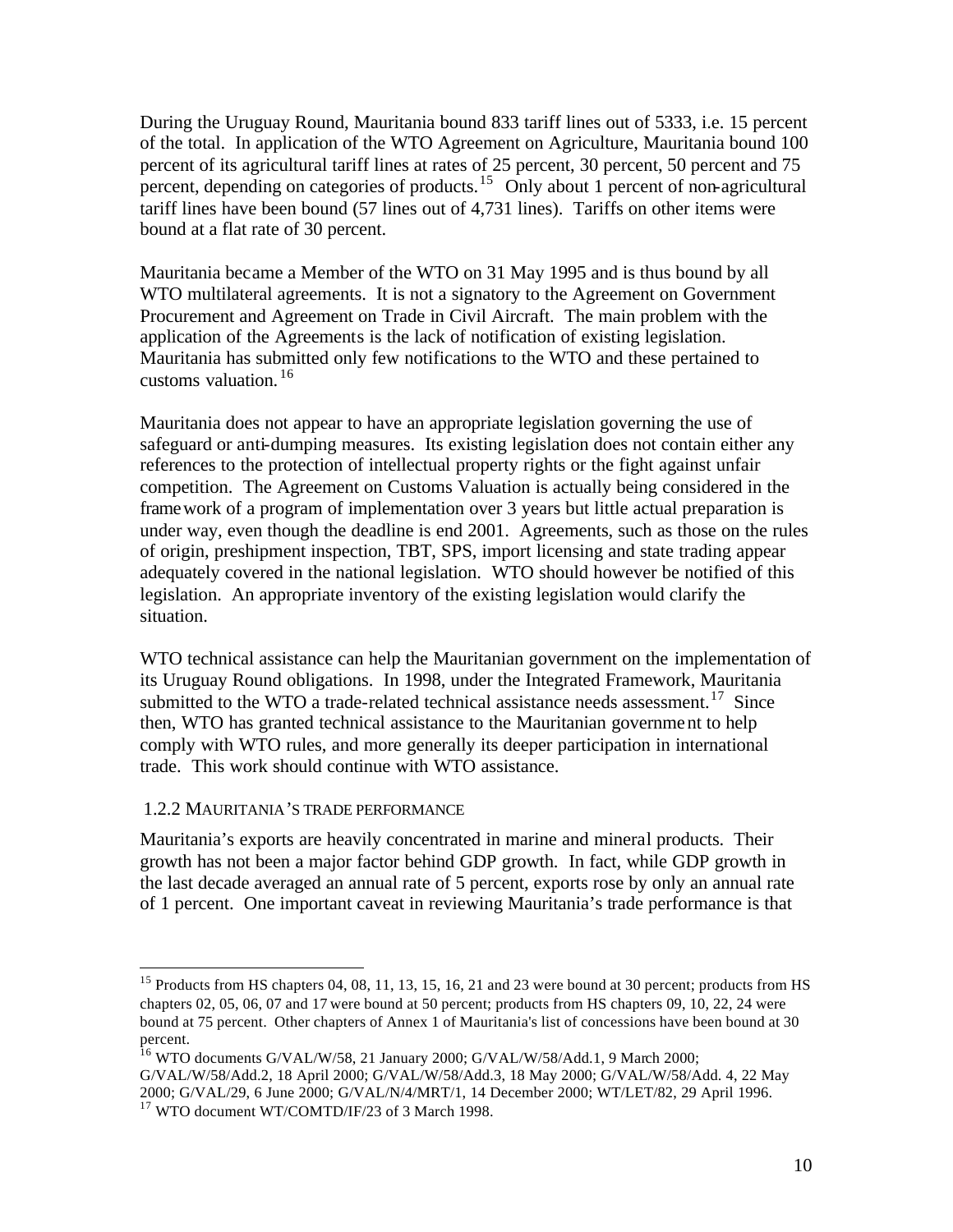During the Uruguay Round, Mauritania bound 833 tariff lines out of 5333, i.e. 15 percent of the total. In application of the WTO Agreement on Agriculture, Mauritania bound 100 percent of its agricultural tariff lines at rates of 25 percent, 30 percent, 50 percent and 75 percent, depending on categories of products.[15] Only about 1 percent of non-agricultural tariff lines have been bound (57 lines out of 4,731 lines). Tariffs on other items were bound at a flat rate of 30 percent.

Mauritania became a Member of the WTO on 31 May 1995 and is thus bound by all WTO multilateral agreements. It is not a signatory to the Agreement on Government Procurement and Agreement on Trade in Civil Aircraft. The main problem with the application of the Agreements is the lack of notification of existing legislation. Mauritania has submitted only few notifications to the WTO and these pertained to customs valuation.[16]

Mauritania does not appear to have an appropriate legislation governing the use of safeguard or anti-dumping measures. Its existing legislation does not contain either any references to the protection of intellectual property rights or the fight against unfair competition. The Agreement on Customs Valuation is actually being considered in the framework of a program of implementation over 3 years but little actual preparation is under way, even though the deadline is end 2001. Agreements, such as those on the rules of origin, preshipment inspection, TBT, SPS, import licensing and state trading appear adequately covered in the national legislation. WTO should however be notified of this legislation. An appropriate inventory of the existing legislation would clarify the situation.

WTO technical assistance can help the Mauritanian government on the implementation of its Uruguay Round obligations. In 1998, under the Integrated Framework, Mauritania submitted to the WTO a trade-related technical assistance needs assessment.[17] Since then, WTO has granted technical assistance to the Mauritanian government to help comply with WTO rules, and more generally its deeper participation in international trade. This work should continue with WTO assistance.

### 1.2.2 MAURITANIA'S TRADE PERFORMANCE

Mauritania's exports are heavily concentrated in marine and mineral products. Their growth has not been a major factor behind GDP growth. In fact, while GDP growth in the last decade averaged an annual rate of 5 percent, exports rose by only an annual rate of 1 percent. One important caveat in reviewing Mauritania's trade performance is that

---

[15] Products from HS chapters 04, 08, 11, 13, 15, 16, 21 and 23 were bound at 30 percent; products from HS chapters 02, 05, 06, 07 and 17 were bound at 50 percent; products from HS chapters 09, 10, 22, 24 were bound at 75 percent. Other chapters of Annex 1 of Mauritania's list of concessions have been bound at 30 percent.

[16] WTO documents G/VAL/W/58, 21 January 2000; G/VAL/W/58/Add.1, 9 March 2000; G/VAL/W/58/Add.2, 18 April 2000; G/VAL/W/58/Add.3, 18 May 2000; G/VAL/W/58/Add. 4, 22 May 2000; G/VAL/29, 6 June 2000; G/VAL/N/4/MRT/1, 14 December 2000; WT/LET/82, 29 April 1996.

[17] WTO document WT/COMTD/IF/23 of 3 March 1998.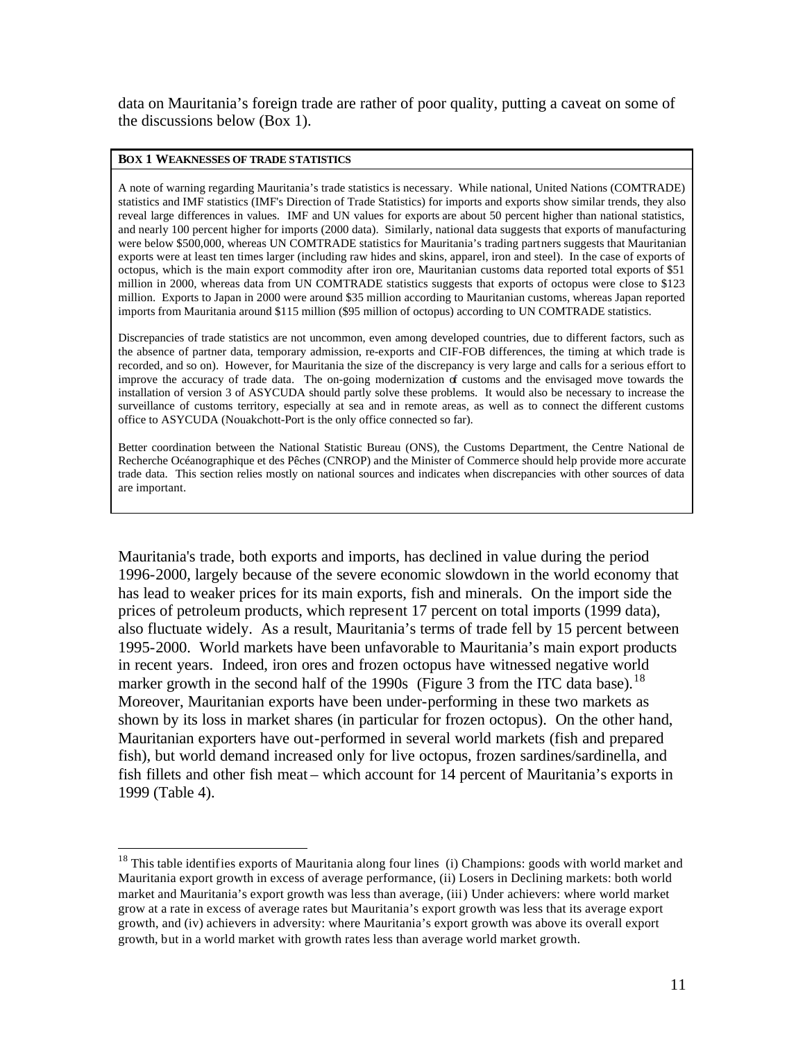data on Mauritania's foreign trade are rather of poor quality, putting a caveat on some of the discussions below (Box 1).

**BOX 1 WEAKNESSES OF TRADE STATISTICS**

A note of warning regarding Mauritania's trade statistics is necessary. While national, United Nations (COMTRADE) statistics and IMF statistics (IMF's Direction of Trade Statistics) for imports and exports show similar trends, they also reveal large differences in values. IMF and UN values for exports are about 50 percent higher than national statistics, and nearly 100 percent higher for imports (2000 data). Similarly, national data suggests that exports of manufacturing were below \$500,000, whereas UN COMTRADE statistics for Mauritania's trading partners suggests that Mauritanian exports were at least ten times larger (including raw hides and skins, apparel, iron and steel). In the case of exports of octopus, which is the main export commodity after iron ore, Mauritanian customs data reported total exports of \$51 million in 2000, whereas data from UN COMTRADE statistics suggests that exports of octopus were close to \$123 million. Exports to Japan in 2000 were around \$35 million according to Mauritanian customs, whereas Japan reported imports from Mauritania around \$115 million (\$95 million of octopus) according to UN COMTRADE statistics.

Discrepancies of trade statistics are not uncommon, even among developed countries, due to different factors, such as the absence of partner data, temporary admission, re-exports and CIF-FOB differences, the timing at which trade is recorded, and so on). However, for Mauritania the size of the discrepancy is very large and calls for a serious effort to improve the accuracy of trade data. The on-going modernization of customs and the envisaged move towards the installation of version 3 of ASYCUDA should partly solve these problems. It would also be necessary to increase the surveillance of customs territory, especially at sea and in remote areas, as well as to connect the different customs office to ASYCUDA (Nouakchott-Port is the only office connected so far).

Better coordination between the National Statistic Bureau (ONS), the Customs Department, the Centre National de Recherche Océanographique et des Pêches (CNROP) and the Minister of Commerce should help provide more accurate trade data. This section relies mostly on national sources and indicates when discrepancies with other sources of data are important.

Mauritania's trade, both exports and imports, has declined in value during the period 1996-2000, largely because of the severe economic slowdown in the world economy that has lead to weaker prices for its main exports, fish and minerals. On the import side the prices of petroleum products, which represent 17 percent on total imports (1999 data), also fluctuate widely. As a result, Mauritania's terms of trade fell by 15 percent between 1995-2000. World markets have been unfavorable to Mauritania's main export products in recent years. Indeed, iron ores and frozen octopus have witnessed negative world marker growth in the second half of the 1990s (Figure 3 from the ITC data base).[18] Moreover, Mauritanian exports have been under-performing in these two markets as shown by its loss in market shares (in particular for frozen octopus). On the other hand, Mauritanian exporters have out-performed in several world markets (fish and prepared fish), but world demand increased only for live octopus, frozen sardines/sardinella, and fish fillets and other fish meat – which account for 14 percent of Mauritania's exports in 1999 (Table 4).

[18] This table identifies exports of Mauritania along four lines (i) Champions: goods with world market and Mauritania export growth in excess of average performance, (ii) Losers in Declining markets: both world market and Mauritania's export growth was less than average, (iii) Under achievers: where world market grow at a rate in excess of average rates but Mauritania's export growth was less that its average export growth, and (iv) achievers in adversity: where Mauritania's export growth was above its overall export growth, but in a world market with growth rates less than average world market growth.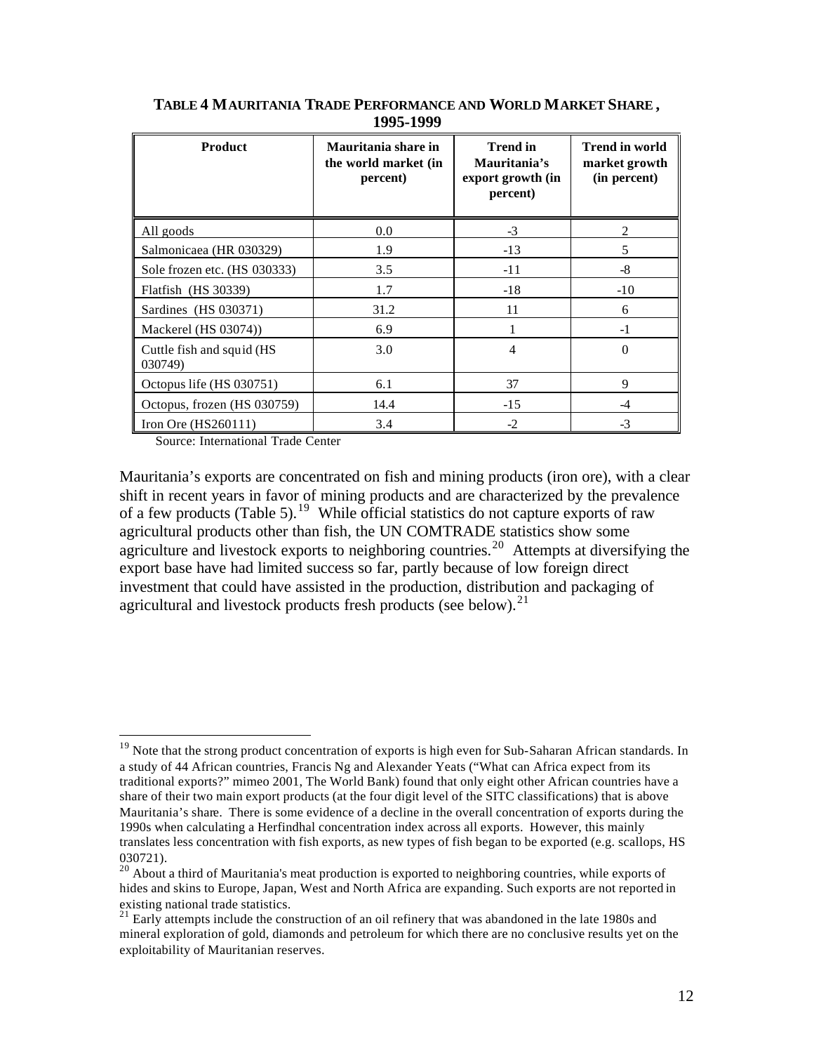**TABLE 4 MAURITANIA TRADE PERFORMANCE AND WORLD MARKET SHARE, 1995-1999**

| Product | Mauritania share in the world market (in percent) | Trend in Mauritania's export growth (in percent) | Trend in world market growth (in percent) |
|---|---|---|---|
| All goods | 0.0 | -3 | 2 |
| Salmonicaea (HR 030329) | 1.9 | -13 | 5 |
| Sole frozen etc. (HS 030333) | 3.5 | -11 | -8 |
| Flatfish (HS 30339) | 1.7 | -18 | -10 |
| Sardines (HS 030371) | 31.2 | 11 | 6 |
| Mackerel (HS 03074)) | 6.9 | 1 | -1 |
| Cuttle fish and squid (HS 030749) | 3.0 | 4 | 0 |
| Octopus life (HS 030751) | 6.1 | 37 | 9 |
| Octopus, frozen (HS 030759) | 14.4 | -15 | -4 |
| Iron Ore (HS260111) | 3.4 | -2 | -3 |

Source: International Trade Center

Mauritania's exports are concentrated on fish and mining products (iron ore), with a clear shift in recent years in favor of mining products and are characterized by the prevalence of a few products (Table 5).[19] While official statistics do not capture exports of raw agricultural products other than fish, the UN COMTRADE statistics show some agriculture and livestock exports to neighboring countries.[20] Attempts at diversifying the export base have had limited success so far, partly because of low foreign direct investment that could have assisted in the production, distribution and packaging of agricultural and livestock products fresh products (see below).[21]

---

[19] Note that the strong product concentration of exports is high even for Sub-Saharan African standards. In a study of 44 African countries, Francis Ng and Alexander Yeats ("What can Africa expect from its traditional exports?" mimeo 2001, The World Bank) found that only eight other African countries have a share of their two main export products (at the four digit level of the SITC classifications) that is above Mauritania's share. There is some evidence of a decline in the overall concentration of exports during the 1990s when calculating a Herfindhal concentration index across all exports. However, this mainly translates less concentration with fish exports, as new types of fish began to be exported (e.g. scallops, HS 030721).

[20] About a third of Mauritania's meat production is exported to neighboring countries, while exports of hides and skins to Europe, Japan, West and North Africa are expanding. Such exports are not reported in existing national trade statistics.

[21] Early attempts include the construction of an oil refinery that was abandoned in the late 1980s and mineral exploration of gold, diamonds and petroleum for which there are no conclusive results yet on the exploitability of Mauritanian reserves.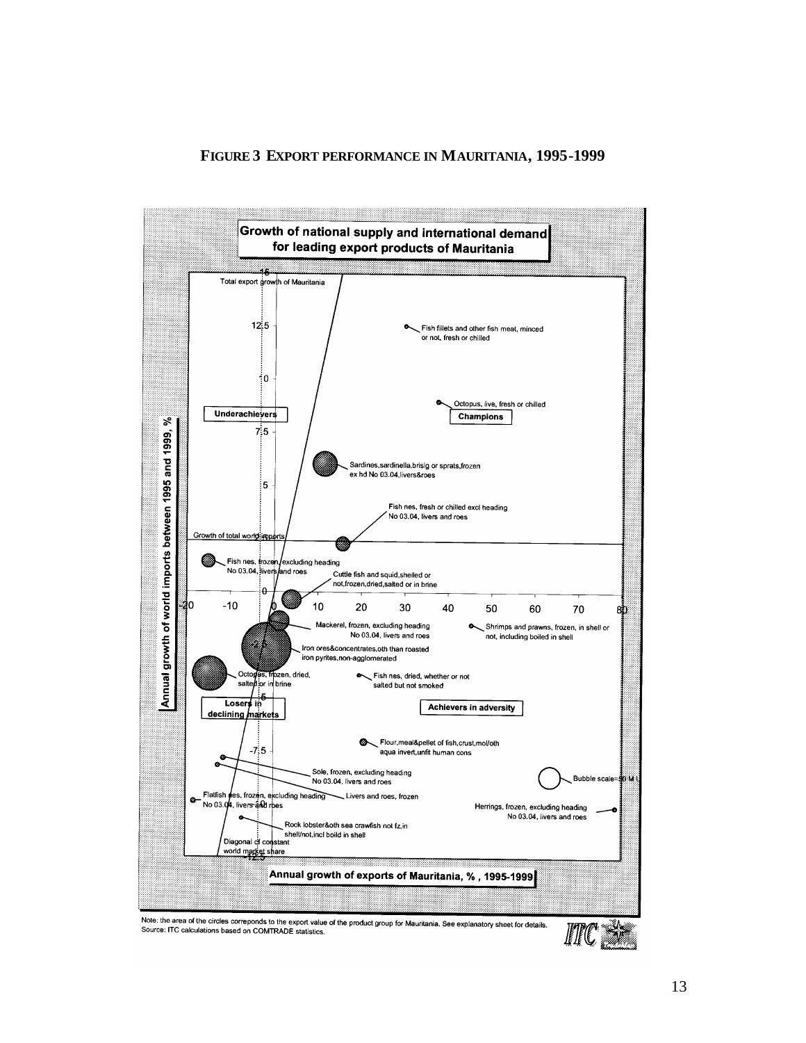**FIGURE 3 EXPORT PERFORMANCE IN MAURITANIA, 1995-1999**

**Growth of national supply and international demand for leading export products of Mauritania**

Total export growth of Mauritania

Underachievers

Champions

Losers in declining markets

Achievers in adversity

Growth of total world imports

Diagonal of constant world market share

Bubble scale=50 M

- Fish fillets and other fish meat, minced or not, fresh or chilled
- Octopus, live, fresh or chilled
- Sardines,sardinella,brislg or sprats,frozen ex hd No 03.04,livers&roes
- Fish nes, fresh or chilled excl heading No 03.04, livers and roes
- Fish nes, frozen, excluding heading No 03.04, livers and roes
- Cuttle fish and squid,shelled or not,frozen,dried,salted or in brine
- Mackerel, frozen, excluding heading No 03.04, livers and roes
- Shrimps and prawns, frozen, in shell or not, including boiled in shell
- Iron ores&concentrates,oth than roasted iron pyrites,non-agglomerated
- Octopus, frozen, dried, salted or in brine
- Fish nes, dried, whether or not salted but not smoked
- Flour,meal&pellet of fish,crust,mol/oth aqua invert,unfit human cons
- Sole, frozen, excluding heading No 03.04, livers and roes
- Flatfish nes, frozen, excluding heading No 03.04, livers and roes
- Livers and roes, frozen
- Herrings, frozen, excluding heading No 03.04, livers and roes
- Rock lobster&oth sea crawfish not fz,in shell/not,incl boild in shell

Annual growth of world imports between 1995 and 1999, %

Annual growth of exports of Mauritania, % , 1995-1999

Note: the area of the circles correponds to the export value of the product group for Mauritania. See explanatory sheet for details.
Source: ITC calculations based on COMTRADE statistics.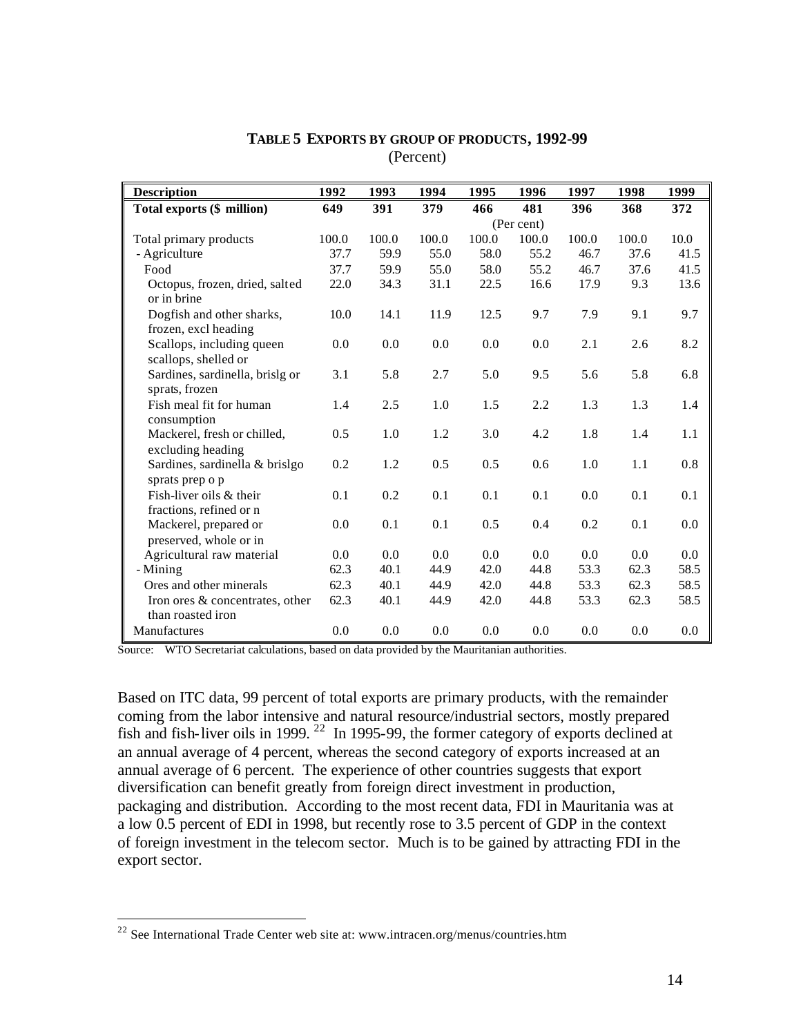**TABLE 5 EXPORTS BY GROUP OF PRODUCTS, 1992-99**
(Percent)

| Description | 1992 | 1993 | 1994 | 1995 | 1996 | 1997 | 1998 | 1999 |
|---|---|---|---|---|---|---|---|---|
| **Total exports ($ million)** | **649** | **391** | **379** | **466** | **481** | **396** | **368** | **372** |
| | | | | | (Per cent) | | | |
| Total primary products | 100.0 | 100.0 | 100.0 | 100.0 | 100.0 | 100.0 | 100.0 | 10.0 |
| - Agriculture | 37.7 | 59.9 | 55.0 | 58.0 | 55.2 | 46.7 | 37.6 | 41.5 |
| Food | 37.7 | 59.9 | 55.0 | 58.0 | 55.2 | 46.7 | 37.6 | 41.5 |
| Octopus, frozen, dried, salted or in brine | 22.0 | 34.3 | 31.1 | 22.5 | 16.6 | 17.9 | 9.3 | 13.6 |
| Dogfish and other sharks, frozen, excl heading | 10.0 | 14.1 | 11.9 | 12.5 | 9.7 | 7.9 | 9.1 | 9.7 |
| Scallops, including queen scallops, shelled or | 0.0 | 0.0 | 0.0 | 0.0 | 0.0 | 2.1 | 2.6 | 8.2 |
| Sardines, sardinella, brislg or sprats, frozen | 3.1 | 5.8 | 2.7 | 5.0 | 9.5 | 5.6 | 5.8 | 6.8 |
| Fish meal fit for human consumption | 1.4 | 2.5 | 1.0 | 1.5 | 2.2 | 1.3 | 1.3 | 1.4 |
| Mackerel, fresh or chilled, excluding heading | 0.5 | 1.0 | 1.2 | 3.0 | 4.2 | 1.8 | 1.4 | 1.1 |
| Sardines, sardinella & brislgo sprats prep o p | 0.2 | 1.2 | 0.5 | 0.5 | 0.6 | 1.0 | 1.1 | 0.8 |
| Fish-liver oils & their fractions, refined or n | 0.1 | 0.2 | 0.1 | 0.1 | 0.1 | 0.0 | 0.1 | 0.1 |
| Mackerel, prepared or preserved, whole or in | 0.0 | 0.1 | 0.1 | 0.5 | 0.4 | 0.2 | 0.1 | 0.0 |
| Agricultural raw material | 0.0 | 0.0 | 0.0 | 0.0 | 0.0 | 0.0 | 0.0 | 0.0 |
| - Mining | 62.3 | 40.1 | 44.9 | 42.0 | 44.8 | 53.3 | 62.3 | 58.5 |
| Ores and other minerals | 62.3 | 40.1 | 44.9 | 42.0 | 44.8 | 53.3 | 62.3 | 58.5 |
| Iron ores & concentrates, other than roasted iron | 62.3 | 40.1 | 44.9 | 42.0 | 44.8 | 53.3 | 62.3 | 58.5 |
| Manufactures | 0.0 | 0.0 | 0.0 | 0.0 | 0.0 | 0.0 | 0.0 | 0.0 |

Source: WTO Secretariat calculations, based on data provided by the Mauritanian authorities.

Based on ITC data, 99 percent of total exports are primary products, with the remainder coming from the labor intensive and natural resource/industrial sectors, mostly prepared fish and fish-liver oils in 1999. [22] In 1995-99, the former category of exports declined at an annual average of 4 percent, whereas the second category of exports increased at an annual average of 6 percent. The experience of other countries suggests that export diversification can benefit greatly from foreign direct investment in production, packaging and distribution. According to the most recent data, FDI in Mauritania was at a low 0.5 percent of EDI in 1998, but recently rose to 3.5 percent of GDP in the context of foreign investment in the telecom sector. Much is to be gained by attracting FDI in the export sector.

---

[22] See International Trade Center web site at: www.intracen.org/menus/countries.htm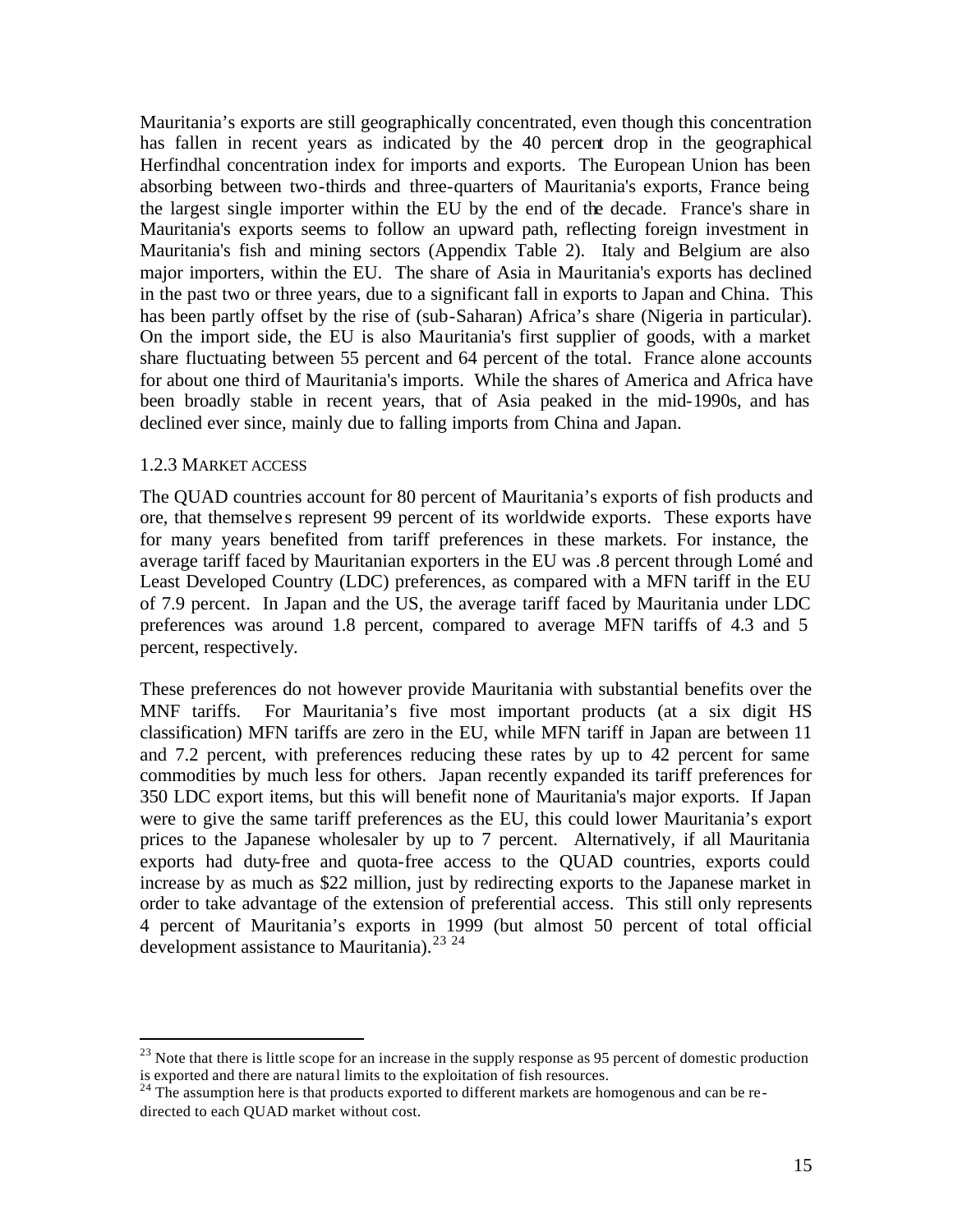Mauritania's exports are still geographically concentrated, even though this concentration has fallen in recent years as indicated by the 40 percent drop in the geographical Herfindhal concentration index for imports and exports. The European Union has been absorbing between two-thirds and three-quarters of Mauritania's exports, France being the largest single importer within the EU by the end of the decade. France's share in Mauritania's exports seems to follow an upward path, reflecting foreign investment in Mauritania's fish and mining sectors (Appendix Table 2). Italy and Belgium are also major importers, within the EU. The share of Asia in Mauritania's exports has declined in the past two or three years, due to a significant fall in exports to Japan and China. This has been partly offset by the rise of (sub-Saharan) Africa's share (Nigeria in particular). On the import side, the EU is also Mauritania's first supplier of goods, with a market share fluctuating between 55 percent and 64 percent of the total. France alone accounts for about one third of Mauritania's imports. While the shares of America and Africa have been broadly stable in recent years, that of Asia peaked in the mid-1990s, and has declined ever since, mainly due to falling imports from China and Japan.

### 1.2.3 MARKET ACCESS

The QUAD countries account for 80 percent of Mauritania's exports of fish products and ore, that themselves represent 99 percent of its worldwide exports. These exports have for many years benefited from tariff preferences in these markets. For instance, the average tariff faced by Mauritanian exporters in the EU was .8 percent through Lomé and Least Developed Country (LDC) preferences, as compared with a MFN tariff in the EU of 7.9 percent. In Japan and the US, the average tariff faced by Mauritania under LDC preferences was around 1.8 percent, compared to average MFN tariffs of 4.3 and 5 percent, respectively.

These preferences do not however provide Mauritania with substantial benefits over the MNF tariffs. For Mauritania's five most important products (at a six digit HS classification) MFN tariffs are zero in the EU, while MFN tariff in Japan are between 11 and 7.2 percent, with preferences reducing these rates by up to 42 percent for same commodities by much less for others. Japan recently expanded its tariff preferences for 350 LDC export items, but this will benefit none of Mauritania's major exports. If Japan were to give the same tariff preferences as the EU, this could lower Mauritania's export prices to the Japanese wholesaler by up to 7 percent. Alternatively, if all Mauritania exports had duty-free and quota-free access to the QUAD countries, exports could increase by as much as $22 million, just by redirecting exports to the Japanese market in order to take advantage of the extension of preferential access. This still only represents 4 percent of Mauritania's exports in 1999 (but almost 50 percent of total official development assistance to Mauritania).[23] [24]

---

[23] Note that there is little scope for an increase in the supply response as 95 percent of domestic production is exported and there are natural limits to the exploitation of fish resources.

[24] The assumption here is that products exported to different markets are homogenous and can be re-directed to each QUAD market without cost.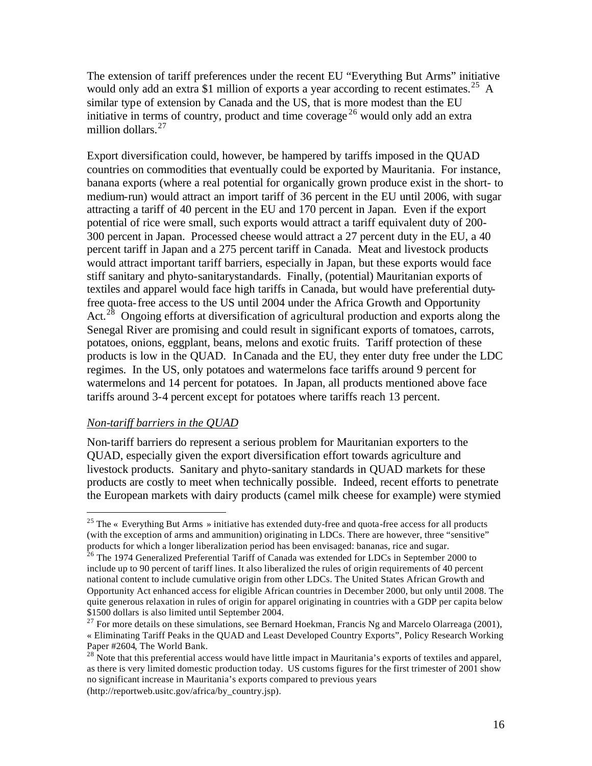The extension of tariff preferences under the recent EU "Everything But Arms" initiative would only add an extra \$1 million of exports a year according to recent estimates.[25] A similar type of extension by Canada and the US, that is more modest than the EU initiative in terms of country, product and time coverage[26] would only add an extra million dollars.[27]

Export diversification could, however, be hampered by tariffs imposed in the QUAD countries on commodities that eventually could be exported by Mauritania. For instance, banana exports (where a real potential for organically grown produce exist in the short- to medium-run) would attract an import tariff of 36 percent in the EU until 2006, with sugar attracting a tariff of 40 percent in the EU and 170 percent in Japan. Even if the export potential of rice were small, such exports would attract a tariff equivalent duty of 200-300 percent in Japan. Processed cheese would attract a 27 percent duty in the EU, a 40 percent tariff in Japan and a 275 percent tariff in Canada. Meat and livestock products would attract important tariff barriers, especially in Japan, but these exports would face stiff sanitary and phyto-sanitarystandards. Finally, (potential) Mauritanian exports of textiles and apparel would face high tariffs in Canada, but would have preferential duty-free quota-free access to the US until 2004 under the Africa Growth and Opportunity Act.[28] Ongoing efforts at diversification of agricultural production and exports along the Senegal River are promising and could result in significant exports of tomatoes, carrots, potatoes, onions, eggplant, beans, melons and exotic fruits. Tariff protection of these products is low in the QUAD. In Canada and the EU, they enter duty free under the LDC regimes. In the US, only potatoes and watermelons face tariffs around 9 percent for watermelons and 14 percent for potatoes. In Japan, all products mentioned above face tariffs around 3-4 percent except for potatoes where tariffs reach 13 percent.

*Non-tariff barriers in the QUAD*

Non-tariff barriers do represent a serious problem for Mauritanian exporters to the QUAD, especially given the export diversification effort towards agriculture and livestock products. Sanitary and phyto-sanitary standards in QUAD markets for these products are costly to meet when technically possible. Indeed, recent efforts to penetrate the European markets with dairy products (camel milk cheese for example) were stymied

---

[25] The « Everything But Arms » initiative has extended duty-free and quota-free access for all products (with the exception of arms and ammunition) originating in LDCs. There are however, three "sensitive" products for which a longer liberalization period has been envisaged: bananas, rice and sugar.

[26] The 1974 Generalized Preferential Tariff of Canada was extended for LDCs in September 2000 to include up to 90 percent of tariff lines. It also liberalized the rules of origin requirements of 40 percent national content to include cumulative origin from other LDCs. The United States African Growth and Opportunity Act enhanced access for eligible African countries in December 2000, but only until 2008. The quite generous relaxation in rules of origin for apparel originating in countries with a GDP per capita below \$1500 dollars is also limited until September 2004.

[27] For more details on these simulations, see Bernard Hoekman, Francis Ng and Marcelo Olarreaga (2001), « Eliminating Tariff Peaks in the QUAD and Least Developed Country Exports", Policy Research Working Paper #2604, The World Bank.

[28] Note that this preferential access would have little impact in Mauritania's exports of textiles and apparel, as there is very limited domestic production today. US customs figures for the first trimester of 2001 show no significant increase in Mauritania's exports compared to previous years (http://reportweb.usitc.gov/africa/by_country.jsp).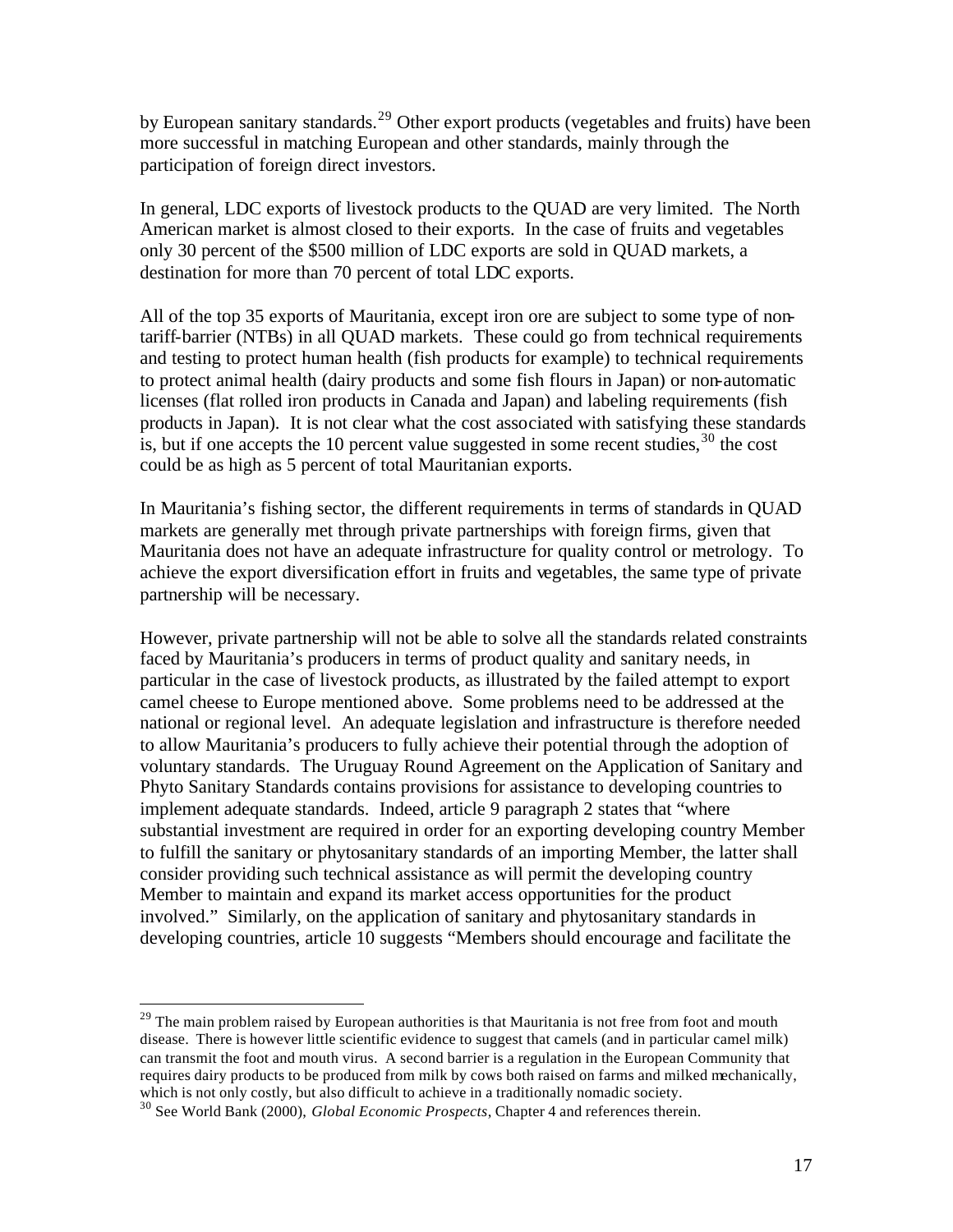by European sanitary standards.[29] Other export products (vegetables and fruits) have been more successful in matching European and other standards, mainly through the participation of foreign direct investors.

In general, LDC exports of livestock products to the QUAD are very limited. The North American market is almost closed to their exports. In the case of fruits and vegetables only 30 percent of the $500 million of LDC exports are sold in QUAD markets, a destination for more than 70 percent of total LDC exports.

All of the top 35 exports of Mauritania, except iron ore are subject to some type of non-tariff-barrier (NTBs) in all QUAD markets. These could go from technical requirements and testing to protect human health (fish products for example) to technical requirements to protect animal health (dairy products and some fish flours in Japan) or non-automatic licenses (flat rolled iron products in Canada and Japan) and labeling requirements (fish products in Japan). It is not clear what the cost associated with satisfying these standards is, but if one accepts the 10 percent value suggested in some recent studies,[30] the cost could be as high as 5 percent of total Mauritanian exports.

In Mauritania's fishing sector, the different requirements in terms of standards in QUAD markets are generally met through private partnerships with foreign firms, given that Mauritania does not have an adequate infrastructure for quality control or metrology. To achieve the export diversification effort in fruits and vegetables, the same type of private partnership will be necessary.

However, private partnership will not be able to solve all the standards related constraints faced by Mauritania's producers in terms of product quality and sanitary needs, in particular in the case of livestock products, as illustrated by the failed attempt to export camel cheese to Europe mentioned above. Some problems need to be addressed at the national or regional level. An adequate legislation and infrastructure is therefore needed to allow Mauritania's producers to fully achieve their potential through the adoption of voluntary standards. The Uruguay Round Agreement on the Application of Sanitary and Phyto Sanitary Standards contains provisions for assistance to developing countries to implement adequate standards. Indeed, article 9 paragraph 2 states that "where substantial investment are required in order for an exporting developing country Member to fulfill the sanitary or phytosanitary standards of an importing Member, the latter shall consider providing such technical assistance as will permit the developing country Member to maintain and expand its market access opportunities for the product involved." Similarly, on the application of sanitary and phytosanitary standards in developing countries, article 10 suggests "Members should encourage and facilitate the

---

[29] The main problem raised by European authorities is that Mauritania is not free from foot and mouth disease. There is however little scientific evidence to suggest that camels (and in particular camel milk) can transmit the foot and mouth virus. A second barrier is a regulation in the European Community that requires dairy products to be produced from milk by cows both raised on farms and milked mechanically, which is not only costly, but also difficult to achieve in a traditionally nomadic society.

[30] See World Bank (2000), *Global Economic Prospects*, Chapter 4 and references therein.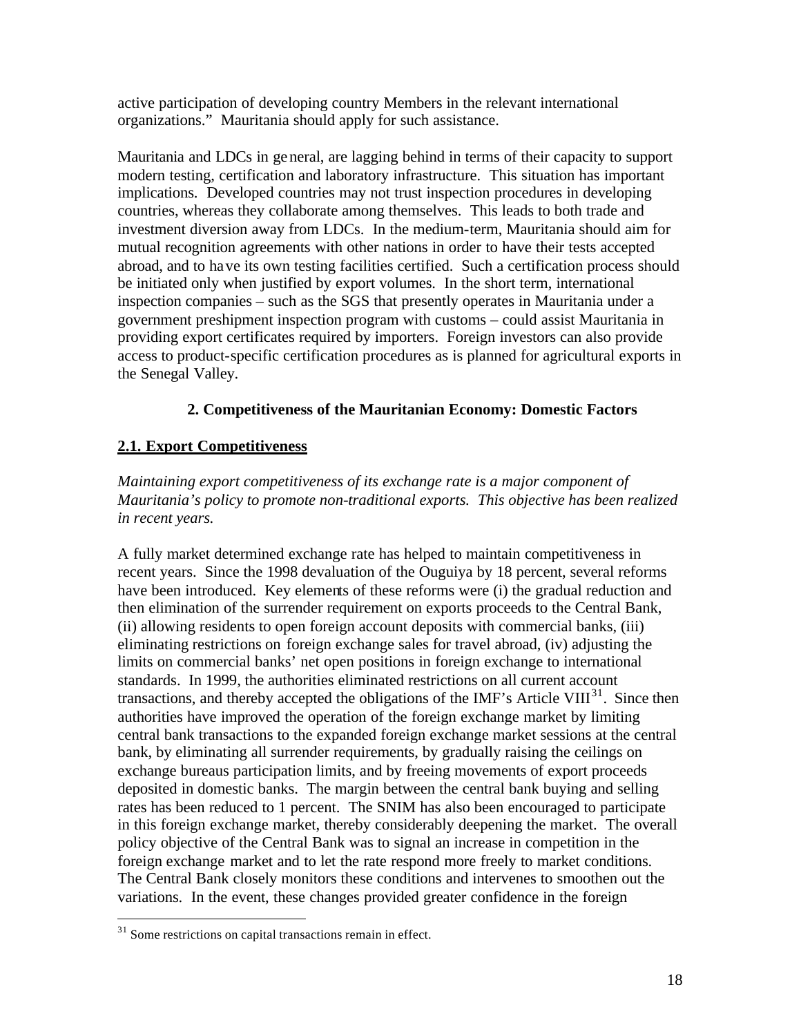active participation of developing country Members in the relevant international organizations." Mauritania should apply for such assistance.

Mauritania and LDCs in general, are lagging behind in terms of their capacity to support modern testing, certification and laboratory infrastructure. This situation has important implications. Developed countries may not trust inspection procedures in developing countries, whereas they collaborate among themselves. This leads to both trade and investment diversion away from LDCs. In the medium-term, Mauritania should aim for mutual recognition agreements with other nations in order to have their tests accepted abroad, and to have its own testing facilities certified. Such a certification process should be initiated only when justified by export volumes. In the short term, international inspection companies – such as the SGS that presently operates in Mauritania under a government preshipment inspection program with customs – could assist Mauritania in providing export certificates required by importers. Foreign investors can also provide access to product-specific certification procedures as is planned for agricultural exports in the Senegal Valley.

## 2. Competitiveness of the Mauritanian Economy: Domestic Factors

### 2.1. Export Competitiveness

*Maintaining export competitiveness of its exchange rate is a major component of Mauritania's policy to promote non-traditional exports. This objective has been realized in recent years.*

A fully market determined exchange rate has helped to maintain competitiveness in recent years. Since the 1998 devaluation of the Ouguiya by 18 percent, several reforms have been introduced. Key elements of these reforms were (i) the gradual reduction and then elimination of the surrender requirement on exports proceeds to the Central Bank, (ii) allowing residents to open foreign account deposits with commercial banks, (iii) eliminating restrictions on foreign exchange sales for travel abroad, (iv) adjusting the limits on commercial banks' net open positions in foreign exchange to international standards. In 1999, the authorities eliminated restrictions on all current account transactions, and thereby accepted the obligations of the IMF's Article VIII[31]. Since then authorities have improved the operation of the foreign exchange market by limiting central bank transactions to the expanded foreign exchange market sessions at the central bank, by eliminating all surrender requirements, by gradually raising the ceilings on exchange bureaus participation limits, and by freeing movements of export proceeds deposited in domestic banks. The margin between the central bank buying and selling rates has been reduced to 1 percent. The SNIM has also been encouraged to participate in this foreign exchange market, thereby considerably deepening the market. The overall policy objective of the Central Bank was to signal an increase in competition in the foreign exchange market and to let the rate respond more freely to market conditions. The Central Bank closely monitors these conditions and intervenes to smoothen out the variations. In the event, these changes provided greater confidence in the foreign

[31] Some restrictions on capital transactions remain in effect.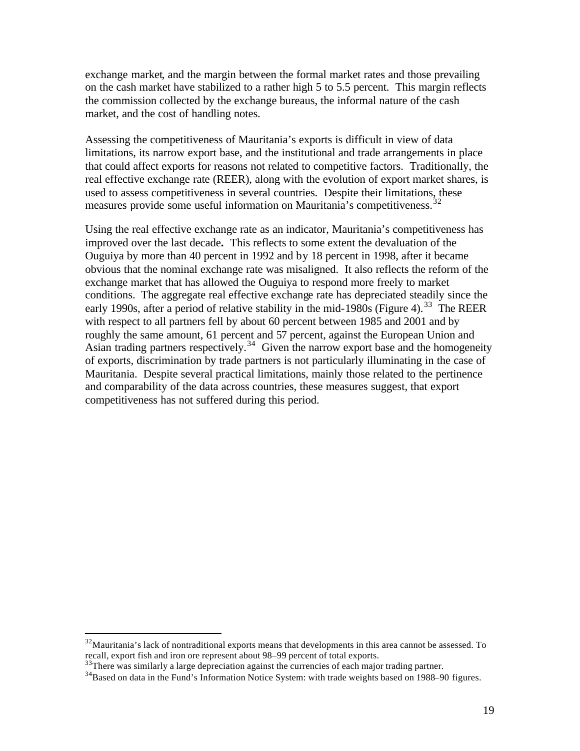exchange market, and the margin between the formal market rates and those prevailing on the cash market have stabilized to a rather high 5 to 5.5 percent. This margin reflects the commission collected by the exchange bureaus, the informal nature of the cash market, and the cost of handling notes.

Assessing the competitiveness of Mauritania's exports is difficult in view of data limitations, its narrow export base, and the institutional and trade arrangements in place that could affect exports for reasons not related to competitive factors. Traditionally, the real effective exchange rate (REER), along with the evolution of export market shares, is used to assess competitiveness in several countries. Despite their limitations, these measures provide some useful information on Mauritania's competitiveness.[32]

Using the real effective exchange rate as an indicator, Mauritania's competitiveness has improved over the last decade**.** This reflects to some extent the devaluation of the Ouguiya by more than 40 percent in 1992 and by 18 percent in 1998, after it became obvious that the nominal exchange rate was misaligned. It also reflects the reform of the exchange market that has allowed the Ouguiya to respond more freely to market conditions. The aggregate real effective exchange rate has depreciated steadily since the early 1990s, after a period of relative stability in the mid-1980s (Figure 4).[33] The REER with respect to all partners fell by about 60 percent between 1985 and 2001 and by roughly the same amount, 61 percent and 57 percent, against the European Union and Asian trading partners respectively.[34] Given the narrow export base and the homogeneity of exports, discrimination by trade partners is not particularly illuminating in the case of Mauritania. Despite several practical limitations, mainly those related to the pertinence and comparability of the data across countries, these measures suggest, that export competitiveness has not suffered during this period.

---

[32] Mauritania's lack of nontraditional exports means that developments in this area cannot be assessed. To recall, export fish and iron ore represent about 98–99 percent of total exports.

[33] There was similarly a large depreciation against the currencies of each major trading partner.

[34] Based on data in the Fund's Information Notice System: with trade weights based on 1988–90 figures.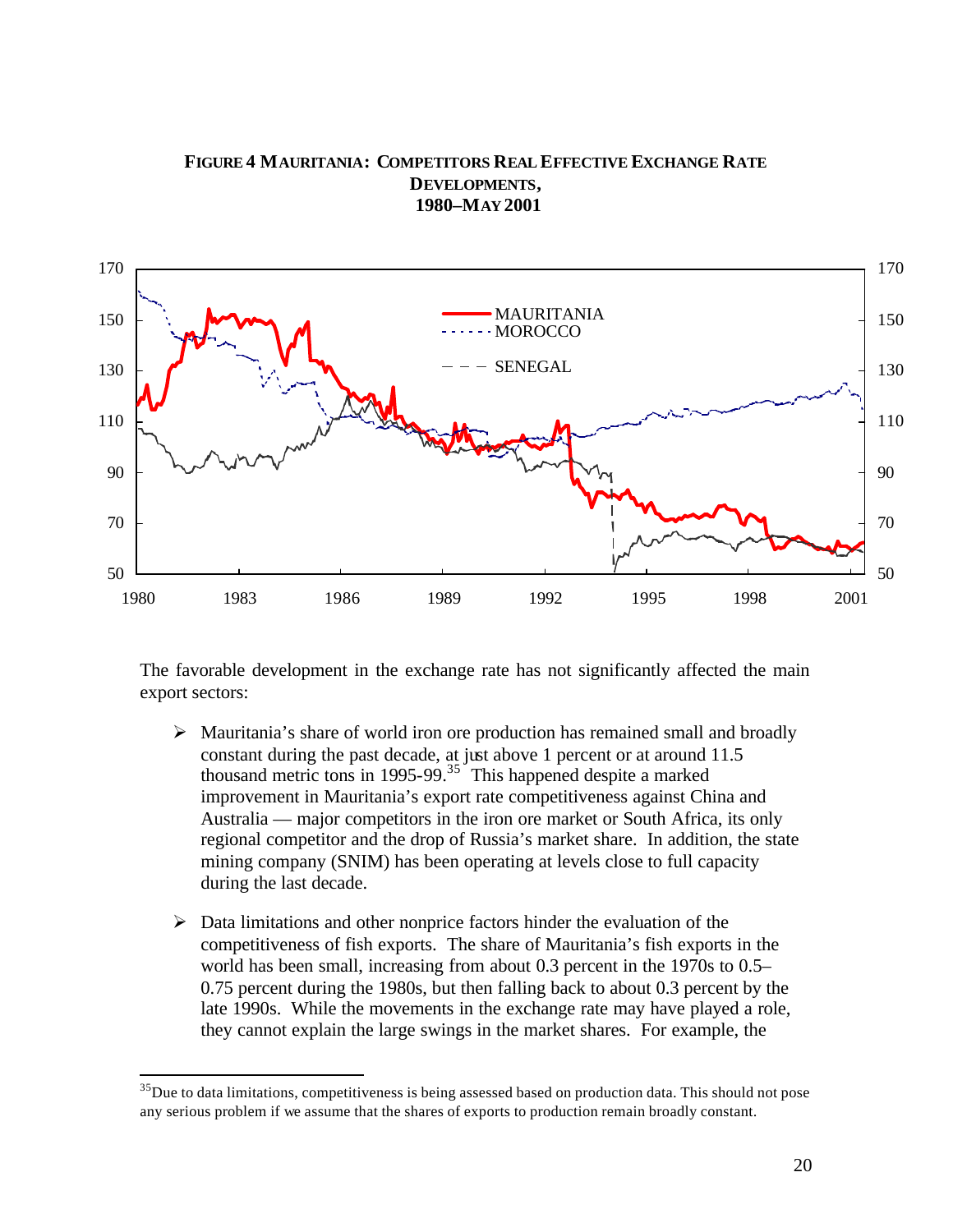**FIGURE 4 MAURITANIA: COMPETITORS REAL EFFECTIVE EXCHANGE RATE DEVELOPMENTS, 1980–MAY 2001**

The favorable development in the exchange rate has not significantly affected the main export sectors:

- Mauritania's share of world iron ore production has remained small and broadly constant during the past decade, at just above 1 percent or at around 11.5 thousand metric tons in 1995-99.[35] This happened despite a marked improvement in Mauritania's export rate competitiveness against China and Australia — major competitors in the iron ore market or South Africa, its only regional competitor and the drop of Russia's market share. In addition, the state mining company (SNIM) has been operating at levels close to full capacity during the last decade.

- Data limitations and other nonprice factors hinder the evaluation of the competitiveness of fish exports. The share of Mauritania's fish exports in the world has been small, increasing from about 0.3 percent in the 1970s to 0.5–0.75 percent during the 1980s, but then falling back to about 0.3 percent by the late 1990s. While the movements in the exchange rate may have played a role, they cannot explain the large swings in the market shares. For example, the

[35] Due to data limitations, competitiveness is being assessed based on production data. This should not pose any serious problem if we assume that the shares of exports to production remain broadly constant.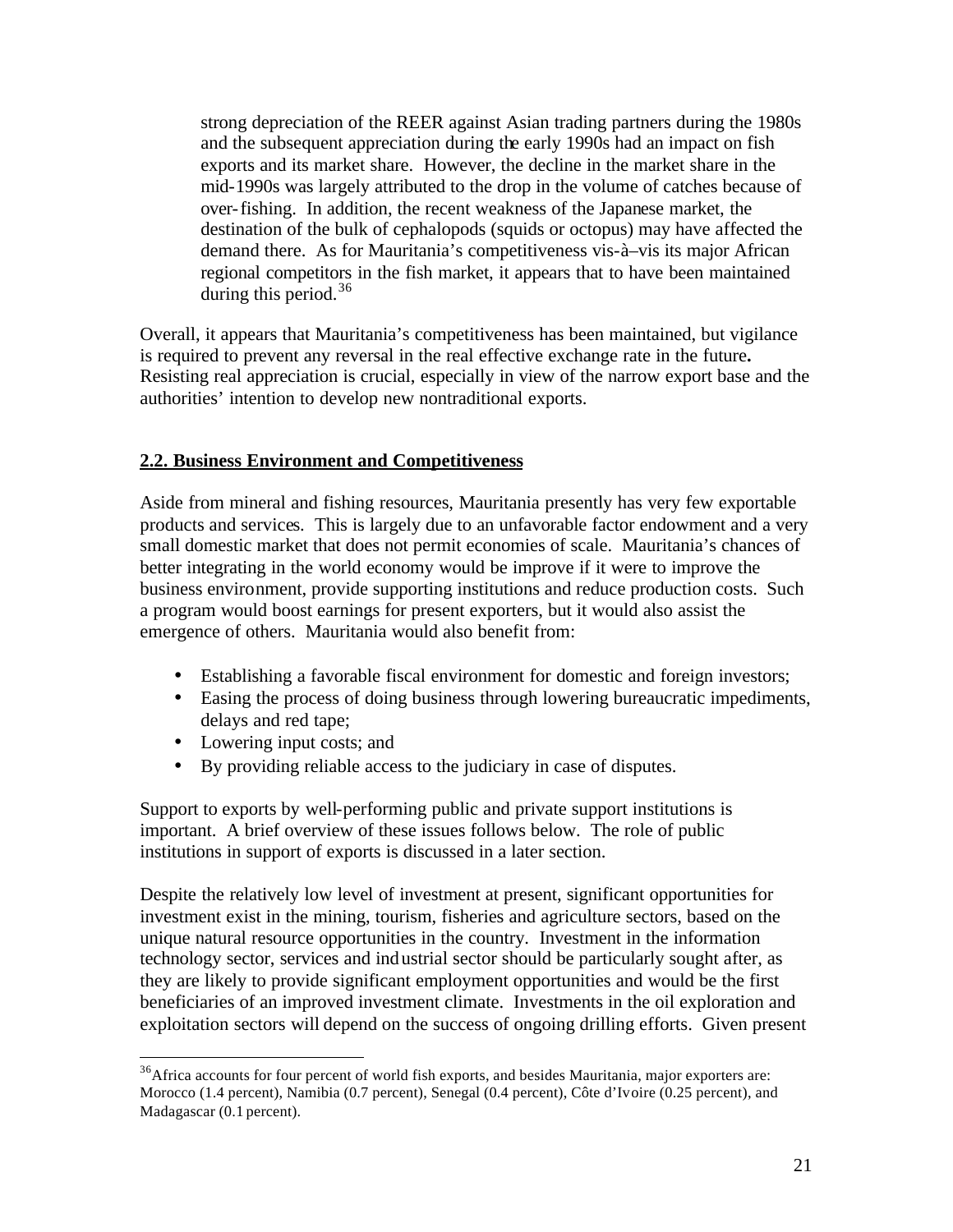strong depreciation of the REER against Asian trading partners during the 1980s and the subsequent appreciation during the early 1990s had an impact on fish exports and its market share. However, the decline in the market share in the mid-1990s was largely attributed to the drop in the volume of catches because of over-fishing. In addition, the recent weakness of the Japanese market, the destination of the bulk of cephalopods (squids or octopus) may have affected the demand there. As for Mauritania's competitiveness vis-à–vis its major African regional competitors in the fish market, it appears that to have been maintained during this period.[36]

Overall, it appears that Mauritania's competitiveness has been maintained, but vigilance is required to prevent any reversal in the real effective exchange rate in the future**.** Resisting real appreciation is crucial, especially in view of the narrow export base and the authorities' intention to develop new nontraditional exports.

## 2.2. Business Environment and Competitiveness

Aside from mineral and fishing resources, Mauritania presently has very few exportable products and services. This is largely due to an unfavorable factor endowment and a very small domestic market that does not permit economies of scale. Mauritania's chances of better integrating in the world economy would be improve if it were to improve the business environment, provide supporting institutions and reduce production costs. Such a program would boost earnings for present exporters, but it would also assist the emergence of others. Mauritania would also benefit from:

- Establishing a favorable fiscal environment for domestic and foreign investors;
- Easing the process of doing business through lowering bureaucratic impediments, delays and red tape;
- Lowering input costs; and
- By providing reliable access to the judiciary in case of disputes.

Support to exports by well-performing public and private support institutions is important. A brief overview of these issues follows below. The role of public institutions in support of exports is discussed in a later section.

Despite the relatively low level of investment at present, significant opportunities for investment exist in the mining, tourism, fisheries and agriculture sectors, based on the unique natural resource opportunities in the country. Investment in the information technology sector, services and industrial sector should be particularly sought after, as they are likely to provide significant employment opportunities and would be the first beneficiaries of an improved investment climate. Investments in the oil exploration and exploitation sectors will depend on the success of ongoing drilling efforts. Given present

[36] Africa accounts for four percent of world fish exports, and besides Mauritania, major exporters are: Morocco (1.4 percent), Namibia (0.7 percent), Senegal (0.4 percent), Côte d'Ivoire (0.25 percent), and Madagascar (0.1 percent).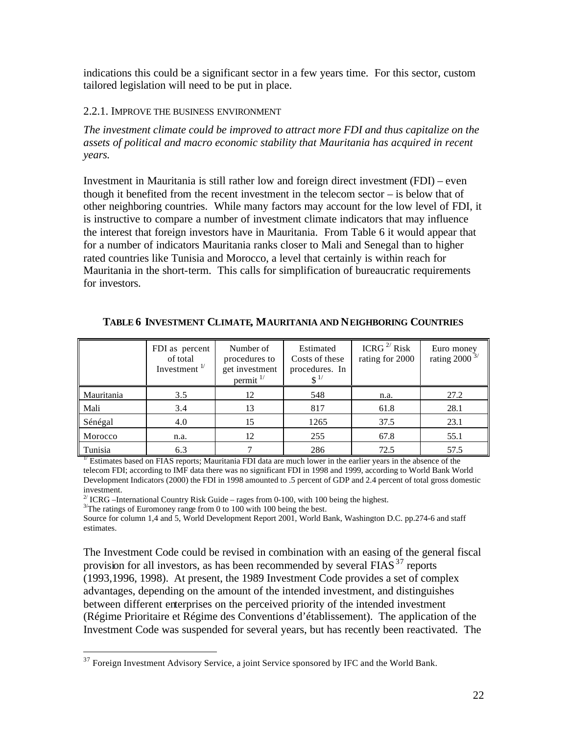indications this could be a significant sector in a few years time. For this sector, custom tailored legislation will need to be put in place.

### 2.2.1. IMPROVE THE BUSINESS ENVIRONMENT

*The investment climate could be improved to attract more FDI and thus capitalize on the assets of political and macro economic stability that Mauritania has acquired in recent years.*

Investment in Mauritania is still rather low and foreign direct investment (FDI) – even though it benefited from the recent investment in the telecom sector – is below that of other neighboring countries. While many factors may account for the low level of FDI, it is instructive to compare a number of investment climate indicators that may influence the interest that foreign investors have in Mauritania. From Table 6 it would appear that for a number of indicators Mauritania ranks closer to Mali and Senegal than to higher rated countries like Tunisia and Morocco, a level that certainly is within reach for Mauritania in the short-term. This calls for simplification of bureaucratic requirements for investors.

**TABLE 6 INVESTMENT CLIMATE, MAURITANIA AND NEIGHBORING COUNTRIES**

| | FDI as percent of total Investment [1/] | Number of procedures to get investment permit [1/] | Estimated Costs of these procedures. In $ [1/] | ICRG [2/] Risk rating for 2000 | Euro money rating 2000 [3/] |
|---|---|---|---|---|---|
| Mauritania | 3.5 | 12 | 548 | n.a. | 27.2 |
| Mali | 3.4 | 13 | 817 | 61.8 | 28.1 |
| Sénégal | 4.0 | 15 | 1265 | 37.5 | 23.1 |
| Morocco | n.a. | 12 | 255 | 67.8 | 55.1 |
| Tunisia | 6.3 | 7 | 286 | 72.5 | 57.5 |

[1/] Estimates based on FIAS reports; Mauritania FDI data are much lower in the earlier years in the absence of the telecom FDI; according to IMF data there was no significant FDI in 1998 and 1999, according to World Bank World Development Indicators (2000) the FDI in 1998 amounted to .5 percent of GDP and 2.4 percent of total gross domestic investment.

[2/] ICRG –International Country Risk Guide – rages from 0-100, with 100 being the highest.

[3/] The ratings of Euromoney range from 0 to 100 with 100 being the best.

Source for column 1,4 and 5, World Development Report 2001, World Bank, Washington D.C. pp.274-6 and staff estimates.

The Investment Code could be revised in combination with an easing of the general fiscal provision for all investors, as has been recommended by several FIAS[37] reports (1993,1996, 1998). At present, the 1989 Investment Code provides a set of complex advantages, depending on the amount of the intended investment, and distinguishes between different enterprises on the perceived priority of the intended investment (Régime Prioritaire et Régime des Conventions d'établissement). The application of the Investment Code was suspended for several years, but has recently been reactivated. The

[37] Foreign Investment Advisory Service, a joint Service sponsored by IFC and the World Bank.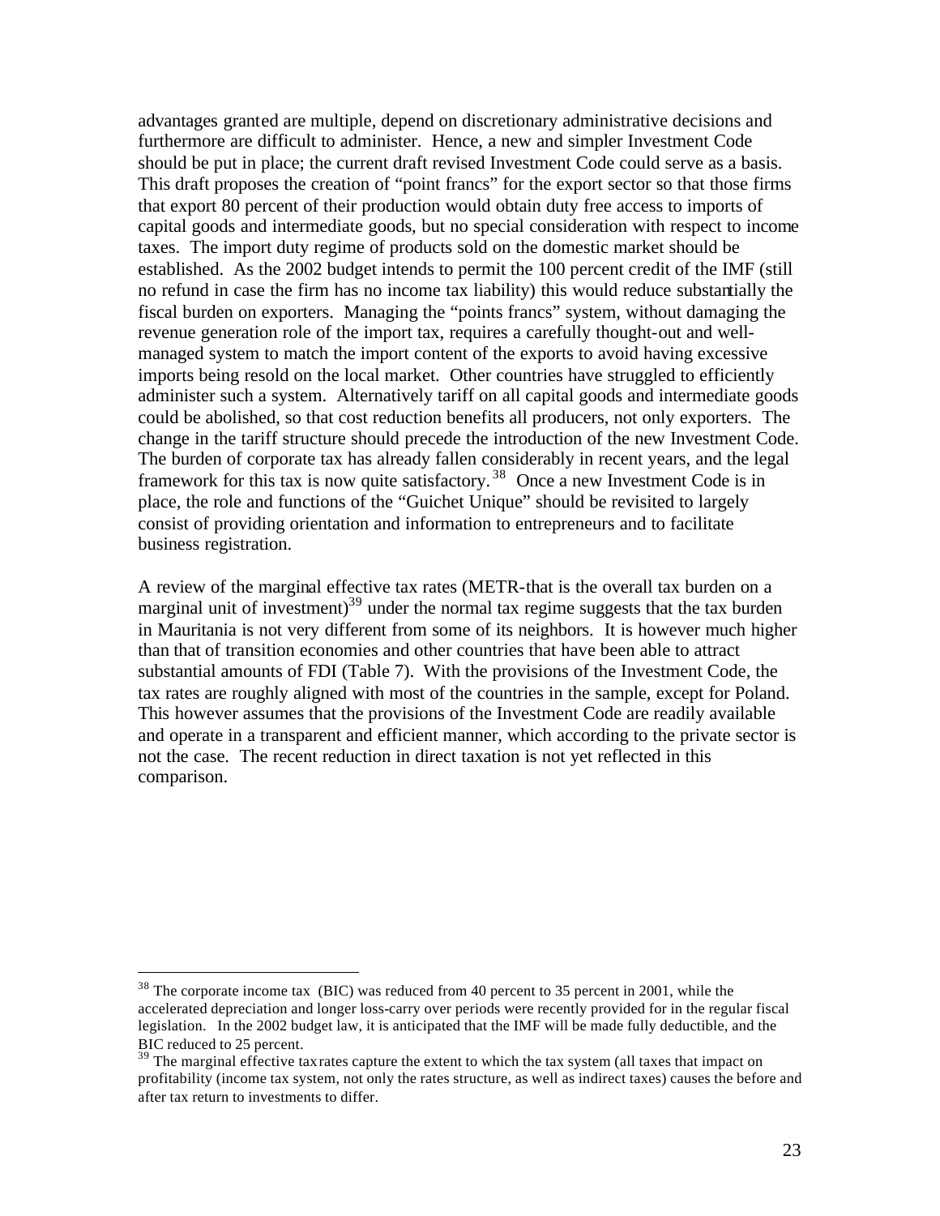advantages granted are multiple, depend on discretionary administrative decisions and furthermore are difficult to administer. Hence, a new and simpler Investment Code should be put in place; the current draft revised Investment Code could serve as a basis. This draft proposes the creation of "point francs" for the export sector so that those firms that export 80 percent of their production would obtain duty free access to imports of capital goods and intermediate goods, but no special consideration with respect to income taxes. The import duty regime of products sold on the domestic market should be established. As the 2002 budget intends to permit the 100 percent credit of the IMF (still no refund in case the firm has no income tax liability) this would reduce substantially the fiscal burden on exporters. Managing the "points francs" system, without damaging the revenue generation role of the import tax, requires a carefully thought-out and well-managed system to match the import content of the exports to avoid having excessive imports being resold on the local market. Other countries have struggled to efficiently administer such a system. Alternatively tariff on all capital goods and intermediate goods could be abolished, so that cost reduction benefits all producers, not only exporters. The change in the tariff structure should precede the introduction of the new Investment Code. The burden of corporate tax has already fallen considerably in recent years, and the legal framework for this tax is now quite satisfactory.[38] Once a new Investment Code is in place, the role and functions of the "Guichet Unique" should be revisited to largely consist of providing orientation and information to entrepreneurs and to facilitate business registration.

A review of the marginal effective tax rates (METR-that is the overall tax burden on a marginal unit of investment)[39] under the normal tax regime suggests that the tax burden in Mauritania is not very different from some of its neighbors. It is however much higher than that of transition economies and other countries that have been able to attract substantial amounts of FDI (Table 7). With the provisions of the Investment Code, the tax rates are roughly aligned with most of the countries in the sample, except for Poland. This however assumes that the provisions of the Investment Code are readily available and operate in a transparent and efficient manner, which according to the private sector is not the case. The recent reduction in direct taxation is not yet reflected in this comparison.

[38] The corporate income tax (BIC) was reduced from 40 percent to 35 percent in 2001, while the accelerated depreciation and longer loss-carry over periods were recently provided for in the regular fiscal legislation. In the 2002 budget law, it is anticipated that the IMF will be made fully deductible, and the BIC reduced to 25 percent.

[39] The marginal effective tax rates capture the extent to which the tax system (all taxes that impact on profitability (income tax system, not only the rates structure, as well as indirect taxes) causes the before and after tax return to investments to differ.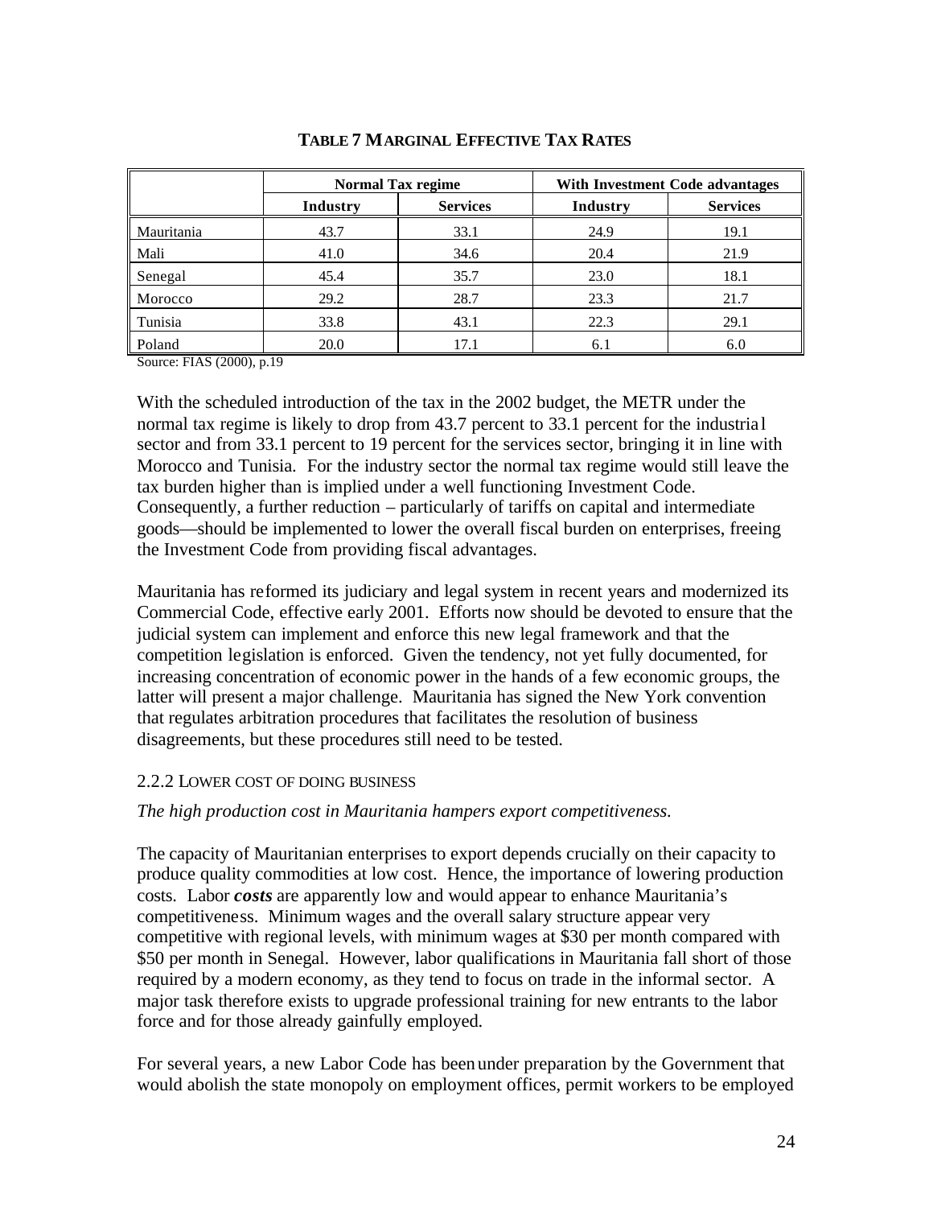**TABLE 7 MARGINAL EFFECTIVE TAX RATES**

| | Normal Tax regime | | With Investment Code advantages | |
|---|---|---|---|---|
| | Industry | Services | Industry | Services |
| Mauritania | 43.7 | 33.1 | 24.9 | 19.1 |
| Mali | 41.0 | 34.6 | 20.4 | 21.9 |
| Senegal | 45.4 | 35.7 | 23.0 | 18.1 |
| Morocco | 29.2 | 28.7 | 23.3 | 21.7 |
| Tunisia | 33.8 | 43.1 | 22.3 | 29.1 |
| Poland | 20.0 | 17.1 | 6.1 | 6.0 |

Source: FIAS (2000), p.19

With the scheduled introduction of the tax in the 2002 budget, the METR under the normal tax regime is likely to drop from 43.7 percent to 33.1 percent for the industrial sector and from 33.1 percent to 19 percent for the services sector, bringing it in line with Morocco and Tunisia. For the industry sector the normal tax regime would still leave the tax burden higher than is implied under a well functioning Investment Code. Consequently, a further reduction – particularly of tariffs on capital and intermediate goods—should be implemented to lower the overall fiscal burden on enterprises, freeing the Investment Code from providing fiscal advantages.

Mauritania has reformed its judiciary and legal system in recent years and modernized its Commercial Code, effective early 2001. Efforts now should be devoted to ensure that the judicial system can implement and enforce this new legal framework and that the competition legislation is enforced. Given the tendency, not yet fully documented, for increasing concentration of economic power in the hands of a few economic groups, the latter will present a major challenge. Mauritania has signed the New York convention that regulates arbitration procedures that facilitates the resolution of business disagreements, but these procedures still need to be tested.

### 2.2.2 LOWER COST OF DOING BUSINESS

*The high production cost in Mauritania hampers export competitiveness.*

The capacity of Mauritanian enterprises to export depends crucially on their capacity to produce quality commodities at low cost. Hence, the importance of lowering production costs. Labor ***costs*** are apparently low and would appear to enhance Mauritania's competitiveness. Minimum wages and the overall salary structure appear very competitive with regional levels, with minimum wages at $30 per month compared with $50 per month in Senegal. However, labor qualifications in Mauritania fall short of those required by a modern economy, as they tend to focus on trade in the informal sector. A major task therefore exists to upgrade professional training for new entrants to the labor force and for those already gainfully employed.

For several years, a new Labor Code has been under preparation by the Government that would abolish the state monopoly on employment offices, permit workers to be employed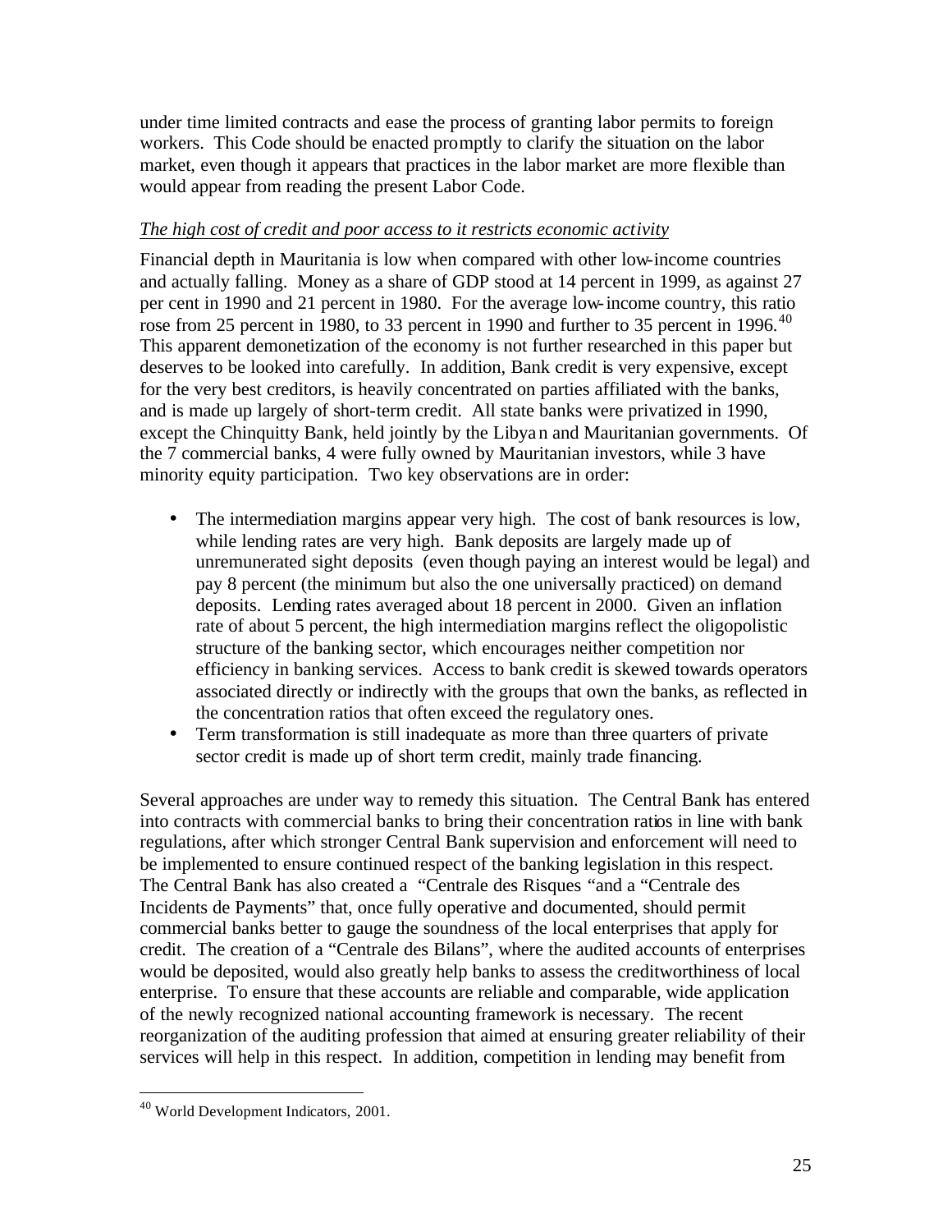under time limited contracts and ease the process of granting labor permits to foreign workers. This Code should be enacted promptly to clarify the situation on the labor market, even though it appears that practices in the labor market are more flexible than would appear from reading the present Labor Code.

*The high cost of credit and poor access to it restricts economic activity*

Financial depth in Mauritania is low when compared with other low-income countries and actually falling. Money as a share of GDP stood at 14 percent in 1999, as against 27 per cent in 1990 and 21 percent in 1980. For the average low-income country, this ratio rose from 25 percent in 1980, to 33 percent in 1990 and further to 35 percent in 1996.[40] This apparent demonetization of the economy is not further researched in this paper but deserves to be looked into carefully. In addition, Bank credit is very expensive, except for the very best creditors, is heavily concentrated on parties affiliated with the banks, and is made up largely of short-term credit. All state banks were privatized in 1990, except the Chinquitty Bank, held jointly by the Libyan and Mauritanian governments. Of the 7 commercial banks, 4 were fully owned by Mauritanian investors, while 3 have minority equity participation. Two key observations are in order:

- The intermediation margins appear very high. The cost of bank resources is low, while lending rates are very high. Bank deposits are largely made up of unremunerated sight deposits (even though paying an interest would be legal) and pay 8 percent (the minimum but also the one universally practiced) on demand deposits. Lending rates averaged about 18 percent in 2000. Given an inflation rate of about 5 percent, the high intermediation margins reflect the oligopolistic structure of the banking sector, which encourages neither competition nor efficiency in banking services. Access to bank credit is skewed towards operators associated directly or indirectly with the groups that own the banks, as reflected in the concentration ratios that often exceed the regulatory ones.
- Term transformation is still inadequate as more than three quarters of private sector credit is made up of short term credit, mainly trade financing.

Several approaches are under way to remedy this situation. The Central Bank has entered into contracts with commercial banks to bring their concentration ratios in line with bank regulations, after which stronger Central Bank supervision and enforcement will need to be implemented to ensure continued respect of the banking legislation in this respect. The Central Bank has also created a "Centrale des Risques "and a "Centrale des Incidents de Payments" that, once fully operative and documented, should permit commercial banks better to gauge the soundness of the local enterprises that apply for credit. The creation of a "Centrale des Bilans", where the audited accounts of enterprises would be deposited, would also greatly help banks to assess the creditworthiness of local enterprise. To ensure that these accounts are reliable and comparable, wide application of the newly recognized national accounting framework is necessary. The recent reorganization of the auditing profession that aimed at ensuring greater reliability of their services will help in this respect. In addition, competition in lending may benefit from

[40] World Development Indicators, 2001.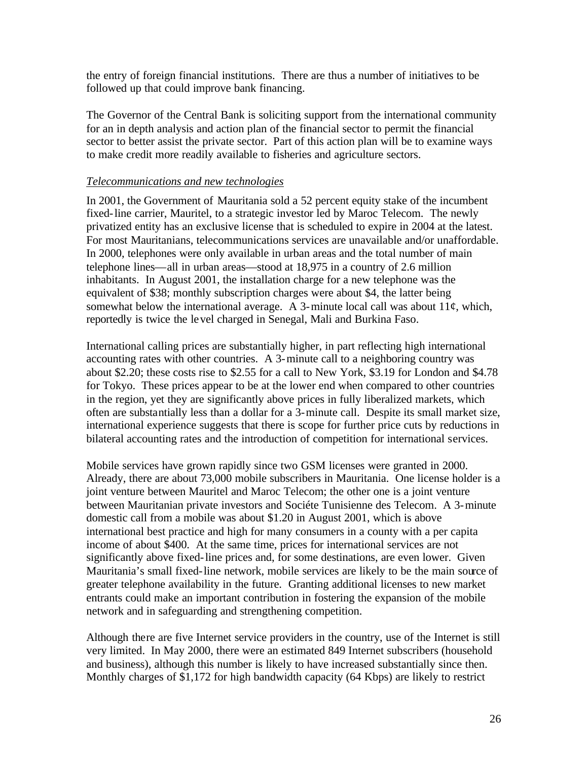the entry of foreign financial institutions. There are thus a number of initiatives to be followed up that could improve bank financing.

The Governor of the Central Bank is soliciting support from the international community for an in depth analysis and action plan of the financial sector to permit the financial sector to better assist the private sector. Part of this action plan will be to examine ways to make credit more readily available to fisheries and agriculture sectors.

*Telecommunications and new technologies*

In 2001, the Government of Mauritania sold a 52 percent equity stake of the incumbent fixed-line carrier, Mauritel, to a strategic investor led by Maroc Telecom. The newly privatized entity has an exclusive license that is scheduled to expire in 2004 at the latest. For most Mauritanians, telecommunications services are unavailable and/or unaffordable. In 2000, telephones were only available in urban areas and the total number of main telephone lines—all in urban areas—stood at 18,975 in a country of 2.6 million inhabitants. In August 2001, the installation charge for a new telephone was the equivalent of $38; monthly subscription charges were about $4, the latter being somewhat below the international average. A 3-minute local call was about 11¢, which, reportedly is twice the level charged in Senegal, Mali and Burkina Faso.

International calling prices are substantially higher, in part reflecting high international accounting rates with other countries. A 3-minute call to a neighboring country was about $2.20; these costs rise to $2.55 for a call to New York, $3.19 for London and $4.78 for Tokyo. These prices appear to be at the lower end when compared to other countries in the region, yet they are significantly above prices in fully liberalized markets, which often are substantially less than a dollar for a 3-minute call. Despite its small market size, international experience suggests that there is scope for further price cuts by reductions in bilateral accounting rates and the introduction of competition for international services.

Mobile services have grown rapidly since two GSM licenses were granted in 2000. Already, there are about 73,000 mobile subscribers in Mauritania. One license holder is a joint venture between Mauritel and Maroc Telecom; the other one is a joint venture between Mauritanian private investors and Sociéte Tunisienne des Telecom. A 3-minute domestic call from a mobile was about $1.20 in August 2001, which is above international best practice and high for many consumers in a county with a per capita income of about $400. At the same time, prices for international services are not significantly above fixed-line prices and, for some destinations, are even lower. Given Mauritania's small fixed-line network, mobile services are likely to be the main source of greater telephone availability in the future. Granting additional licenses to new market entrants could make an important contribution in fostering the expansion of the mobile network and in safeguarding and strengthening competition.

Although there are five Internet service providers in the country, use of the Internet is still very limited. In May 2000, there were an estimated 849 Internet subscribers (household and business), although this number is likely to have increased substantially since then. Monthly charges of $1,172 for high bandwidth capacity (64 Kbps) are likely to restrict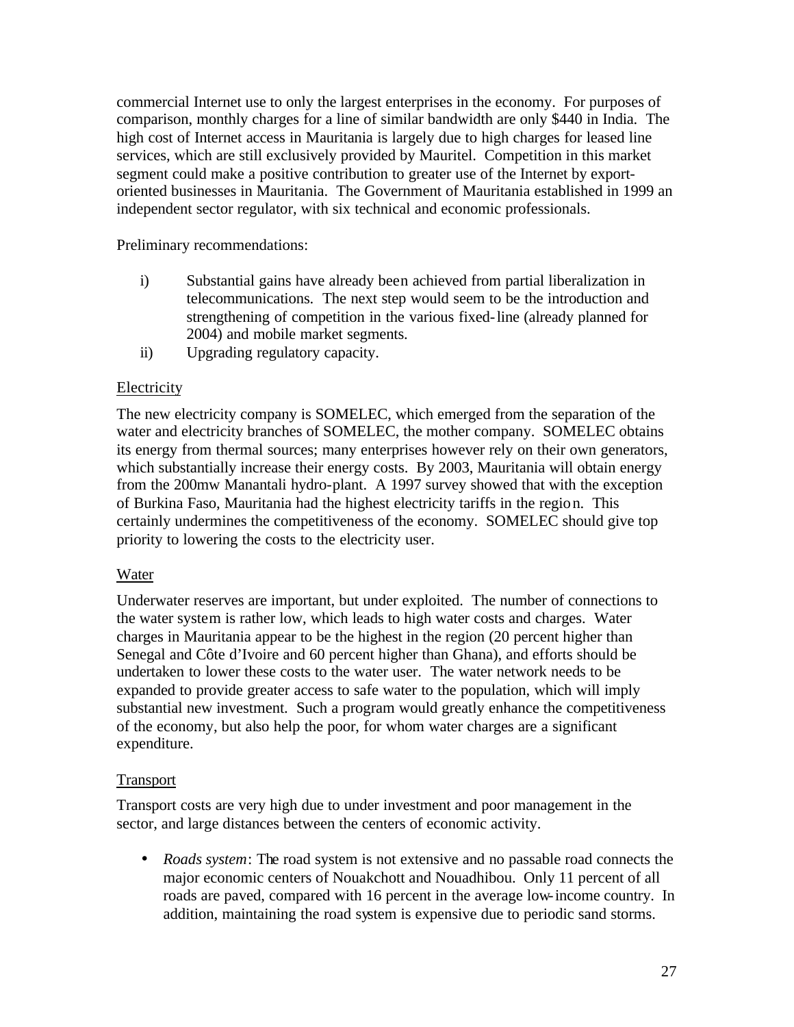commercial Internet use to only the largest enterprises in the economy. For purposes of comparison, monthly charges for a line of similar bandwidth are only $440 in India. The high cost of Internet access in Mauritania is largely due to high charges for leased line services, which are still exclusively provided by Mauritel. Competition in this market segment could make a positive contribution to greater use of the Internet by export-oriented businesses in Mauritania. The Government of Mauritania established in 1999 an independent sector regulator, with six technical and economic professionals.

Preliminary recommendations:

i) Substantial gains have already been achieved from partial liberalization in telecommunications. The next step would seem to be the introduction and strengthening of competition in the various fixed-line (already planned for 2004) and mobile market segments.
ii) Upgrading regulatory capacity.

Electricity

The new electricity company is SOMELEC, which emerged from the separation of the water and electricity branches of SOMELEC, the mother company. SOMELEC obtains its energy from thermal sources; many enterprises however rely on their own generators, which substantially increase their energy costs. By 2003, Mauritania will obtain energy from the 200mw Manantali hydro-plant. A 1997 survey showed that with the exception of Burkina Faso, Mauritania had the highest electricity tariffs in the region. This certainly undermines the competitiveness of the economy. SOMELEC should give top priority to lowering the costs to the electricity user.

Water

Underwater reserves are important, but under exploited. The number of connections to the water system is rather low, which leads to high water costs and charges. Water charges in Mauritania appear to be the highest in the region (20 percent higher than Senegal and Côte d'Ivoire and 60 percent higher than Ghana), and efforts should be undertaken to lower these costs to the water user. The water network needs to be expanded to provide greater access to safe water to the population, which will imply substantial new investment. Such a program would greatly enhance the competitiveness of the economy, but also help the poor, for whom water charges are a significant expenditure.

Transport

Transport costs are very high due to under investment and poor management in the sector, and large distances between the centers of economic activity.

- *Roads system*: The road system is not extensive and no passable road connects the major economic centers of Nouakchott and Nouadhibou. Only 11 percent of all roads are paved, compared with 16 percent in the average low-income country. In addition, maintaining the road system is expensive due to periodic sand storms.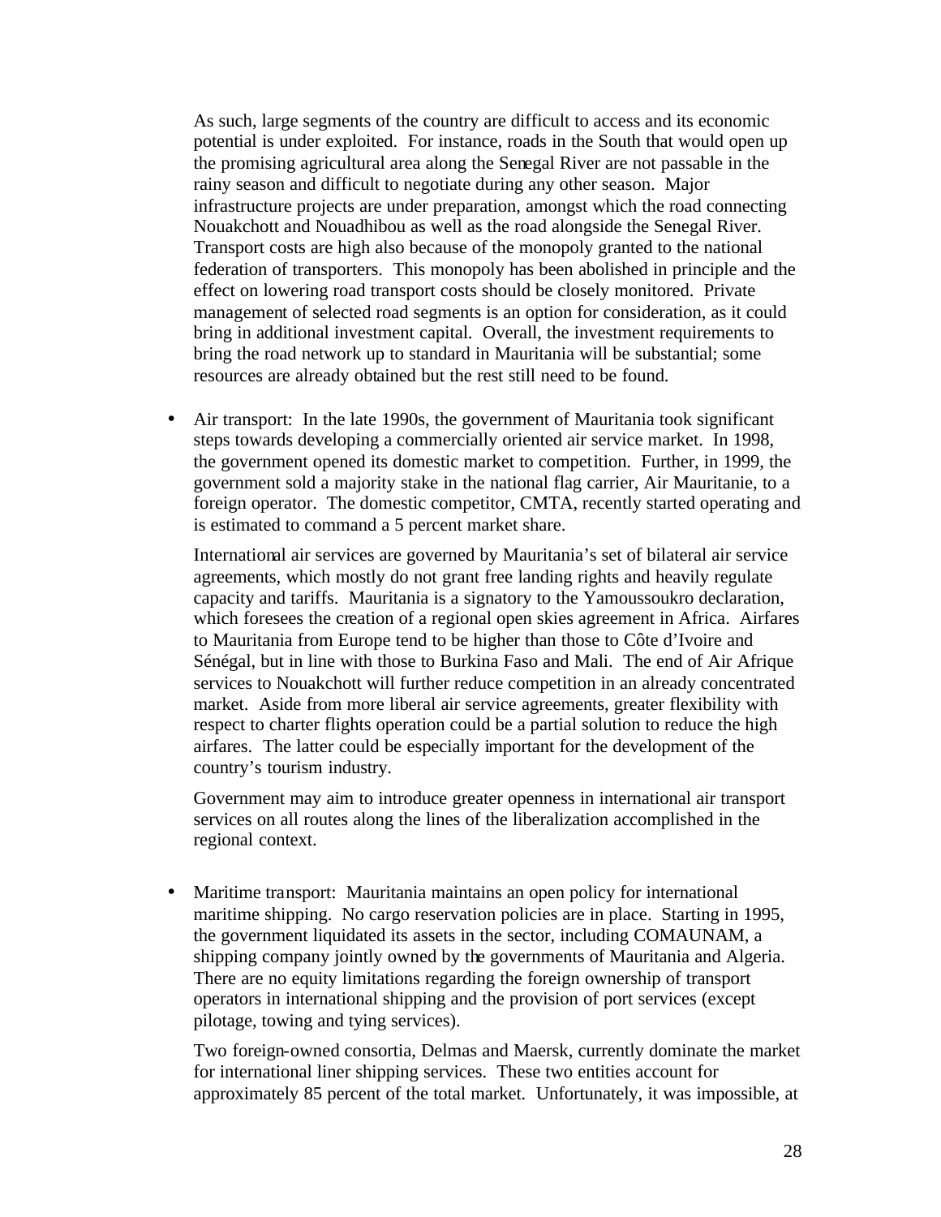As such, large segments of the country are difficult to access and its economic potential is under exploited. For instance, roads in the South that would open up the promising agricultural area along the Senegal River are not passable in the rainy season and difficult to negotiate during any other season. Major infrastructure projects are under preparation, amongst which the road connecting Nouakchott and Nouadhibou as well as the road alongside the Senegal River. Transport costs are high also because of the monopoly granted to the national federation of transporters. This monopoly has been abolished in principle and the effect on lowering road transport costs should be closely monitored. Private management of selected road segments is an option for consideration, as it could bring in additional investment capital. Overall, the investment requirements to bring the road network up to standard in Mauritania will be substantial; some resources are already obtained but the rest still need to be found.

- Air transport: In the late 1990s, the government of Mauritania took significant steps towards developing a commercially oriented air service market. In 1998, the government opened its domestic market to competition. Further, in 1999, the government sold a majority stake in the national flag carrier, Air Mauritanie, to a foreign operator. The domestic competitor, CMTA, recently started operating and is estimated to command a 5 percent market share.

  International air services are governed by Mauritania's set of bilateral air service agreements, which mostly do not grant free landing rights and heavily regulate capacity and tariffs. Mauritania is a signatory to the Yamoussoukro declaration, which foresees the creation of a regional open skies agreement in Africa. Airfares to Mauritania from Europe tend to be higher than those to Côte d'Ivoire and Sénégal, but in line with those to Burkina Faso and Mali. The end of Air Afrique services to Nouakchott will further reduce competition in an already concentrated market. Aside from more liberal air service agreements, greater flexibility with respect to charter flights operation could be a partial solution to reduce the high airfares. The latter could be especially important for the development of the country's tourism industry.

  Government may aim to introduce greater openness in international air transport services on all routes along the lines of the liberalization accomplished in the regional context.

- Maritime transport: Mauritania maintains an open policy for international maritime shipping. No cargo reservation policies are in place. Starting in 1995, the government liquidated its assets in the sector, including COMAUNAM, a shipping company jointly owned by the governments of Mauritania and Algeria. There are no equity limitations regarding the foreign ownership of transport operators in international shipping and the provision of port services (except pilotage, towing and tying services).

  Two foreign-owned consortia, Delmas and Maersk, currently dominate the market for international liner shipping services. These two entities account for approximately 85 percent of the total market. Unfortunately, it was impossible, at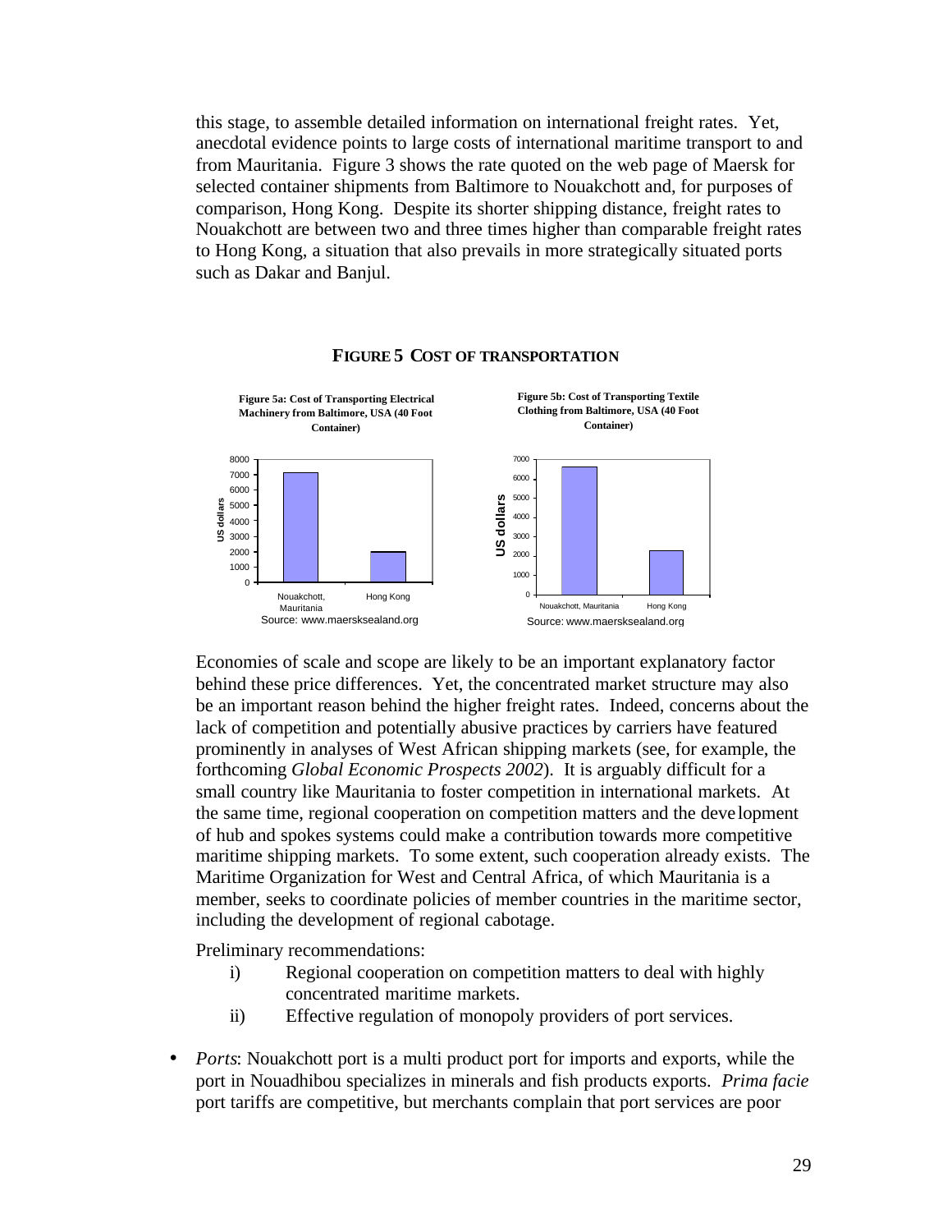this stage, to assemble detailed information on international freight rates. Yet, anecdotal evidence points to large costs of international maritime transport to and from Mauritania. Figure 3 shows the rate quoted on the web page of Maersk for selected container shipments from Baltimore to Nouakchott and, for purposes of comparison, Hong Kong. Despite its shorter shipping distance, freight rates to Nouakchott are between two and three times higher than comparable freight rates to Hong Kong, a situation that also prevails in more strategically situated ports such as Dakar and Banjul.

**FIGURE 5 COST OF TRANSPORTATION**

**Figure 5a: Cost of Transporting Electrical Machinery from Baltimore, USA (40 Foot Container)**

Source: www.maersksealand.org

**Figure 5b: Cost of Transporting Textile Clothing from Baltimore, USA (40 Foot Container)**

Source: www.maersksealand.org

Economies of scale and scope are likely to be an important explanatory factor behind these price differences. Yet, the concentrated market structure may also be an important reason behind the higher freight rates. Indeed, concerns about the lack of competition and potentially abusive practices by carriers have featured prominently in analyses of West African shipping markets (see, for example, the forthcoming *Global Economic Prospects 2002*). It is arguably difficult for a small country like Mauritania to foster competition in international markets. At the same time, regional cooperation on competition matters and the development of hub and spokes systems could make a contribution towards more competitive maritime shipping markets. To some extent, such cooperation already exists. The Maritime Organization for West and Central Africa, of which Mauritania is a member, seeks to coordinate policies of member countries in the maritime sector, including the development of regional cabotage.

Preliminary recommendations:

i) Regional cooperation on competition matters to deal with highly concentrated maritime markets.
ii) Effective regulation of monopoly providers of port services.

- *Ports*: Nouakchott port is a multi product port for imports and exports, while the port in Nouadhibou specializes in minerals and fish products exports. *Prima facie* port tariffs are competitive, but merchants complain that port services are poor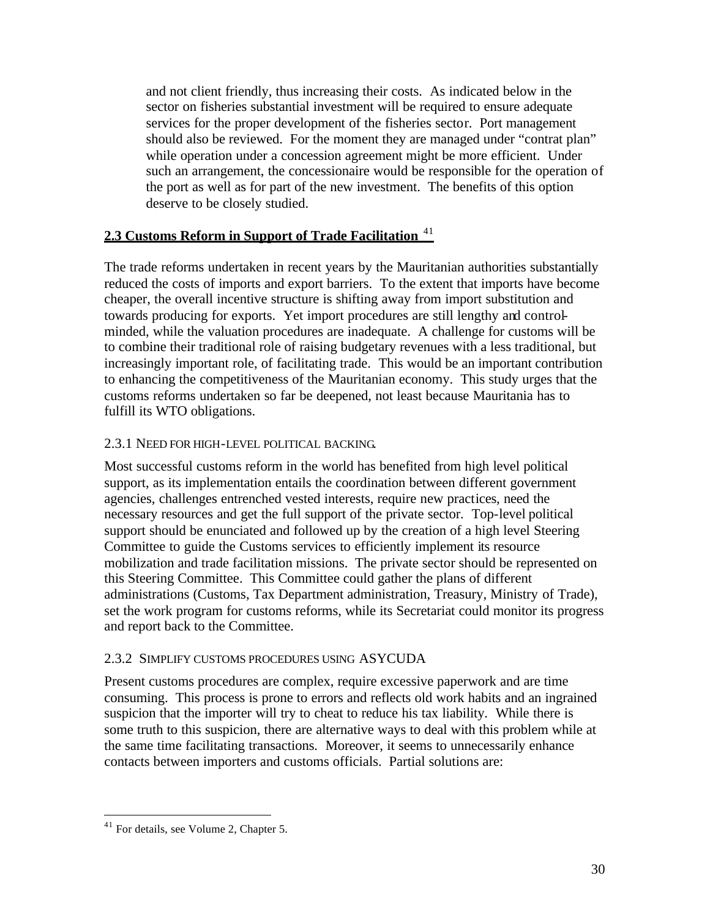and not client friendly, thus increasing their costs. As indicated below in the sector on fisheries substantial investment will be required to ensure adequate services for the proper development of the fisheries sector. Port management should also be reviewed. For the moment they are managed under "contrat plan" while operation under a concession agreement might be more efficient. Under such an arrangement, the concessionaire would be responsible for the operation of the port as well as for part of the new investment. The benefits of this option deserve to be closely studied.

## 2.3 Customs Reform in Support of Trade Facilitation [41]

The trade reforms undertaken in recent years by the Mauritanian authorities substantially reduced the costs of imports and export barriers. To the extent that imports have become cheaper, the overall incentive structure is shifting away from import substitution and towards producing for exports. Yet import procedures are still lengthy and control-minded, while the valuation procedures are inadequate. A challenge for customs will be to combine their traditional role of raising budgetary revenues with a less traditional, but increasingly important role, of facilitating trade. This would be an important contribution to enhancing the competitiveness of the Mauritanian economy. This study urges that the customs reforms undertaken so far be deepened, not least because Mauritania has to fulfill its WTO obligations.

### 2.3.1 Need for high-level political backing.

Most successful customs reform in the world has benefited from high level political support, as its implementation entails the coordination between different government agencies, challenges entrenched vested interests, require new practices, need the necessary resources and get the full support of the private sector. Top-level political support should be enunciated and followed up by the creation of a high level Steering Committee to guide the Customs services to efficiently implement its resource mobilization and trade facilitation missions. The private sector should be represented on this Steering Committee. This Committee could gather the plans of different administrations (Customs, Tax Department administration, Treasury, Ministry of Trade), set the work program for customs reforms, while its Secretariat could monitor its progress and report back to the Committee.

### 2.3.2 Simplify customs procedures using ASYCUDA

Present customs procedures are complex, require excessive paperwork and are time consuming. This process is prone to errors and reflects old work habits and an ingrained suspicion that the importer will try to cheat to reduce his tax liability. While there is some truth to this suspicion, there are alternative ways to deal with this problem while at the same time facilitating transactions. Moreover, it seems to unnecessarily enhance contacts between importers and customs officials. Partial solutions are:

[41] For details, see Volume 2, Chapter 5.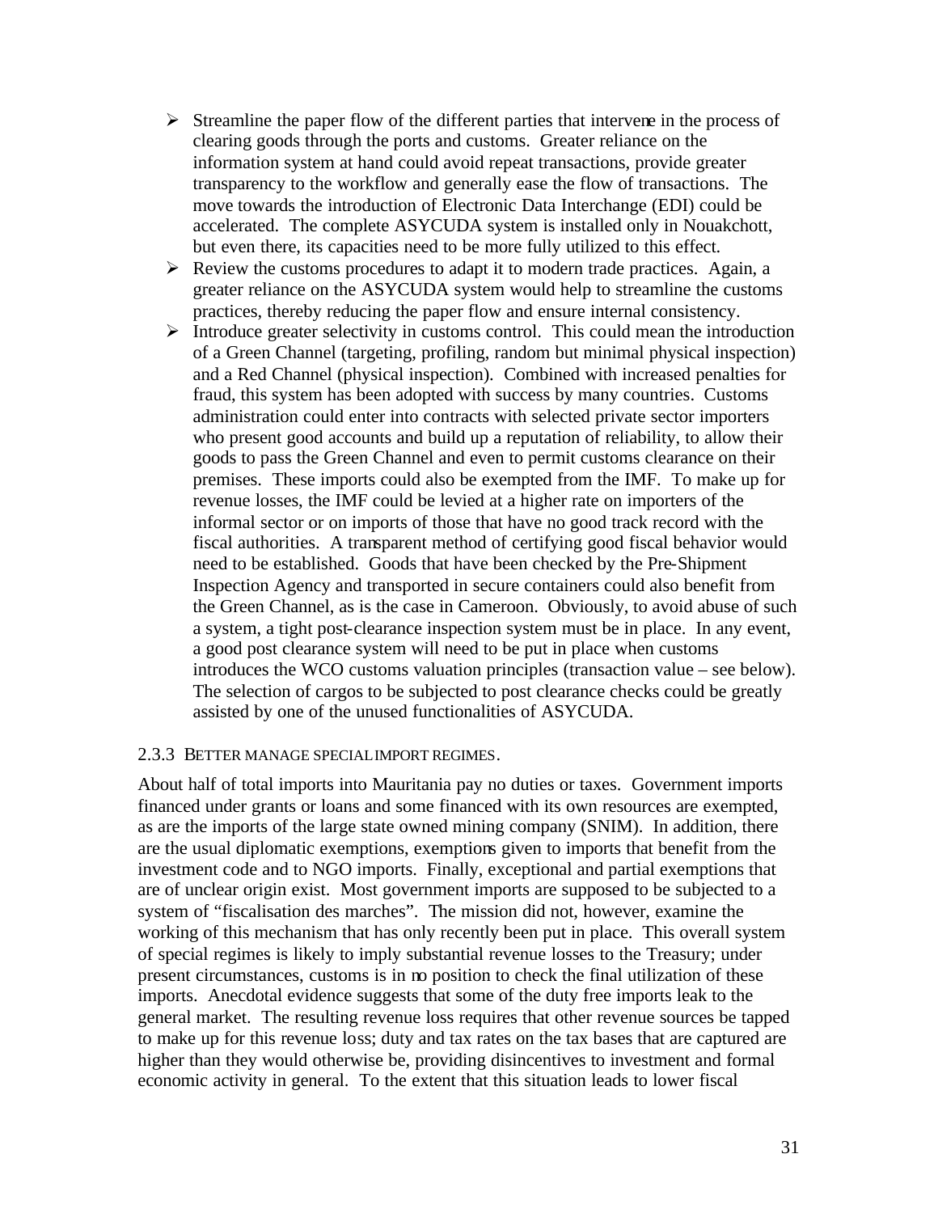- Streamline the paper flow of the different parties that intervene in the process of clearing goods through the ports and customs. Greater reliance on the information system at hand could avoid repeat transactions, provide greater transparency to the workflow and generally ease the flow of transactions. The move towards the introduction of Electronic Data Interchange (EDI) could be accelerated. The complete ASYCUDA system is installed only in Nouakchott, but even there, its capacities need to be more fully utilized to this effect.
- Review the customs procedures to adapt it to modern trade practices. Again, a greater reliance on the ASYCUDA system would help to streamline the customs practices, thereby reducing the paper flow and ensure internal consistency.
- Introduce greater selectivity in customs control. This could mean the introduction of a Green Channel (targeting, profiling, random but minimal physical inspection) and a Red Channel (physical inspection). Combined with increased penalties for fraud, this system has been adopted with success by many countries. Customs administration could enter into contracts with selected private sector importers who present good accounts and build up a reputation of reliability, to allow their goods to pass the Green Channel and even to permit customs clearance on their premises. These imports could also be exempted from the IMF. To make up for revenue losses, the IMF could be levied at a higher rate on importers of the informal sector or on imports of those that have no good track record with the fiscal authorities. A transparent method of certifying good fiscal behavior would need to be established. Goods that have been checked by the Pre-Shipment Inspection Agency and transported in secure containers could also benefit from the Green Channel, as is the case in Cameroon. Obviously, to avoid abuse of such a system, a tight post-clearance inspection system must be in place. In any event, a good post clearance system will need to be put in place when customs introduces the WCO customs valuation principles (transaction value – see below). The selection of cargos to be subjected to post clearance checks could be greatly assisted by one of the unused functionalities of ASYCUDA.

### 2.3.3 Better manage special import regimes.

About half of total imports into Mauritania pay no duties or taxes. Government imports financed under grants or loans and some financed with its own resources are exempted, as are the imports of the large state owned mining company (SNIM). In addition, there are the usual diplomatic exemptions, exemptions given to imports that benefit from the investment code and to NGO imports. Finally, exceptional and partial exemptions that are of unclear origin exist. Most government imports are supposed to be subjected to a system of "fiscalisation des marches". The mission did not, however, examine the working of this mechanism that has only recently been put in place. This overall system of special regimes is likely to imply substantial revenue losses to the Treasury; under present circumstances, customs is in no position to check the final utilization of these imports. Anecdotal evidence suggests that some of the duty free imports leak to the general market. The resulting revenue loss requires that other revenue sources be tapped to make up for this revenue loss; duty and tax rates on the tax bases that are captured are higher than they would otherwise be, providing disincentives to investment and formal economic activity in general. To the extent that this situation leads to lower fiscal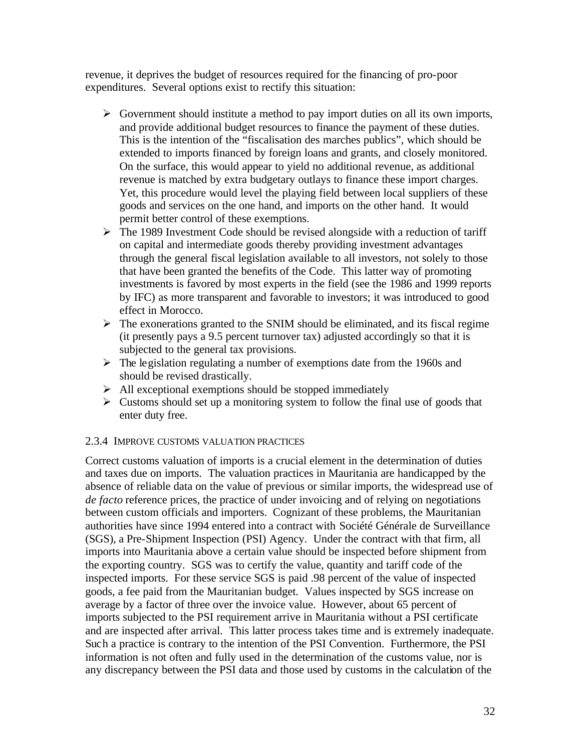revenue, it deprives the budget of resources required for the financing of pro-poor expenditures. Several options exist to rectify this situation:

- Government should institute a method to pay import duties on all its own imports, and provide additional budget resources to finance the payment of these duties. This is the intention of the "fiscalisation des marches publics", which should be extended to imports financed by foreign loans and grants, and closely monitored. On the surface, this would appear to yield no additional revenue, as additional revenue is matched by extra budgetary outlays to finance these import charges. Yet, this procedure would level the playing field between local suppliers of these goods and services on the one hand, and imports on the other hand. It would permit better control of these exemptions.
- The 1989 Investment Code should be revised alongside with a reduction of tariff on capital and intermediate goods thereby providing investment advantages through the general fiscal legislation available to all investors, not solely to those that have been granted the benefits of the Code. This latter way of promoting investments is favored by most experts in the field (see the 1986 and 1999 reports by IFC) as more transparent and favorable to investors; it was introduced to good effect in Morocco.
- The exonerations granted to the SNIM should be eliminated, and its fiscal regime (it presently pays a 9.5 percent turnover tax) adjusted accordingly so that it is subjected to the general tax provisions.
- The legislation regulating a number of exemptions date from the 1960s and should be revised drastically.
- All exceptional exemptions should be stopped immediately
- Customs should set up a monitoring system to follow the final use of goods that enter duty free.

#### 2.3.4 IMPROVE CUSTOMS VALUATION PRACTICES

Correct customs valuation of imports is a crucial element in the determination of duties and taxes due on imports. The valuation practices in Mauritania are handicapped by the absence of reliable data on the value of previous or similar imports, the widespread use of *de facto* reference prices, the practice of under invoicing and of relying on negotiations between custom officials and importers. Cognizant of these problems, the Mauritanian authorities have since 1994 entered into a contract with Société Générale de Surveillance (SGS), a Pre-Shipment Inspection (PSI) Agency. Under the contract with that firm, all imports into Mauritania above a certain value should be inspected before shipment from the exporting country. SGS was to certify the value, quantity and tariff code of the inspected imports. For these service SGS is paid .98 percent of the value of inspected goods, a fee paid from the Mauritanian budget. Values inspected by SGS increase on average by a factor of three over the invoice value. However, about 65 percent of imports subjected to the PSI requirement arrive in Mauritania without a PSI certificate and are inspected after arrival. This latter process takes time and is extremely inadequate. Such a practice is contrary to the intention of the PSI Convention. Furthermore, the PSI information is not often and fully used in the determination of the customs value, nor is any discrepancy between the PSI data and those used by customs in the calculation of the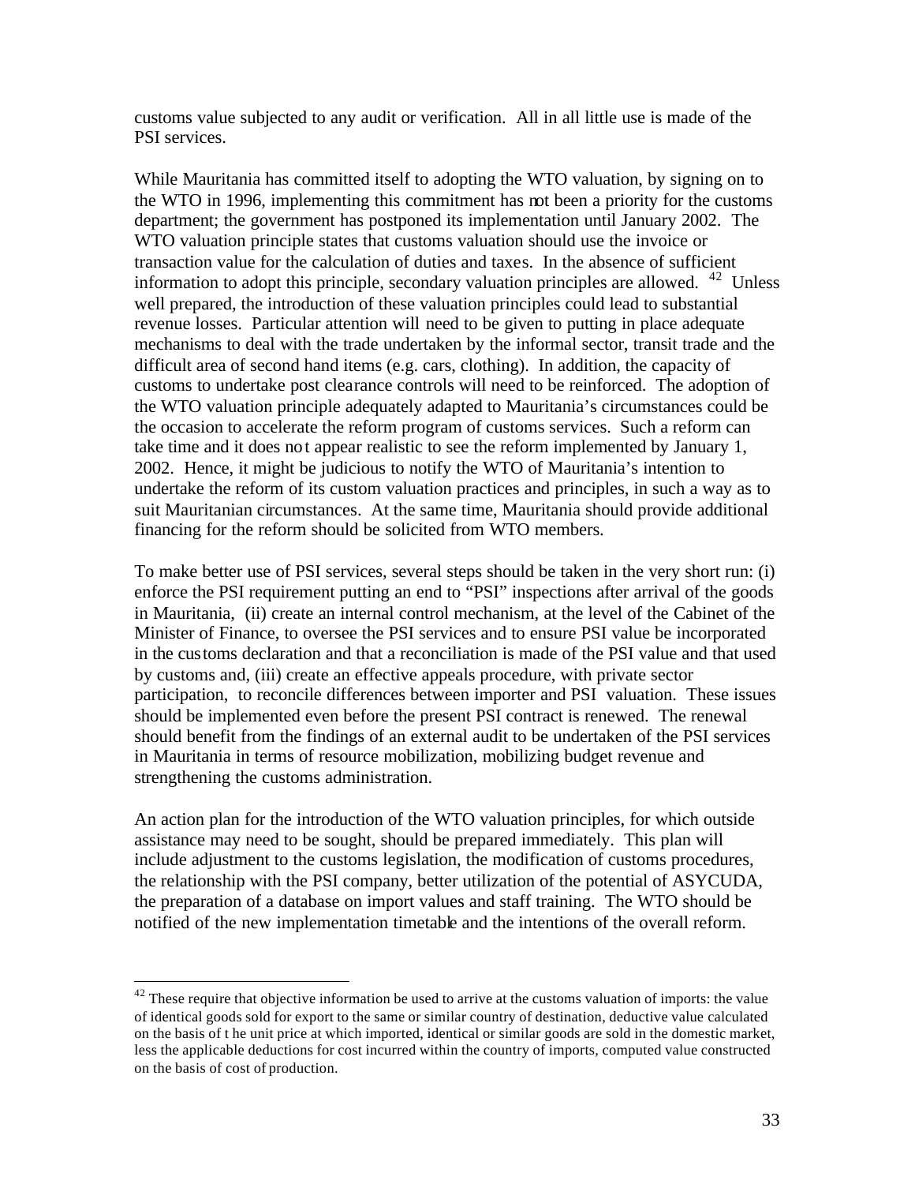customs value subjected to any audit or verification. All in all little use is made of the PSI services.

While Mauritania has committed itself to adopting the WTO valuation, by signing on to the WTO in 1996, implementing this commitment has not been a priority for the customs department; the government has postponed its implementation until January 2002. The WTO valuation principle states that customs valuation should use the invoice or transaction value for the calculation of duties and taxes. In the absence of sufficient information to adopt this principle, secondary valuation principles are allowed. [42] Unless well prepared, the introduction of these valuation principles could lead to substantial revenue losses. Particular attention will need to be given to putting in place adequate mechanisms to deal with the trade undertaken by the informal sector, transit trade and the difficult area of second hand items (e.g. cars, clothing). In addition, the capacity of customs to undertake post clearance controls will need to be reinforced. The adoption of the WTO valuation principle adequately adapted to Mauritania's circumstances could be the occasion to accelerate the reform program of customs services. Such a reform can take time and it does not appear realistic to see the reform implemented by January 1, 2002. Hence, it might be judicious to notify the WTO of Mauritania's intention to undertake the reform of its custom valuation practices and principles, in such a way as to suit Mauritanian circumstances. At the same time, Mauritania should provide additional financing for the reform should be solicited from WTO members.

To make better use of PSI services, several steps should be taken in the very short run: (i) enforce the PSI requirement putting an end to "PSI" inspections after arrival of the goods in Mauritania, (ii) create an internal control mechanism, at the level of the Cabinet of the Minister of Finance, to oversee the PSI services and to ensure PSI value be incorporated in the customs declaration and that a reconciliation is made of the PSI value and that used by customs and, (iii) create an effective appeals procedure, with private sector participation, to reconcile differences between importer and PSI valuation. These issues should be implemented even before the present PSI contract is renewed. The renewal should benefit from the findings of an external audit to be undertaken of the PSI services in Mauritania in terms of resource mobilization, mobilizing budget revenue and strengthening the customs administration.

An action plan for the introduction of the WTO valuation principles, for which outside assistance may need to be sought, should be prepared immediately. This plan will include adjustment to the customs legislation, the modification of customs procedures, the relationship with the PSI company, better utilization of the potential of ASYCUDA, the preparation of a database on import values and staff training. The WTO should be notified of the new implementation timetable and the intentions of the overall reform.

---

[42] These require that objective information be used to arrive at the customs valuation of imports: the value of identical goods sold for export to the same or similar country of destination, deductive value calculated on the basis of the unit price at which imported, identical or similar goods are sold in the domestic market, less the applicable deductions for cost incurred within the country of imports, computed value constructed on the basis of cost of production.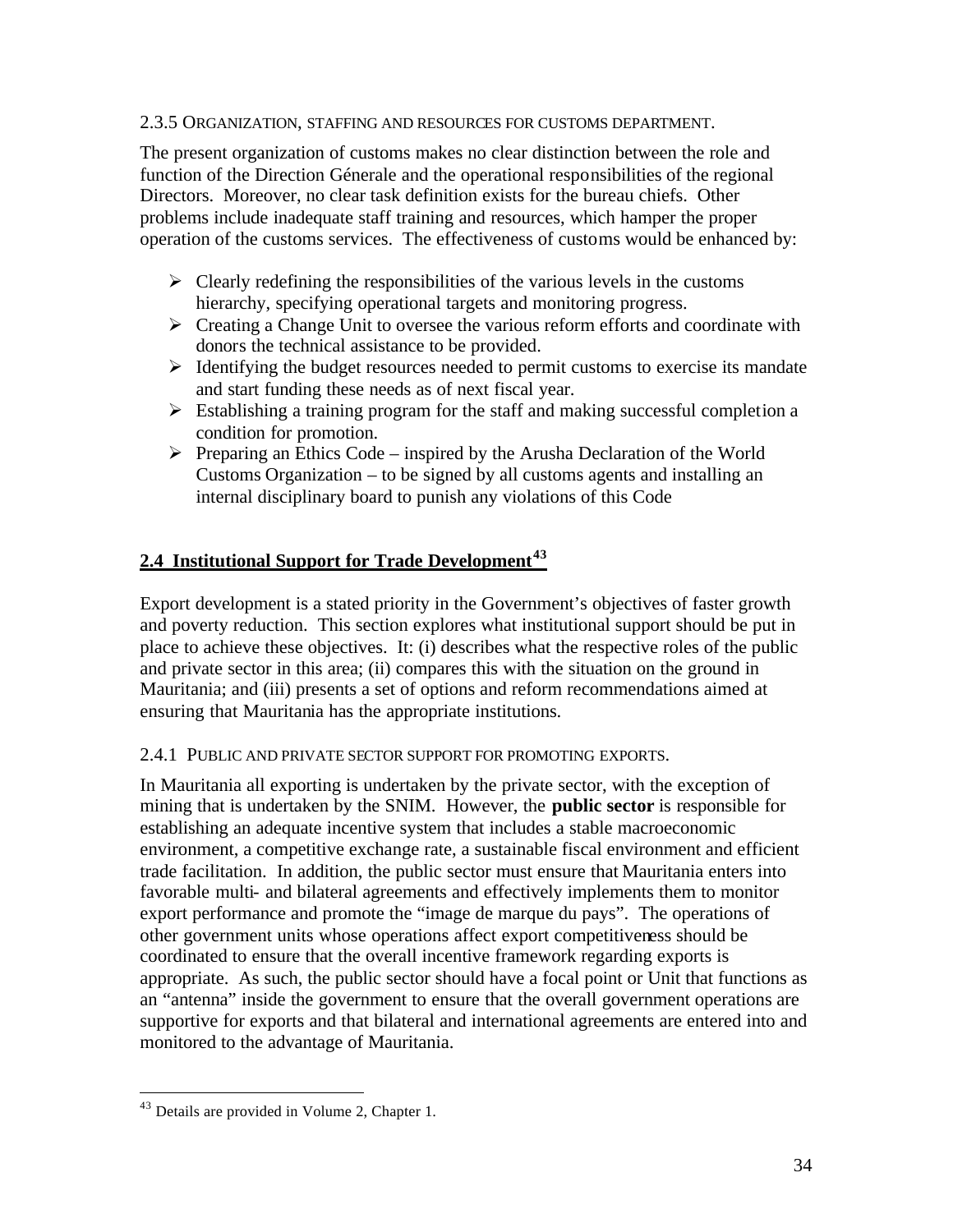### 2.3.5 Organization, staffing and resources for customs department.

The present organization of customs makes no clear distinction between the role and function of the Direction Génerale and the operational responsibilities of the regional Directors. Moreover, no clear task definition exists for the bureau chiefs. Other problems include inadequate staff training and resources, which hamper the proper operation of the customs services. The effectiveness of customs would be enhanced by:

- Clearly redefining the responsibilities of the various levels in the customs hierarchy, specifying operational targets and monitoring progress.
- Creating a Change Unit to oversee the various reform efforts and coordinate with donors the technical assistance to be provided.
- Identifying the budget resources needed to permit customs to exercise its mandate and start funding these needs as of next fiscal year.
- Establishing a training program for the staff and making successful completion a condition for promotion.
- Preparing an Ethics Code – inspired by the Arusha Declaration of the World Customs Organization – to be signed by all customs agents and installing an internal disciplinary board to punish any violations of this Code

## 2.4 Institutional Support for Trade Development[43]

Export development is a stated priority in the Government's objectives of faster growth and poverty reduction. This section explores what institutional support should be put in place to achieve these objectives. It: (i) describes what the respective roles of the public and private sector in this area; (ii) compares this with the situation on the ground in Mauritania; and (iii) presents a set of options and reform recommendations aimed at ensuring that Mauritania has the appropriate institutions.

### 2.4.1 Public and private sector support for promoting exports.

In Mauritania all exporting is undertaken by the private sector, with the exception of mining that is undertaken by the SNIM. However, the **public sector** is responsible for establishing an adequate incentive system that includes a stable macroeconomic environment, a competitive exchange rate, a sustainable fiscal environment and efficient trade facilitation. In addition, the public sector must ensure that Mauritania enters into favorable multi- and bilateral agreements and effectively implements them to monitor export performance and promote the "image de marque du pays". The operations of other government units whose operations affect export competitiveness should be coordinated to ensure that the overall incentive framework regarding exports is appropriate. As such, the public sector should have a focal point or Unit that functions as an "antenna" inside the government to ensure that the overall government operations are supportive for exports and that bilateral and international agreements are entered into and monitored to the advantage of Mauritania.

[43] Details are provided in Volume 2, Chapter 1.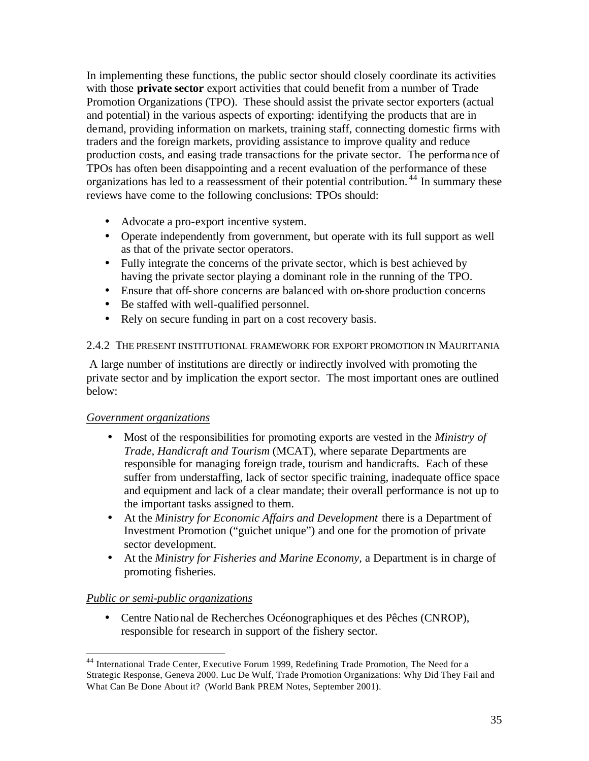In implementing these functions, the public sector should closely coordinate its activities with those **private sector** export activities that could benefit from a number of Trade Promotion Organizations (TPO). These should assist the private sector exporters (actual and potential) in the various aspects of exporting: identifying the products that are in demand, providing information on markets, training staff, connecting domestic firms with traders and the foreign markets, providing assistance to improve quality and reduce production costs, and easing trade transactions for the private sector. The performance of TPOs has often been disappointing and a recent evaluation of the performance of these organizations has led to a reassessment of their potential contribution.[44] In summary these reviews have come to the following conclusions: TPOs should:

- Advocate a pro-export incentive system.
- Operate independently from government, but operate with its full support as well as that of the private sector operators.
- Fully integrate the concerns of the private sector, which is best achieved by having the private sector playing a dominant role in the running of the TPO.
- Ensure that off-shore concerns are balanced with on-shore production concerns
- Be staffed with well-qualified personnel.
- Rely on secure funding in part on a cost recovery basis.

### 2.4.2 The present institutional framework for export promotion in Mauritania

A large number of institutions are directly or indirectly involved with promoting the private sector and by implication the export sector. The most important ones are outlined below:

<u>*Government organizations*</u>

- Most of the responsibilities for promoting exports are vested in the *Ministry of Trade, Handicraft and Tourism* (MCAT), where separate Departments are responsible for managing foreign trade, tourism and handicrafts. Each of these suffer from understaffing, lack of sector specific training, inadequate office space and equipment and lack of a clear mandate; their overall performance is not up to the important tasks assigned to them.
- At the *Ministry for Economic Affairs and Development* there is a Department of Investment Promotion ("guichet unique") and one for the promotion of private sector development.
- At the *Ministry for Fisheries and Marine Economy*, a Department is in charge of promoting fisheries.

<u>*Public or semi-public organizations*</u>

- Centre National de Recherches Océonographiques et des Pêches (CNROP), responsible for research in support of the fishery sector.

---

[44] International Trade Center, Executive Forum 1999, Redefining Trade Promotion, The Need for a Strategic Response, Geneva 2000. Luc De Wulf, Trade Promotion Organizations: Why Did They Fail and What Can Be Done About it? (World Bank PREM Notes, September 2001).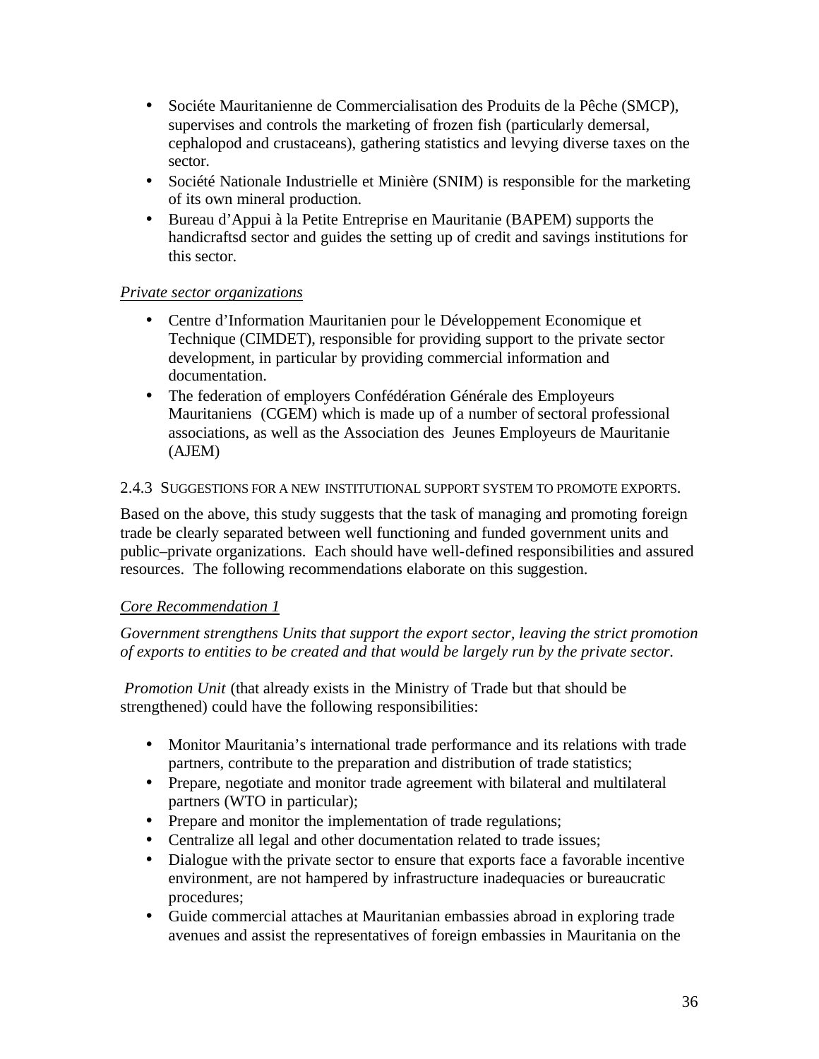- Sociéte Mauritanienne de Commercialisation des Produits de la Pêche (SMCP), supervises and controls the marketing of frozen fish (particularly demersal, cephalopod and crustaceans), gathering statistics and levying diverse taxes on the sector.
- Société Nationale Industrielle et Minière (SNIM) is responsible for the marketing of its own mineral production.
- Bureau d'Appui à la Petite Entreprise en Mauritanie (BAPEM) supports the handicraftsd sector and guides the setting up of credit and savings institutions for this sector.

*Private sector organizations*

- Centre d'Information Mauritanien pour le Développement Economique et Technique (CIMDET), responsible for providing support to the private sector development, in particular by providing commercial information and documentation.
- The federation of employers Confédération Générale des Employeurs Mauritaniens (CGEM) which is made up of a number of sectoral professional associations, as well as the Association des Jeunes Employeurs de Mauritanie (AJEM)

### 2.4.3 Suggestions for a new institutional support system to promote exports.

Based on the above, this study suggests that the task of managing and promoting foreign trade be clearly separated between well functioning and funded government units and public–private organizations. Each should have well-defined responsibilities and assured resources. The following recommendations elaborate on this suggestion.

*Core Recommendation 1*

*Government strengthens Units that support the export sector, leaving the strict promotion of exports to entities to be created and that would be largely run by the private sector.*

*Promotion Unit* (that already exists in the Ministry of Trade but that should be strengthened) could have the following responsibilities:

- Monitor Mauritania's international trade performance and its relations with trade partners, contribute to the preparation and distribution of trade statistics;
- Prepare, negotiate and monitor trade agreement with bilateral and multilateral partners (WTO in particular);
- Prepare and monitor the implementation of trade regulations;
- Centralize all legal and other documentation related to trade issues;
- Dialogue with the private sector to ensure that exports face a favorable incentive environment, are not hampered by infrastructure inadequacies or bureaucratic procedures;
- Guide commercial attaches at Mauritanian embassies abroad in exploring trade avenues and assist the representatives of foreign embassies in Mauritania on the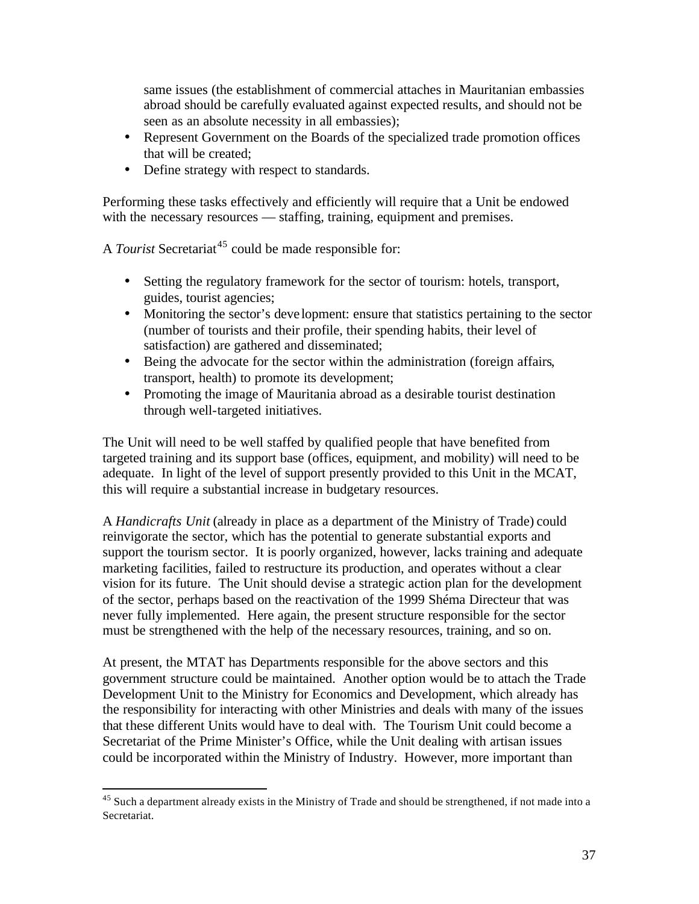same issues (the establishment of commercial attaches in Mauritanian embassies abroad should be carefully evaluated against expected results, and should not be seen as an absolute necessity in all embassies);

- Represent Government on the Boards of the specialized trade promotion offices that will be created;
- Define strategy with respect to standards.

Performing these tasks effectively and efficiently will require that a Unit be endowed with the necessary resources — staffing, training, equipment and premises.

A *Tourist* Secretariat[45] could be made responsible for:

- Setting the regulatory framework for the sector of tourism: hotels, transport, guides, tourist agencies;
- Monitoring the sector's development: ensure that statistics pertaining to the sector (number of tourists and their profile, their spending habits, their level of satisfaction) are gathered and disseminated;
- Being the advocate for the sector within the administration (foreign affairs, transport, health) to promote its development;
- Promoting the image of Mauritania abroad as a desirable tourist destination through well-targeted initiatives.

The Unit will need to be well staffed by qualified people that have benefited from targeted training and its support base (offices, equipment, and mobility) will need to be adequate. In light of the level of support presently provided to this Unit in the MCAT, this will require a substantial increase in budgetary resources.

A *Handicrafts Unit* (already in place as a department of the Ministry of Trade) could reinvigorate the sector, which has the potential to generate substantial exports and support the tourism sector. It is poorly organized, however, lacks training and adequate marketing facilities, failed to restructure its production, and operates without a clear vision for its future. The Unit should devise a strategic action plan for the development of the sector, perhaps based on the reactivation of the 1999 Shéma Directeur that was never fully implemented. Here again, the present structure responsible for the sector must be strengthened with the help of the necessary resources, training, and so on.

At present, the MTAT has Departments responsible for the above sectors and this government structure could be maintained. Another option would be to attach the Trade Development Unit to the Ministry for Economics and Development, which already has the responsibility for interacting with other Ministries and deals with many of the issues that these different Units would have to deal with. The Tourism Unit could become a Secretariat of the Prime Minister's Office, while the Unit dealing with artisan issues could be incorporated within the Ministry of Industry. However, more important than

[45] Such a department already exists in the Ministry of Trade and should be strengthened, if not made into a Secretariat.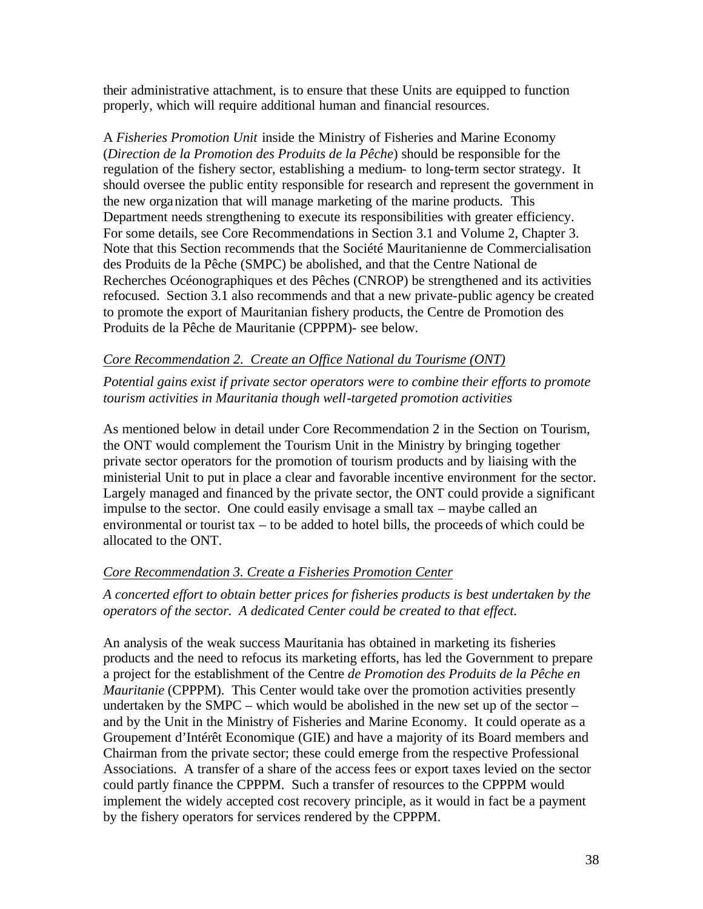their administrative attachment, is to ensure that these Units are equipped to function properly, which will require additional human and financial resources.

A *Fisheries Promotion Unit* inside the Ministry of Fisheries and Marine Economy (*Direction de la Promotion des Produits de la Pêche*) should be responsible for the regulation of the fishery sector, establishing a medium- to long-term sector strategy. It should oversee the public entity responsible for research and represent the government in the new organization that will manage marketing of the marine products. This Department needs strengthening to execute its responsibilities with greater efficiency. For some details, see Core Recommendations in Section 3.1 and Volume 2, Chapter 3. Note that this Section recommends that the Société Mauritanienne de Commercialisation des Produits de la Pêche (SMPC) be abolished, and that the Centre National de Recherches Océonographiques et des Pêches (CNROP) be strengthened and its activities refocused. Section 3.1 also recommends and that a new private-public agency be created to promote the export of Mauritanian fishery products, the Centre de Promotion des Produits de la Pêche de Mauritanie (CPPPM)- see below.

<u>*Core Recommendation 2. Create an Office National du Tourisme (ONT)*</u>

*Potential gains exist if private sector operators were to combine their efforts to promote tourism activities in Mauritania though well-targeted promotion activities*

As mentioned below in detail under Core Recommendation 2 in the Section on Tourism, the ONT would complement the Tourism Unit in the Ministry by bringing together private sector operators for the promotion of tourism products and by liaising with the ministerial Unit to put in place a clear and favorable incentive environment for the sector. Largely managed and financed by the private sector, the ONT could provide a significant impulse to the sector. One could easily envisage a small tax – maybe called an environmental or tourist tax – to be added to hotel bills, the proceeds of which could be allocated to the ONT.

<u>*Core Recommendation 3. Create a Fisheries Promotion Center*</u>

*A concerted effort to obtain better prices for fisheries products is best undertaken by the operators of the sector. A dedicated Center could be created to that effect.*

An analysis of the weak success Mauritania has obtained in marketing its fisheries products and the need to refocus its marketing efforts, has led the Government to prepare a project for the establishment of the Centre *de Promotion des Produits de la Pêche en Mauritanie* (CPPPM). This Center would take over the promotion activities presently undertaken by the SMPC – which would be abolished in the new set up of the sector – and by the Unit in the Ministry of Fisheries and Marine Economy. It could operate as a Groupement d'Intérêt Economique (GIE) and have a majority of its Board members and Chairman from the private sector; these could emerge from the respective Professional Associations. A transfer of a share of the access fees or export taxes levied on the sector could partly finance the CPPPM. Such a transfer of resources to the CPPPM would implement the widely accepted cost recovery principle, as it would in fact be a payment by the fishery operators for services rendered by the CPPPM.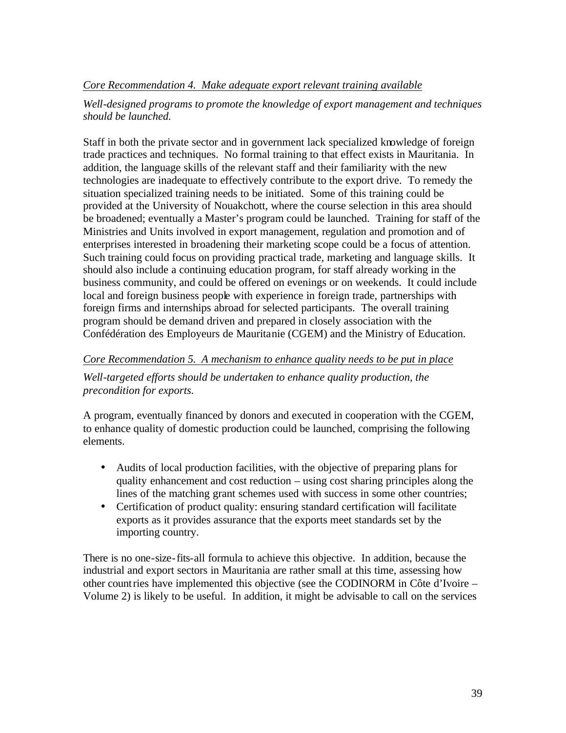*<u>Core Recommendation 4. Make adequate export relevant training available</u>*

*Well-designed programs to promote the knowledge of export management and techniques should be launched.*

Staff in both the private sector and in government lack specialized knowledge of foreign trade practices and techniques. No formal training to that effect exists in Mauritania. In addition, the language skills of the relevant staff and their familiarity with the new technologies are inadequate to effectively contribute to the export drive. To remedy the situation specialized training needs to be initiated. Some of this training could be provided at the University of Nouakchott, where the course selection in this area should be broadened; eventually a Master's program could be launched. Training for staff of the Ministries and Units involved in export management, regulation and promotion and of enterprises interested in broadening their marketing scope could be a focus of attention. Such training could focus on providing practical trade, marketing and language skills. It should also include a continuing education program, for staff already working in the business community, and could be offered on evenings or on weekends. It could include local and foreign business people with experience in foreign trade, partnerships with foreign firms and internships abroad for selected participants. The overall training program should be demand driven and prepared in closely association with the Confédération des Employeurs de Mauritanie (CGEM) and the Ministry of Education.

*<u>Core Recommendation 5. A mechanism to enhance quality needs to be put in place</u>*

*Well-targeted efforts should be undertaken to enhance quality production, the precondition for exports.*

A program, eventually financed by donors and executed in cooperation with the CGEM, to enhance quality of domestic production could be launched, comprising the following elements.

- Audits of local production facilities, with the objective of preparing plans for quality enhancement and cost reduction – using cost sharing principles along the lines of the matching grant schemes used with success in some other countries;
- Certification of product quality: ensuring standard certification will facilitate exports as it provides assurance that the exports meet standards set by the importing country.

There is no one-size-fits-all formula to achieve this objective. In addition, because the industrial and export sectors in Mauritania are rather small at this time, assessing how other countries have implemented this objective (see the CODINORM in Côte d'Ivoire – Volume 2) is likely to be useful. In addition, it might be advisable to call on the services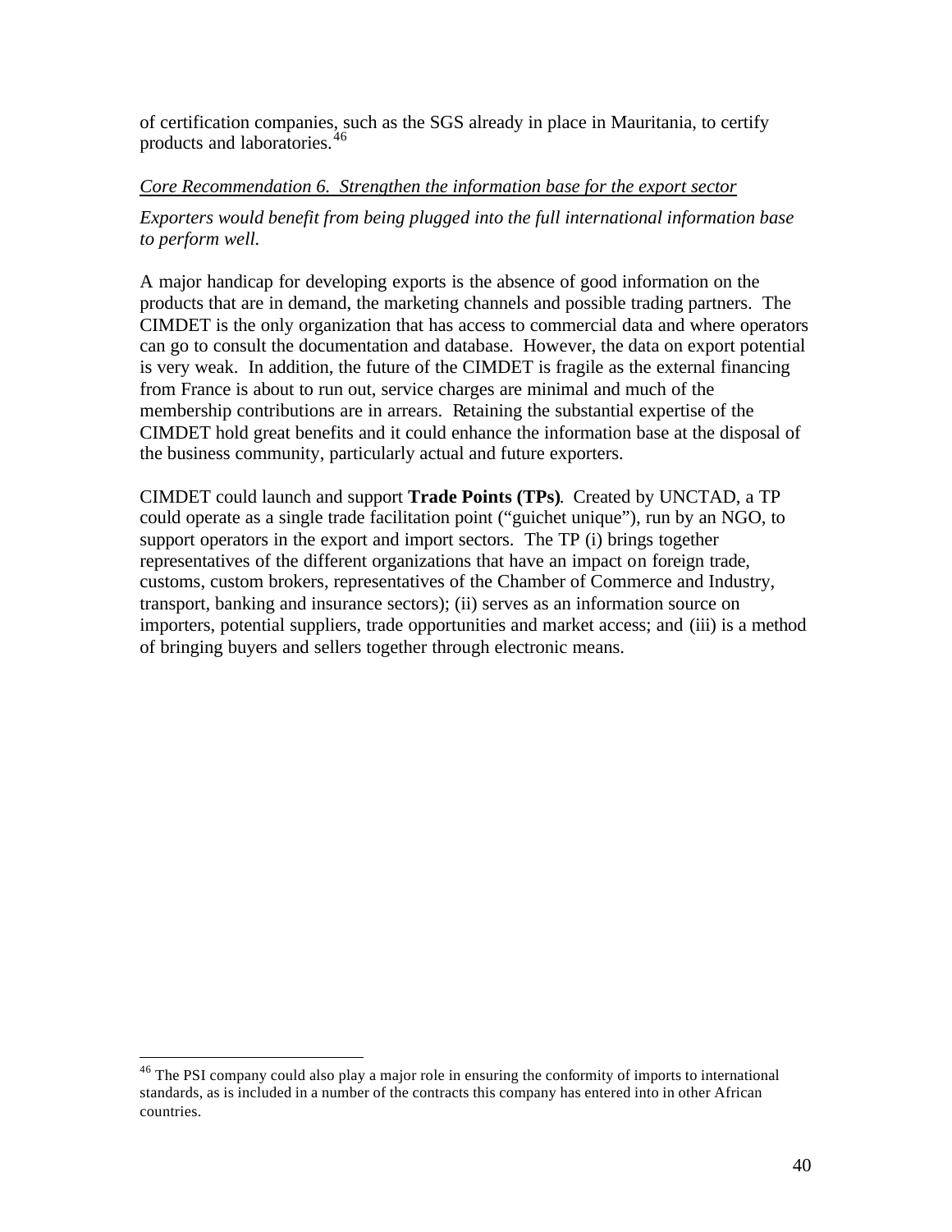of certification companies, such as the SGS already in place in Mauritania, to certify products and laboratories.[46]

*Core Recommendation 6. Strengthen the information base for the export sector*

*Exporters would benefit from being plugged into the full international information base to perform well.*

A major handicap for developing exports is the absence of good information on the products that are in demand, the marketing channels and possible trading partners. The CIMDET is the only organization that has access to commercial data and where operators can go to consult the documentation and database. However, the data on export potential is very weak. In addition, the future of the CIMDET is fragile as the external financing from France is about to run out, service charges are minimal and much of the membership contributions are in arrears. Retaining the substantial expertise of the CIMDET hold great benefits and it could enhance the information base at the disposal of the business community, particularly actual and future exporters.

CIMDET could launch and support **Trade Points (TPs)**. Created by UNCTAD, a TP could operate as a single trade facilitation point ("guichet unique"), run by an NGO, to support operators in the export and import sectors. The TP (i) brings together representatives of the different organizations that have an impact on foreign trade, customs, custom brokers, representatives of the Chamber of Commerce and Industry, transport, banking and insurance sectors); (ii) serves as an information source on importers, potential suppliers, trade opportunities and market access; and (iii) is a method of bringing buyers and sellers together through electronic means.

---

[46] The PSI company could also play a major role in ensuring the conformity of imports to international standards, as is included in a number of the contracts this company has entered into in other African countries.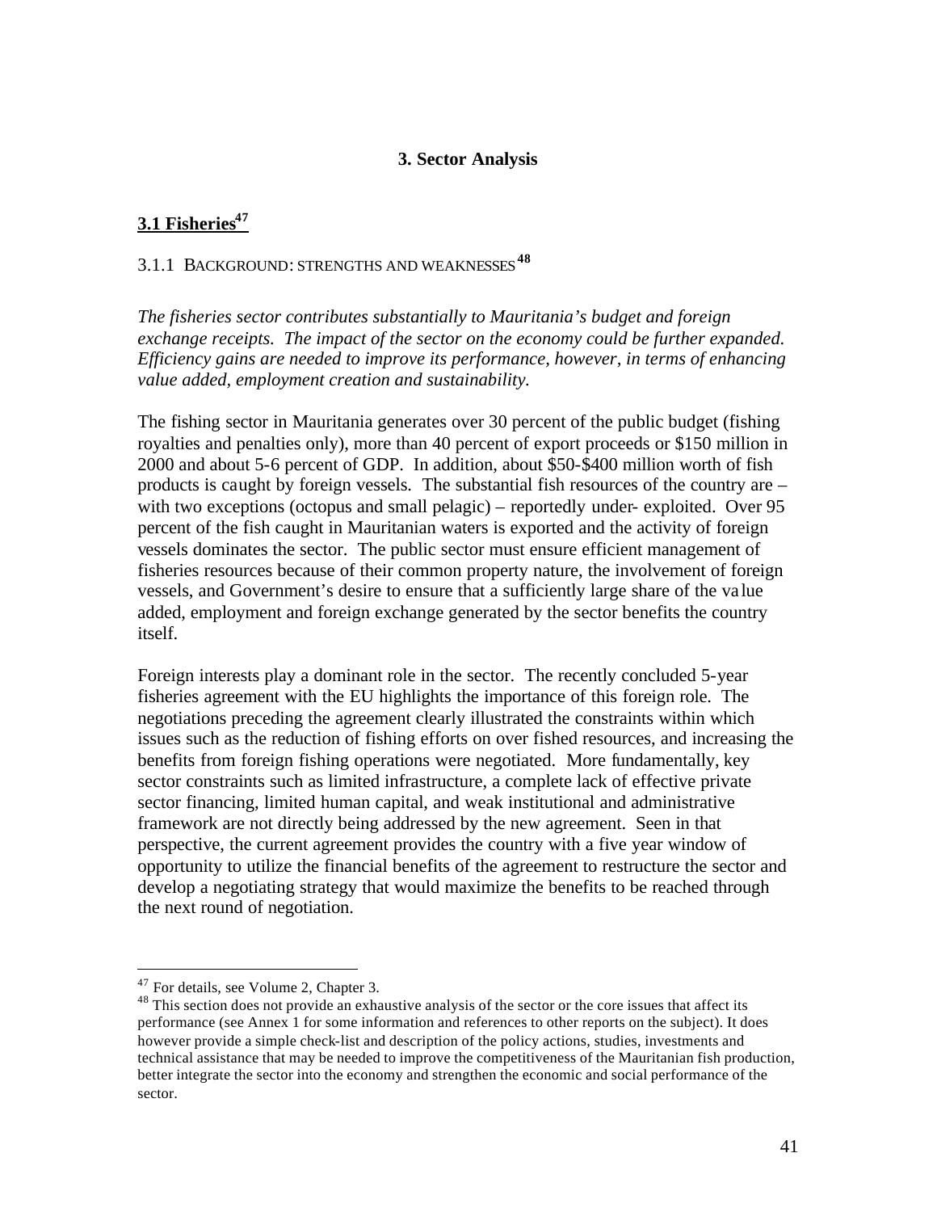# 3. Sector Analysis

## 3.1 Fisheries[47]

### 3.1.1 Background: strengths and weaknesses[48]

*The fisheries sector contributes substantially to Mauritania's budget and foreign exchange receipts. The impact of the sector on the economy could be further expanded. Efficiency gains are needed to improve its performance, however, in terms of enhancing value added, employment creation and sustainability.*

The fishing sector in Mauritania generates over 30 percent of the public budget (fishing royalties and penalties only), more than 40 percent of export proceeds or $150 million in 2000 and about 5-6 percent of GDP. In addition, about $50-$400 million worth of fish products is caught by foreign vessels. The substantial fish resources of the country are – with two exceptions (octopus and small pelagic) – reportedly under- exploited. Over 95 percent of the fish caught in Mauritanian waters is exported and the activity of foreign vessels dominates the sector. The public sector must ensure efficient management of fisheries resources because of their common property nature, the involvement of foreign vessels, and Government's desire to ensure that a sufficiently large share of the value added, employment and foreign exchange generated by the sector benefits the country itself.

Foreign interests play a dominant role in the sector. The recently concluded 5-year fisheries agreement with the EU highlights the importance of this foreign role. The negotiations preceding the agreement clearly illustrated the constraints within which issues such as the reduction of fishing efforts on over fished resources, and increasing the benefits from foreign fishing operations were negotiated. More fundamentally, key sector constraints such as limited infrastructure, a complete lack of effective private sector financing, limited human capital, and weak institutional and administrative framework are not directly being addressed by the new agreement. Seen in that perspective, the current agreement provides the country with a five year window of opportunity to utilize the financial benefits of the agreement to restructure the sector and develop a negotiating strategy that would maximize the benefits to be reached through the next round of negotiation.

---

[47] For details, see Volume 2, Chapter 3.

[48] This section does not provide an exhaustive analysis of the sector or the core issues that affect its performance (see Annex 1 for some information and references to other reports on the subject). It does however provide a simple check-list and description of the policy actions, studies, investments and technical assistance that may be needed to improve the competitiveness of the Mauritanian fish production, better integrate the sector into the economy and strengthen the economic and social performance of the sector.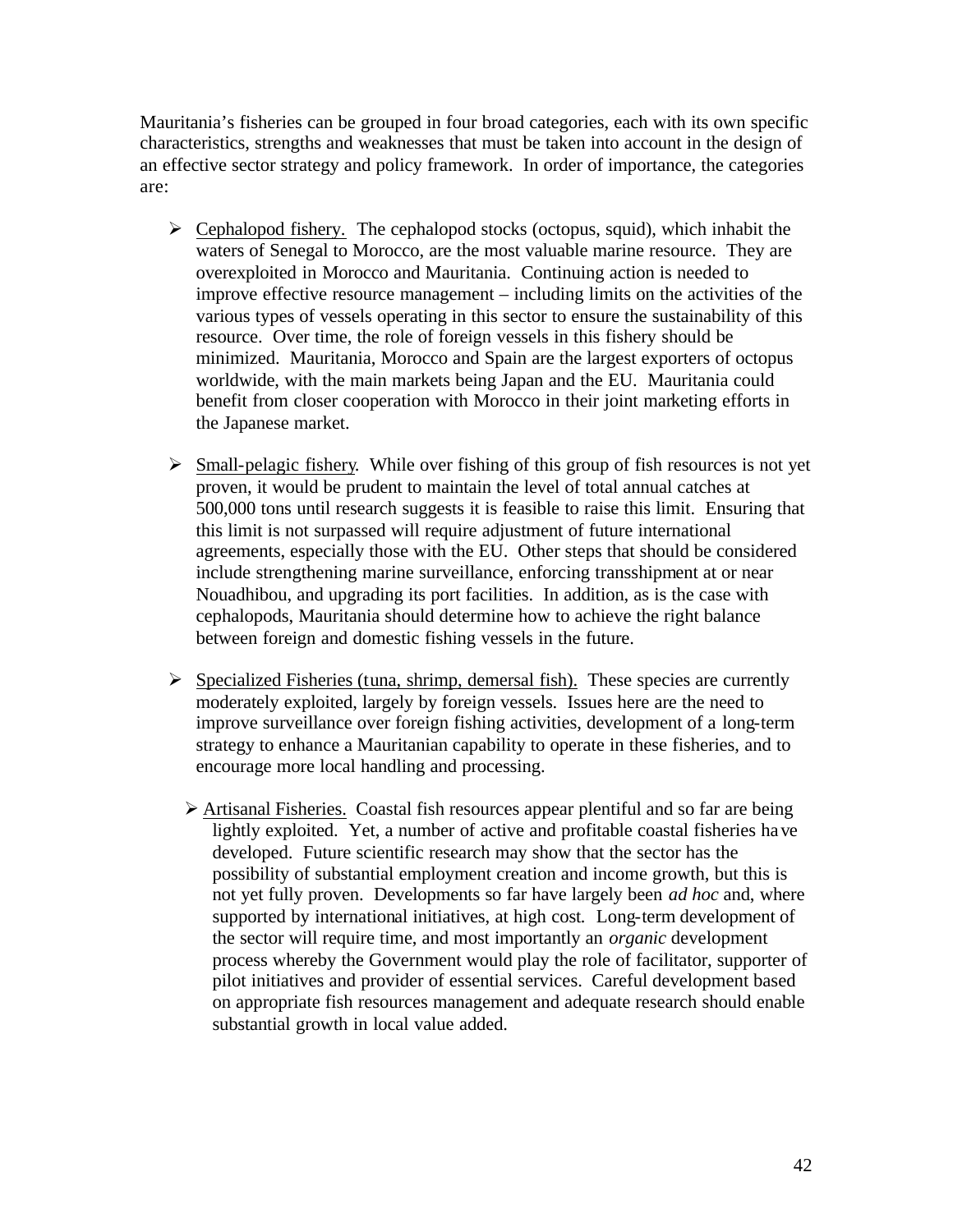Mauritania's fisheries can be grouped in four broad categories, each with its own specific characteristics, strengths and weaknesses that must be taken into account in the design of an effective sector strategy and policy framework. In order of importance, the categories are:

- Cephalopod fishery. The cephalopod stocks (octopus, squid), which inhabit the waters of Senegal to Morocco, are the most valuable marine resource. They are overexploited in Morocco and Mauritania. Continuing action is needed to improve effective resource management – including limits on the activities of the various types of vessels operating in this sector to ensure the sustainability of this resource. Over time, the role of foreign vessels in this fishery should be minimized. Mauritania, Morocco and Spain are the largest exporters of octopus worldwide, with the main markets being Japan and the EU. Mauritania could benefit from closer cooperation with Morocco in their joint marketing efforts in the Japanese market.

- Small-pelagic fishery. While over fishing of this group of fish resources is not yet proven, it would be prudent to maintain the level of total annual catches at 500,000 tons until research suggests it is feasible to raise this limit. Ensuring that this limit is not surpassed will require adjustment of future international agreements, especially those with the EU. Other steps that should be considered include strengthening marine surveillance, enforcing transshipment at or near Nouadhibou, and upgrading its port facilities. In addition, as is the case with cephalopods, Mauritania should determine how to achieve the right balance between foreign and domestic fishing vessels in the future.

- Specialized Fisheries (tuna, shrimp, demersal fish). These species are currently moderately exploited, largely by foreign vessels. Issues here are the need to improve surveillance over foreign fishing activities, development of a long-term strategy to enhance a Mauritanian capability to operate in these fisheries, and to encourage more local handling and processing.

- Artisanal Fisheries. Coastal fish resources appear plentiful and so far are being lightly exploited. Yet, a number of active and profitable coastal fisheries have developed. Future scientific research may show that the sector has the possibility of substantial employment creation and income growth, but this is not yet fully proven. Developments so far have largely been *ad hoc* and, where supported by international initiatives, at high cost. Long-term development of the sector will require time, and most importantly an *organic* development process whereby the Government would play the role of facilitator, supporter of pilot initiatives and provider of essential services. Careful development based on appropriate fish resources management and adequate research should enable substantial growth in local value added.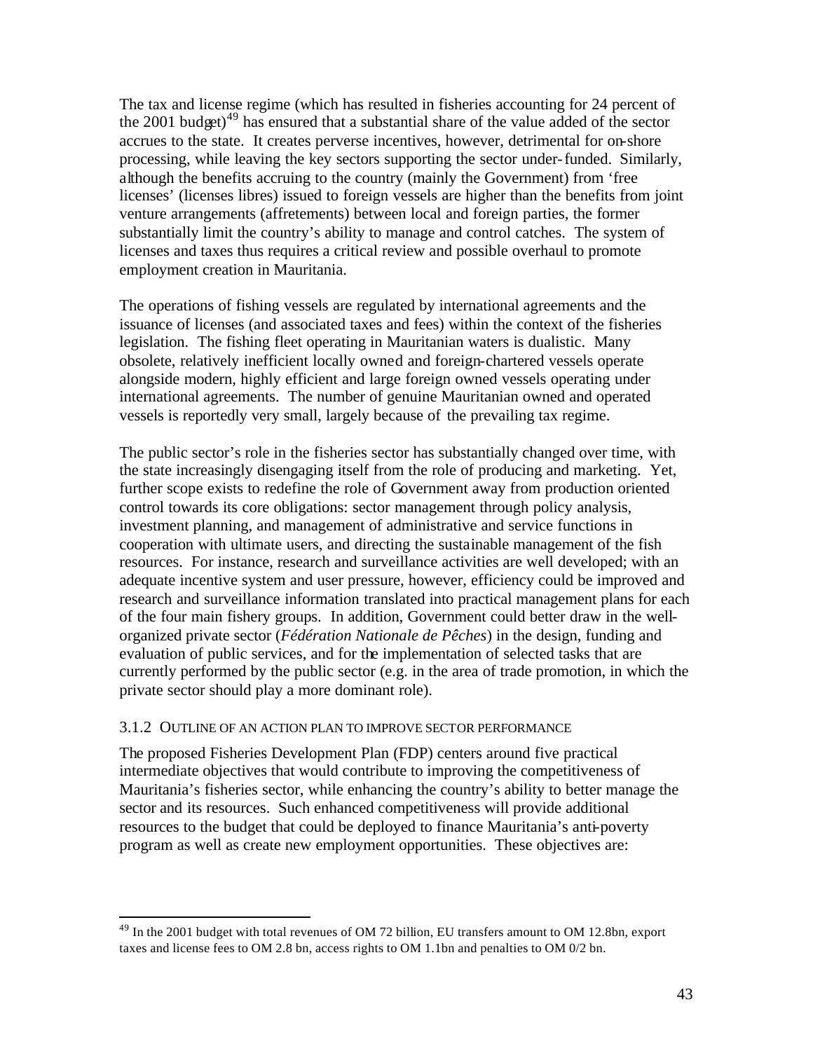The tax and license regime (which has resulted in fisheries accounting for 24 percent of the 2001 budget)[49] has ensured that a substantial share of the value added of the sector accrues to the state. It creates perverse incentives, however, detrimental for on-shore processing, while leaving the key sectors supporting the sector under-funded. Similarly, although the benefits accruing to the country (mainly the Government) from 'free licenses' (licenses libres) issued to foreign vessels are higher than the benefits from joint venture arrangements (affretements) between local and foreign parties, the former substantially limit the country's ability to manage and control catches. The system of licenses and taxes thus requires a critical review and possible overhaul to promote employment creation in Mauritania.

The operations of fishing vessels are regulated by international agreements and the issuance of licenses (and associated taxes and fees) within the context of the fisheries legislation. The fishing fleet operating in Mauritanian waters is dualistic. Many obsolete, relatively inefficient locally owned and foreign-chartered vessels operate alongside modern, highly efficient and large foreign owned vessels operating under international agreements. The number of genuine Mauritanian owned and operated vessels is reportedly very small, largely because of the prevailing tax regime.

The public sector's role in the fisheries sector has substantially changed over time, with the state increasingly disengaging itself from the role of producing and marketing. Yet, further scope exists to redefine the role of Government away from production oriented control towards its core obligations: sector management through policy analysis, investment planning, and management of administrative and service functions in cooperation with ultimate users, and directing the sustainable management of the fish resources. For instance, research and surveillance activities are well developed; with an adequate incentive system and user pressure, however, efficiency could be improved and research and surveillance information translated into practical management plans for each of the four main fishery groups. In addition, Government could better draw in the well-organized private sector (*Fédération Nationale de Pêches*) in the design, funding and evaluation of public services, and for the implementation of selected tasks that are currently performed by the public sector (e.g. in the area of trade promotion, in which the private sector should play a more dominant role).

### 3.1.2 Outline of an Action Plan to Improve Sector Performance

The proposed Fisheries Development Plan (FDP) centers around five practical intermediate objectives that would contribute to improving the competitiveness of Mauritania's fisheries sector, while enhancing the country's ability to better manage the sector and its resources. Such enhanced competitiveness will provide additional resources to the budget that could be deployed to finance Mauritania's anti-poverty program as well as create new employment opportunities. These objectives are:

---

[49] In the 2001 budget with total revenues of OM 72 billion, EU transfers amount to OM 12.8bn, export taxes and license fees to OM 2.8 bn, access rights to OM 1.1bn and penalties to OM 0/2 bn.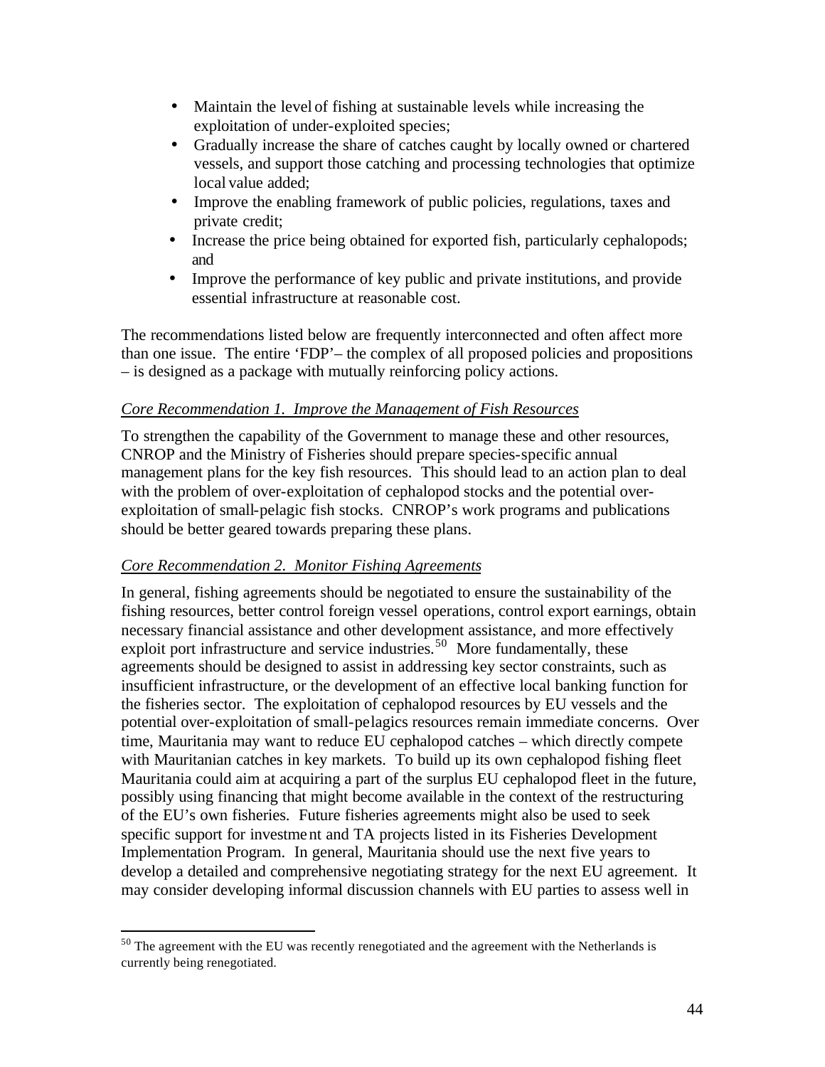- Maintain the level of fishing at sustainable levels while increasing the exploitation of under-exploited species;
- Gradually increase the share of catches caught by locally owned or chartered vessels, and support those catching and processing technologies that optimize local value added;
- Improve the enabling framework of public policies, regulations, taxes and private credit;
- Increase the price being obtained for exported fish, particularly cephalopods; and
- Improve the performance of key public and private institutions, and provide essential infrastructure at reasonable cost.

The recommendations listed below are frequently interconnected and often affect more than one issue. The entire 'FDP'– the complex of all proposed policies and propositions – is designed as a package with mutually reinforcing policy actions.

*Core Recommendation 1. Improve the Management of Fish Resources*

To strengthen the capability of the Government to manage these and other resources, CNROP and the Ministry of Fisheries should prepare species-specific annual management plans for the key fish resources. This should lead to an action plan to deal with the problem of over-exploitation of cephalopod stocks and the potential over-exploitation of small-pelagic fish stocks. CNROP's work programs and publications should be better geared towards preparing these plans.

*Core Recommendation 2. Monitor Fishing Agreements*

In general, fishing agreements should be negotiated to ensure the sustainability of the fishing resources, better control foreign vessel operations, control export earnings, obtain necessary financial assistance and other development assistance, and more effectively exploit port infrastructure and service industries.[50] More fundamentally, these agreements should be designed to assist in addressing key sector constraints, such as insufficient infrastructure, or the development of an effective local banking function for the fisheries sector. The exploitation of cephalopod resources by EU vessels and the potential over-exploitation of small-pelagics resources remain immediate concerns. Over time, Mauritania may want to reduce EU cephalopod catches – which directly compete with Mauritanian catches in key markets. To build up its own cephalopod fishing fleet Mauritania could aim at acquiring a part of the surplus EU cephalopod fleet in the future, possibly using financing that might become available in the context of the restructuring of the EU's own fisheries. Future fisheries agreements might also be used to seek specific support for investment and TA projects listed in its Fisheries Development Implementation Program. In general, Mauritania should use the next five years to develop a detailed and comprehensive negotiating strategy for the next EU agreement. It may consider developing informal discussion channels with EU parties to assess well in

[50] The agreement with the EU was recently renegotiated and the agreement with the Netherlands is currently being renegotiated.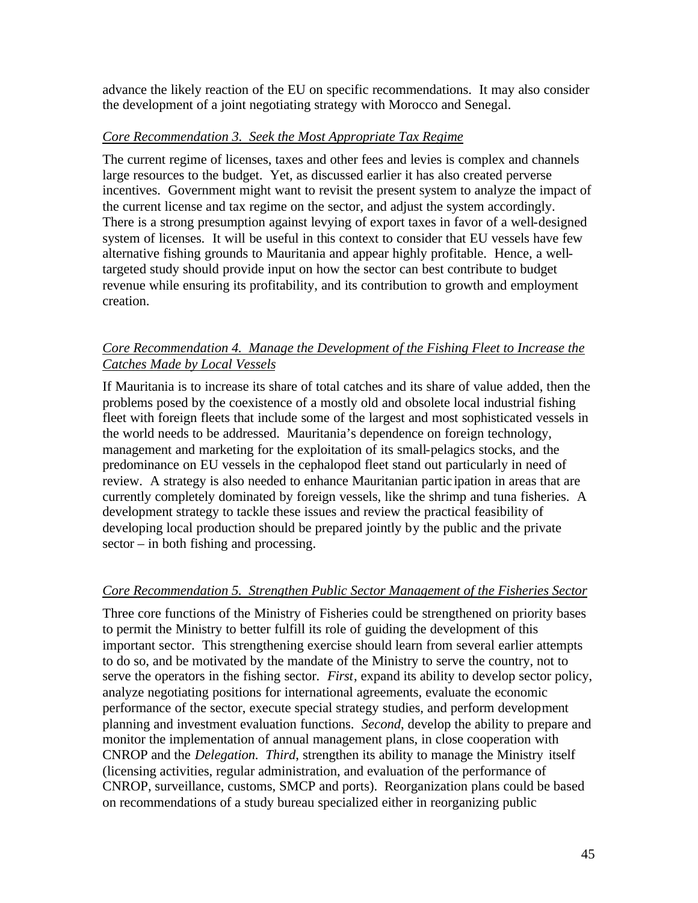advance the likely reaction of the EU on specific recommendations. It may also consider the development of a joint negotiating strategy with Morocco and Senegal.

*Core Recommendation 3. Seek the Most Appropriate Tax Regime*

The current regime of licenses, taxes and other fees and levies is complex and channels large resources to the budget. Yet, as discussed earlier it has also created perverse incentives. Government might want to revisit the present system to analyze the impact of the current license and tax regime on the sector, and adjust the system accordingly. There is a strong presumption against levying of export taxes in favor of a well-designed system of licenses. It will be useful in this context to consider that EU vessels have few alternative fishing grounds to Mauritania and appear highly profitable. Hence, a well-targeted study should provide input on how the sector can best contribute to budget revenue while ensuring its profitability, and its contribution to growth and employment creation.

*Core Recommendation 4. Manage the Development of the Fishing Fleet to Increase the Catches Made by Local Vessels*

If Mauritania is to increase its share of total catches and its share of value added, then the problems posed by the coexistence of a mostly old and obsolete local industrial fishing fleet with foreign fleets that include some of the largest and most sophisticated vessels in the world needs to be addressed. Mauritania's dependence on foreign technology, management and marketing for the exploitation of its small-pelagics stocks, and the predominance on EU vessels in the cephalopod fleet stand out particularly in need of review. A strategy is also needed to enhance Mauritanian participation in areas that are currently completely dominated by foreign vessels, like the shrimp and tuna fisheries. A development strategy to tackle these issues and review the practical feasibility of developing local production should be prepared jointly by the public and the private sector – in both fishing and processing.

*Core Recommendation 5. Strengthen Public Sector Management of the Fisheries Sector*

Three core functions of the Ministry of Fisheries could be strengthened on priority bases to permit the Ministry to better fulfill its role of guiding the development of this important sector. This strengthening exercise should learn from several earlier attempts to do so, and be motivated by the mandate of the Ministry to serve the country, not to serve the operators in the fishing sector. *First*, expand its ability to develop sector policy, analyze negotiating positions for international agreements, evaluate the economic performance of the sector, execute special strategy studies, and perform development planning and investment evaluation functions. *Second*, develop the ability to prepare and monitor the implementation of annual management plans, in close cooperation with CNROP and the *Delegation*. *Third*, strengthen its ability to manage the Ministry itself (licensing activities, regular administration, and evaluation of the performance of CNROP, surveillance, customs, SMCP and ports). Reorganization plans could be based on recommendations of a study bureau specialized either in reorganizing public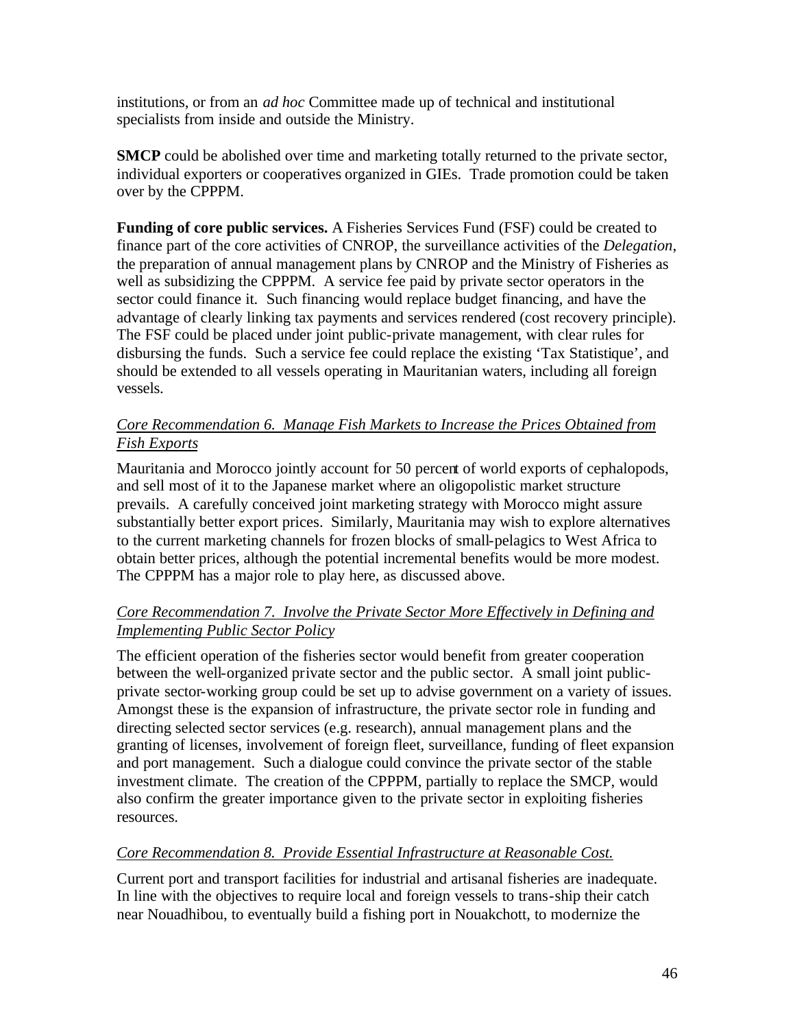institutions, or from an *ad hoc* Committee made up of technical and institutional specialists from inside and outside the Ministry.

**SMCP** could be abolished over time and marketing totally returned to the private sector, individual exporters or cooperatives organized in GIEs. Trade promotion could be taken over by the CPPPM.

**Funding of core public services.** A Fisheries Services Fund (FSF) could be created to finance part of the core activities of CNROP, the surveillance activities of the *Delegation*, the preparation of annual management plans by CNROP and the Ministry of Fisheries as well as subsidizing the CPPPM. A service fee paid by private sector operators in the sector could finance it. Such financing would replace budget financing, and have the advantage of clearly linking tax payments and services rendered (cost recovery principle). The FSF could be placed under joint public-private management, with clear rules for disbursing the funds. Such a service fee could replace the existing 'Tax Statistique', and should be extended to all vessels operating in Mauritanian waters, including all foreign vessels.

*Core Recommendation 6. Manage Fish Markets to Increase the Prices Obtained from Fish Exports*

Mauritania and Morocco jointly account for 50 percent of world exports of cephalopods, and sell most of it to the Japanese market where an oligopolistic market structure prevails. A carefully conceived joint marketing strategy with Morocco might assure substantially better export prices. Similarly, Mauritania may wish to explore alternatives to the current marketing channels for frozen blocks of small-pelagics to West Africa to obtain better prices, although the potential incremental benefits would be more modest. The CPPPM has a major role to play here, as discussed above.

*Core Recommendation 7. Involve the Private Sector More Effectively in Defining and Implementing Public Sector Policy*

The efficient operation of the fisheries sector would benefit from greater cooperation between the well-organized private sector and the public sector. A small joint public-private sector-working group could be set up to advise government on a variety of issues. Amongst these is the expansion of infrastructure, the private sector role in funding and directing selected sector services (e.g. research), annual management plans and the granting of licenses, involvement of foreign fleet, surveillance, funding of fleet expansion and port management. Such a dialogue could convince the private sector of the stable investment climate. The creation of the CPPPM, partially to replace the SMCP, would also confirm the greater importance given to the private sector in exploiting fisheries resources.

*Core Recommendation 8. Provide Essential Infrastructure at Reasonable Cost.*

Current port and transport facilities for industrial and artisanal fisheries are inadequate. In line with the objectives to require local and foreign vessels to trans-ship their catch near Nouadhibou, to eventually build a fishing port in Nouakchott, to modernize the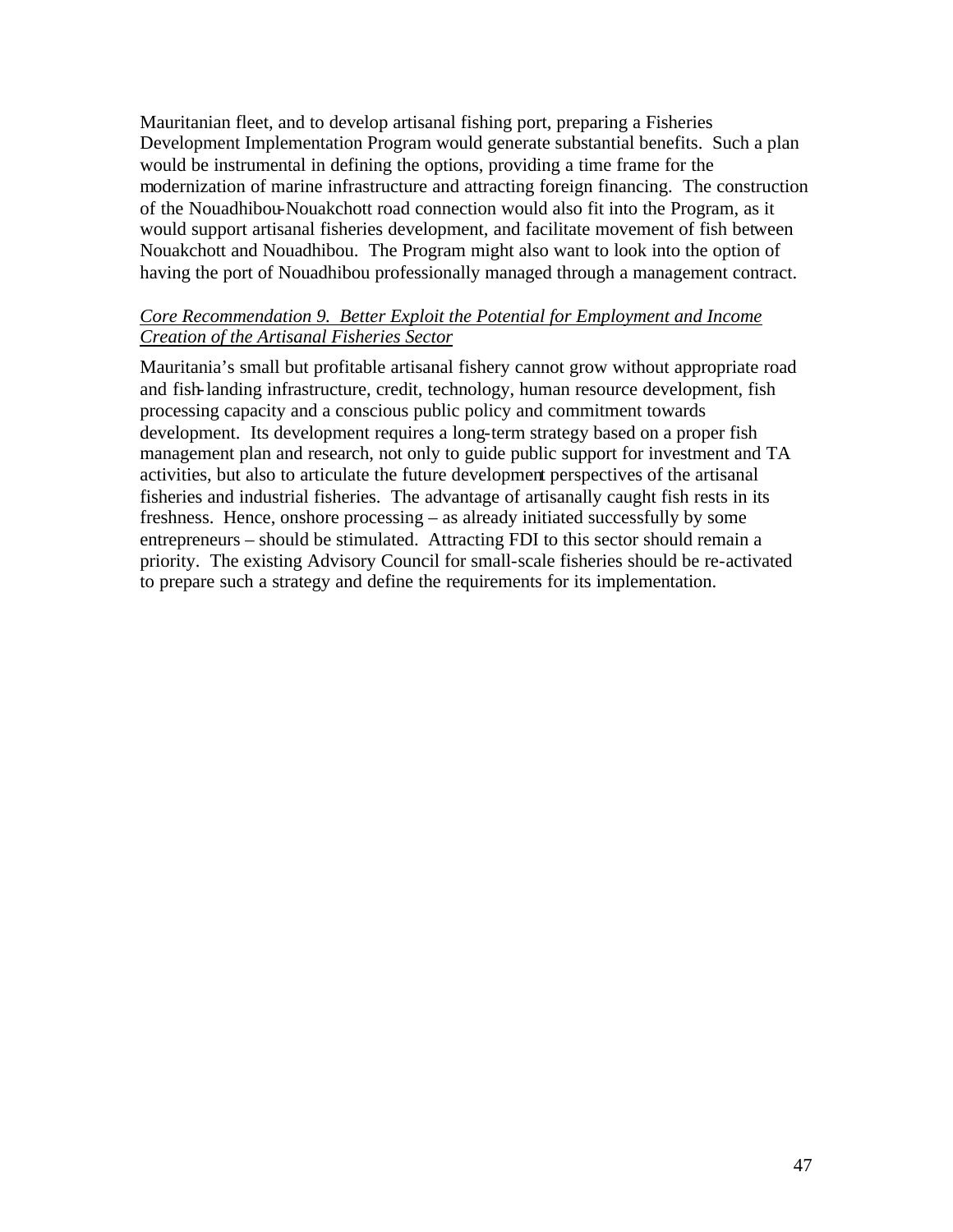Mauritanian fleet, and to develop artisanal fishing port, preparing a Fisheries Development Implementation Program would generate substantial benefits. Such a plan would be instrumental in defining the options, providing a time frame for the modernization of marine infrastructure and attracting foreign financing. The construction of the Nouadhibou-Nouakchott road connection would also fit into the Program, as it would support artisanal fisheries development, and facilitate movement of fish between Nouakchott and Nouadhibou. The Program might also want to look into the option of having the port of Nouadhibou professionally managed through a management contract.

*Core Recommendation 9. Better Exploit the Potential for Employment and Income Creation of the Artisanal Fisheries Sector*

Mauritania's small but profitable artisanal fishery cannot grow without appropriate road and fish-landing infrastructure, credit, technology, human resource development, fish processing capacity and a conscious public policy and commitment towards development. Its development requires a long-term strategy based on a proper fish management plan and research, not only to guide public support for investment and TA activities, but also to articulate the future development perspectives of the artisanal fisheries and industrial fisheries. The advantage of artisanally caught fish rests in its freshness. Hence, onshore processing – as already initiated successfully by some entrepreneurs – should be stimulated. Attracting FDI to this sector should remain a priority. The existing Advisory Council for small-scale fisheries should be re-activated to prepare such a strategy and define the requirements for its implementation.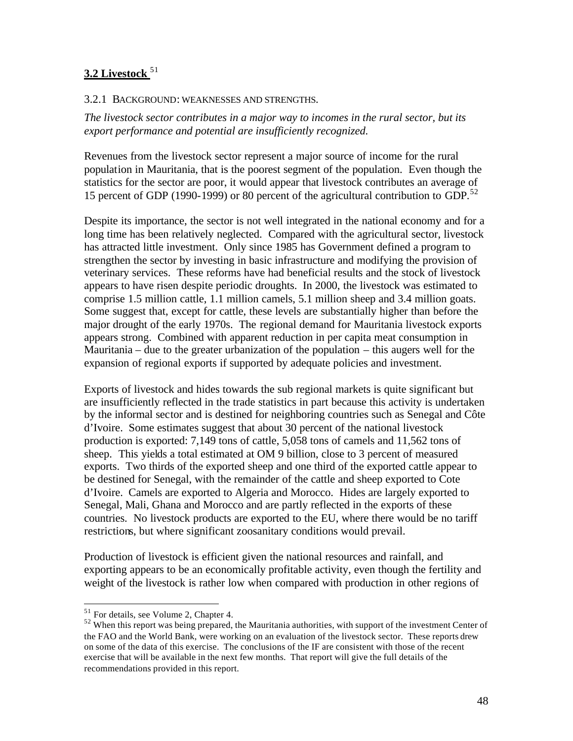## **3.2 Livestock** [51]

3.2.1 BACKGROUND: WEAKNESSES AND STRENGTHS.

*The livestock sector contributes in a major way to incomes in the rural sector, but its export performance and potential are insufficiently recognized.*

Revenues from the livestock sector represent a major source of income for the rural population in Mauritania, that is the poorest segment of the population. Even though the statistics for the sector are poor, it would appear that livestock contributes an average of 15 percent of GDP (1990-1999) or 80 percent of the agricultural contribution to GDP.[52]

Despite its importance, the sector is not well integrated in the national economy and for a long time has been relatively neglected. Compared with the agricultural sector, livestock has attracted little investment. Only since 1985 has Government defined a program to strengthen the sector by investing in basic infrastructure and modifying the provision of veterinary services. These reforms have had beneficial results and the stock of livestock appears to have risen despite periodic droughts. In 2000, the livestock was estimated to comprise 1.5 million cattle, 1.1 million camels, 5.1 million sheep and 3.4 million goats. Some suggest that, except for cattle, these levels are substantially higher than before the major drought of the early 1970s. The regional demand for Mauritania livestock exports appears strong. Combined with apparent reduction in per capita meat consumption in Mauritania – due to the greater urbanization of the population – this augers well for the expansion of regional exports if supported by adequate policies and investment.

Exports of livestock and hides towards the sub regional markets is quite significant but are insufficiently reflected in the trade statistics in part because this activity is undertaken by the informal sector and is destined for neighboring countries such as Senegal and Côte d'Ivoire. Some estimates suggest that about 30 percent of the national livestock production is exported: 7,149 tons of cattle, 5,058 tons of camels and 11,562 tons of sheep. This yields a total estimated at OM 9 billion, close to 3 percent of measured exports. Two thirds of the exported sheep and one third of the exported cattle appear to be destined for Senegal, with the remainder of the cattle and sheep exported to Cote d'Ivoire. Camels are exported to Algeria and Morocco. Hides are largely exported to Senegal, Mali, Ghana and Morocco and are partly reflected in the exports of these countries. No livestock products are exported to the EU, where there would be no tariff restrictions, but where significant zoosanitary conditions would prevail.

Production of livestock is efficient given the national resources and rainfall, and exporting appears to be an economically profitable activity, even though the fertility and weight of the livestock is rather low when compared with production in other regions of

---

[51] For details, see Volume 2, Chapter 4.

[52] When this report was being prepared, the Mauritania authorities, with support of the investment Center of the FAO and the World Bank, were working on an evaluation of the livestock sector. These reports drew on some of the data of this exercise. The conclusions of the IF are consistent with those of the recent exercise that will be available in the next few months. That report will give the full details of the recommendations provided in this report.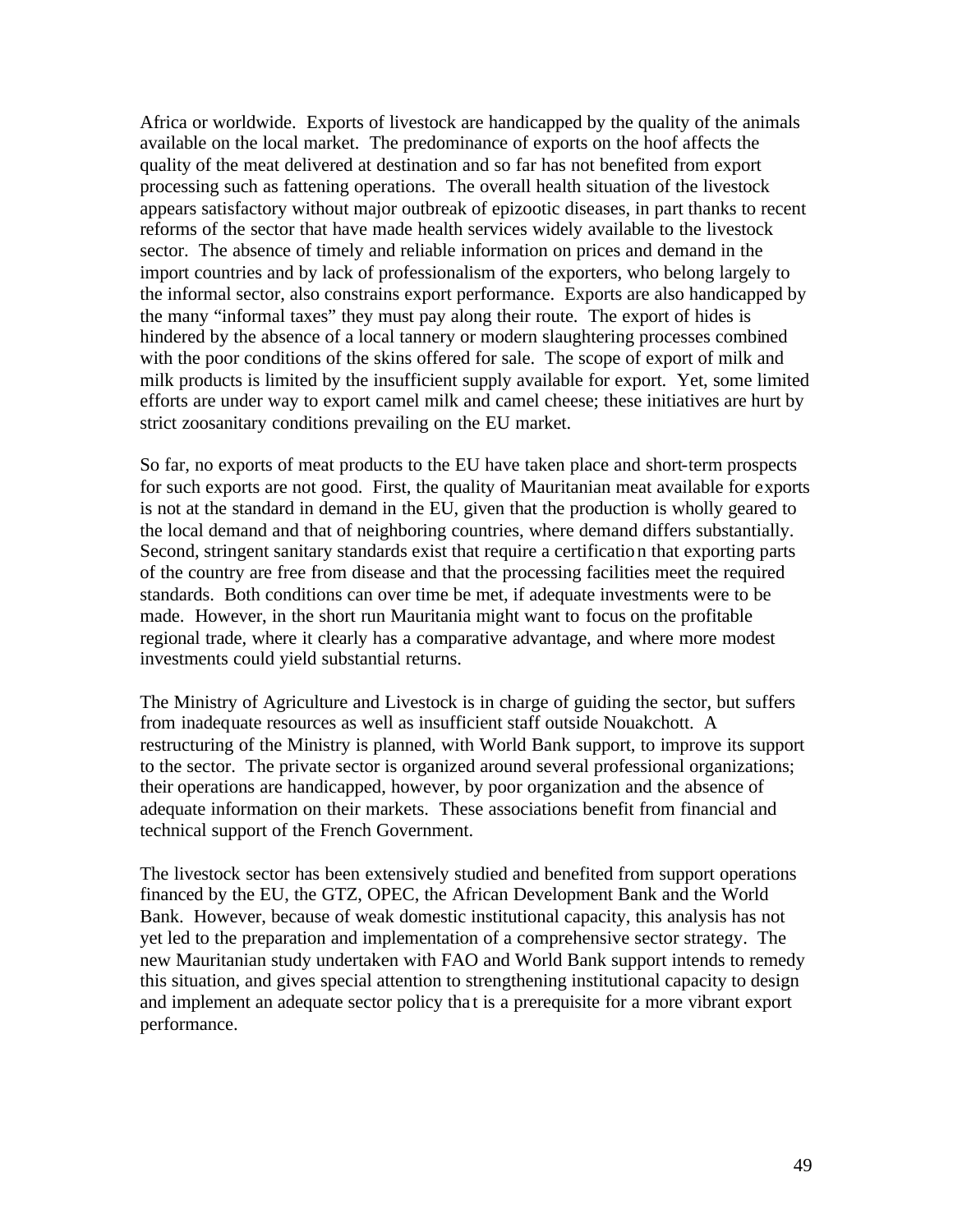Africa or worldwide. Exports of livestock are handicapped by the quality of the animals available on the local market. The predominance of exports on the hoof affects the quality of the meat delivered at destination and so far has not benefited from export processing such as fattening operations. The overall health situation of the livestock appears satisfactory without major outbreak of epizootic diseases, in part thanks to recent reforms of the sector that have made health services widely available to the livestock sector. The absence of timely and reliable information on prices and demand in the import countries and by lack of professionalism of the exporters, who belong largely to the informal sector, also constrains export performance. Exports are also handicapped by the many "informal taxes" they must pay along their route. The export of hides is hindered by the absence of a local tannery or modern slaughtering processes combined with the poor conditions of the skins offered for sale. The scope of export of milk and milk products is limited by the insufficient supply available for export. Yet, some limited efforts are under way to export camel milk and camel cheese; these initiatives are hurt by strict zoosanitary conditions prevailing on the EU market.

So far, no exports of meat products to the EU have taken place and short-term prospects for such exports are not good. First, the quality of Mauritanian meat available for exports is not at the standard in demand in the EU, given that the production is wholly geared to the local demand and that of neighboring countries, where demand differs substantially. Second, stringent sanitary standards exist that require a certification that exporting parts of the country are free from disease and that the processing facilities meet the required standards. Both conditions can over time be met, if adequate investments were to be made. However, in the short run Mauritania might want to focus on the profitable regional trade, where it clearly has a comparative advantage, and where more modest investments could yield substantial returns.

The Ministry of Agriculture and Livestock is in charge of guiding the sector, but suffers from inadequate resources as well as insufficient staff outside Nouakchott. A restructuring of the Ministry is planned, with World Bank support, to improve its support to the sector. The private sector is organized around several professional organizations; their operations are handicapped, however, by poor organization and the absence of adequate information on their markets. These associations benefit from financial and technical support of the French Government.

The livestock sector has been extensively studied and benefited from support operations financed by the EU, the GTZ, OPEC, the African Development Bank and the World Bank. However, because of weak domestic institutional capacity, this analysis has not yet led to the preparation and implementation of a comprehensive sector strategy. The new Mauritanian study undertaken with FAO and World Bank support intends to remedy this situation, and gives special attention to strengthening institutional capacity to design and implement an adequate sector policy that is a prerequisite for a more vibrant export performance.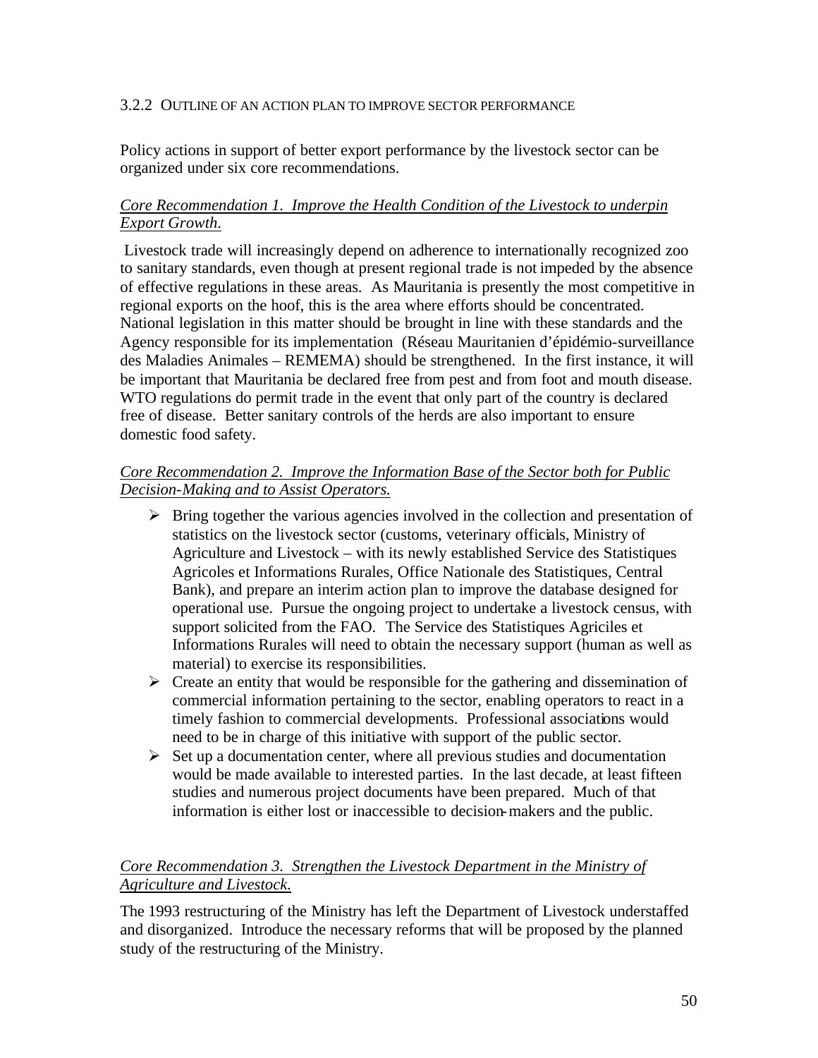### 3.2.2 Outline of an action plan to improve sector performance

Policy actions in support of better export performance by the livestock sector can be organized under six core recommendations.

*Core Recommendation 1. Improve the Health Condition of the Livestock to underpin Export Growth.*

Livestock trade will increasingly depend on adherence to internationally recognized zoo to sanitary standards, even though at present regional trade is not impeded by the absence of effective regulations in these areas. As Mauritania is presently the most competitive in regional exports on the hoof, this is the area where efforts should be concentrated. National legislation in this matter should be brought in line with these standards and the Agency responsible for its implementation (Réseau Mauritanien d'épidémio-surveillance des Maladies Animales – REMEMA) should be strengthened. In the first instance, it will be important that Mauritania be declared free from pest and from foot and mouth disease. WTO regulations do permit trade in the event that only part of the country is declared free of disease. Better sanitary controls of the herds are also important to ensure domestic food safety.

*Core Recommendation 2. Improve the Information Base of the Sector both for Public Decision-Making and to Assist Operators.*

- Bring together the various agencies involved in the collection and presentation of statistics on the livestock sector (customs, veterinary officials, Ministry of Agriculture and Livestock – with its newly established Service des Statistiques Agricoles et Informations Rurales, Office Nationale des Statistiques, Central Bank), and prepare an interim action plan to improve the database designed for operational use. Pursue the ongoing project to undertake a livestock census, with support solicited from the FAO. The Service des Statistiques Agriciles et Informations Rurales will need to obtain the necessary support (human as well as material) to exercise its responsibilities.
- Create an entity that would be responsible for the gathering and dissemination of commercial information pertaining to the sector, enabling operators to react in a timely fashion to commercial developments. Professional associations would need to be in charge of this initiative with support of the public sector.
- Set up a documentation center, where all previous studies and documentation would be made available to interested parties. In the last decade, at least fifteen studies and numerous project documents have been prepared. Much of that information is either lost or inaccessible to decision-makers and the public.

*Core Recommendation 3. Strengthen the Livestock Department in the Ministry of Agriculture and Livestock.*

The 1993 restructuring of the Ministry has left the Department of Livestock understaffed and disorganized. Introduce the necessary reforms that will be proposed by the planned study of the restructuring of the Ministry.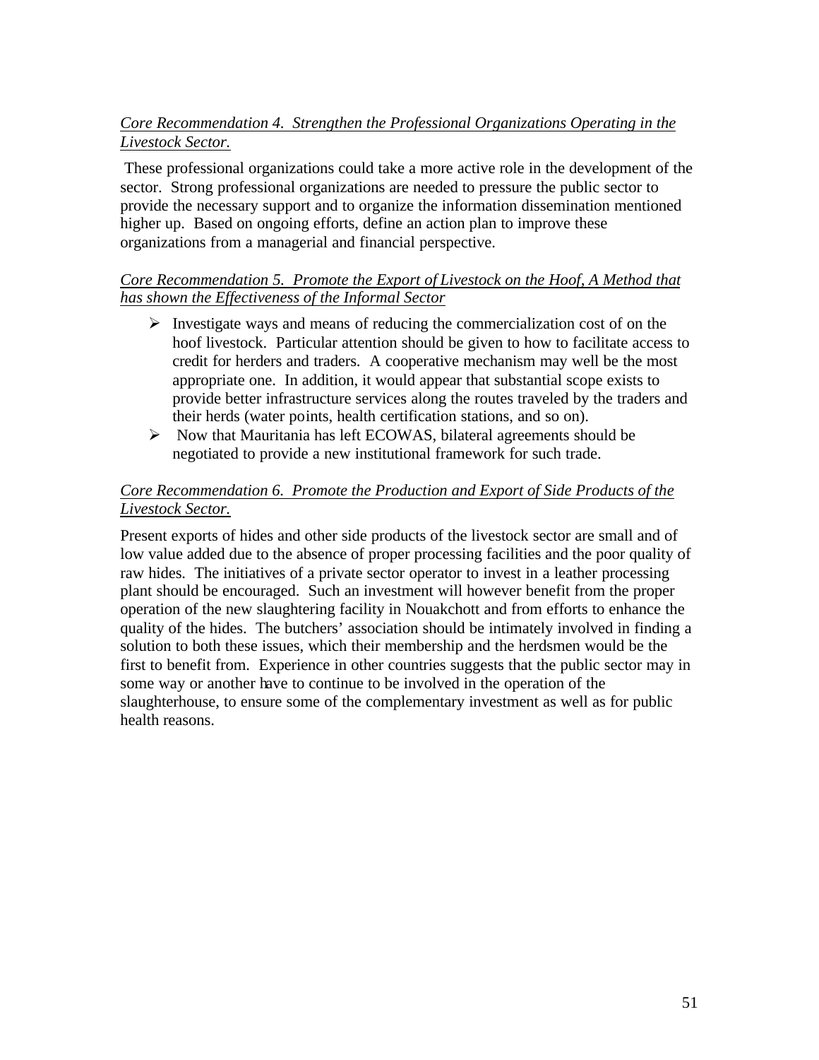*Core Recommendation 4. Strengthen the Professional Organizations Operating in the Livestock Sector.*

These professional organizations could take a more active role in the development of the sector. Strong professional organizations are needed to pressure the public sector to provide the necessary support and to organize the information dissemination mentioned higher up. Based on ongoing efforts, define an action plan to improve these organizations from a managerial and financial perspective.

*Core Recommendation 5. Promote the Export of Livestock on the Hoof, A Method that has shown the Effectiveness of the Informal Sector*

- Investigate ways and means of reducing the commercialization cost of on the hoof livestock. Particular attention should be given to how to facilitate access to credit for herders and traders. A cooperative mechanism may well be the most appropriate one. In addition, it would appear that substantial scope exists to provide better infrastructure services along the routes traveled by the traders and their herds (water points, health certification stations, and so on).
- Now that Mauritania has left ECOWAS, bilateral agreements should be negotiated to provide a new institutional framework for such trade.

*Core Recommendation 6. Promote the Production and Export of Side Products of the Livestock Sector.*

Present exports of hides and other side products of the livestock sector are small and of low value added due to the absence of proper processing facilities and the poor quality of raw hides. The initiatives of a private sector operator to invest in a leather processing plant should be encouraged. Such an investment will however benefit from the proper operation of the new slaughtering facility in Nouakchott and from efforts to enhance the quality of the hides. The butchers' association should be intimately involved in finding a solution to both these issues, which their membership and the herdsmen would be the first to benefit from. Experience in other countries suggests that the public sector may in some way or another have to continue to be involved in the operation of the slaughterhouse, to ensure some of the complementary investment as well as for public health reasons.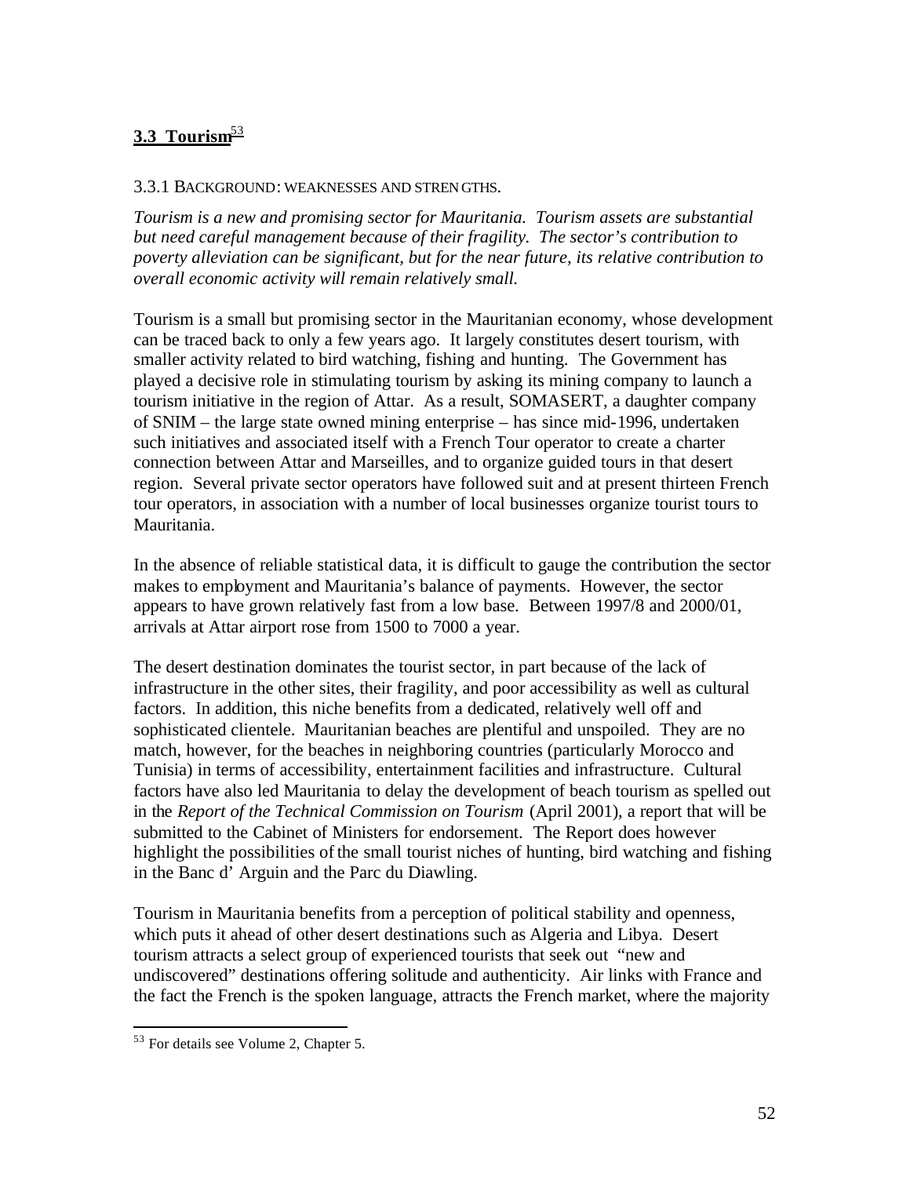## 3.3 Tourism[53]

### 3.3.1 BACKGROUND: WEAKNESSES AND STRENGTHS.

*Tourism is a new and promising sector for Mauritania. Tourism assets are substantial but need careful management because of their fragility. The sector's contribution to poverty alleviation can be significant, but for the near future, its relative contribution to overall economic activity will remain relatively small.*

Tourism is a small but promising sector in the Mauritanian economy, whose development can be traced back to only a few years ago. It largely constitutes desert tourism, with smaller activity related to bird watching, fishing and hunting. The Government has played a decisive role in stimulating tourism by asking its mining company to launch a tourism initiative in the region of Attar. As a result, SOMASERT, a daughter company of SNIM – the large state owned mining enterprise – has since mid-1996, undertaken such initiatives and associated itself with a French Tour operator to create a charter connection between Attar and Marseilles, and to organize guided tours in that desert region. Several private sector operators have followed suit and at present thirteen French tour operators, in association with a number of local businesses organize tourist tours to Mauritania.

In the absence of reliable statistical data, it is difficult to gauge the contribution the sector makes to employment and Mauritania's balance of payments. However, the sector appears to have grown relatively fast from a low base. Between 1997/8 and 2000/01, arrivals at Attar airport rose from 1500 to 7000 a year.

The desert destination dominates the tourist sector, in part because of the lack of infrastructure in the other sites, their fragility, and poor accessibility as well as cultural factors. In addition, this niche benefits from a dedicated, relatively well off and sophisticated clientele. Mauritanian beaches are plentiful and unspoiled. They are no match, however, for the beaches in neighboring countries (particularly Morocco and Tunisia) in terms of accessibility, entertainment facilities and infrastructure. Cultural factors have also led Mauritania to delay the development of beach tourism as spelled out in the *Report of the Technical Commission on Tourism* (April 2001), a report that will be submitted to the Cabinet of Ministers for endorsement. The Report does however highlight the possibilities of the small tourist niches of hunting, bird watching and fishing in the Banc d' Arguin and the Parc du Diawling.

Tourism in Mauritania benefits from a perception of political stability and openness, which puts it ahead of other desert destinations such as Algeria and Libya. Desert tourism attracts a select group of experienced tourists that seek out "new and undiscovered" destinations offering solitude and authenticity. Air links with France and the fact the French is the spoken language, attracts the French market, where the majority

[53] For details see Volume 2, Chapter 5.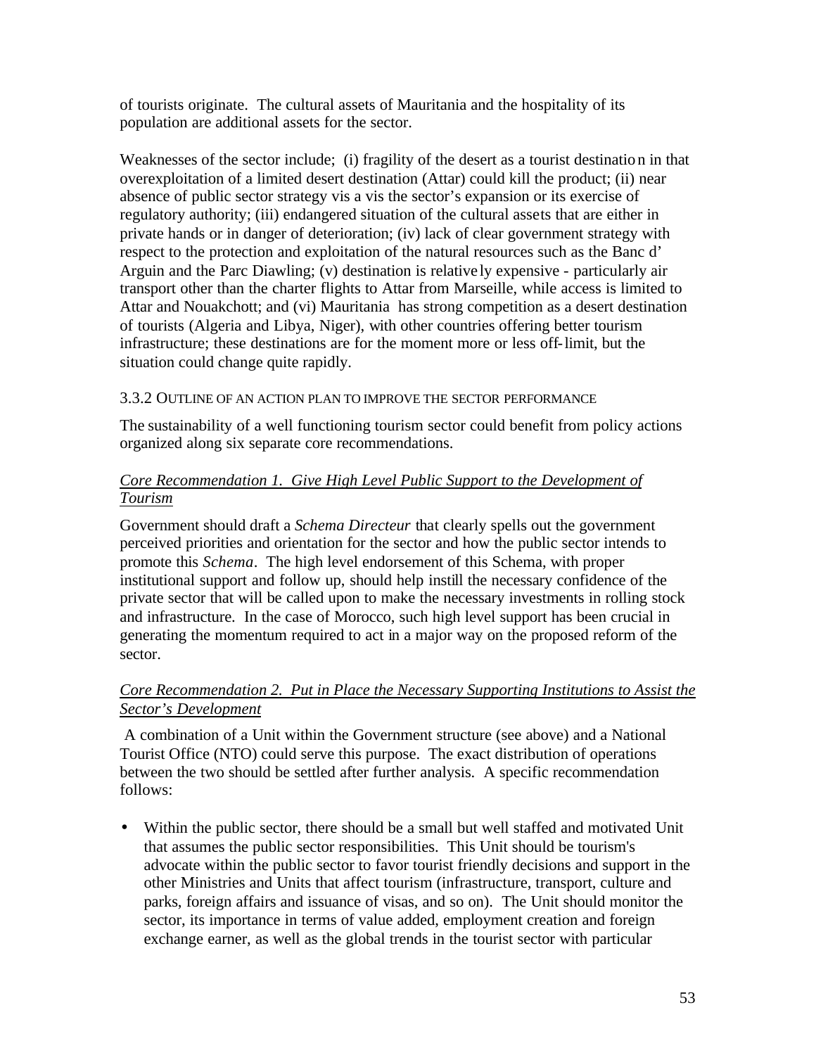of tourists originate. The cultural assets of Mauritania and the hospitality of its population are additional assets for the sector.

Weaknesses of the sector include; (i) fragility of the desert as a tourist destination in that overexploitation of a limited desert destination (Attar) could kill the product; (ii) near absence of public sector strategy vis a vis the sector's expansion or its exercise of regulatory authority; (iii) endangered situation of the cultural assets that are either in private hands or in danger of deterioration; (iv) lack of clear government strategy with respect to the protection and exploitation of the natural resources such as the Banc d' Arguin and the Parc Diawling; (v) destination is relatively expensive - particularly air transport other than the charter flights to Attar from Marseille, while access is limited to Attar and Nouakchott; and (vi) Mauritania has strong competition as a desert destination of tourists (Algeria and Libya, Niger), with other countries offering better tourism infrastructure; these destinations are for the moment more or less off-limit, but the situation could change quite rapidly.

### 3.3.2 Outline of an Action Plan to Improve the Sector Performance

The sustainability of a well functioning tourism sector could benefit from policy actions organized along six separate core recommendations.

*Core Recommendation 1. Give High Level Public Support to the Development of Tourism*

Government should draft a *Schema Directeur* that clearly spells out the government perceived priorities and orientation for the sector and how the public sector intends to promote this *Schema*. The high level endorsement of this Schema, with proper institutional support and follow up, should help instill the necessary confidence of the private sector that will be called upon to make the necessary investments in rolling stock and infrastructure. In the case of Morocco, such high level support has been crucial in generating the momentum required to act in a major way on the proposed reform of the sector.

*Core Recommendation 2. Put in Place the Necessary Supporting Institutions to Assist the Sector's Development*

A combination of a Unit within the Government structure (see above) and a National Tourist Office (NTO) could serve this purpose. The exact distribution of operations between the two should be settled after further analysis. A specific recommendation follows:

- Within the public sector, there should be a small but well staffed and motivated Unit that assumes the public sector responsibilities. This Unit should be tourism's advocate within the public sector to favor tourist friendly decisions and support in the other Ministries and Units that affect tourism (infrastructure, transport, culture and parks, foreign affairs and issuance of visas, and so on). The Unit should monitor the sector, its importance in terms of value added, employment creation and foreign exchange earner, as well as the global trends in the tourist sector with particular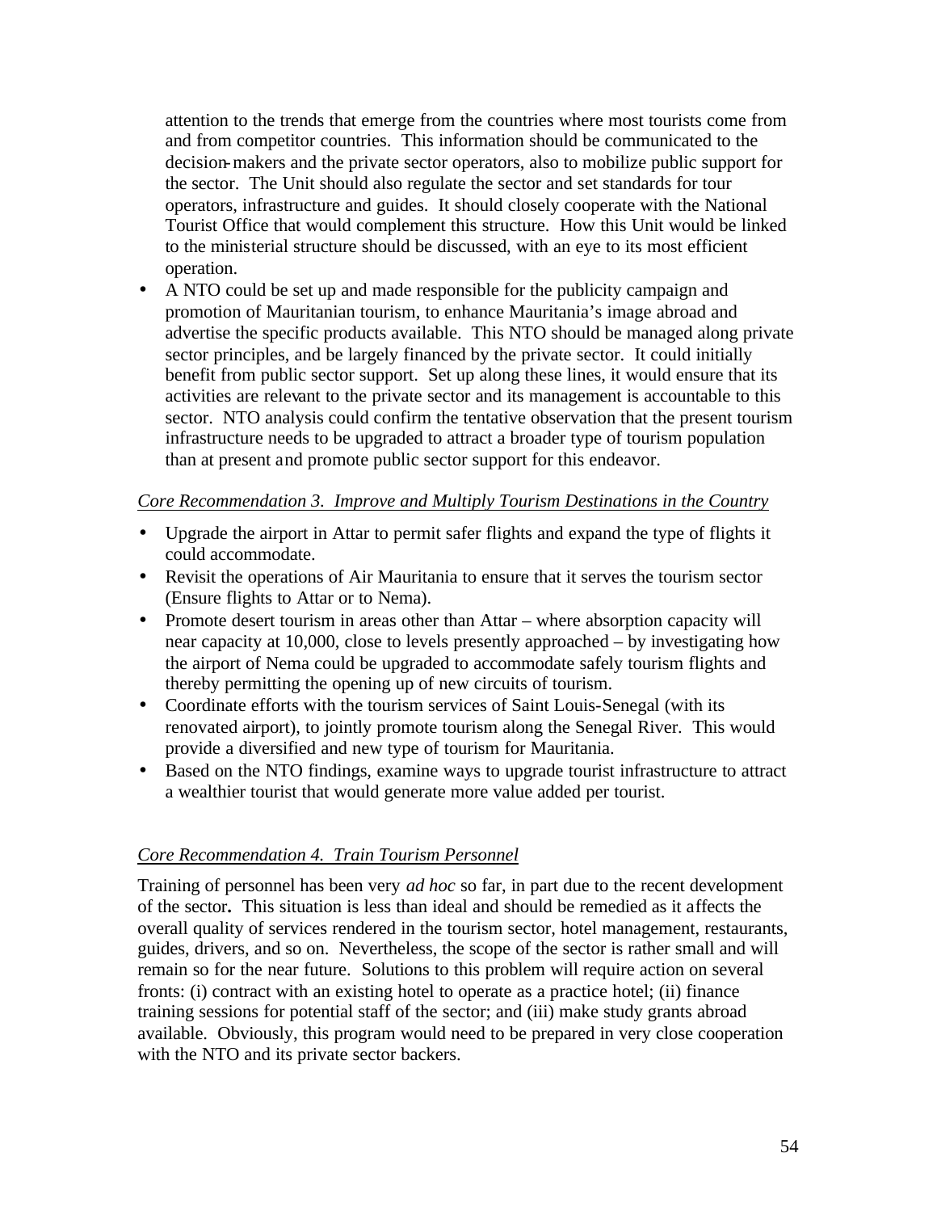attention to the trends that emerge from the countries where most tourists come from and from competitor countries. This information should be communicated to the decision-makers and the private sector operators, also to mobilize public support for the sector. The Unit should also regulate the sector and set standards for tour operators, infrastructure and guides. It should closely cooperate with the National Tourist Office that would complement this structure. How this Unit would be linked to the ministerial structure should be discussed, with an eye to its most efficient operation.

- A NTO could be set up and made responsible for the publicity campaign and promotion of Mauritanian tourism, to enhance Mauritania's image abroad and advertise the specific products available. This NTO should be managed along private sector principles, and be largely financed by the private sector. It could initially benefit from public sector support. Set up along these lines, it would ensure that its activities are relevant to the private sector and its management is accountable to this sector. NTO analysis could confirm the tentative observation that the present tourism infrastructure needs to be upgraded to attract a broader type of tourism population than at present and promote public sector support for this endeavor.

*Core Recommendation 3. Improve and Multiply Tourism Destinations in the Country*

- Upgrade the airport in Attar to permit safer flights and expand the type of flights it could accommodate.
- Revisit the operations of Air Mauritania to ensure that it serves the tourism sector (Ensure flights to Attar or to Nema).
- Promote desert tourism in areas other than Attar – where absorption capacity will near capacity at 10,000, close to levels presently approached – by investigating how the airport of Nema could be upgraded to accommodate safely tourism flights and thereby permitting the opening up of new circuits of tourism.
- Coordinate efforts with the tourism services of Saint Louis-Senegal (with its renovated airport), to jointly promote tourism along the Senegal River. This would provide a diversified and new type of tourism for Mauritania.
- Based on the NTO findings, examine ways to upgrade tourist infrastructure to attract a wealthier tourist that would generate more value added per tourist.

*Core Recommendation 4. Train Tourism Personnel*

Training of personnel has been very *ad hoc* so far, in part due to the recent development of the sector**.** This situation is less than ideal and should be remedied as it affects the overall quality of services rendered in the tourism sector, hotel management, restaurants, guides, drivers, and so on. Nevertheless, the scope of the sector is rather small and will remain so for the near future. Solutions to this problem will require action on several fronts: (i) contract with an existing hotel to operate as a practice hotel; (ii) finance training sessions for potential staff of the sector; and (iii) make study grants abroad available. Obviously, this program would need to be prepared in very close cooperation with the NTO and its private sector backers.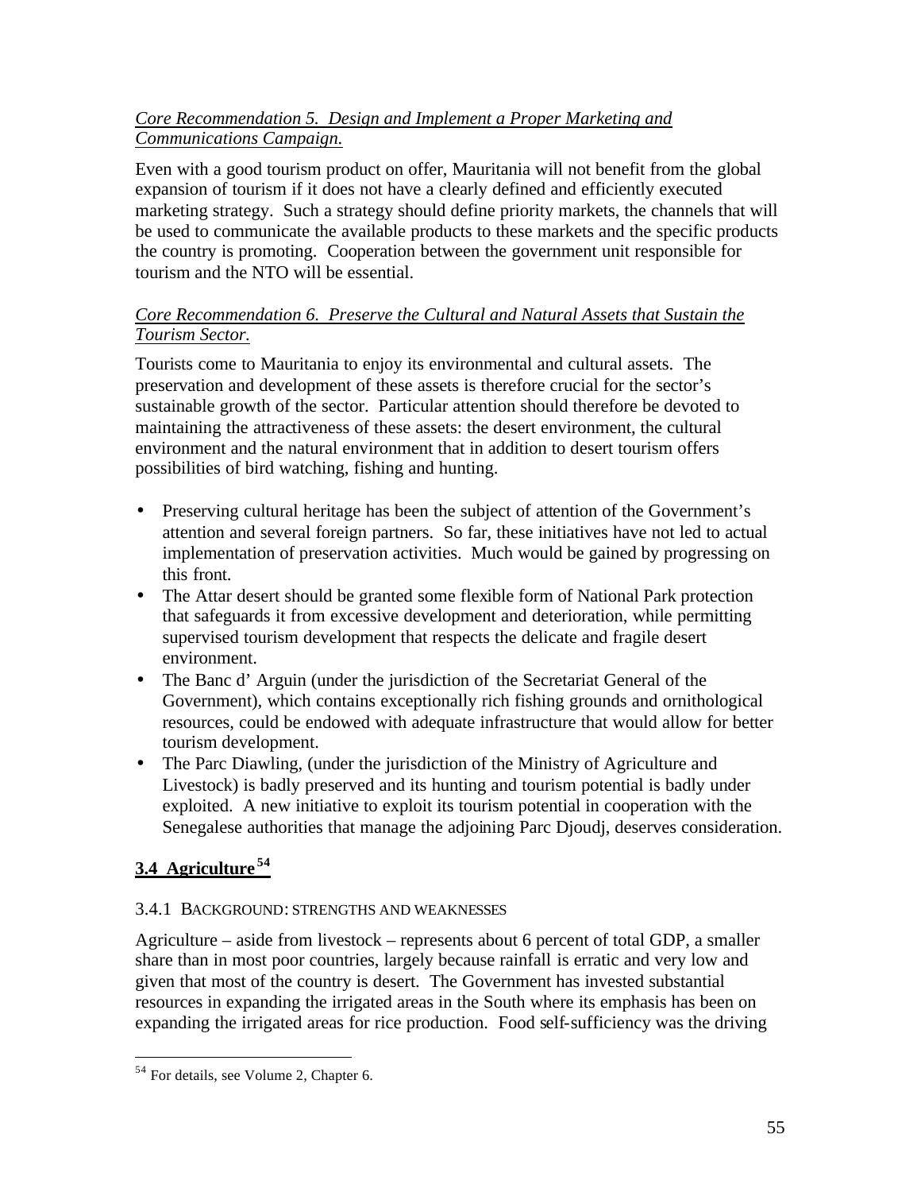*Core Recommendation 5. Design and Implement a Proper Marketing and Communications Campaign.*

Even with a good tourism product on offer, Mauritania will not benefit from the global expansion of tourism if it does not have a clearly defined and efficiently executed marketing strategy. Such a strategy should define priority markets, the channels that will be used to communicate the available products to these markets and the specific products the country is promoting. Cooperation between the government unit responsible for tourism and the NTO will be essential.

*Core Recommendation 6. Preserve the Cultural and Natural Assets that Sustain the Tourism Sector.*

Tourists come to Mauritania to enjoy its environmental and cultural assets. The preservation and development of these assets is therefore crucial for the sector's sustainable growth of the sector. Particular attention should therefore be devoted to maintaining the attractiveness of these assets: the desert environment, the cultural environment and the natural environment that in addition to desert tourism offers possibilities of bird watching, fishing and hunting.

- Preserving cultural heritage has been the subject of attention of the Government's attention and several foreign partners. So far, these initiatives have not led to actual implementation of preservation activities. Much would be gained by progressing on this front.
- The Attar desert should be granted some flexible form of National Park protection that safeguards it from excessive development and deterioration, while permitting supervised tourism development that respects the delicate and fragile desert environment.
- The Banc d' Arguin (under the jurisdiction of the Secretariat General of the Government), which contains exceptionally rich fishing grounds and ornithological resources, could be endowed with adequate infrastructure that would allow for better tourism development.
- The Parc Diawling, (under the jurisdiction of the Ministry of Agriculture and Livestock) is badly preserved and its hunting and tourism potential is badly under exploited. A new initiative to exploit its tourism potential in cooperation with the Senegalese authorities that manage the adjoining Parc Djoudj, deserves consideration.

## 3.4 Agriculture[54]

### 3.4.1 Background: Strengths and Weaknesses

Agriculture – aside from livestock – represents about 6 percent of total GDP, a smaller share than in most poor countries, largely because rainfall is erratic and very low and given that most of the country is desert. The Government has invested substantial resources in expanding the irrigated areas in the South where its emphasis has been on expanding the irrigated areas for rice production. Food self-sufficiency was the driving

[54] For details, see Volume 2, Chapter 6.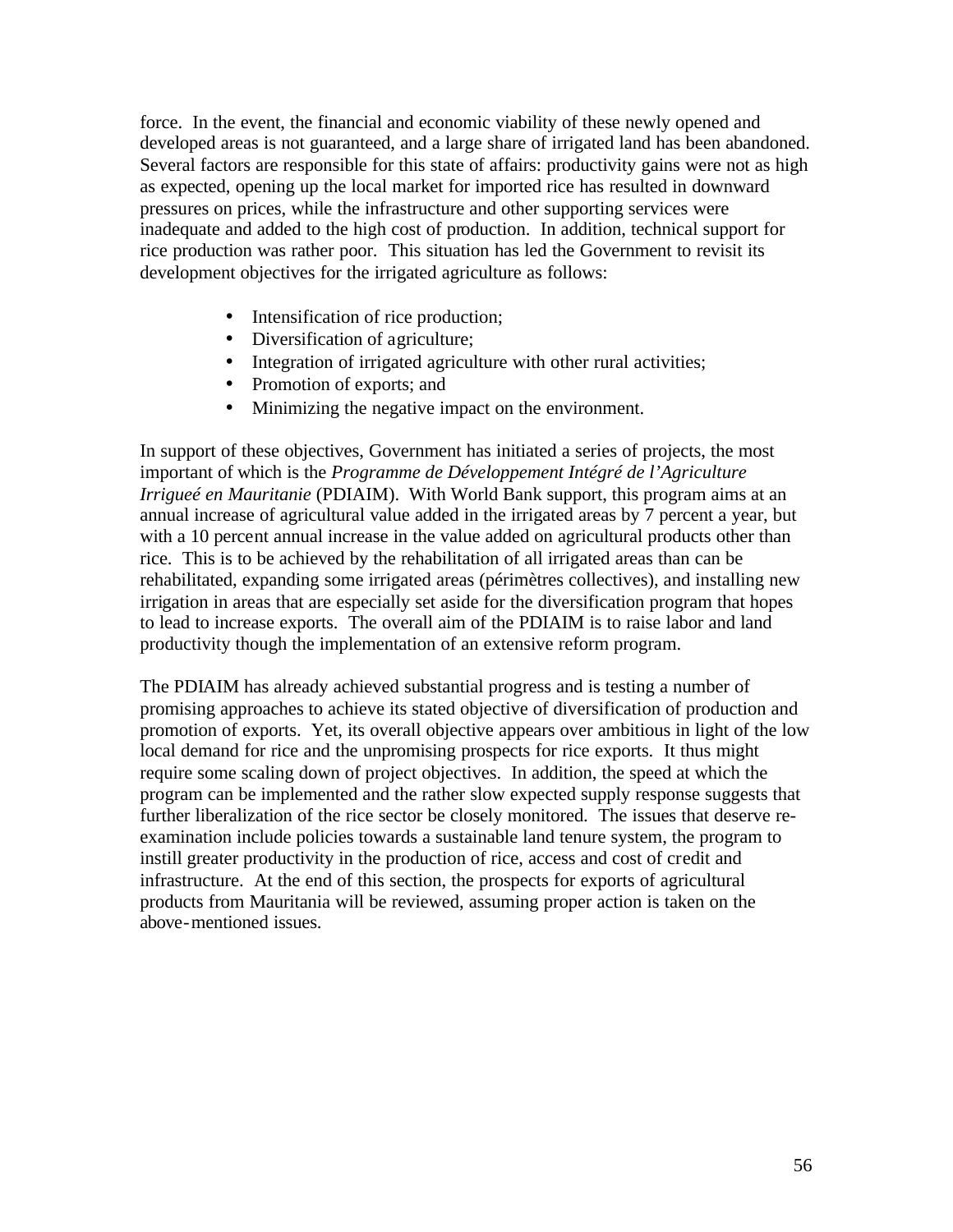force. In the event, the financial and economic viability of these newly opened and developed areas is not guaranteed, and a large share of irrigated land has been abandoned. Several factors are responsible for this state of affairs: productivity gains were not as high as expected, opening up the local market for imported rice has resulted in downward pressures on prices, while the infrastructure and other supporting services were inadequate and added to the high cost of production. In addition, technical support for rice production was rather poor. This situation has led the Government to revisit its development objectives for the irrigated agriculture as follows:

- Intensification of rice production;
- Diversification of agriculture;
- Integration of irrigated agriculture with other rural activities;
- Promotion of exports; and
- Minimizing the negative impact on the environment.

In support of these objectives, Government has initiated a series of projects, the most important of which is the *Programme de Développement Intégré de l'Agriculture Irrigueé en Mauritanie* (PDIAIM). With World Bank support, this program aims at an annual increase of agricultural value added in the irrigated areas by 7 percent a year, but with a 10 percent annual increase in the value added on agricultural products other than rice. This is to be achieved by the rehabilitation of all irrigated areas than can be rehabilitated, expanding some irrigated areas (périmètres collectives), and installing new irrigation in areas that are especially set aside for the diversification program that hopes to lead to increase exports. The overall aim of the PDIAIM is to raise labor and land productivity though the implementation of an extensive reform program.

The PDIAIM has already achieved substantial progress and is testing a number of promising approaches to achieve its stated objective of diversification of production and promotion of exports. Yet, its overall objective appears over ambitious in light of the low local demand for rice and the unpromising prospects for rice exports. It thus might require some scaling down of project objectives. In addition, the speed at which the program can be implemented and the rather slow expected supply response suggests that further liberalization of the rice sector be closely monitored. The issues that deserve re-examination include policies towards a sustainable land tenure system, the program to instill greater productivity in the production of rice, access and cost of credit and infrastructure. At the end of this section, the prospects for exports of agricultural products from Mauritania will be reviewed, assuming proper action is taken on the above-mentioned issues.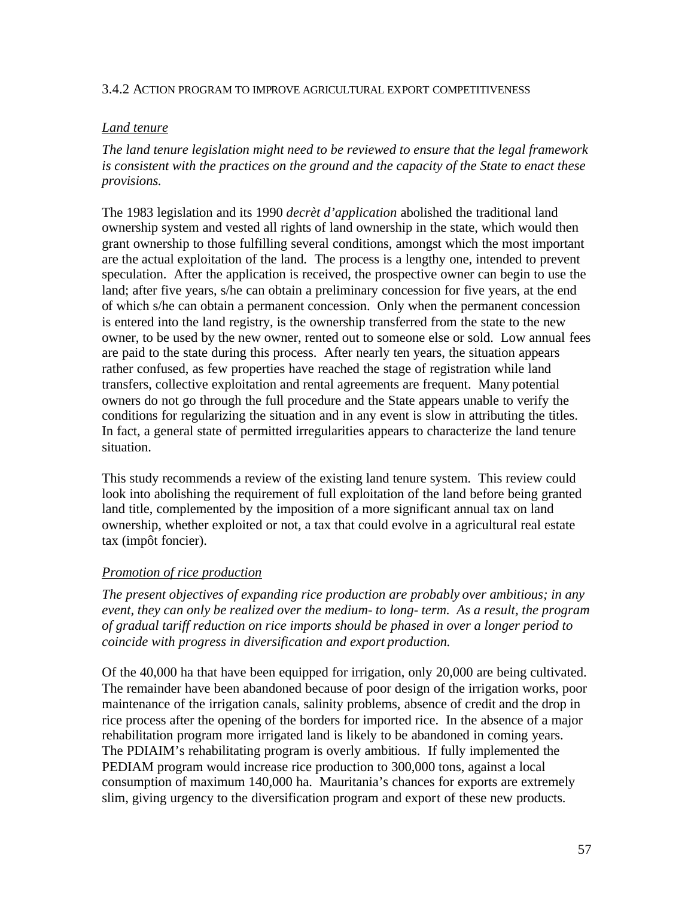### 3.4.2 ACTION PROGRAM TO IMPROVE AGRICULTURAL EXPORT COMPETITIVENESS

#### *Land tenure*

*The land tenure legislation might need to be reviewed to ensure that the legal framework is consistent with the practices on the ground and the capacity of the State to enact these provisions.*

The 1983 legislation and its 1990 *decrèt d'application* abolished the traditional land ownership system and vested all rights of land ownership in the state, which would then grant ownership to those fulfilling several conditions, amongst which the most important are the actual exploitation of the land. The process is a lengthy one, intended to prevent speculation. After the application is received, the prospective owner can begin to use the land; after five years, s/he can obtain a preliminary concession for five years, at the end of which s/he can obtain a permanent concession. Only when the permanent concession is entered into the land registry, is the ownership transferred from the state to the new owner, to be used by the new owner, rented out to someone else or sold. Low annual fees are paid to the state during this process. After nearly ten years, the situation appears rather confused, as few properties have reached the stage of registration while land transfers, collective exploitation and rental agreements are frequent. Many potential owners do not go through the full procedure and the State appears unable to verify the conditions for regularizing the situation and in any event is slow in attributing the titles. In fact, a general state of permitted irregularities appears to characterize the land tenure situation.

This study recommends a review of the existing land tenure system. This review could look into abolishing the requirement of full exploitation of the land before being granted land title, complemented by the imposition of a more significant annual tax on land ownership, whether exploited or not, a tax that could evolve in a agricultural real estate tax (impôt foncier).

#### *Promotion of rice production*

*The present objectives of expanding rice production are probably over ambitious; in any event, they can only be realized over the medium- to long- term. As a result, the program of gradual tariff reduction on rice imports should be phased in over a longer period to coincide with progress in diversification and export production.*

Of the 40,000 ha that have been equipped for irrigation, only 20,000 are being cultivated. The remainder have been abandoned because of poor design of the irrigation works, poor maintenance of the irrigation canals, salinity problems, absence of credit and the drop in rice process after the opening of the borders for imported rice. In the absence of a major rehabilitation program more irrigated land is likely to be abandoned in coming years. The PDIAIM's rehabilitating program is overly ambitious. If fully implemented the PEDIAM program would increase rice production to 300,000 tons, against a local consumption of maximum 140,000 ha. Mauritania's chances for exports are extremely slim, giving urgency to the diversification program and export of these new products.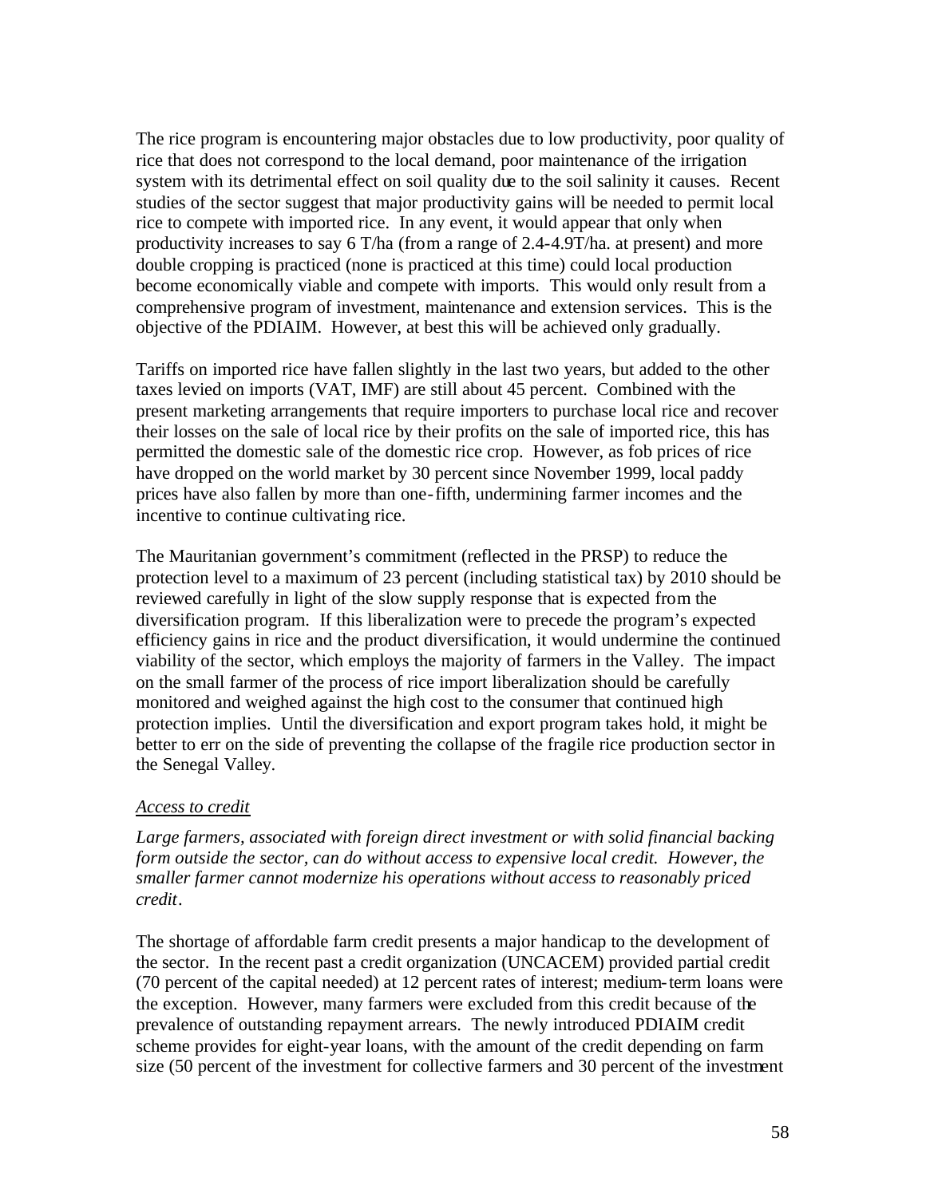The rice program is encountering major obstacles due to low productivity, poor quality of rice that does not correspond to the local demand, poor maintenance of the irrigation system with its detrimental effect on soil quality due to the soil salinity it causes. Recent studies of the sector suggest that major productivity gains will be needed to permit local rice to compete with imported rice. In any event, it would appear that only when productivity increases to say 6 T/ha (from a range of 2.4-4.9T/ha. at present) and more double cropping is practiced (none is practiced at this time) could local production become economically viable and compete with imports. This would only result from a comprehensive program of investment, maintenance and extension services. This is the objective of the PDIAIM. However, at best this will be achieved only gradually.

Tariffs on imported rice have fallen slightly in the last two years, but added to the other taxes levied on imports (VAT, IMF) are still about 45 percent. Combined with the present marketing arrangements that require importers to purchase local rice and recover their losses on the sale of local rice by their profits on the sale of imported rice, this has permitted the domestic sale of the domestic rice crop. However, as fob prices of rice have dropped on the world market by 30 percent since November 1999, local paddy prices have also fallen by more than one-fifth, undermining farmer incomes and the incentive to continue cultivating rice.

The Mauritanian government's commitment (reflected in the PRSP) to reduce the protection level to a maximum of 23 percent (including statistical tax) by 2010 should be reviewed carefully in light of the slow supply response that is expected from the diversification program. If this liberalization were to precede the program's expected efficiency gains in rice and the product diversification, it would undermine the continued viability of the sector, which employs the majority of farmers in the Valley. The impact on the small farmer of the process of rice import liberalization should be carefully monitored and weighed against the high cost to the consumer that continued high protection implies. Until the diversification and export program takes hold, it might be better to err on the side of preventing the collapse of the fragile rice production sector in the Senegal Valley.

<u>*Access to credit*</u>

*Large farmers, associated with foreign direct investment or with solid financial backing form outside the sector, can do without access to expensive local credit. However, the smaller farmer cannot modernize his operations without access to reasonably priced credit.*

The shortage of affordable farm credit presents a major handicap to the development of the sector. In the recent past a credit organization (UNCACEM) provided partial credit (70 percent of the capital needed) at 12 percent rates of interest; medium-term loans were the exception. However, many farmers were excluded from this credit because of the prevalence of outstanding repayment arrears. The newly introduced PDIAIM credit scheme provides for eight-year loans, with the amount of the credit depending on farm size (50 percent of the investment for collective farmers and 30 percent of the investment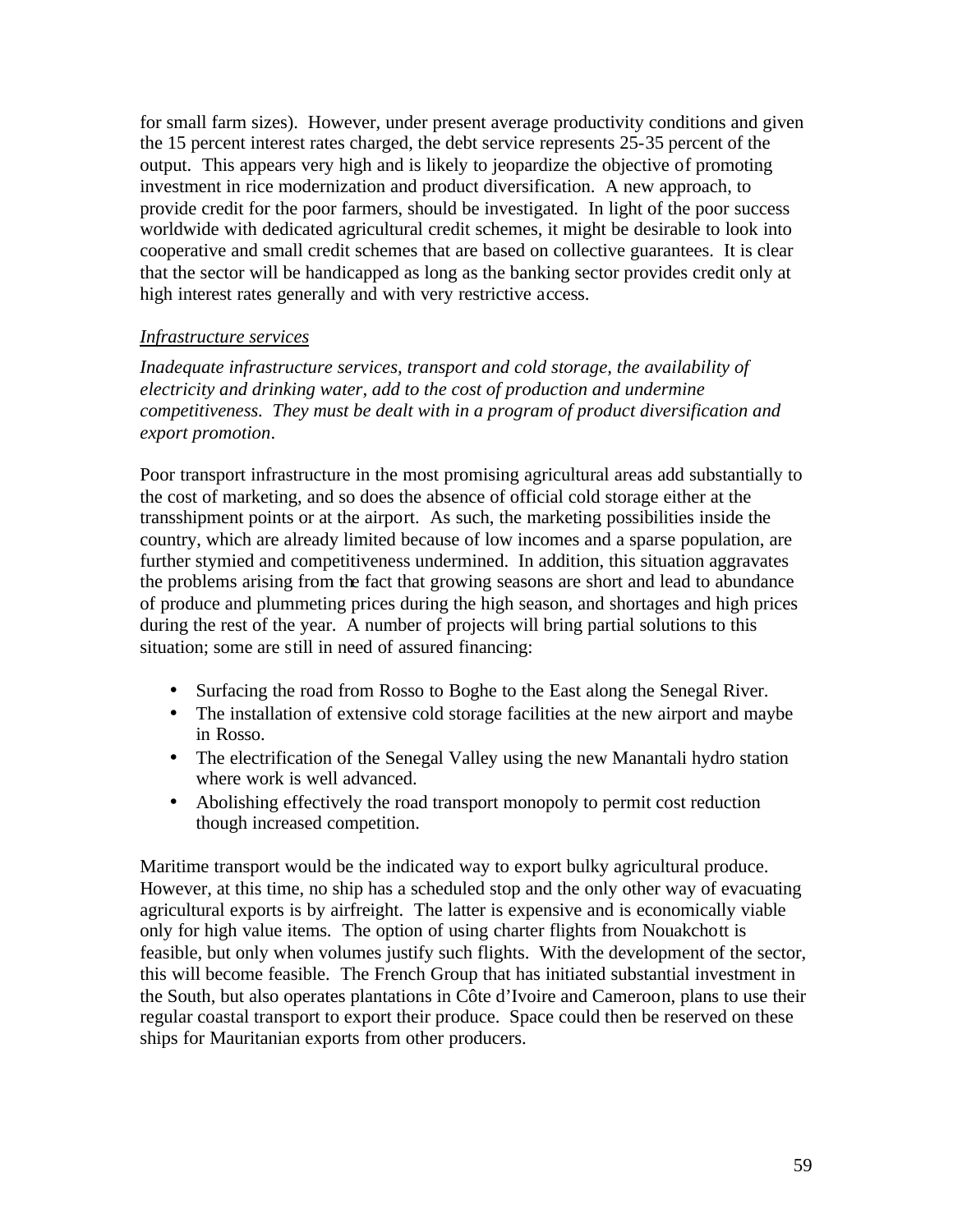for small farm sizes). However, under present average productivity conditions and given the 15 percent interest rates charged, the debt service represents 25-35 percent of the output. This appears very high and is likely to jeopardize the objective of promoting investment in rice modernization and product diversification. A new approach, to provide credit for the poor farmers, should be investigated. In light of the poor success worldwide with dedicated agricultural credit schemes, it might be desirable to look into cooperative and small credit schemes that are based on collective guarantees. It is clear that the sector will be handicapped as long as the banking sector provides credit only at high interest rates generally and with very restrictive access.

*Infrastructure services*

*Inadequate infrastructure services, transport and cold storage, the availability of electricity and drinking water, add to the cost of production and undermine competitiveness. They must be dealt with in a program of product diversification and export promotion.*

Poor transport infrastructure in the most promising agricultural areas add substantially to the cost of marketing, and so does the absence of official cold storage either at the transshipment points or at the airport. As such, the marketing possibilities inside the country, which are already limited because of low incomes and a sparse population, are further stymied and competitiveness undermined. In addition, this situation aggravates the problems arising from the fact that growing seasons are short and lead to abundance of produce and plummeting prices during the high season, and shortages and high prices during the rest of the year. A number of projects will bring partial solutions to this situation; some are still in need of assured financing:

- Surfacing the road from Rosso to Boghe to the East along the Senegal River.
- The installation of extensive cold storage facilities at the new airport and maybe in Rosso.
- The electrification of the Senegal Valley using the new Manantali hydro station where work is well advanced.
- Abolishing effectively the road transport monopoly to permit cost reduction though increased competition.

Maritime transport would be the indicated way to export bulky agricultural produce. However, at this time, no ship has a scheduled stop and the only other way of evacuating agricultural exports is by airfreight. The latter is expensive and is economically viable only for high value items. The option of using charter flights from Nouakchott is feasible, but only when volumes justify such flights. With the development of the sector, this will become feasible. The French Group that has initiated substantial investment in the South, but also operates plantations in Côte d'Ivoire and Cameroon, plans to use their regular coastal transport to export their produce. Space could then be reserved on these ships for Mauritanian exports from other producers.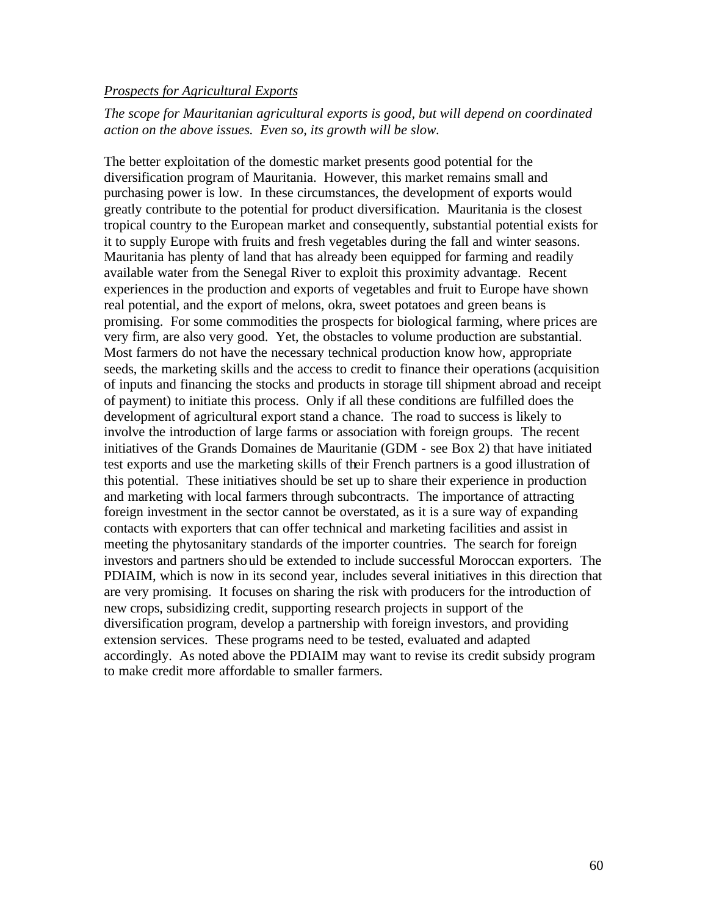*Prospects for Agricultural Exports*

*The scope for Mauritanian agricultural exports is good, but will depend on coordinated action on the above issues. Even so, its growth will be slow.*

The better exploitation of the domestic market presents good potential for the diversification program of Mauritania. However, this market remains small and purchasing power is low. In these circumstances, the development of exports would greatly contribute to the potential for product diversification. Mauritania is the closest tropical country to the European market and consequently, substantial potential exists for it to supply Europe with fruits and fresh vegetables during the fall and winter seasons. Mauritania has plenty of land that has already been equipped for farming and readily available water from the Senegal River to exploit this proximity advantage. Recent experiences in the production and exports of vegetables and fruit to Europe have shown real potential, and the export of melons, okra, sweet potatoes and green beans is promising. For some commodities the prospects for biological farming, where prices are very firm, are also very good. Yet, the obstacles to volume production are substantial. Most farmers do not have the necessary technical production know how, appropriate seeds, the marketing skills and the access to credit to finance their operations (acquisition of inputs and financing the stocks and products in storage till shipment abroad and receipt of payment) to initiate this process. Only if all these conditions are fulfilled does the development of agricultural export stand a chance. The road to success is likely to involve the introduction of large farms or association with foreign groups. The recent initiatives of the Grands Domaines de Mauritanie (GDM - see Box 2) that have initiated test exports and use the marketing skills of their French partners is a good illustration of this potential. These initiatives should be set up to share their experience in production and marketing with local farmers through subcontracts. The importance of attracting foreign investment in the sector cannot be overstated, as it is a sure way of expanding contacts with exporters that can offer technical and marketing facilities and assist in meeting the phytosanitary standards of the importer countries. The search for foreign investors and partners should be extended to include successful Moroccan exporters. The PDIAIM, which is now in its second year, includes several initiatives in this direction that are very promising. It focuses on sharing the risk with producers for the introduction of new crops, subsidizing credit, supporting research projects in support of the diversification program, develop a partnership with foreign investors, and providing extension services. These programs need to be tested, evaluated and adapted accordingly. As noted above the PDIAIM may want to revise its credit subsidy program to make credit more affordable to smaller farmers.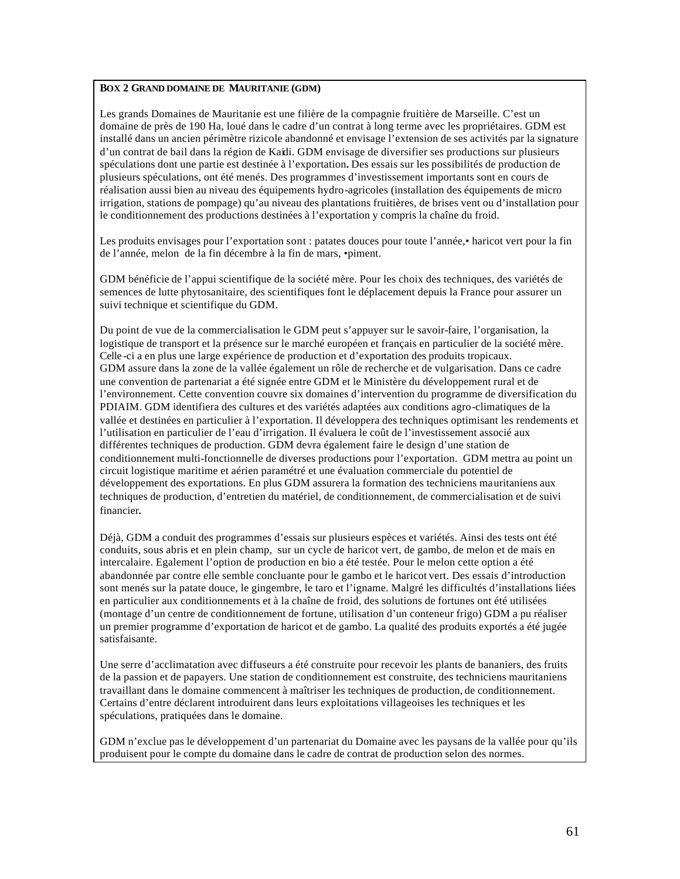**BOX 2 GRAND DOMAINE DE MAURITANIE (GDM)**

Les grands Domaines de Mauritanie est une filière de la compagnie fruitière de Marseille. C'est un domaine de près de 190 Ha, loué dans le cadre d'un contrat à long terme avec les propriétaires. GDM est installé dans un ancien périmètre rizicole abandonné et envisage l'extension de ses activités par la signature d'un contrat de bail dans la région de Kaédi. GDM envisage de diversifier ses productions sur plusieurs spéculations dont une partie est destinée à l'exportation**.** Des essais sur les possibilités de production de plusieurs spéculations, ont été menés. Des programmes d'investissement importants sont en cours de réalisation aussi bien au niveau des équipements hydro-agricoles (installation des équipements de micro irrigation, stations de pompage) qu'au niveau des plantations fruitières, de brises vent ou d'installation pour le conditionnement des productions destinées à l'exportation y compris la chaîne du froid.

Les produits envisages pour l'exportation sont : patates douces pour toute l'année,• haricot vert pour la fin de l'année, melon de la fin décembre à la fin de mars, •piment.

GDM bénéficie de l'appui scientifique de la société mère. Pour les choix des techniques, des variétés de semences de lutte phytosanitaire, des scientifiques font le déplacement depuis la France pour assurer un suivi technique et scientifique du GDM.

Du point de vue de la commercialisation le GDM peut s'appuyer sur le savoir-faire, l'organisation, la logistique de transport et la présence sur le marché européen et français en particulier de la société mère. Celle-ci a en plus une large expérience de production et d'exportation des produits tropicaux.
GDM assure dans la zone de la vallée également un rôle de recherche et de vulgarisation. Dans ce cadre une convention de partenariat a été signée entre GDM et le Ministère du développement rural et de l'environnement. Cette convention couvre six domaines d'intervention du programme de diversification du PDIAIM. GDM identifiera des cultures et des variétés adaptées aux conditions agro-climatiques de la vallée et destinées en particulier à l'exportation. Il développera des techniques optimisant les rendements et l'utilisation en particulier de l'eau d'irrigation. Il évaluera le coût de l'investissement associé aux différentes techniques de production. GDM devra également faire le design d'une station de conditionnement multi-fonctionnelle de diverses productions pour l'exportation. GDM mettra au point un circuit logistique maritime et aérien paramétré et une évaluation commerciale du potentiel de développement des exportations. En plus GDM assurera la formation des techniciens mauritaniens aux techniques de production, d'entretien du matériel, de conditionnement, de commercialisation et de suivi financier**.**

Déjà, GDM a conduit des programmes d'essais sur plusieurs espèces et variétés. Ainsi des tests ont été conduits, sous abris et en plein champ, sur un cycle de haricot vert, de gambo, de melon et de mais en intercalaire. Egalement l'option de production en bio a été testée. Pour le melon cette option a été abandonnée par contre elle semble concluante pour le gambo et le haricot vert. Des essais d'introduction sont menés sur la patate douce, le gingembre, le taro et l'igname. Malgré les difficultés d'installations liées en particulier aux conditionnements et à la chaîne de froid, des solutions de fortunes ont été utilisées (montage d'un centre de conditionnement de fortune, utilisation d'un conteneur frigo) GDM a pu réaliser un premier programme d'exportation de haricot et de gambo. La qualité des produits exportés a été jugée satisfaisante.

Une serre d'acclimatation avec diffuseurs a été construite pour recevoir les plants de bananiers, des fruits de la passion et de papayers. Une station de conditionnement est construite, des techniciens mauritaniens travaillant dans le domaine commencent à maîtriser les techniques de production, de conditionnement. Certains d'entre déclarent introduirent dans leurs exploitations villageoises les techniques et les spéculations, pratiquées dans le domaine.

GDM n'exclue pas le développement d'un partenariat du Domaine avec les paysans de la vallée pour qu'ils produisent pour le compte du domaine dans le cadre de contrat de production selon des normes.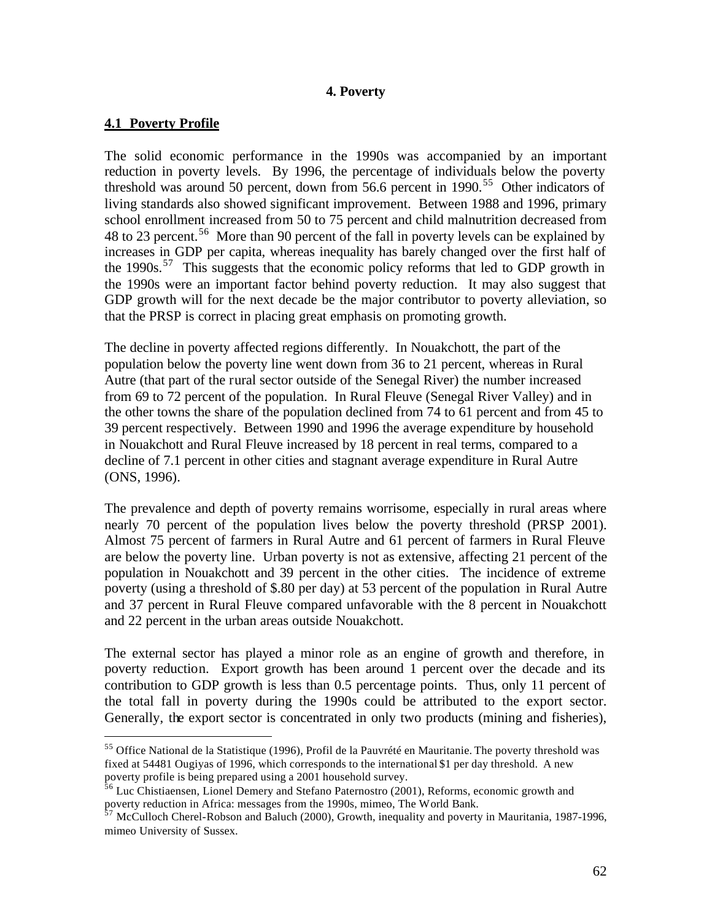# 4. Poverty

## 4.1 Poverty Profile

The solid economic performance in the 1990s was accompanied by an important reduction in poverty levels. By 1996, the percentage of individuals below the poverty threshold was around 50 percent, down from 56.6 percent in 1990.[55] Other indicators of living standards also showed significant improvement. Between 1988 and 1996, primary school enrollment increased from 50 to 75 percent and child malnutrition decreased from 48 to 23 percent.[56] More than 90 percent of the fall in poverty levels can be explained by increases in GDP per capita, whereas inequality has barely changed over the first half of the 1990s.[57] This suggests that the economic policy reforms that led to GDP growth in the 1990s were an important factor behind poverty reduction. It may also suggest that GDP growth will for the next decade be the major contributor to poverty alleviation, so that the PRSP is correct in placing great emphasis on promoting growth.

The decline in poverty affected regions differently. In Nouakchott, the part of the population below the poverty line went down from 36 to 21 percent, whereas in Rural Autre (that part of the rural sector outside of the Senegal River) the number increased from 69 to 72 percent of the population. In Rural Fleuve (Senegal River Valley) and in the other towns the share of the population declined from 74 to 61 percent and from 45 to 39 percent respectively. Between 1990 and 1996 the average expenditure by household in Nouakchott and Rural Fleuve increased by 18 percent in real terms, compared to a decline of 7.1 percent in other cities and stagnant average expenditure in Rural Autre (ONS, 1996).

The prevalence and depth of poverty remains worrisome, especially in rural areas where nearly 70 percent of the population lives below the poverty threshold (PRSP 2001). Almost 75 percent of farmers in Rural Autre and 61 percent of farmers in Rural Fleuve are below the poverty line. Urban poverty is not as extensive, affecting 21 percent of the population in Nouakchott and 39 percent in the other cities. The incidence of extreme poverty (using a threshold of $.80 per day) at 53 percent of the population in Rural Autre and 37 percent in Rural Fleuve compared unfavorable with the 8 percent in Nouakchott and 22 percent in the urban areas outside Nouakchott.

The external sector has played a minor role as an engine of growth and therefore, in poverty reduction. Export growth has been around 1 percent over the decade and its contribution to GDP growth is less than 0.5 percentage points. Thus, only 11 percent of the total fall in poverty during the 1990s could be attributed to the export sector. Generally, the export sector is concentrated in only two products (mining and fisheries),

---

[55] Office National de la Statistique (1996), Profil de la Pauvrété en Mauritanie. The poverty threshold was fixed at 54481 Ougiyas of 1996, which corresponds to the international $1 per day threshold. A new poverty profile is being prepared using a 2001 household survey.

[56] Luc Chistiaensen, Lionel Demery and Stefano Paternostro (2001), Reforms, economic growth and poverty reduction in Africa: messages from the 1990s, mimeo, The World Bank.

[57] McCulloch Cherel-Robson and Baluch (2000), Growth, inequality and poverty in Mauritania, 1987-1996, mimeo University of Sussex.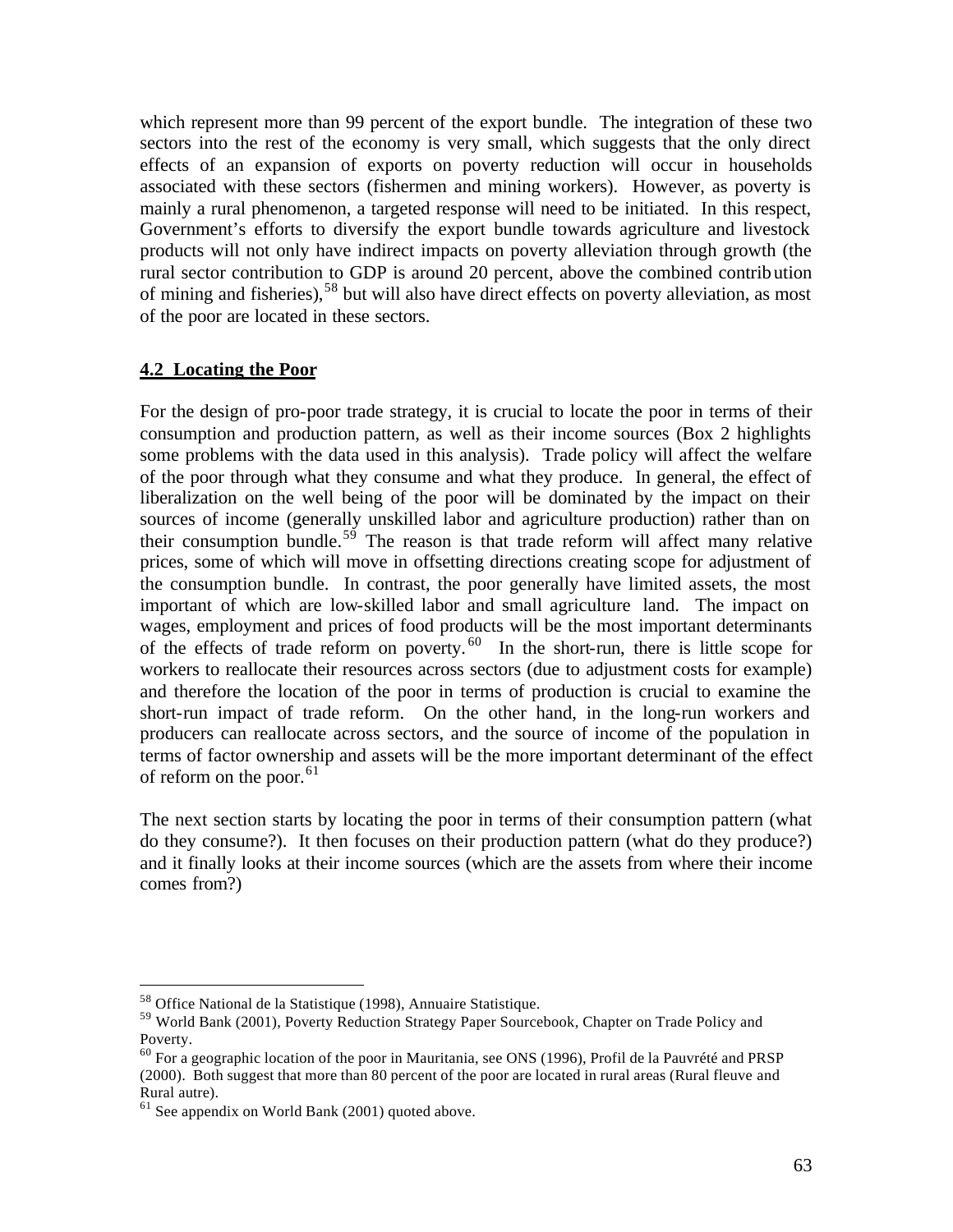which represent more than 99 percent of the export bundle. The integration of these two sectors into the rest of the economy is very small, which suggests that the only direct effects of an expansion of exports on poverty reduction will occur in households associated with these sectors (fishermen and mining workers). However, as poverty is mainly a rural phenomenon, a targeted response will need to be initiated. In this respect, Government's efforts to diversify the export bundle towards agriculture and livestock products will not only have indirect impacts on poverty alleviation through growth (the rural sector contribution to GDP is around 20 percent, above the combined contribution of mining and fisheries),[58] but will also have direct effects on poverty alleviation, as most of the poor are located in these sectors.

## 4.2 Locating the Poor

For the design of pro-poor trade strategy, it is crucial to locate the poor in terms of their consumption and production pattern, as well as their income sources (Box 2 highlights some problems with the data used in this analysis). Trade policy will affect the welfare of the poor through what they consume and what they produce. In general, the effect of liberalization on the well being of the poor will be dominated by the impact on their sources of income (generally unskilled labor and agriculture production) rather than on their consumption bundle.[59] The reason is that trade reform will affect many relative prices, some of which will move in offsetting directions creating scope for adjustment of the consumption bundle. In contrast, the poor generally have limited assets, the most important of which are low-skilled labor and small agriculture land. The impact on wages, employment and prices of food products will be the most important determinants of the effects of trade reform on poverty.[60] In the short-run, there is little scope for workers to reallocate their resources across sectors (due to adjustment costs for example) and therefore the location of the poor in terms of production is crucial to examine the short-run impact of trade reform. On the other hand, in the long-run workers and producers can reallocate across sectors, and the source of income of the population in terms of factor ownership and assets will be the more important determinant of the effect of reform on the poor.[61]

The next section starts by locating the poor in terms of their consumption pattern (what do they consume?). It then focuses on their production pattern (what do they produce?) and it finally looks at their income sources (which are the assets from where their income comes from?)

---

[58] Office National de la Statistique (1998), Annuaire Statistique.

[59] World Bank (2001), Poverty Reduction Strategy Paper Sourcebook, Chapter on Trade Policy and Poverty.

[60] For a geographic location of the poor in Mauritania, see ONS (1996), Profil de la Pauvrété and PRSP (2000). Both suggest that more than 80 percent of the poor are located in rural areas (Rural fleuve and Rural autre).

[61] See appendix on World Bank (2001) quoted above.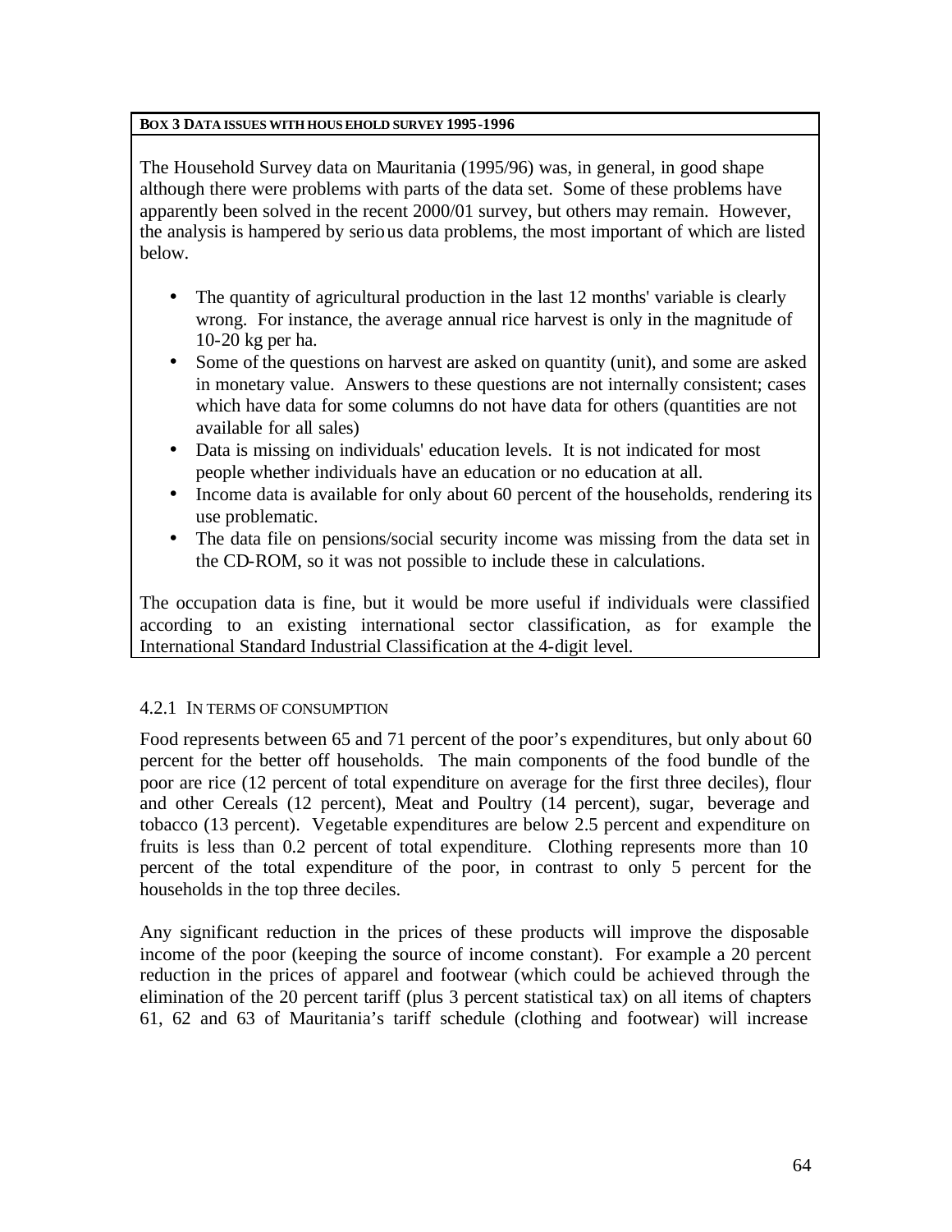**BOX 3 DATA ISSUES WITH HOUSEHOLD SURVEY 1995-1996**

The Household Survey data on Mauritania (1995/96) was, in general, in good shape although there were problems with parts of the data set. Some of these problems have apparently been solved in the recent 2000/01 survey, but others may remain. However, the analysis is hampered by serious data problems, the most important of which are listed below.

- The quantity of agricultural production in the last 12 months' variable is clearly wrong. For instance, the average annual rice harvest is only in the magnitude of 10-20 kg per ha.
- Some of the questions on harvest are asked on quantity (unit), and some are asked in monetary value. Answers to these questions are not internally consistent; cases which have data for some columns do not have data for others (quantities are not available for all sales)
- Data is missing on individuals' education levels. It is not indicated for most people whether individuals have an education or no education at all.
- Income data is available for only about 60 percent of the households, rendering its use problematic.
- The data file on pensions/social security income was missing from the data set in the CD-ROM, so it was not possible to include these in calculations.

The occupation data is fine, but it would be more useful if individuals were classified according to an existing international sector classification, as for example the International Standard Industrial Classification at the 4-digit level.

#### 4.2.1 IN TERMS OF CONSUMPTION

Food represents between 65 and 71 percent of the poor's expenditures, but only about 60 percent for the better off households. The main components of the food bundle of the poor are rice (12 percent of total expenditure on average for the first three deciles), flour and other Cereals (12 percent), Meat and Poultry (14 percent), sugar, beverage and tobacco (13 percent). Vegetable expenditures are below 2.5 percent and expenditure on fruits is less than 0.2 percent of total expenditure. Clothing represents more than 10 percent of the total expenditure of the poor, in contrast to only 5 percent for the households in the top three deciles.

Any significant reduction in the prices of these products will improve the disposable income of the poor (keeping the source of income constant). For example a 20 percent reduction in the prices of apparel and footwear (which could be achieved through the elimination of the 20 percent tariff (plus 3 percent statistical tax) on all items of chapters 61, 62 and 63 of Mauritania's tariff schedule (clothing and footwear) will increase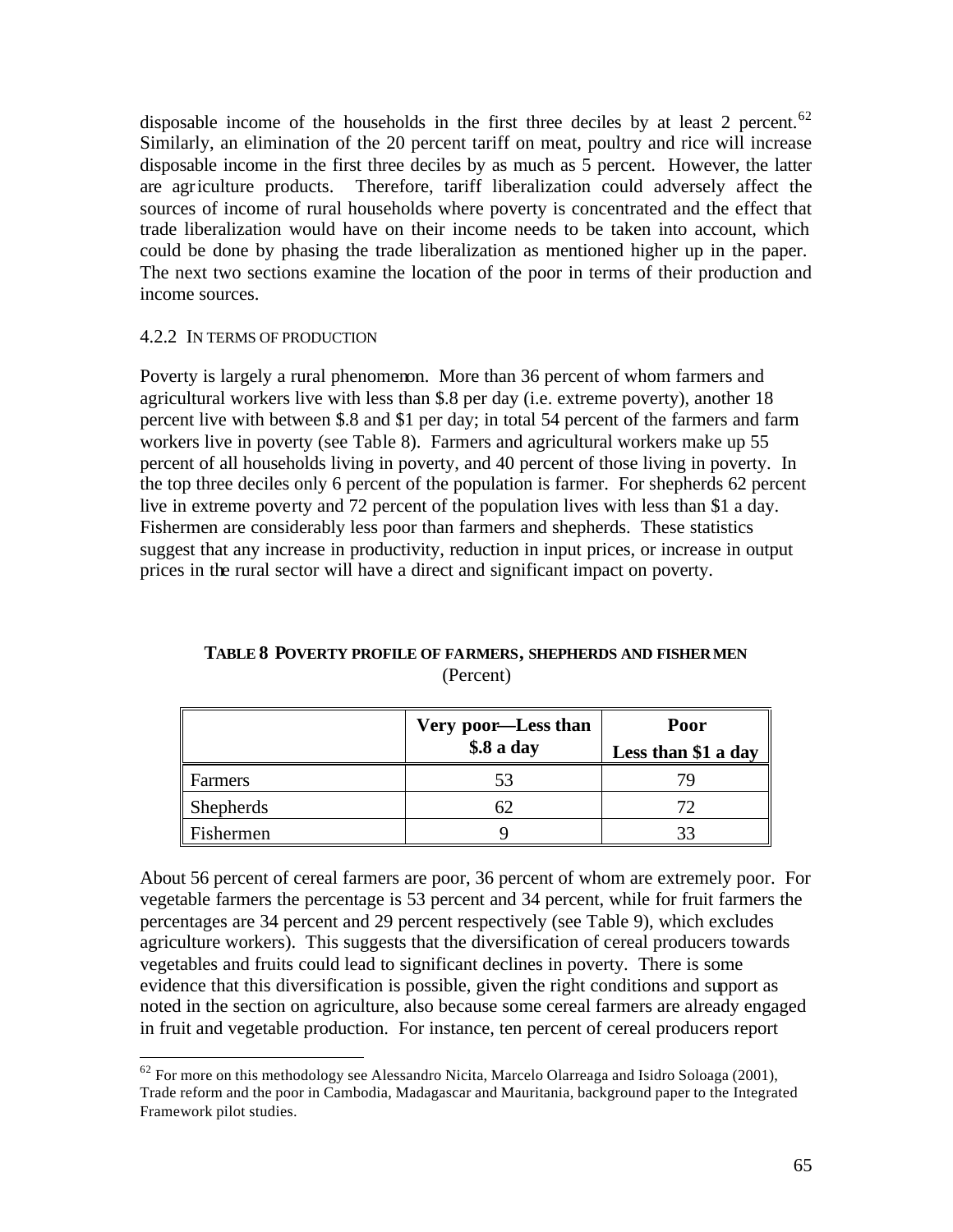disposable income of the households in the first three deciles by at least 2 percent.[62] Similarly, an elimination of the 20 percent tariff on meat, poultry and rice will increase disposable income in the first three deciles by as much as 5 percent. However, the latter are agriculture products. Therefore, tariff liberalization could adversely affect the sources of income of rural households where poverty is concentrated and the effect that trade liberalization would have on their income needs to be taken into account, which could be done by phasing the trade liberalization as mentioned higher up in the paper. The next two sections examine the location of the poor in terms of their production and income sources.

#### 4.2.2 IN TERMS OF PRODUCTION

Poverty is largely a rural phenomenon. More than 36 percent of whom farmers and agricultural workers live with less than \$.8 per day (i.e. extreme poverty), another 18 percent live with between \$.8 and \$1 per day; in total 54 percent of the farmers and farm workers live in poverty (see Table 8). Farmers and agricultural workers make up 55 percent of all households living in poverty, and 40 percent of those living in poverty. In the top three deciles only 6 percent of the population is farmer. For shepherds 62 percent live in extreme poverty and 72 percent of the population lives with less than \$1 a day. Fishermen are considerably less poor than farmers and shepherds. These statistics suggest that any increase in productivity, reduction in input prices, or increase in output prices in the rural sector will have a direct and significant impact on poverty.

**TABLE 8 POVERTY PROFILE OF FARMERS, SHEPHERDS AND FISHERMEN**
(Percent)

| | Very poor—Less than \$.8 a day | Poor Less than \$1 a day |
|---|---|---|
| Farmers | 53 | 79 |
| Shepherds | 62 | 72 |
| Fishermen | 9 | 33 |

About 56 percent of cereal farmers are poor, 36 percent of whom are extremely poor. For vegetable farmers the percentage is 53 percent and 34 percent, while for fruit farmers the percentages are 34 percent and 29 percent respectively (see Table 9), which excludes agriculture workers). This suggests that the diversification of cereal producers towards vegetables and fruits could lead to significant declines in poverty. There is some evidence that this diversification is possible, given the right conditions and support as noted in the section on agriculture, also because some cereal farmers are already engaged in fruit and vegetable production. For instance, ten percent of cereal producers report

---

[62] For more on this methodology see Alessandro Nicita, Marcelo Olarreaga and Isidro Soloaga (2001), Trade reform and the poor in Cambodia, Madagascar and Mauritania, background paper to the Integrated Framework pilot studies.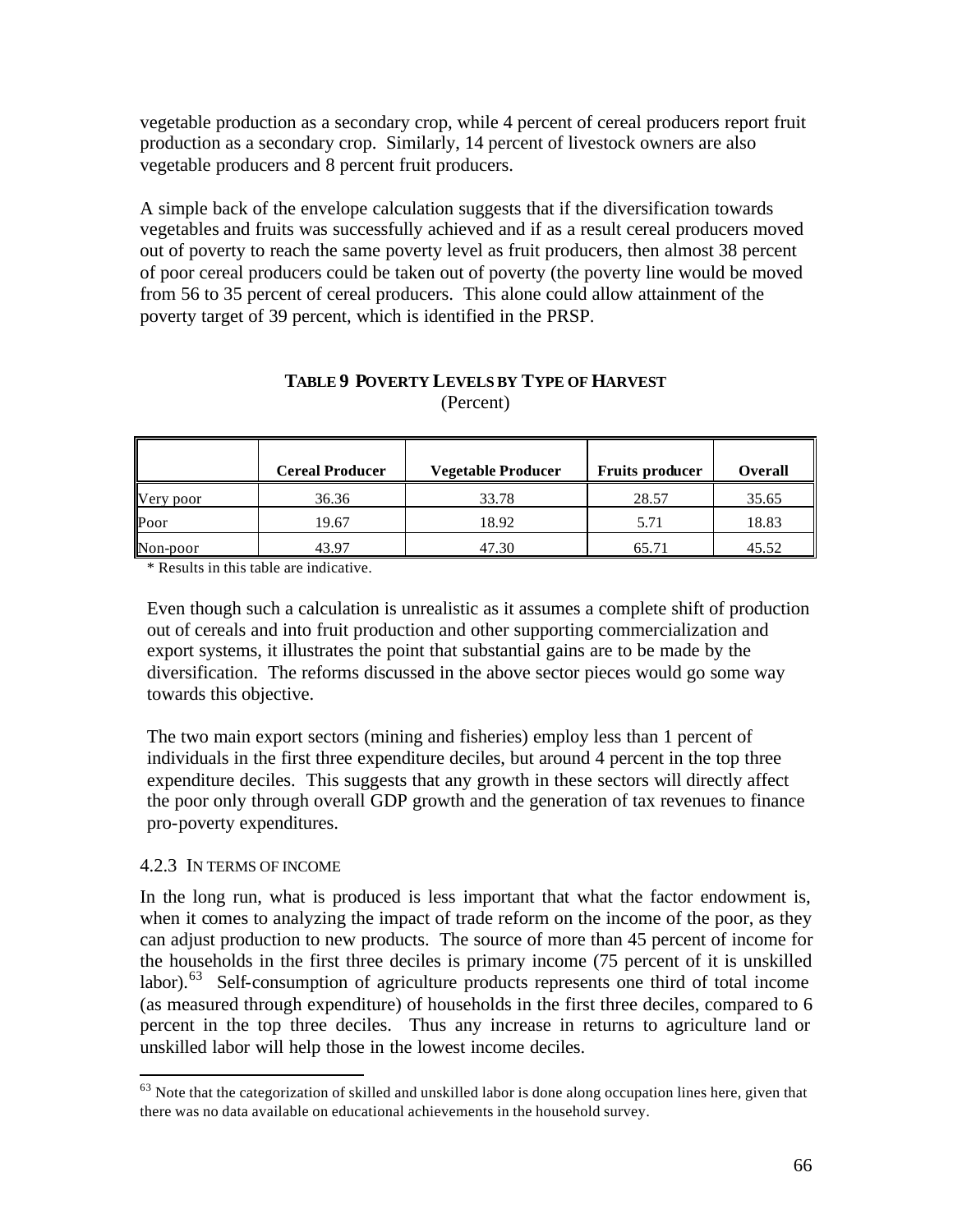vegetable production as a secondary crop, while 4 percent of cereal producers report fruit production as a secondary crop. Similarly, 14 percent of livestock owners are also vegetable producers and 8 percent fruit producers.

A simple back of the envelope calculation suggests that if the diversification towards vegetables and fruits was successfully achieved and if as a result cereal producers moved out of poverty to reach the same poverty level as fruit producers, then almost 38 percent of poor cereal producers could be taken out of poverty (the poverty line would be moved from 56 to 35 percent of cereal producers. This alone could allow attainment of the poverty target of 39 percent, which is identified in the PRSP.

**TABLE 9 POVERTY LEVELS BY TYPE OF HARVEST**
(Percent)

| | Cereal Producer | Vegetable Producer | Fruits producer | Overall |
|---|---|---|---|---|
| Very poor | 36.36 | 33.78 | 28.57 | 35.65 |
| Poor | 19.67 | 18.92 | 5.71 | 18.83 |
| Non-poor | 43.97 | 47.30 | 65.71 | 45.52 |

\* Results in this table are indicative.

Even though such a calculation is unrealistic as it assumes a complete shift of production out of cereals and into fruit production and other supporting commercialization and export systems, it illustrates the point that substantial gains are to be made by the diversification. The reforms discussed in the above sector pieces would go some way towards this objective.

The two main export sectors (mining and fisheries) employ less than 1 percent of individuals in the first three expenditure deciles, but around 4 percent in the top three expenditure deciles. This suggests that any growth in these sectors will directly affect the poor only through overall GDP growth and the generation of tax revenues to finance pro-poverty expenditures.

#### 4.2.3 IN TERMS OF INCOME

In the long run, what is produced is less important that what the factor endowment is, when it comes to analyzing the impact of trade reform on the income of the poor, as they can adjust production to new products. The source of more than 45 percent of income for the households in the first three deciles is primary income (75 percent of it is unskilled labor).[63] Self-consumption of agriculture products represents one third of total income (as measured through expenditure) of households in the first three deciles, compared to 6 percent in the top three deciles. Thus any increase in returns to agriculture land or unskilled labor will help those in the lowest income deciles.

[63] Note that the categorization of skilled and unskilled labor is done along occupation lines here, given that there was no data available on educational achievements in the household survey.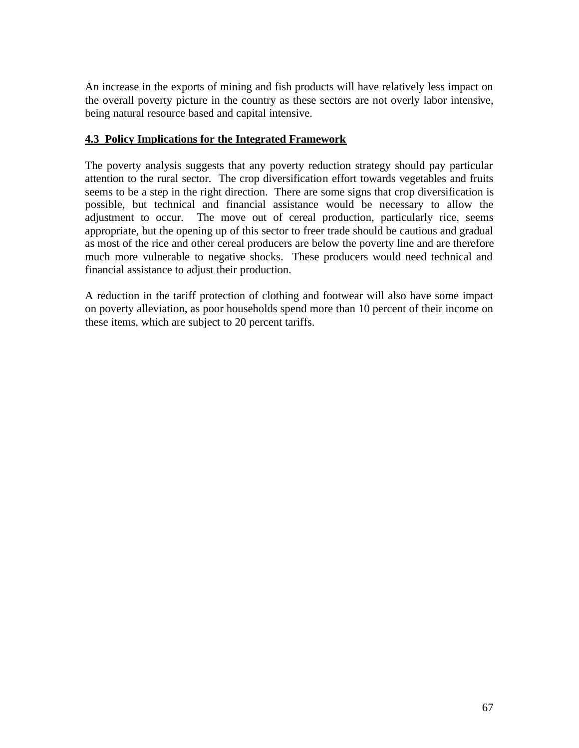An increase in the exports of mining and fish products will have relatively less impact on the overall poverty picture in the country as these sectors are not overly labor intensive, being natural resource based and capital intensive.

### 4.3 Policy Implications for the Integrated Framework

The poverty analysis suggests that any poverty reduction strategy should pay particular attention to the rural sector. The crop diversification effort towards vegetables and fruits seems to be a step in the right direction. There are some signs that crop diversification is possible, but technical and financial assistance would be necessary to allow the adjustment to occur. The move out of cereal production, particularly rice, seems appropriate, but the opening up of this sector to freer trade should be cautious and gradual as most of the rice and other cereal producers are below the poverty line and are therefore much more vulnerable to negative shocks. These producers would need technical and financial assistance to adjust their production.

A reduction in the tariff protection of clothing and footwear will also have some impact on poverty alleviation, as poor households spend more than 10 percent of their income on these items, which are subject to 20 percent tariffs.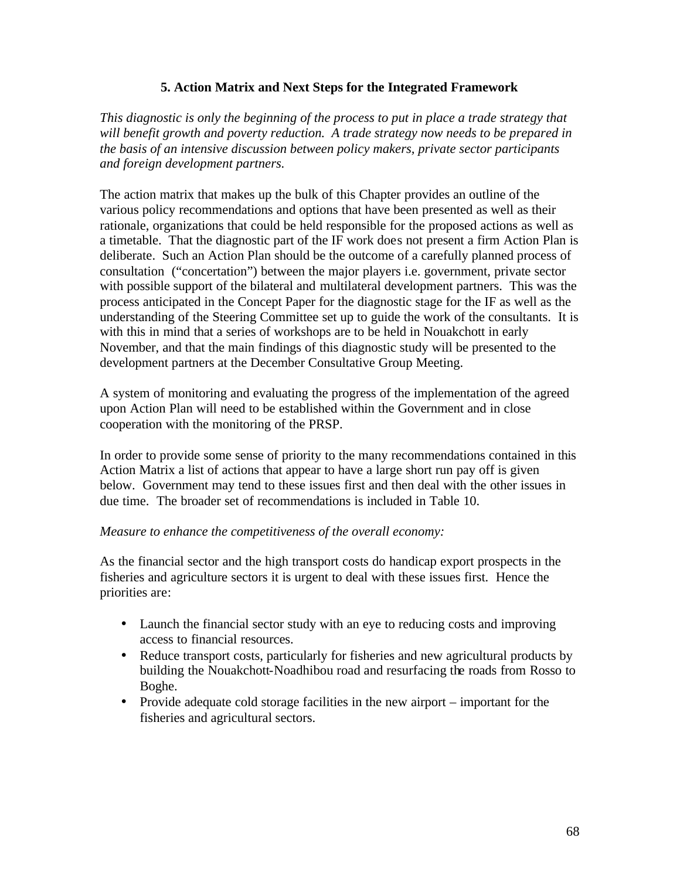## 5. Action Matrix and Next Steps for the Integrated Framework

*This diagnostic is only the beginning of the process to put in place a trade strategy that will benefit growth and poverty reduction. A trade strategy now needs to be prepared in the basis of an intensive discussion between policy makers, private sector participants and foreign development partners.*

The action matrix that makes up the bulk of this Chapter provides an outline of the various policy recommendations and options that have been presented as well as their rationale, organizations that could be held responsible for the proposed actions as well as a timetable. That the diagnostic part of the IF work does not present a firm Action Plan is deliberate. Such an Action Plan should be the outcome of a carefully planned process of consultation ("concertation") between the major players i.e. government, private sector with possible support of the bilateral and multilateral development partners. This was the process anticipated in the Concept Paper for the diagnostic stage for the IF as well as the understanding of the Steering Committee set up to guide the work of the consultants. It is with this in mind that a series of workshops are to be held in Nouakchott in early November, and that the main findings of this diagnostic study will be presented to the development partners at the December Consultative Group Meeting.

A system of monitoring and evaluating the progress of the implementation of the agreed upon Action Plan will need to be established within the Government and in close cooperation with the monitoring of the PRSP.

In order to provide some sense of priority to the many recommendations contained in this Action Matrix a list of actions that appear to have a large short run pay off is given below. Government may tend to these issues first and then deal with the other issues in due time. The broader set of recommendations is included in Table 10.

*Measure to enhance the competitiveness of the overall economy:*

As the financial sector and the high transport costs do handicap export prospects in the fisheries and agriculture sectors it is urgent to deal with these issues first. Hence the priorities are:

- Launch the financial sector study with an eye to reducing costs and improving access to financial resources.
- Reduce transport costs, particularly for fisheries and new agricultural products by building the Nouakchott-Noadhibou road and resurfacing the roads from Rosso to Boghe.
- Provide adequate cold storage facilities in the new airport – important for the fisheries and agricultural sectors.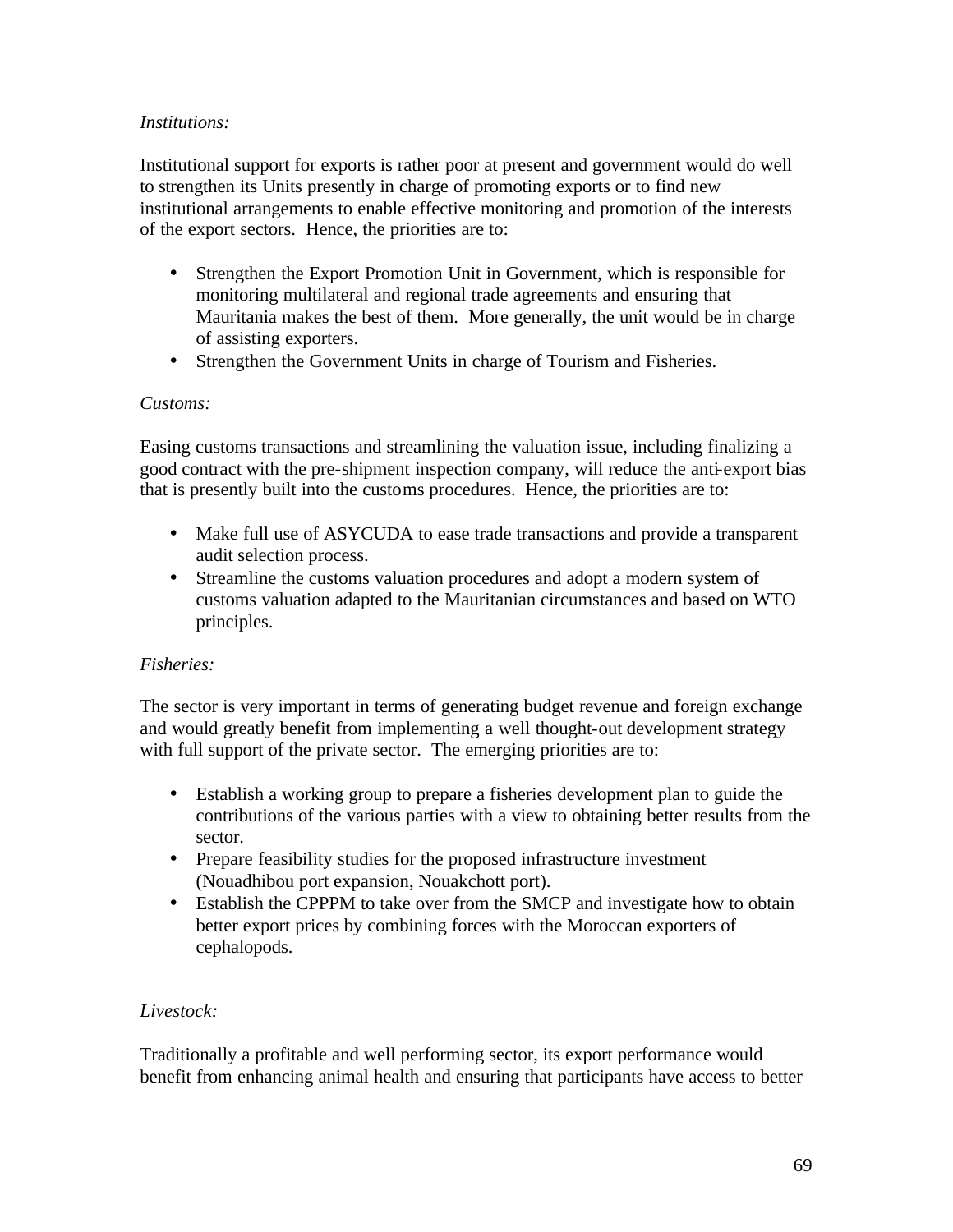*Institutions:*

Institutional support for exports is rather poor at present and government would do well to strengthen its Units presently in charge of promoting exports or to find new institutional arrangements to enable effective monitoring and promotion of the interests of the export sectors. Hence, the priorities are to:

- Strengthen the Export Promotion Unit in Government, which is responsible for monitoring multilateral and regional trade agreements and ensuring that Mauritania makes the best of them. More generally, the unit would be in charge of assisting exporters.
- Strengthen the Government Units in charge of Tourism and Fisheries.

*Customs:*

Easing customs transactions and streamlining the valuation issue, including finalizing a good contract with the pre-shipment inspection company, will reduce the anti-export bias that is presently built into the customs procedures. Hence, the priorities are to:

- Make full use of ASYCUDA to ease trade transactions and provide a transparent audit selection process.
- Streamline the customs valuation procedures and adopt a modern system of customs valuation adapted to the Mauritanian circumstances and based on WTO principles.

*Fisheries:*

The sector is very important in terms of generating budget revenue and foreign exchange and would greatly benefit from implementing a well thought-out development strategy with full support of the private sector. The emerging priorities are to:

- Establish a working group to prepare a fisheries development plan to guide the contributions of the various parties with a view to obtaining better results from the sector.
- Prepare feasibility studies for the proposed infrastructure investment (Nouadhibou port expansion, Nouakchott port).
- Establish the CPPPM to take over from the SMCP and investigate how to obtain better export prices by combining forces with the Moroccan exporters of cephalopods.

*Livestock:*

Traditionally a profitable and well performing sector, its export performance would benefit from enhancing animal health and ensuring that participants have access to better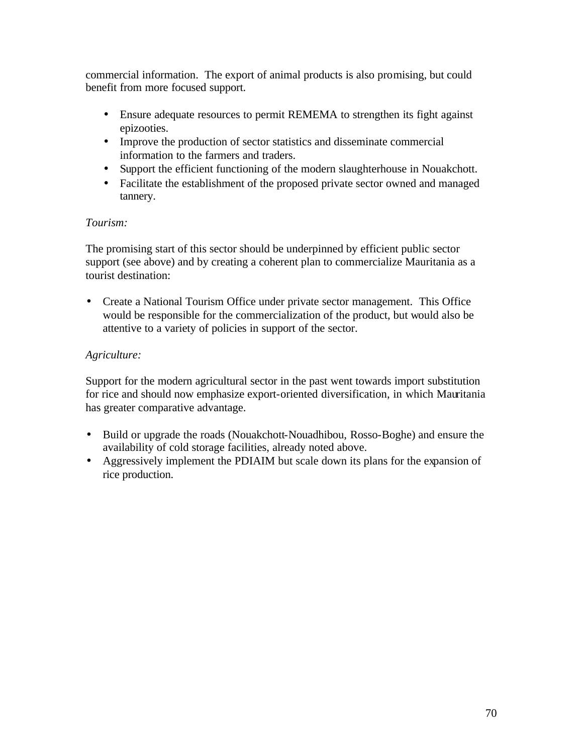commercial information. The export of animal products is also promising, but could benefit from more focused support.

- Ensure adequate resources to permit REMEMA to strengthen its fight against epizooties.
- Improve the production of sector statistics and disseminate commercial information to the farmers and traders.
- Support the efficient functioning of the modern slaughterhouse in Nouakchott.
- Facilitate the establishment of the proposed private sector owned and managed tannery.

*Tourism:*

The promising start of this sector should be underpinned by efficient public sector support (see above) and by creating a coherent plan to commercialize Mauritania as a tourist destination:

- Create a National Tourism Office under private sector management. This Office would be responsible for the commercialization of the product, but would also be attentive to a variety of policies in support of the sector.

*Agriculture:*

Support for the modern agricultural sector in the past went towards import substitution for rice and should now emphasize export-oriented diversification, in which Mauritania has greater comparative advantage.

- Build or upgrade the roads (Nouakchott-Nouadhibou, Rosso-Boghe) and ensure the availability of cold storage facilities, already noted above.
- Aggressively implement the PDIAIM but scale down its plans for the expansion of rice production.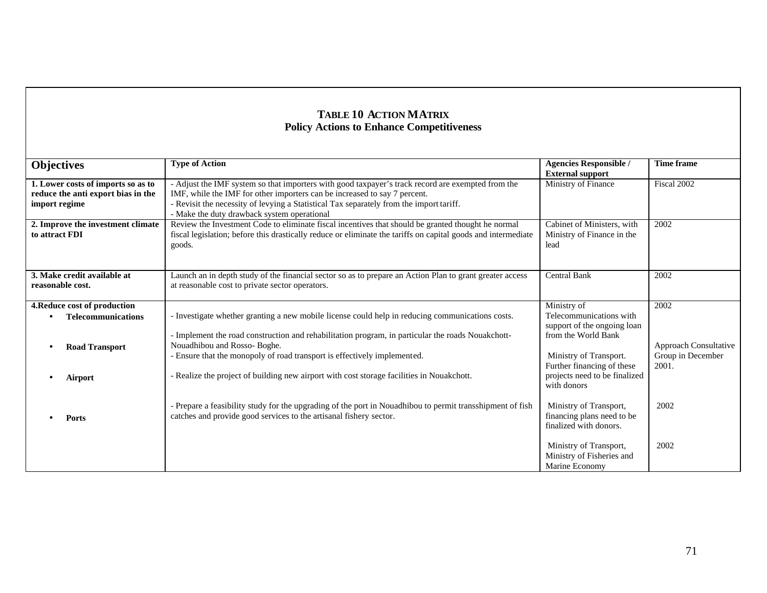**TABLE 10 ACTION MATRIX**
**Policy Actions to Enhance Competitiveness**

| Objectives | Type of Action | Agencies Responsible / External support | Time frame |
|---|---|---|---|
| **1. Lower costs of imports so as to reduce the anti export bias in the import regime** | - Adjust the IMF system so that importers with good taxpayer's track record are exempted from the IMF, while the IMF for other importers can be increased to say 7 percent.<br>- Revisit the necessity of levying a Statistical Tax separately from the import tariff.<br>- Make the duty drawback system operational | Ministry of Finance | Fiscal 2002 |
| **2. Improve the investment climate to attract FDI** | Review the Investment Code to eliminate fiscal incentives that should be granted thought he normal fiscal legislation; before this drastically reduce or eliminate the tariffs on capital goods and intermediate goods. | Cabinet of Ministers, with Ministry of Finance in the lead | 2002 |
| **3. Make credit available at reasonable cost.** | Launch an in depth study of the financial sector so as to prepare an Action Plan to grant greater access at reasonable cost to private sector operators. | Central Bank | 2002 |
| **4.Reduce cost of production** | | | |
| • **Telecommunications** | - Investigate whether granting a new mobile license could help in reducing communications costs. | Ministry of Telecommunications with support of the ongoing loan from the World Bank | 2002 |
| • **Road Transport** | - Implement the road construction and rehabilitation program, in particular the roads Nouakchott-Nouadhibou and Rosso- Boghe.<br>- Ensure that the monopoly of road transport is effectively implemented. | Ministry of Transport. Further financing of these projects need to be finalized with donors | Approach Consultative Group in December 2001. |
| • **Airport** | - Realize the project of building new airport with cost storage facilities in Nouakchott. | Ministry of Transport, financing plans need to be finalized with donors. | 2002 |
| • **Ports** | - Prepare a feasibility study for the upgrading of the port in Nouadhibou to permit transshipment of fish catches and provide good services to the artisanal fishery sector. | Ministry of Transport, Ministry of Fisheries and Marine Economy | 2002 |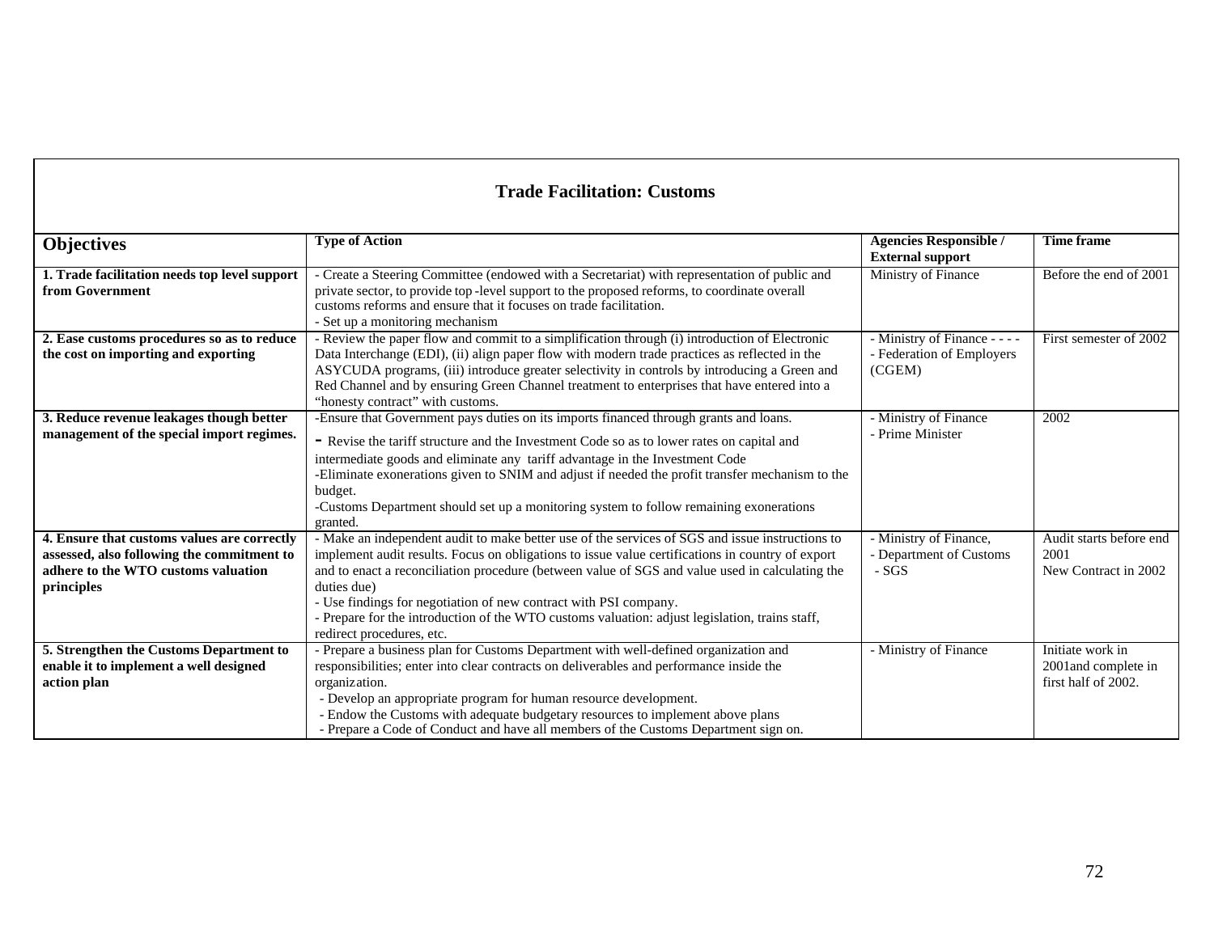## Trade Facilitation: Customs

| Objectives | Type of Action | Agencies Responsible / External support | Time frame |
|---|---|---|---|
| **1. Trade facilitation needs top level support from Government** | - Create a Steering Committee (endowed with a Secretariat) with representation of public and private sector, to provide top -level support to the proposed reforms, to coordinate overall customs reforms and ensure that it focuses on trade facilitation.<br>- Set up a monitoring mechanism | Ministry of Finance | Before the end of 2001 |
| **2. Ease customs procedures so as to reduce the cost on importing and exporting** | - Review the paper flow and commit to a simplification through (i) introduction of Electronic Data Interchange (EDI), (ii) align paper flow with modern trade practices as reflected in the ASYCUDA programs, (iii) introduce greater selectivity in controls by introducing a Green and Red Channel and by ensuring Green Channel treatment to enterprises that have entered into a "honesty contract" with customs. | - Ministry of Finance - - - -<br>- Federation of Employers (CGEM) | First semester of 2002 |
| **3. Reduce revenue leakages though better management of the special import regimes.** | -Ensure that Government pays duties on its imports financed through grants and loans.<br>- Revise the tariff structure and the Investment Code so as to lower rates on capital and intermediate goods and eliminate any tariff advantage in the Investment Code<br>-Eliminate exonerations given to SNIM and adjust if needed the profit transfer mechanism to the budget.<br>-Customs Department should set up a monitoring system to follow remaining exonerations granted. | - Ministry of Finance<br>- Prime Minister | 2002 |
| **4. Ensure that customs values are correctly assessed, also following the commitment to adhere to the WTO customs valuation principles** | - Make an independent audit to make better use of the services of SGS and issue instructions to implement audit results. Focus on obligations to issue value certifications in country of export and to enact a reconciliation procedure (between value of SGS and value used in calculating the duties due)<br>- Use findings for negotiation of new contract with PSI company.<br>- Prepare for the introduction of the WTO customs valuation: adjust legislation, trains staff, redirect procedures, etc. | - Ministry of Finance,<br>- Department of Customs<br>- SGS | Audit starts before end 2001<br>New Contract in 2002 |
| **5. Strengthen the Customs Department to enable it to implement a well designed action plan** | - Prepare a business plan for Customs Department with well-defined organization and responsibilities; enter into clear contracts on deliverables and performance inside the organization.<br>- Develop an appropriate program for human resource development.<br>- Endow the Customs with adequate budgetary resources to implement above plans<br>- Prepare a Code of Conduct and have all members of the Customs Department sign on. | - Ministry of Finance | Initiate work in 2001and complete in first half of 2002. |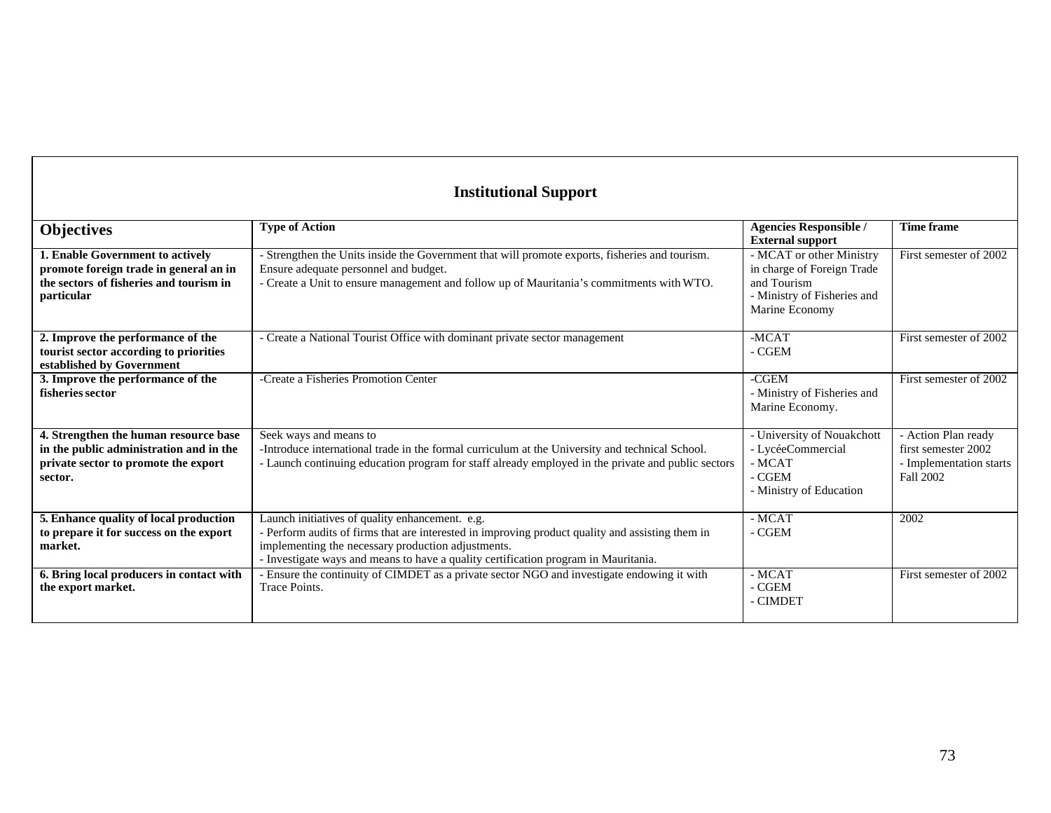## Institutional Support

| Objectives | Type of Action | Agencies Responsible / External support | Time frame |
|---|---|---|---|
| **1. Enable Government to actively promote foreign trade in general an in the sectors of fisheries and tourism in particular** | - Strengthen the Units inside the Government that will promote exports, fisheries and tourism. Ensure adequate personnel and budget.<br>- Create a Unit to ensure management and follow up of Mauritania's commitments with WTO. | - MCAT or other Ministry in charge of Foreign Trade and Tourism<br>- Ministry of Fisheries and Marine Economy | First semester of 2002 |
| **2. Improve the performance of the tourist sector according to priorities established by Government** | - Create a National Tourist Office with dominant private sector management | -MCAT<br>- CGEM | First semester of 2002 |
| **3. Improve the performance of the fisheries sector** | -Create a Fisheries Promotion Center | -CGEM<br>- Ministry of Fisheries and Marine Economy. | First semester of 2002 |
| **4. Strengthen the human resource base in the public administration and in the private sector to promote the export sector.** | Seek ways and means to<br>-Introduce international trade in the formal curriculum at the University and technical School.<br>- Launch continuing education program for staff already employed in the private and public sectors | - University of Nouakchott<br>- LycéeCommercial<br>- MCAT<br>- CGEM<br>- Ministry of Education | - Action Plan ready first semester 2002<br>- Implementation starts Fall 2002 |
| **5. Enhance quality of local production to prepare it for success on the export market.** | Launch initiatives of quality enhancement. e.g.<br>- Perform audits of firms that are interested in improving product quality and assisting them in implementing the necessary production adjustments.<br>- Investigate ways and means to have a quality certification program in Mauritania. | - MCAT<br>- CGEM | 2002 |
| **6. Bring local producers in contact with the export market.** | - Ensure the continuity of CIMDET as a private sector NGO and investigate endowing it with Trace Points. | - MCAT<br>- CGEM<br>- CIMDET | First semester of 2002 |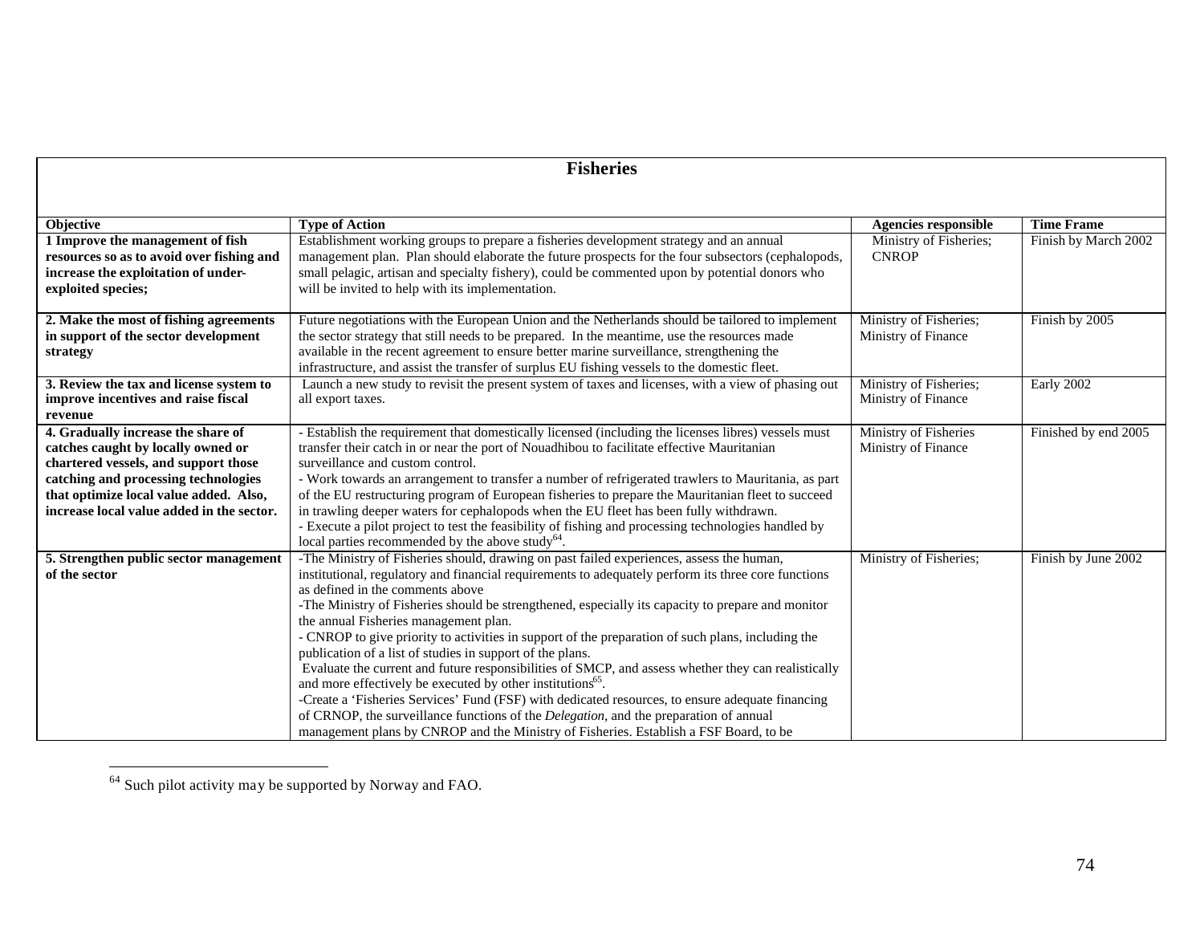| **Fisheries** | | | |
|---|---|---|---|
| **Objective** | **Type of Action** | **Agencies responsible** | **Time Frame** |
| **1 Improve the management of fish resources so as to avoid over fishing and increase the exploitation of under-exploited species;** | Establishment working groups to prepare a fisheries development strategy and an annual management plan. Plan should elaborate the future prospects for the four subsectors (cephalopods, small pelagic, artisan and specialty fishery), could be commented upon by potential donors who will be invited to help with its implementation. | Ministry of Fisheries; CNROP | Finish by March 2002 |
| **2. Make the most of fishing agreements in support of the sector development strategy** | Future negotiations with the European Union and the Netherlands should be tailored to implement the sector strategy that still needs to be prepared. In the meantime, use the resources made available in the recent agreement to ensure better marine surveillance, strengthening the infrastructure, and assist the transfer of surplus EU fishing vessels to the domestic fleet. | Ministry of Fisheries; Ministry of Finance | Finish by 2005 |
| **3. Review the tax and license system to improve incentives and raise fiscal revenue** | Launch a new study to revisit the present system of taxes and licenses, with a view of phasing out all export taxes. | Ministry of Fisheries; Ministry of Finance | Early 2002 |
| **4. Gradually increase the share of catches caught by locally owned or chartered vessels, and support those catching and processing technologies that optimize local value added. Also, increase local value added in the sector.** | - Establish the requirement that domestically licensed (including the licenses libres) vessels must transfer their catch in or near the port of Nouadhibou to facilitate effective Mauritanian surveillance and custom control.<br>- Work towards an arrangement to transfer a number of refrigerated trawlers to Mauritania, as part of the EU restructuring program of European fisheries to prepare the Mauritanian fleet to succeed in trawling deeper waters for cephalopods when the EU fleet has been fully withdrawn.<br>- Execute a pilot project to test the feasibility of fishing and processing technologies handled by local parties recommended by the above study[64]. | Ministry of Fisheries Ministry of Finance | Finished by end 2005 |
| **5. Strengthen public sector management of the sector** | -The Ministry of Fisheries should, drawing on past failed experiences, assess the human, institutional, regulatory and financial requirements to adequately perform its three core functions as defined in the comments above<br>-The Ministry of Fisheries should be strengthened, especially its capacity to prepare and monitor the annual Fisheries management plan.<br>- CNROP to give priority to activities in support of the preparation of such plans, including the publication of a list of studies in support of the plans.<br>Evaluate the current and future responsibilities of SMCP, and assess whether they can realistically and more effectively be executed by other institutions[65].<br>-Create a 'Fisheries Services' Fund (FSF) with dedicated resources, to ensure adequate financing of CRNOP, the surveillance functions of the *Delegation*, and the preparation of annual management plans by CNROP and the Ministry of Fisheries. Establish a FSF Board, to be | Ministry of Fisheries; | Finish by June 2002 |

[64] Such pilot activity may be supported by Norway and FAO.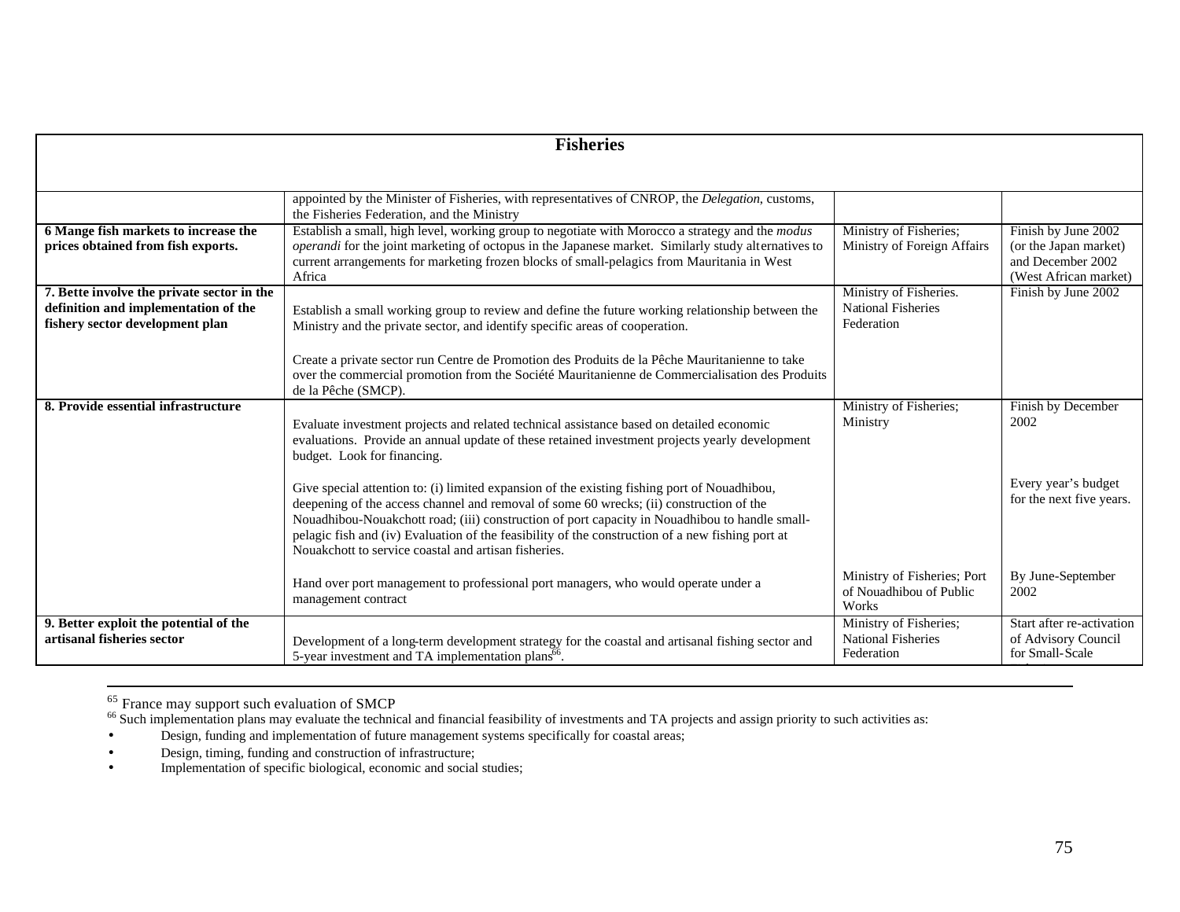| Fisheries | | | |
|---|---|---|---|
| | appointed by the Minister of Fisheries, with representatives of CNROP, the *Delegation*, customs, the Fisheries Federation, and the Ministry | | |
| **6 Mange fish markets to increase the prices obtained from fish exports.** | Establish a small, high level, working group to negotiate with Morocco a strategy and the *modus operandi* for the joint marketing of octopus in the Japanese market. Similarly study alternatives to current arrangements for marketing frozen blocks of small-pelagics from Mauritania in West Africa | Ministry of Fisheries; Ministry of Foreign Affairs | Finish by June 2002 (or the Japan market) and December 2002 (West African market) |
| **7. Bette involve the private sector in the definition and implementation of the fishery sector development plan** | Establish a small working group to review and define the future working relationship between the Ministry and the private sector, and identify specific areas of cooperation.<br><br>Create a private sector run Centre de Promotion des Produits de la Pêche Mauritanienne to take over the commercial promotion from the Société Mauritanienne de Commercialisation des Produits de la Pêche (SMCP). | Ministry of Fisheries. National Fisheries Federation | Finish by June 2002 |
| **8. Provide essential infrastructure** | Evaluate investment projects and related technical assistance based on detailed economic evaluations. Provide an annual update of these retained investment projects yearly development budget. Look for financing. | Ministry of Fisheries; Ministry | Finish by December 2002 |
| | Give special attention to: (i) limited expansion of the existing fishing port of Nouadhibou, deepening of the access channel and removal of some 60 wrecks; (ii) construction of the Nouadhibou-Nouakchott road; (iii) construction of port capacity in Nouadhibou to handle small-pelagic fish and (iv) Evaluation of the feasibility of the construction of a new fishing port at Nouakchott to service coastal and artisan fisheries. | | Every year's budget for the next five years. |
| | Hand over port management to professional port managers, who would operate under a management contract | Ministry of Fisheries; Port of Nouadhibou of Public Works | By June-September 2002 |
| **9. Better exploit the potential of the artisanal fisheries sector** | Development of a long-term development strategy for the coastal and artisanal fishing sector and 5-year investment and TA implementation plans[66]. | Ministry of Fisheries; National Fisheries Federation | Start after re-activation of Advisory Council for Small-Scale |

[65] France may support such evaluation of SMCP

[66] Such implementation plans may evaluate the technical and financial feasibility of investments and TA projects and assign priority to such activities as:

- Design, funding and implementation of future management systems specifically for coastal areas;
- Design, timing, funding and construction of infrastructure;
- Implementation of specific biological, economic and social studies;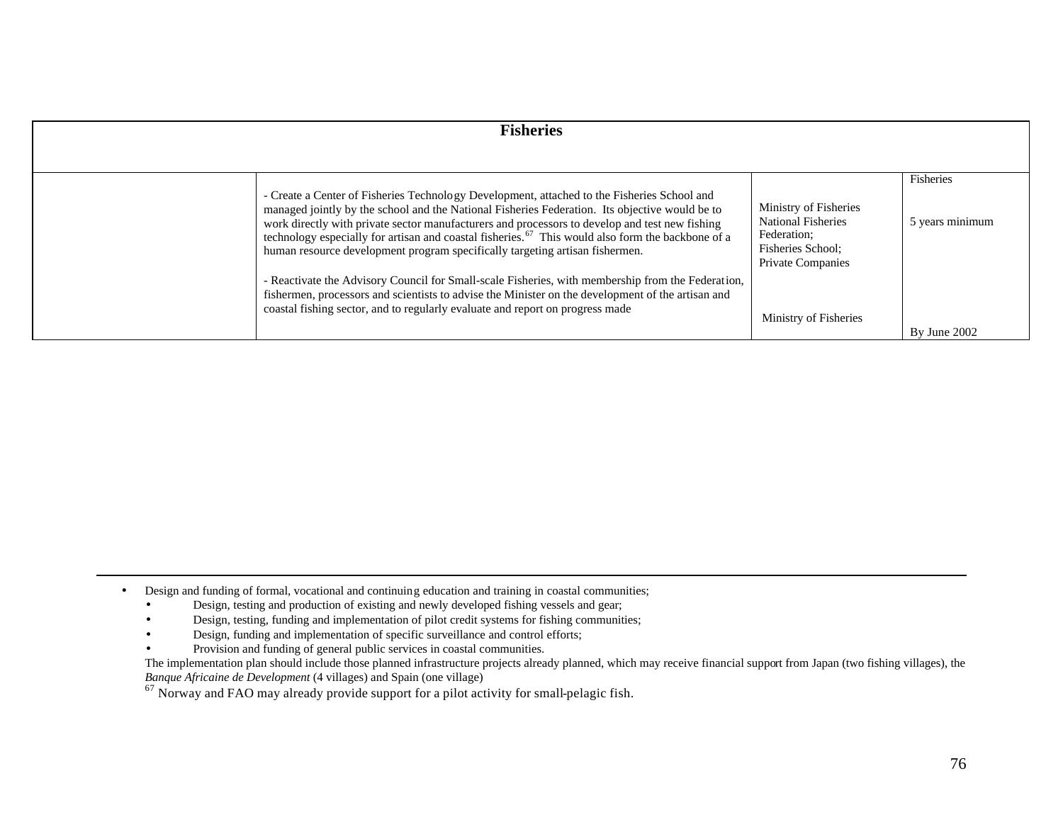| **Fisheries** | | | |
|---|---|---|---|
| | - Create a Center of Fisheries Technology Development, attached to the Fisheries School and managed jointly by the school and the National Fisheries Federation. Its objective would be to work directly with private sector manufacturers and processors to develop and test new fishing technology especially for artisan and coastal fisheries.[67] This would also form the backbone of a human resource development program specifically targeting artisan fishermen. | Ministry of Fisheries<br>National Fisheries Federation;<br>Fisheries School;<br>Private Companies | Fisheries<br><br>5 years minimum |
| | - Reactivate the Advisory Council for Small-scale Fisheries, with membership from the Federation, fishermen, processors and scientists to advise the Minister on the development of the artisan and coastal fishing sector, and to regularly evaluate and report on progress made | Ministry of Fisheries | By June 2002 |

---

- Design and funding of formal, vocational and continuing education and training in coastal communities;
  - Design, testing and production of existing and newly developed fishing vessels and gear;
  - Design, testing, funding and implementation of pilot credit systems for fishing communities;
  - Design, funding and implementation of specific surveillance and control efforts;
  - Provision and funding of general public services in coastal communities.

The implementation plan should include those planned infrastructure projects already planned, which may receive financial support from Japan (two fishing villages), the *Banque Africaine de Development* (4 villages) and Spain (one village)

[67] Norway and FAO may already provide support for a pilot activity for small-pelagic fish.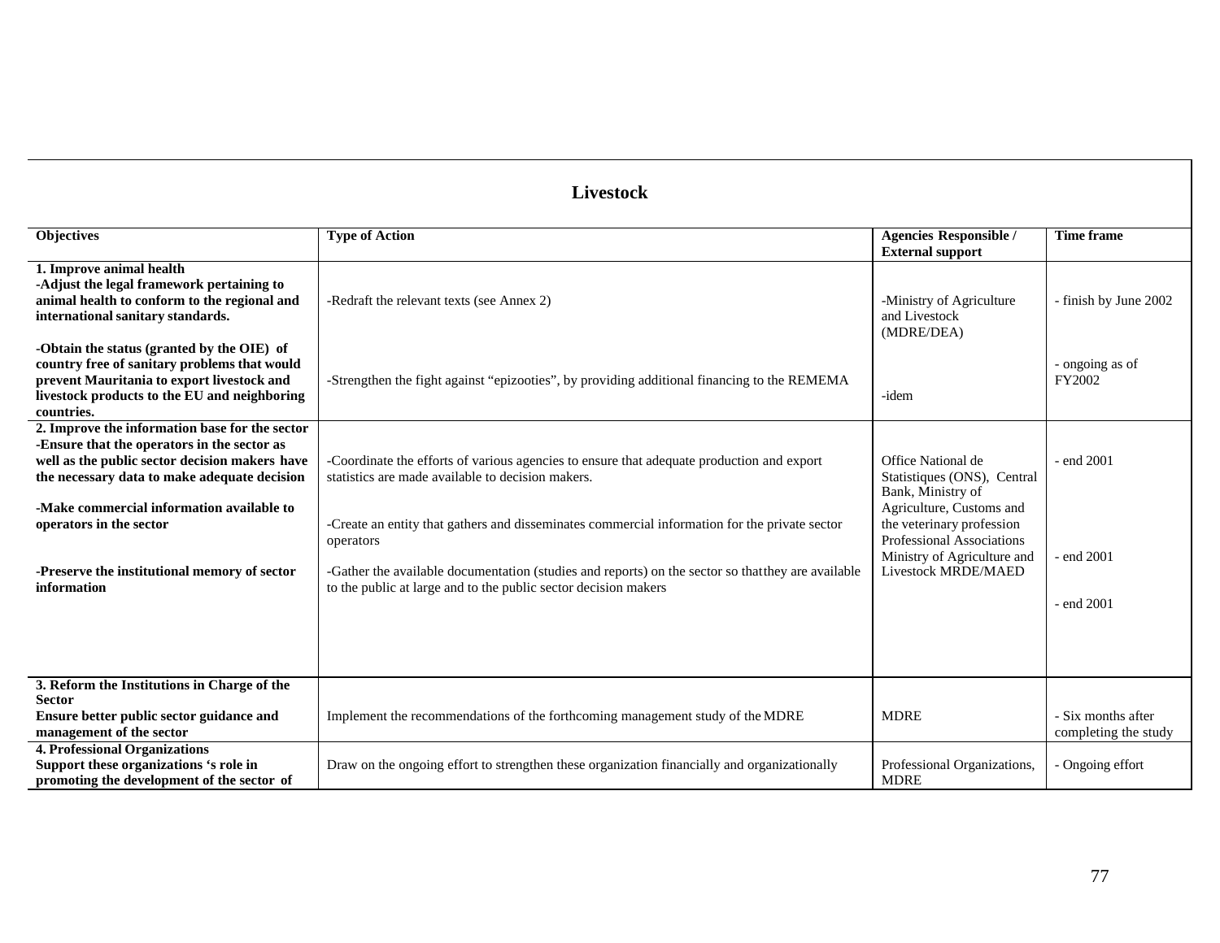## Livestock

| Objectives | Type of Action | Agencies Responsible / External support | Time frame |
|---|---|---|---|
| **1. Improve animal health**<br>**-Adjust the legal framework pertaining to animal health to conform to the regional and international sanitary standards.** | -Redraft the relevant texts (see Annex 2) | -Ministry of Agriculture and Livestock (MDRE/DEA) | - finish by June 2002 |
| **-Obtain the status (granted by the OIE) of country free of sanitary problems that would prevent Mauritania to export livestock and livestock products to the EU and neighboring countries.** | -Strengthen the fight against "epizooties", by providing additional financing to the REMEMA | -idem | - ongoing as of FY2002 |
| **2. Improve the information base for the sector**<br>**-Ensure that the operators in the sector as well as the public sector decision makers have the necessary data to make adequate decision** | -Coordinate the efforts of various agencies to ensure that adequate production and export statistics are made available to decision makers. | Office National de Statistiques (ONS), Central Bank, Ministry of Agriculture, Customs and the veterinary profession | - end 2001 |
| **-Make commercial information available to operators in the sector** | -Create an entity that gathers and disseminates commercial information for the private sector operators | Professional Associations | - end 2001 |
| **-Preserve the institutional memory of sector information** | -Gather the available documentation (studies and reports) on the sector so that they are available to the public at large and to the public sector decision makers | Ministry of Agriculture and Livestock MRDE/MAED | - end 2001 |
| **3. Reform the Institutions in Charge of the Sector**<br>**Ensure better public sector guidance and management of the sector** | Implement the recommendations of the forthcoming management study of the MDRE | MDRE | - Six months after completing the study |
| **4. Professional Organizations**<br>**Support these organizations 's role in promoting the development of the sector of** | Draw on the ongoing effort to strengthen these organization financially and organizationally | Professional Organizations, MDRE | - Ongoing effort |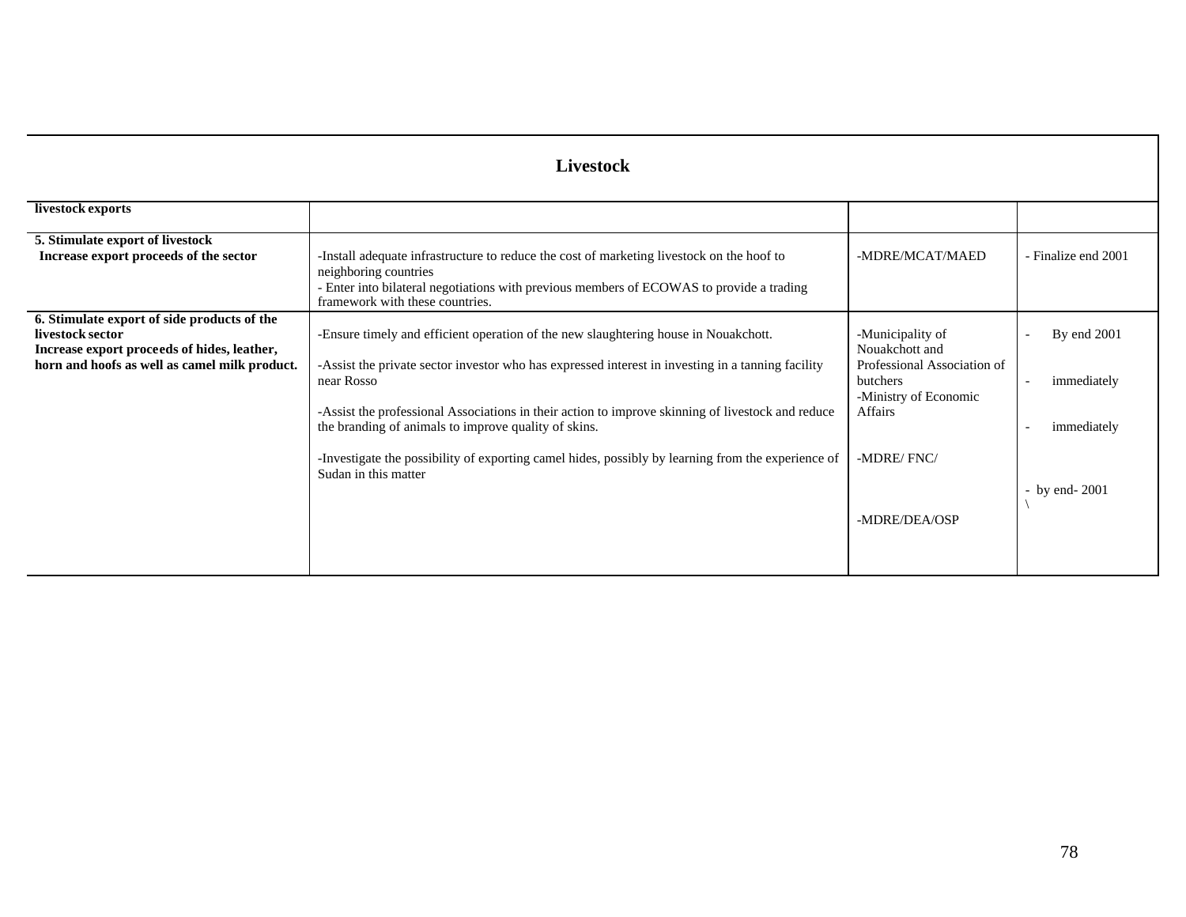| Livestock | | | |
|---|---|---|---|
| **livestock exports** | | | |
| **5. Stimulate export of livestock**<br>**Increase export proceeds of the sector** | -Install adequate infrastructure to reduce the cost of marketing livestock on the hoof to neighboring countries<br>- Enter into bilateral negotiations with previous members of ECOWAS to provide a trading framework with these countries. | -MDRE/MCAT/MAED | - Finalize end 2001 |
| **6. Stimulate export of side products of the livestock sector**<br>**Increase export proceeds of hides, leather, horn and hoofs as well as camel milk product.** | -Ensure timely and efficient operation of the new slaughtering house in Nouakchott.<br><br>-Assist the private sector investor who has expressed interest in investing in a tanning facility near Rosso<br><br>-Assist the professional Associations in their action to improve skinning of livestock and reduce the branding of animals to improve quality of skins.<br><br>-Investigate the possibility of exporting camel hides, possibly by learning from the experience of Sudan in this matter | -Municipality of Nouakchott and Professional Association of butchers<br>-Ministry of Economic Affairs<br><br>-MDRE/ FNC/<br><br>-MDRE/DEA/OSP | - By end 2001<br><br>- immediately<br><br>- immediately<br><br>- by end- 2001<br>\ |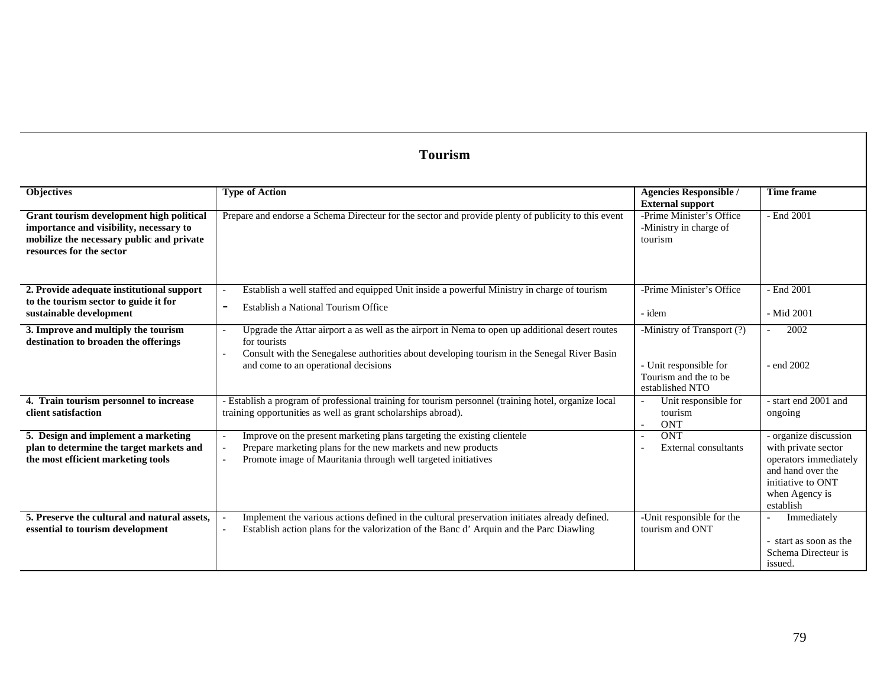## Tourism

| Objectives | Type of Action | Agencies Responsible / External support | Time frame |
|---|---|---|---|
| **Grant tourism development high political importance and visibility, necessary to mobilize the necessary public and private resources for the sector** | Prepare and endorse a Schema Directeur for the sector and provide plenty of publicity to this event | -Prime Minister's Office<br>-Ministry in charge of tourism | - End 2001 |
| **2. Provide adequate institutional support to the tourism sector to guide it for sustainable development** | - Establish a well staffed and equipped Unit inside a powerful Ministry in charge of tourism<br>- Establish a National Tourism Office | -Prime Minister's Office<br><br>- idem | - End 2001<br><br>- Mid 2001 |
| **3. Improve and multiply the tourism destination to broaden the offerings** | - Upgrade the Attar airport a as well as the airport in Nema to open up additional desert routes for tourists<br>- Consult with the Senegalese authorities about developing tourism in the Senegal River Basin and come to an operational decisions | -Ministry of Transport (?)<br><br>- Unit responsible for Tourism and the to be established NTO | - 2002<br><br>- end 2002 |
| **4. Train tourism personnel to increase client satisfaction** | - Establish a program of professional training for tourism personnel (training hotel, organize local training opportunities as well as grant scholarships abroad). | - Unit responsible for tourism<br>- ONT | - start end 2001 and ongoing |
| **5. Design and implement a marketing plan to determine the target markets and the most efficient marketing tools** | - Improve on the present marketing plans targeting the existing clientele<br>- Prepare marketing plans for the new markets and new products<br>- Promote image of Mauritania through well targeted initiatives | - ONT<br>- External consultants | - organize discussion with private sector operators immediately and hand over the initiative to ONT when Agency is establish |
| **5. Preserve the cultural and natural assets, essential to tourism development** | - Implement the various actions defined in the cultural preservation initiates already defined.<br>- Establish action plans for the valorization of the Banc d' Arquin and the Parc Diawling | -Unit responsible for the tourism and ONT | - Immediately<br><br>- start as soon as the Schema Directeur is issued. |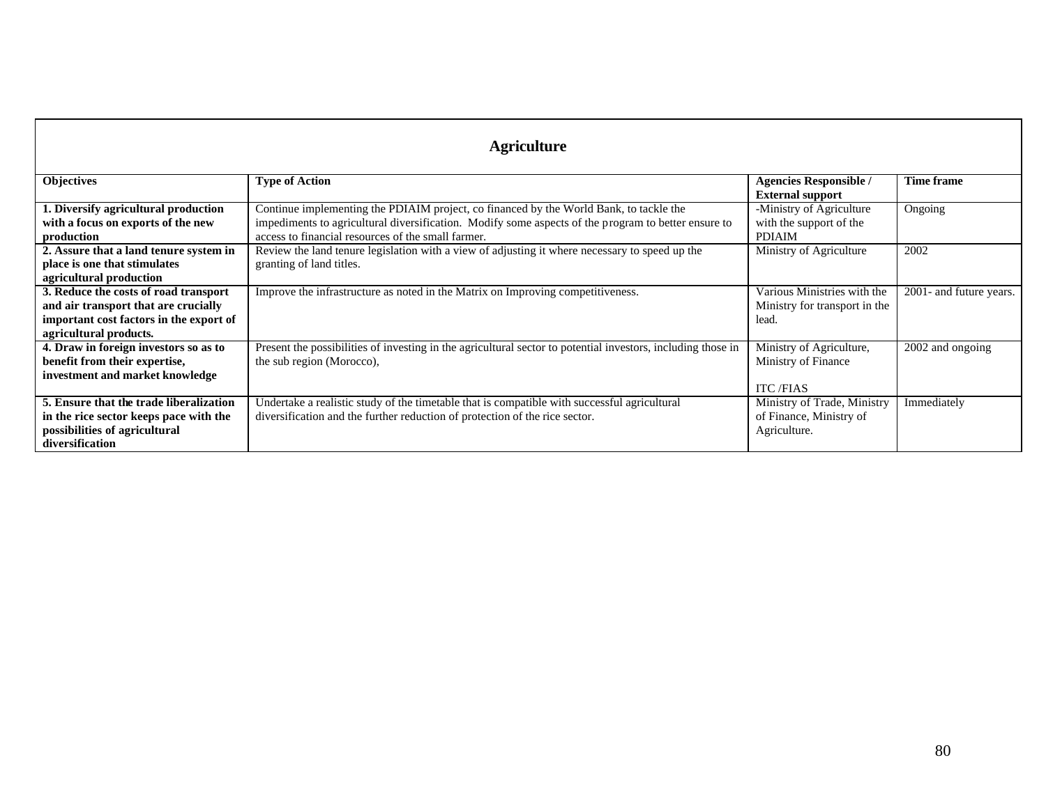## Agriculture

| Objectives | Type of Action | Agencies Responsible / External support | Time frame |
|---|---|---|---|
| **1. Diversify agricultural production with a focus on exports of the new production** | Continue implementing the PDIAIM project, co financed by the World Bank, to tackle the impediments to agricultural diversification. Modify some aspects of the program to better ensure to access to financial resources of the small farmer. | -Ministry of Agriculture with the support of the PDIAIM | Ongoing |
| **2. Assure that a land tenure system in place is one that stimulates agricultural production** | Review the land tenure legislation with a view of adjusting it where necessary to speed up the granting of land titles. | Ministry of Agriculture | 2002 |
| **3. Reduce the costs of road transport and air transport that are crucially important cost factors in the export of agricultural products.** | Improve the infrastructure as noted in the Matrix on Improving competitiveness. | Various Ministries with the Ministry for transport in the lead. | 2001- and future years. |
| **4. Draw in foreign investors so as to benefit from their expertise, investment and market knowledge** | Present the possibilities of investing in the agricultural sector to potential investors, including those in the sub region (Morocco), | Ministry of Agriculture, Ministry of Finance<br><br>ITC /FIAS | 2002 and ongoing |
| **5. Ensure that the trade liberalization in the rice sector keeps pace with the possibilities of agricultural diversification** | Undertake a realistic study of the timetable that is compatible with successful agricultural diversification and the further reduction of protection of the rice sector. | Ministry of Trade, Ministry of Finance, Ministry of Agriculture. | Immediately |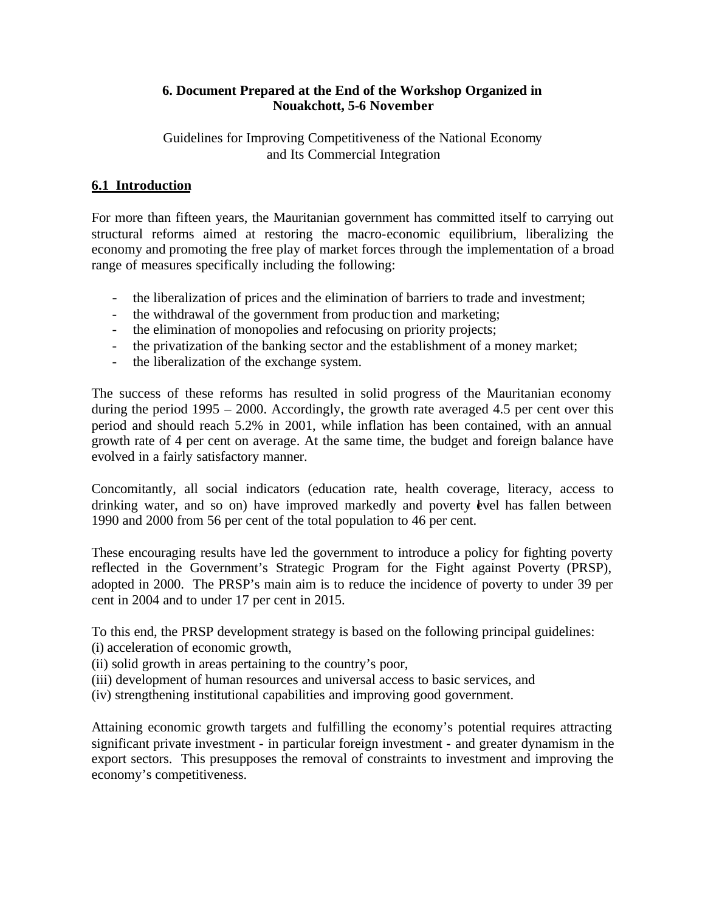**6. Document Prepared at the End of the Workshop Organized in Nouakchott, 5-6 November**

Guidelines for Improving Competitiveness of the National Economy and Its Commercial Integration

## 6.1 Introduction

For more than fifteen years, the Mauritanian government has committed itself to carrying out structural reforms aimed at restoring the macro-economic equilibrium, liberalizing the economy and promoting the free play of market forces through the implementation of a broad range of measures specifically including the following:

- the liberalization of prices and the elimination of barriers to trade and investment;
- the withdrawal of the government from production and marketing;
- the elimination of monopolies and refocusing on priority projects;
- the privatization of the banking sector and the establishment of a money market;
- the liberalization of the exchange system.

The success of these reforms has resulted in solid progress of the Mauritanian economy during the period 1995 – 2000. Accordingly, the growth rate averaged 4.5 per cent over this period and should reach 5.2% in 2001, while inflation has been contained, with an annual growth rate of 4 per cent on average. At the same time, the budget and foreign balance have evolved in a fairly satisfactory manner.

Concomitantly, all social indicators (education rate, health coverage, literacy, access to drinking water, and so on) have improved markedly and poverty level has fallen between 1990 and 2000 from 56 per cent of the total population to 46 per cent.

These encouraging results have led the government to introduce a policy for fighting poverty reflected in the Government's Strategic Program for the Fight against Poverty (PRSP), adopted in 2000. The PRSP's main aim is to reduce the incidence of poverty to under 39 per cent in 2004 and to under 17 per cent in 2015.

To this end, the PRSP development strategy is based on the following principal guidelines:
(i) acceleration of economic growth,
(ii) solid growth in areas pertaining to the country's poor,
(iii) development of human resources and universal access to basic services, and
(iv) strengthening institutional capabilities and improving good government.

Attaining economic growth targets and fulfilling the economy's potential requires attracting significant private investment - in particular foreign investment - and greater dynamism in the export sectors. This presupposes the removal of constraints to investment and improving the economy's competitiveness.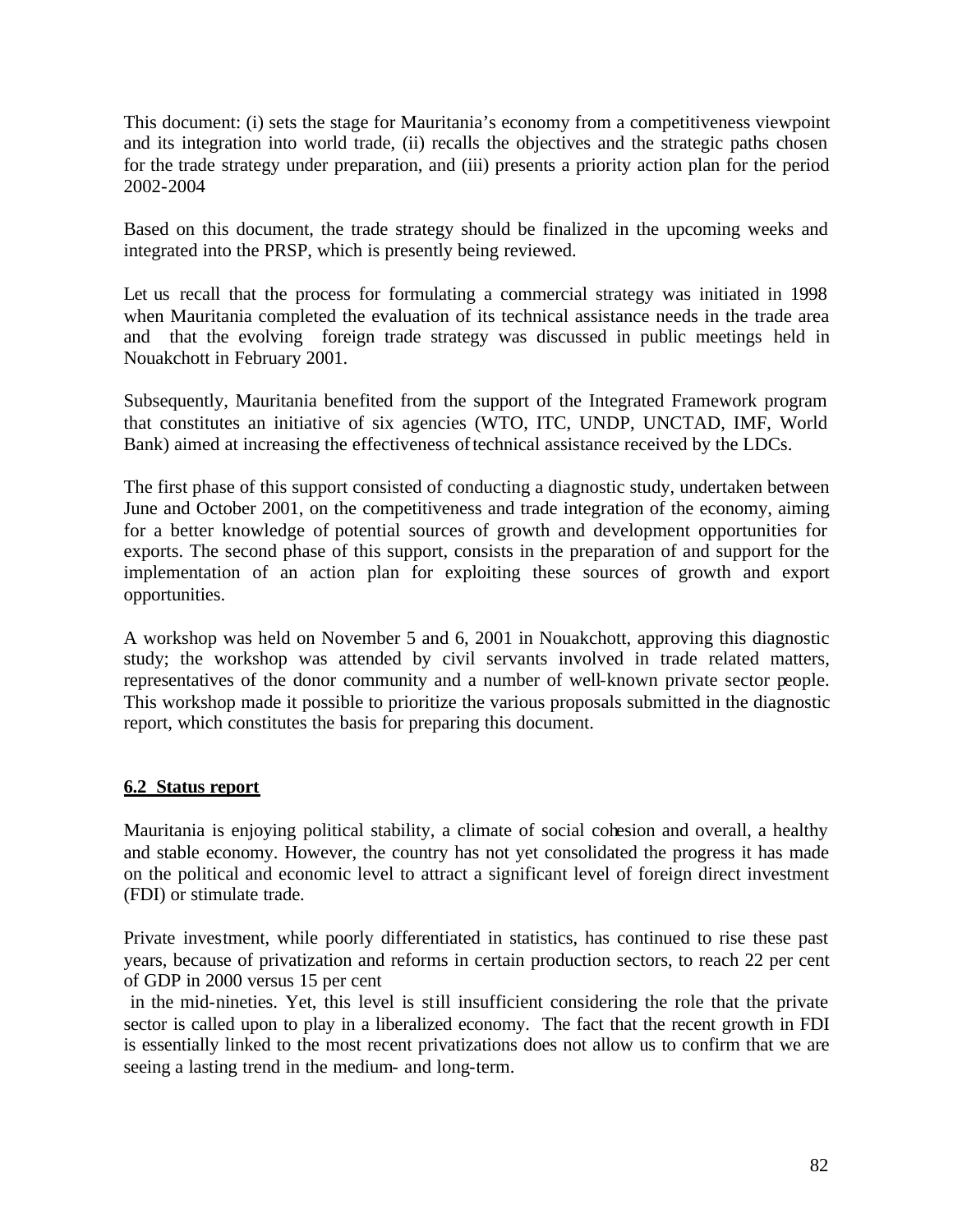This document: (i) sets the stage for Mauritania's economy from a competitiveness viewpoint and its integration into world trade, (ii) recalls the objectives and the strategic paths chosen for the trade strategy under preparation, and (iii) presents a priority action plan for the period 2002-2004

Based on this document, the trade strategy should be finalized in the upcoming weeks and integrated into the PRSP, which is presently being reviewed.

Let us recall that the process for formulating a commercial strategy was initiated in 1998 when Mauritania completed the evaluation of its technical assistance needs in the trade area and that the evolving foreign trade strategy was discussed in public meetings held in Nouakchott in February 2001.

Subsequently, Mauritania benefited from the support of the Integrated Framework program that constitutes an initiative of six agencies (WTO, ITC, UNDP, UNCTAD, IMF, World Bank) aimed at increasing the effectiveness of technical assistance received by the LDCs.

The first phase of this support consisted of conducting a diagnostic study, undertaken between June and October 2001, on the competitiveness and trade integration of the economy, aiming for a better knowledge of potential sources of growth and development opportunities for exports. The second phase of this support, consists in the preparation of and support for the implementation of an action plan for exploiting these sources of growth and export opportunities.

A workshop was held on November 5 and 6, 2001 in Nouakchott, approving this diagnostic study; the workshop was attended by civil servants involved in trade related matters, representatives of the donor community and a number of well-known private sector people. This workshop made it possible to prioritize the various proposals submitted in the diagnostic report, which constitutes the basis for preparing this document.

## 6.2 Status report

Mauritania is enjoying political stability, a climate of social cohesion and overall, a healthy and stable economy. However, the country has not yet consolidated the progress it has made on the political and economic level to attract a significant level of foreign direct investment (FDI) or stimulate trade.

Private investment, while poorly differentiated in statistics, has continued to rise these past years, because of privatization and reforms in certain production sectors, to reach 22 per cent of GDP in 2000 versus 15 per cent in the mid-nineties. Yet, this level is still insufficient considering the role that the private sector is called upon to play in a liberalized economy. The fact that the recent growth in FDI is essentially linked to the most recent privatizations does not allow us to confirm that we are seeing a lasting trend in the medium- and long-term.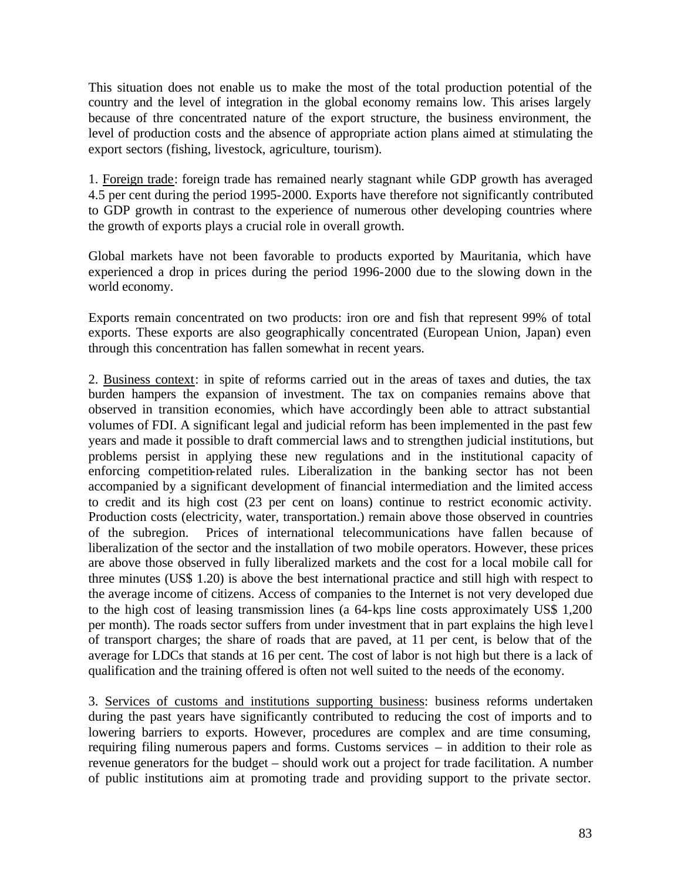This situation does not enable us to make the most of the total production potential of the country and the level of integration in the global economy remains low. This arises largely because of thre concentrated nature of the export structure, the business environment, the level of production costs and the absence of appropriate action plans aimed at stimulating the export sectors (fishing, livestock, agriculture, tourism).

1. Foreign trade: foreign trade has remained nearly stagnant while GDP growth has averaged 4.5 per cent during the period 1995-2000. Exports have therefore not significantly contributed to GDP growth in contrast to the experience of numerous other developing countries where the growth of exports plays a crucial role in overall growth.

Global markets have not been favorable to products exported by Mauritania, which have experienced a drop in prices during the period 1996-2000 due to the slowing down in the world economy.

Exports remain concentrated on two products: iron ore and fish that represent 99% of total exports. These exports are also geographically concentrated (European Union, Japan) even through this concentration has fallen somewhat in recent years.

2. Business context: in spite of reforms carried out in the areas of taxes and duties, the tax burden hampers the expansion of investment. The tax on companies remains above that observed in transition economies, which have accordingly been able to attract substantial volumes of FDI. A significant legal and judicial reform has been implemented in the past few years and made it possible to draft commercial laws and to strengthen judicial institutions, but problems persist in applying these new regulations and in the institutional capacity of enforcing competition-related rules. Liberalization in the banking sector has not been accompanied by a significant development of financial intermediation and the limited access to credit and its high cost (23 per cent on loans) continue to restrict economic activity. Production costs (electricity, water, transportation.) remain above those observed in countries of the subregion. Prices of international telecommunications have fallen because of liberalization of the sector and the installation of two mobile operators. However, these prices are above those observed in fully liberalized markets and the cost for a local mobile call for three minutes (US$ 1.20) is above the best international practice and still high with respect to the average income of citizens. Access of companies to the Internet is not very developed due to the high cost of leasing transmission lines (a 64-kps line costs approximately US$ 1,200 per month). The roads sector suffers from under investment that in part explains the high level of transport charges; the share of roads that are paved, at 11 per cent, is below that of the average for LDCs that stands at 16 per cent. The cost of labor is not high but there is a lack of qualification and the training offered is often not well suited to the needs of the economy.

3. Services of customs and institutions supporting business: business reforms undertaken during the past years have significantly contributed to reducing the cost of imports and to lowering barriers to exports. However, procedures are complex and are time consuming, requiring filing numerous papers and forms. Customs services – in addition to their role as revenue generators for the budget – should work out a project for trade facilitation. A number of public institutions aim at promoting trade and providing support to the private sector.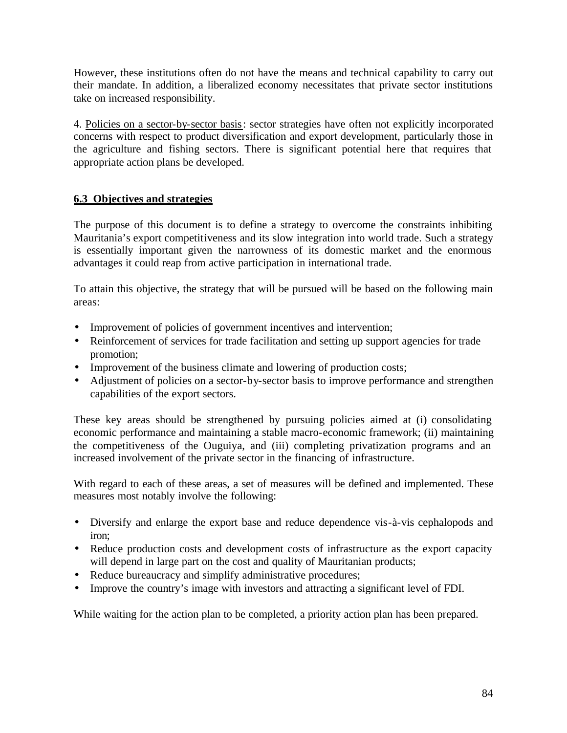However, these institutions often do not have the means and technical capability to carry out their mandate. In addition, a liberalized economy necessitates that private sector institutions take on increased responsibility.

4. Policies on a sector-by-sector basis: sector strategies have often not explicitly incorporated concerns with respect to product diversification and export development, particularly those in the agriculture and fishing sectors. There is significant potential here that requires that appropriate action plans be developed.

### 6.3 Objectives and strategies

The purpose of this document is to define a strategy to overcome the constraints inhibiting Mauritania's export competitiveness and its slow integration into world trade. Such a strategy is essentially important given the narrowness of its domestic market and the enormous advantages it could reap from active participation in international trade.

To attain this objective, the strategy that will be pursued will be based on the following main areas:

- Improvement of policies of government incentives and intervention;
- Reinforcement of services for trade facilitation and setting up support agencies for trade promotion;
- Improvement of the business climate and lowering of production costs;
- Adjustment of policies on a sector-by-sector basis to improve performance and strengthen capabilities of the export sectors.

These key areas should be strengthened by pursuing policies aimed at (i) consolidating economic performance and maintaining a stable macro-economic framework; (ii) maintaining the competitiveness of the Ouguiya, and (iii) completing privatization programs and an increased involvement of the private sector in the financing of infrastructure.

With regard to each of these areas, a set of measures will be defined and implemented. These measures most notably involve the following:

- Diversify and enlarge the export base and reduce dependence vis-à-vis cephalopods and iron;
- Reduce production costs and development costs of infrastructure as the export capacity will depend in large part on the cost and quality of Mauritanian products;
- Reduce bureaucracy and simplify administrative procedures;
- Improve the country's image with investors and attracting a significant level of FDI.

While waiting for the action plan to be completed, a priority action plan has been prepared.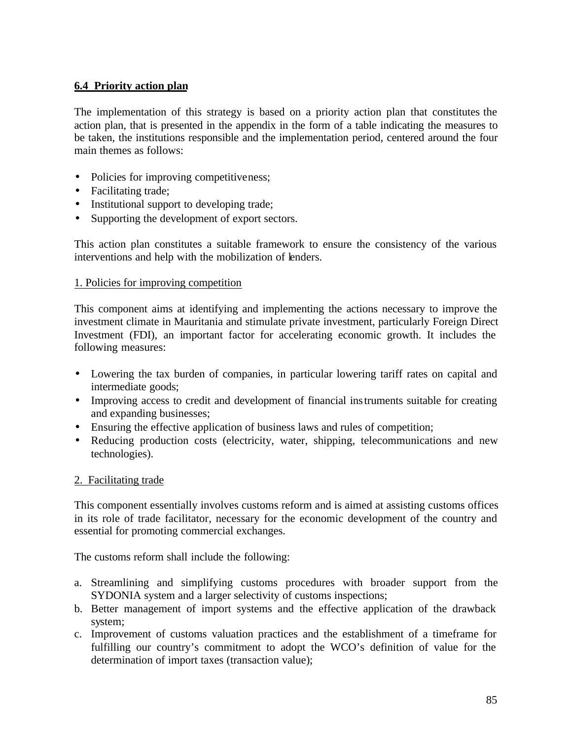### 6.4 Priority action plan

The implementation of this strategy is based on a priority action plan that constitutes the action plan, that is presented in the appendix in the form of a table indicating the measures to be taken, the institutions responsible and the implementation period, centered around the four main themes as follows:

- Policies for improving competitiveness;
- Facilitating trade;
- Institutional support to developing trade;
- Supporting the development of export sectors.

This action plan constitutes a suitable framework to ensure the consistency of the various interventions and help with the mobilization of lenders.

1. Policies for improving competition

This component aims at identifying and implementing the actions necessary to improve the investment climate in Mauritania and stimulate private investment, particularly Foreign Direct Investment (FDI), an important factor for accelerating economic growth. It includes the following measures:

- Lowering the tax burden of companies, in particular lowering tariff rates on capital and intermediate goods;
- Improving access to credit and development of financial instruments suitable for creating and expanding businesses;
- Ensuring the effective application of business laws and rules of competition;
- Reducing production costs (electricity, water, shipping, telecommunications and new technologies).

2. Facilitating trade

This component essentially involves customs reform and is aimed at assisting customs offices in its role of trade facilitator, necessary for the economic development of the country and essential for promoting commercial exchanges.

The customs reform shall include the following:

a. Streamlining and simplifying customs procedures with broader support from the SYDONIA system and a larger selectivity of customs inspections;
b. Better management of import systems and the effective application of the drawback system;
c. Improvement of customs valuation practices and the establishment of a timeframe for fulfilling our country's commitment to adopt the WCO's definition of value for the determination of import taxes (transaction value);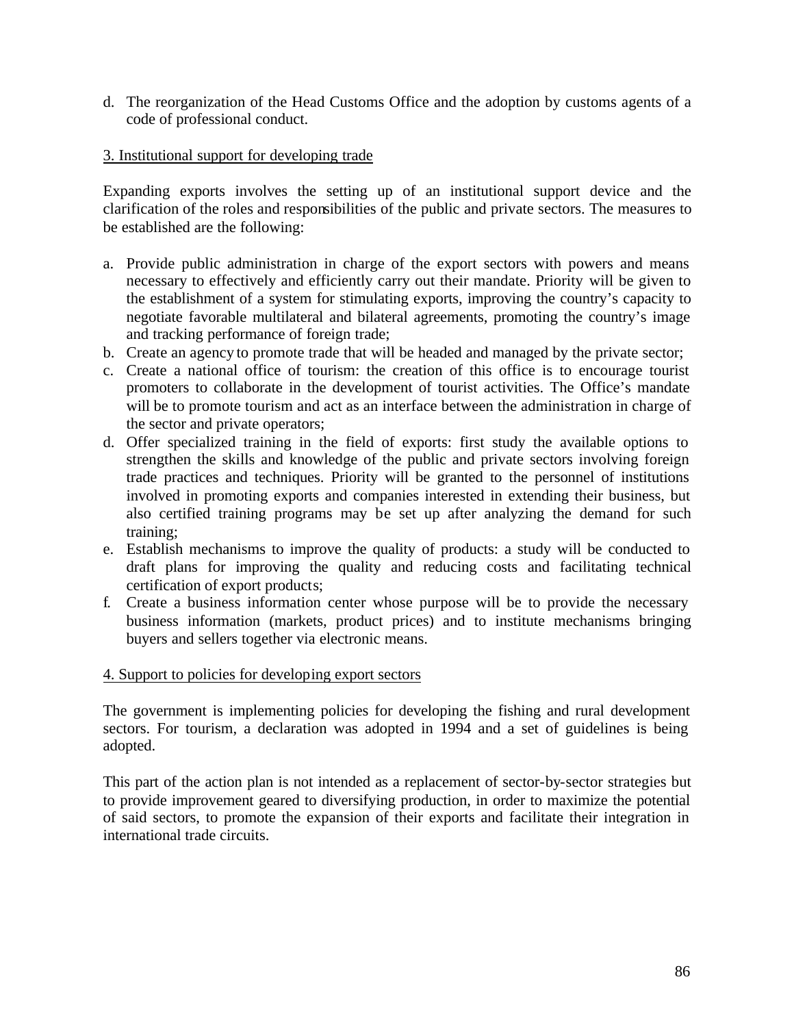d. The reorganization of the Head Customs Office and the adoption by customs agents of a code of professional conduct.

<u>3. Institutional support for developing trade</u>

Expanding exports involves the setting up of an institutional support device and the clarification of the roles and responsibilities of the public and private sectors. The measures to be established are the following:

a. Provide public administration in charge of the export sectors with powers and means necessary to effectively and efficiently carry out their mandate. Priority will be given to the establishment of a system for stimulating exports, improving the country's capacity to negotiate favorable multilateral and bilateral agreements, promoting the country's image and tracking performance of foreign trade;
b. Create an agency to promote trade that will be headed and managed by the private sector;
c. Create a national office of tourism: the creation of this office is to encourage tourist promoters to collaborate in the development of tourist activities. The Office's mandate will be to promote tourism and act as an interface between the administration in charge of the sector and private operators;
d. Offer specialized training in the field of exports: first study the available options to strengthen the skills and knowledge of the public and private sectors involving foreign trade practices and techniques. Priority will be granted to the personnel of institutions involved in promoting exports and companies interested in extending their business, but also certified training programs may be set up after analyzing the demand for such training;
e. Establish mechanisms to improve the quality of products: a study will be conducted to draft plans for improving the quality and reducing costs and facilitating technical certification of export products;
f. Create a business information center whose purpose will be to provide the necessary business information (markets, product prices) and to institute mechanisms bringing buyers and sellers together via electronic means.

<u>4. Support to policies for developing export sectors</u>

The government is implementing policies for developing the fishing and rural development sectors. For tourism, a declaration was adopted in 1994 and a set of guidelines is being adopted.

This part of the action plan is not intended as a replacement of sector-by-sector strategies but to provide improvement geared to diversifying production, in order to maximize the potential of said sectors, to promote the expansion of their exports and facilitate their integration in international trade circuits.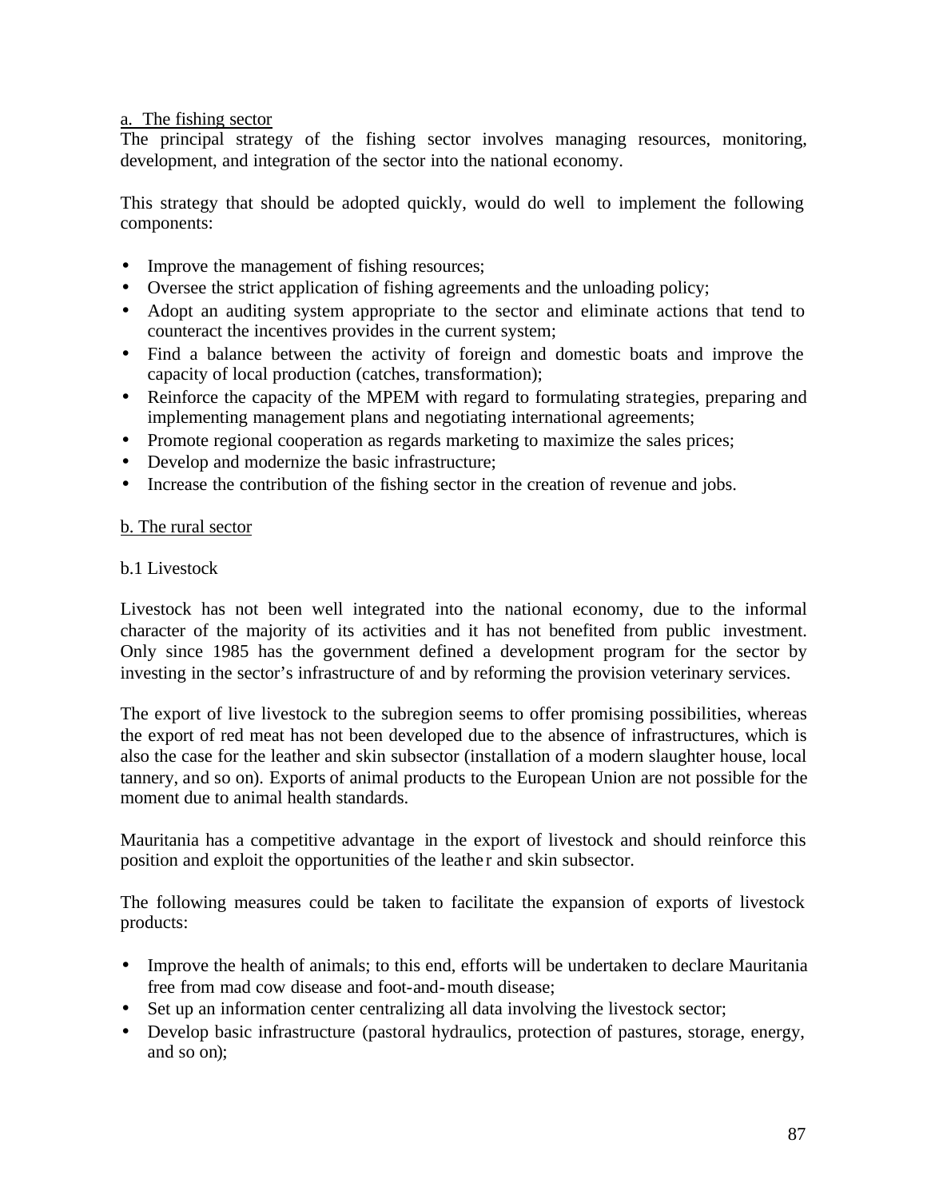a. The fishing sector

The principal strategy of the fishing sector involves managing resources, monitoring, development, and integration of the sector into the national economy.

This strategy that should be adopted quickly, would do well to implement the following components:

- Improve the management of fishing resources;
- Oversee the strict application of fishing agreements and the unloading policy;
- Adopt an auditing system appropriate to the sector and eliminate actions that tend to counteract the incentives provides in the current system;
- Find a balance between the activity of foreign and domestic boats and improve the capacity of local production (catches, transformation);
- Reinforce the capacity of the MPEM with regard to formulating strategies, preparing and implementing management plans and negotiating international agreements;
- Promote regional cooperation as regards marketing to maximize the sales prices;
- Develop and modernize the basic infrastructure;
- Increase the contribution of the fishing sector in the creation of revenue and jobs.

b. The rural sector

b.1 Livestock

Livestock has not been well integrated into the national economy, due to the informal character of the majority of its activities and it has not benefited from public investment. Only since 1985 has the government defined a development program for the sector by investing in the sector's infrastructure of and by reforming the provision veterinary services.

The export of live livestock to the subregion seems to offer promising possibilities, whereas the export of red meat has not been developed due to the absence of infrastructures, which is also the case for the leather and skin subsector (installation of a modern slaughter house, local tannery, and so on). Exports of animal products to the European Union are not possible for the moment due to animal health standards.

Mauritania has a competitive advantage in the export of livestock and should reinforce this position and exploit the opportunities of the leather and skin subsector.

The following measures could be taken to facilitate the expansion of exports of livestock products:

- Improve the health of animals; to this end, efforts will be undertaken to declare Mauritania free from mad cow disease and foot-and-mouth disease;
- Set up an information center centralizing all data involving the livestock sector;
- Develop basic infrastructure (pastoral hydraulics, protection of pastures, storage, energy, and so on);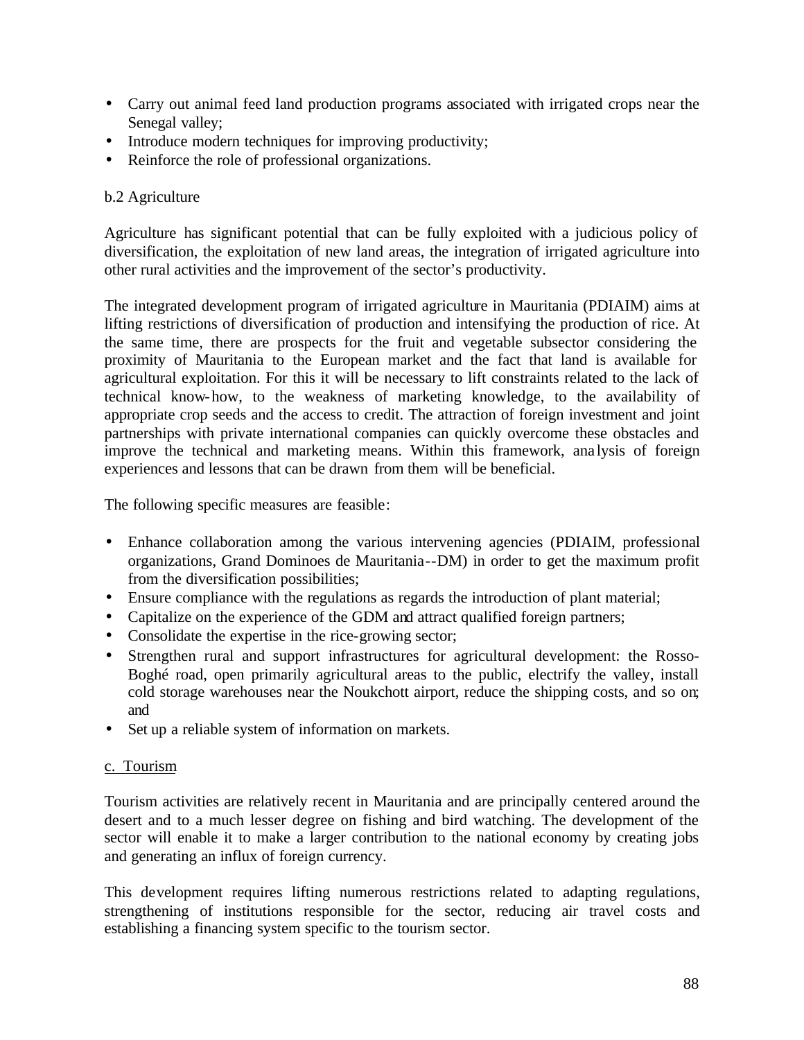- Carry out animal feed land production programs associated with irrigated crops near the Senegal valley;
- Introduce modern techniques for improving productivity;
- Reinforce the role of professional organizations.

b.2 Agriculture

Agriculture has significant potential that can be fully exploited with a judicious policy of diversification, the exploitation of new land areas, the integration of irrigated agriculture into other rural activities and the improvement of the sector's productivity.

The integrated development program of irrigated agriculture in Mauritania (PDIAIM) aims at lifting restrictions of diversification of production and intensifying the production of rice. At the same time, there are prospects for the fruit and vegetable subsector considering the proximity of Mauritania to the European market and the fact that land is available for agricultural exploitation. For this it will be necessary to lift constraints related to the lack of technical know-how, to the weakness of marketing knowledge, to the availability of appropriate crop seeds and the access to credit. The attraction of foreign investment and joint partnerships with private international companies can quickly overcome these obstacles and improve the technical and marketing means. Within this framework, analysis of foreign experiences and lessons that can be drawn from them will be beneficial.

The following specific measures are feasible:

- Enhance collaboration among the various intervening agencies (PDIAIM, professional organizations, Grand Dominoes de Mauritania--DM) in order to get the maximum profit from the diversification possibilities;
- Ensure compliance with the regulations as regards the introduction of plant material;
- Capitalize on the experience of the GDM and attract qualified foreign partners;
- Consolidate the expertise in the rice-growing sector;
- Strengthen rural and support infrastructures for agricultural development: the Rosso-Boghé road, open primarily agricultural areas to the public, electrify the valley, install cold storage warehouses near the Noukchott airport, reduce the shipping costs, and so on; and
- Set up a reliable system of information on markets.

<u>c. Tourism</u>

Tourism activities are relatively recent in Mauritania and are principally centered around the desert and to a much lesser degree on fishing and bird watching. The development of the sector will enable it to make a larger contribution to the national economy by creating jobs and generating an influx of foreign currency.

This development requires lifting numerous restrictions related to adapting regulations, strengthening of institutions responsible for the sector, reducing air travel costs and establishing a financing system specific to the tourism sector.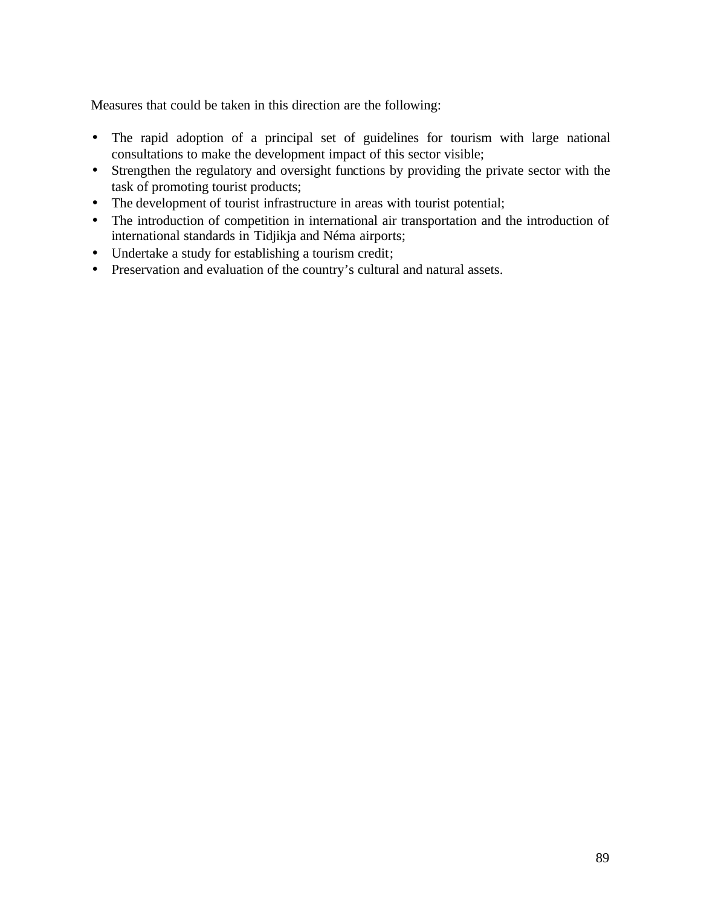Measures that could be taken in this direction are the following:

- The rapid adoption of a principal set of guidelines for tourism with large national consultations to make the development impact of this sector visible;
- Strengthen the regulatory and oversight functions by providing the private sector with the task of promoting tourist products;
- The development of tourist infrastructure in areas with tourist potential;
- The introduction of competition in international air transportation and the introduction of international standards in Tidjikja and Néma airports;
- Undertake a study for establishing a tourism credit;
- Preservation and evaluation of the country's cultural and natural assets.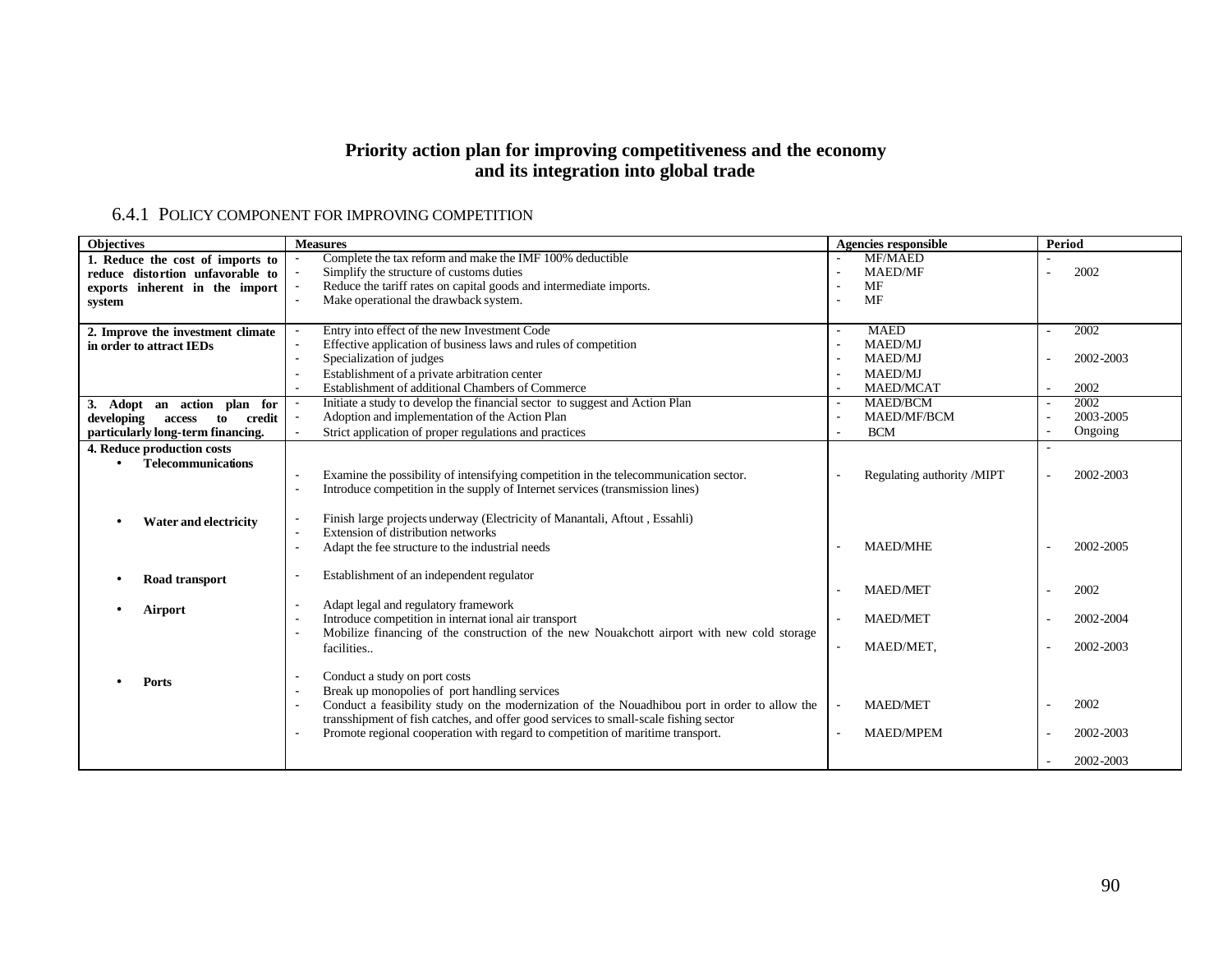### Priority action plan for improving competitiveness and the economy and its integration into global trade

#### 6.4.1 POLICY COMPONENT FOR IMPROVING COMPETITION

| Objectives | Measures | Agencies responsible | Period |
|---|---|---|---|
| **1. Reduce the cost of imports to reduce distortion unfavorable to exports inherent in the import system** | - Complete the tax reform and make the IMF 100% deductible<br>- Simplify the structure of customs duties<br>- Reduce the tariff rates on capital goods and intermediate imports.<br>- Make operational the drawback system. | - MF/MAED<br>- MAED/MF<br>- MF<br>- MF | -<br>- 2002 |
| **2. Improve the investment climate in order to attract IEDs** | - Entry into effect of the new Investment Code<br>- Effective application of business laws and rules of competition<br>- Specialization of judges<br>- Establishment of a private arbitration center<br>- Establishment of additional Chambers of Commerce | - MAED<br>- MAED/MJ<br>- MAED/MJ<br>- MAED/MJ<br>- MAED/MCAT | - 2002<br>- 2002-2003<br>- 2002 |
| **3. Adopt an action plan for developing access to credit particularly long-term financing.** | - Initiate a study to develop the financial sector to suggest and Action Plan<br>- Adoption and implementation of the Action Plan<br>- Strict application of proper regulations and practices | - MAED/BCM<br>- MAED/MF/BCM<br>- BCM | - 2002<br>- 2003-2005<br>- Ongoing |
| **4. Reduce production costs**<br>• **Telecommunications** | - Examine the possibility of intensifying competition in the telecommunication sector.<br>- Introduce competition in the supply of Internet services (transmission lines) | - Regulating authority /MIPT | -<br>- 2002-2003 |
| • **Water and electricity** | - Finish large projects underway (Electricity of Manantali, Aftout , Essahli)<br>- Extension of distribution networks<br>- Adapt the fee structure to the industrial needs | - MAED/MHE | - 2002-2005 |
| • **Road transport** | - Establishment of an independent regulator | - MAED/MET | - 2002 |
| • **Airport** | - Adapt legal and regulatory framework<br>- Introduce competition in international air transport<br>- Mobilize financing of the construction of the new Nouakchott airport with new cold storage facilities.. | - MAED/MET<br>- MAED/MET, | - 2002-2004<br>- 2002-2003 |
| • **Ports** | - Conduct a study on port costs<br>- Break up monopolies of port handling services<br>- Conduct a feasibility study on the modernization of the Nouadhibou port in order to allow the transshipment of fish catches, and offer good services to small-scale fishing sector<br>- Promote regional cooperation with regard to competition of maritime transport. | - MAED/MET<br>- MAED/MPEM | - 2002<br>- 2002-2003<br>- 2002-2003 |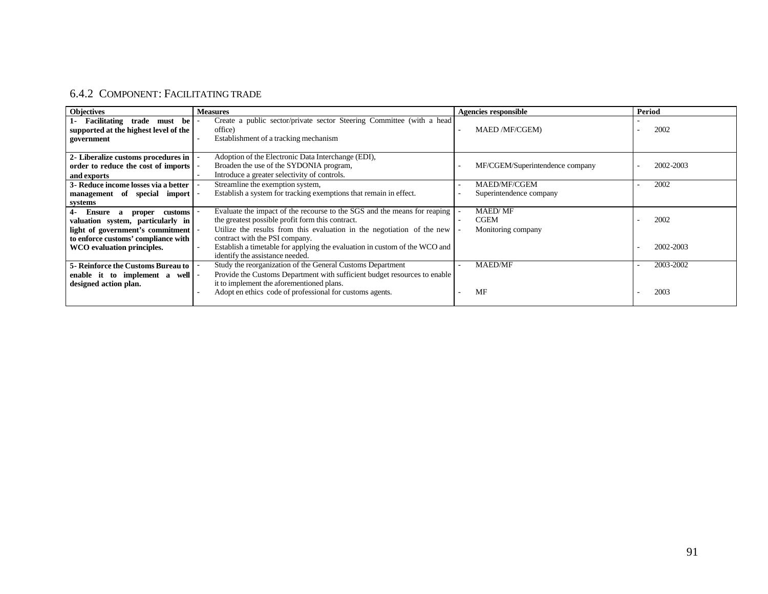### 6.4.2 Component: Facilitating trade

| Objectives | Measures | Agencies responsible | Period |
|---|---|---|---|
| **1- Facilitating trade must be supported at the highest level of the government** | - Create a public sector/private sector Steering Committee (with a head office)<br>- Establishment of a tracking mechanism | - MAED /MF/CGEM) | -<br>- 2002 |
| **2- Liberalize customs procedures in order to reduce the cost of imports and exports** | - Adoption of the Electronic Data Interchange (EDI),<br>- Broaden the use of the SYDONIA program,<br>- Introduce a greater selectivity of controls. | - MF/CGEM/Superintendence company | - 2002-2003 |
| **3- Reduce income losses via a better management of special import systems** | - Streamline the exemption system,<br>- Establish a system for tracking exemptions that remain in effect. | - MAED/MF/CGEM<br>- Superintendence company | - 2002 |
| **4- Ensure a proper customs valuation system, particularly in light of government's commitment to enforce customs' compliance with WCO evaluation principles.** | - Evaluate the impact of the recourse to the SGS and the means for reaping the greatest possible profit form this contract.<br>- Utilize the results from this evaluation in the negotiation of the new contract with the PSI company.<br>- Establish a timetable for applying the evaluation in custom of the WCO and identify the assistance needed. | - MAED/ MF<br>- CGEM<br>- Monitoring company | - 2002<br><br>- 2002-2003 |
| **5- Reinforce the Customs Bureau to enable it to implement a well designed action plan.** | - Study the reorganization of the General Customs Department<br>- Provide the Customs Department with sufficient budget resources to enable it to implement the aforementioned plans.<br>- Adopt en ethics code of professional for customs agents. | - MAED/MF<br><br>- MF | - 2003-2002<br><br>- 2003 |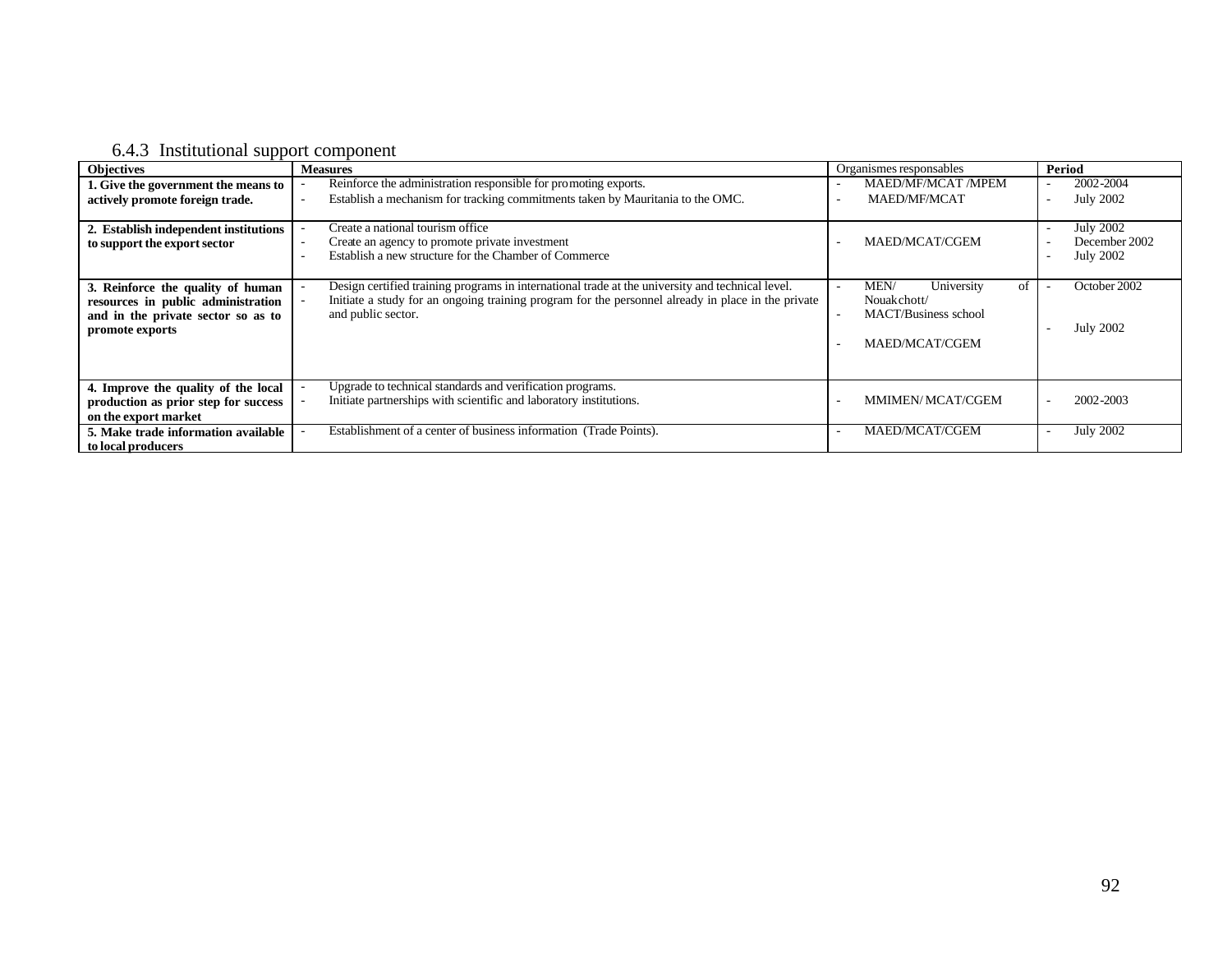### 6.4.3 Institutional support component

| Objectives | Measures | Organismes responsables | Period |
|---|---|---|---|
| **1. Give the government the means to actively promote foreign trade.** | - Reinforce the administration responsible for promoting exports.<br>- Establish a mechanism for tracking commitments taken by Mauritania to the OMC. | - MAED/MF/MCAT /MPEM<br>- MAED/MF/MCAT | - 2002-2004<br>- July 2002 |
| **2. Establish independent institutions to support the export sector** | - Create a national tourism office<br>- Create an agency to promote private investment<br>- Establish a new structure for the Chamber of Commerce | - MAED/MCAT/CGEM | - July 2002<br>- December 2002<br>- July 2002 |
| **3. Reinforce the quality of human resources in public administration and in the private sector so as to promote exports** | - Design certified training programs in international trade at the university and technical level.<br>- Initiate a study for an ongoing training program for the personnel already in place in the private and public sector. | - MEN/ University of Nouakchott/<br>- MACT/Business school<br>- MAED/MCAT/CGEM | - October 2002<br>- July 2002 |
| **4. Improve the quality of the local production as prior step for success on the export market** | - Upgrade to technical standards and verification programs.<br>- Initiate partnerships with scientific and laboratory institutions. | - MMIMEN/ MCAT/CGEM | - 2002-2003 |
| **5. Make trade information available to local producers** | - Establishment of a center of business information (Trade Points). | - MAED/MCAT/CGEM | - July 2002 |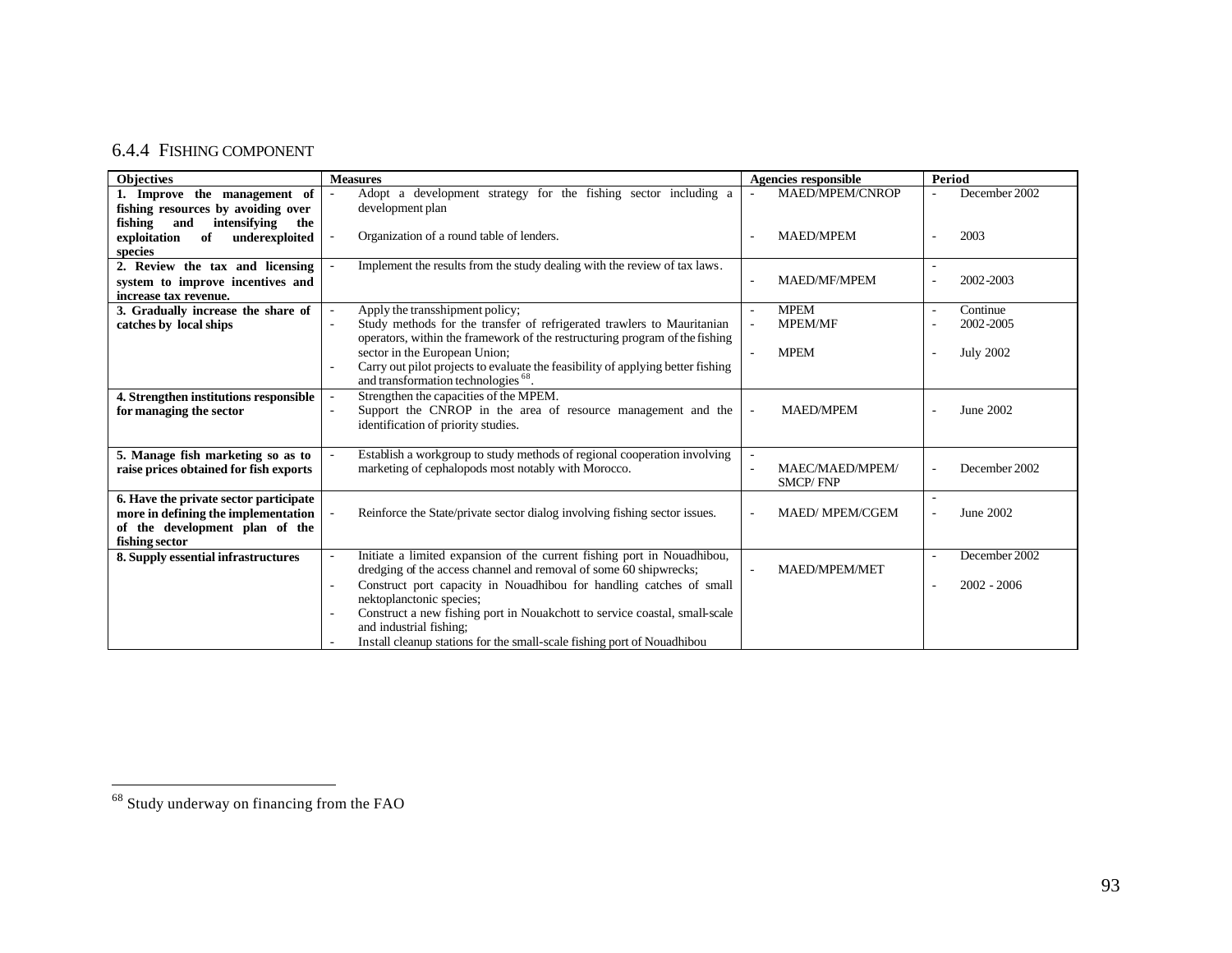### 6.4.4 Fishing component

| Objectives | Measures | Agencies responsible | Period |
|---|---|---|---|
| **1. Improve the management of fishing resources by avoiding over fishing and intensifying the exploitation of underexploited species** | - Adopt a development strategy for the fishing sector including a development plan<br>- Organization of a round table of lenders. | - MAED/MPEM/CNROP<br>- MAED/MPEM | - December 2002<br>- 2003 |
| **2. Review the tax and licensing system to improve incentives and increase tax revenue.** | - Implement the results from the study dealing with the review of tax laws. | - MAED/MF/MPEM | -<br>- 2002-2003 |
| **3. Gradually increase the share of catches by local ships** | - Apply the transshipment policy;<br>- Study methods for the transfer of refrigerated trawlers to Mauritanian operators, within the framework of the restructuring program of the fishing sector in the European Union;<br>- Carry out pilot projects to evaluate the feasibility of applying better fishing and transformation technologies [68]. | - MPEM<br>- MPEM/MF<br>- MPEM | - Continue<br>- 2002-2005<br>- July 2002 |
| **4. Strengthen institutions responsible for managing the sector** | - Strengthen the capacities of the MPEM.<br>- Support the CNROP in the area of resource management and the identification of priority studies. | - MAED/MPEM | - June 2002 |
| **5. Manage fish marketing so as to raise prices obtained for fish exports** | - Establish a workgroup to study methods of regional cooperation involving marketing of cephalopods most notably with Morocco. | -<br>- MAEC/MAED/MPEM/ SMCP/ FNP | - December 2002 |
| **6. Have the private sector participate more in defining the implementation of the development plan of the fishing sector** | - Reinforce the State/private sector dialog involving fishing sector issues. | - MAED/ MPEM/CGEM | -<br>- June 2002 |
| **8. Supply essential infrastructures** | - Initiate a limited expansion of the current fishing port in Nouadhibou, dredging of the access channel and removal of some 60 shipwrecks;<br>- Construct port capacity in Nouadhibou for handling catches of small nektoplanctonic species;<br>- Construct a new fishing port in Nouakchott to service coastal, small-scale and industrial fishing;<br>- Install cleanup stations for the small-scale fishing port of Nouadhibou | - MAED/MPEM/MET | - December 2002<br>- 2002 - 2006 |

[68] Study underway on financing from the FAO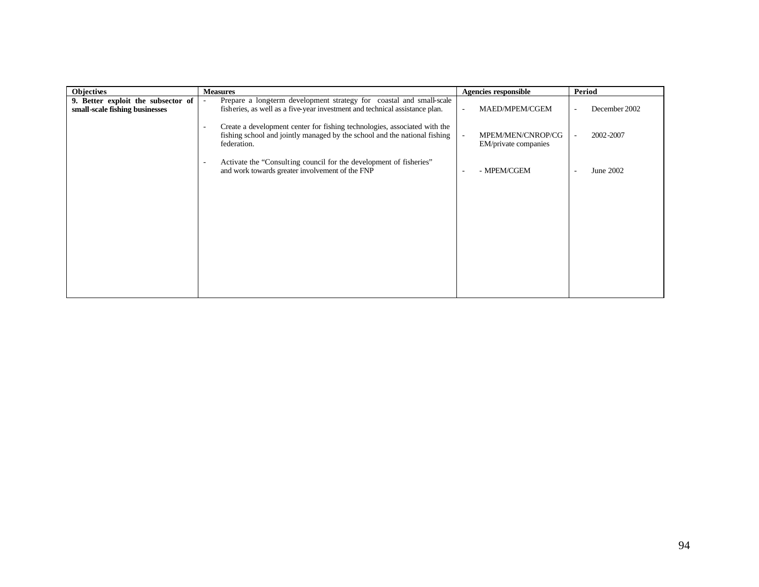| Objectives | Measures | Agencies responsible | Period |
|---|---|---|---|
| **9. Better exploit the subsector of small-scale fishing businesses** | - Prepare a long-term development strategy for coastal and small-scale fisheries, as well as a five-year investment and technical assistance plan.<br><br>- Create a development center for fishing technologies, associated with the fishing school and jointly managed by the school and the national fishing federation.<br><br>- Activate the "Consulting council for the development of fisheries" and work towards greater involvement of the FNP | - MAED/MPEM/CGEM<br><br>- MPEM/MEN/CNROP/CGEM/private companies<br><br>- - MPEM/CGEM | - December 2002<br><br>- 2002-2007<br><br>- June 2002 |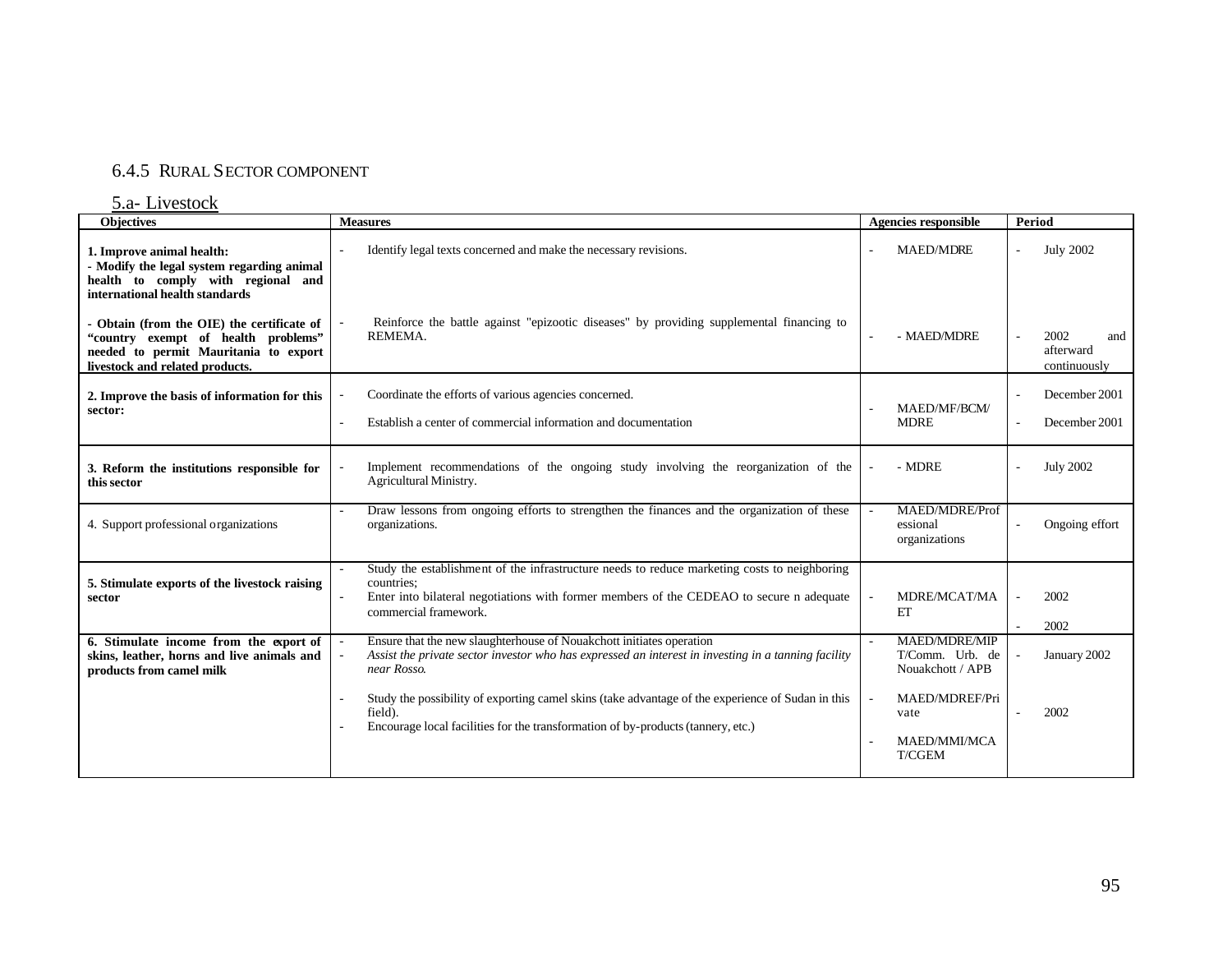### 6.4.5 Rural Sector component

5.a- Livestock

| Objectives | Measures | Agencies responsible | Period |
|---|---|---|---|
| **1. Improve animal health:**<br>**- Modify the legal system regarding animal health to comply with regional and international health standards** | - Identify legal texts concerned and make the necessary revisions. | - MAED/MDRE | - July 2002 |
| **- Obtain (from the OIE) the certificate of "country exempt of health problems" needed to permit Mauritania to export livestock and related products.** | - Reinforce the battle against "epizootic diseases" by providing supplemental financing to REMEMA. | - - MAED/MDRE | - 2002 and afterward continuously |
| **2. Improve the basis of information for this sector:** | - Coordinate the efforts of various agencies concerned.<br>- Establish a center of commercial information and documentation | - MAED/MF/BCM/ MDRE | - December 2001<br>- December 2001 |
| **3. Reform the institutions responsible for this sector** | - Implement recommendations of the ongoing study involving the reorganization of the Agricultural Ministry. | - - MDRE | - July 2002 |
| 4. Support professional organizations | - Draw lessons from ongoing efforts to strengthen the finances and the organization of these organizations. | - MAED/MDRE/Professional organizations | - Ongoing effort |
| **5. Stimulate exports of the livestock raising sector** | - Study the establishment of the infrastructure needs to reduce marketing costs to neighboring countries;<br>- Enter into bilateral negotiations with former members of the CEDEAO to secure n adequate commercial framework. | - MDRE/MCAT/MAET | - 2002<br>- 2002 |
| **6. Stimulate income from the export of skins, leather, horns and live animals and products from camel milk** | - Ensure that the new slaughterhouse of Nouakchott initiates operation<br>- *Assist the private sector investor who has expressed an interest in investing in a tanning facility near Rosso.*<br>- Study the possibility of exporting camel skins (take advantage of the experience of Sudan in this field).<br>- Encourage local facilities for the transformation of by-products (tannery, etc.) | - MAED/MDRE/MIPT/Comm. Urb. de Nouakchott / APB<br>- MAED/MDREF/Private<br>- MAED/MMI/MCAT/CGEM | - January 2002<br>- 2002 |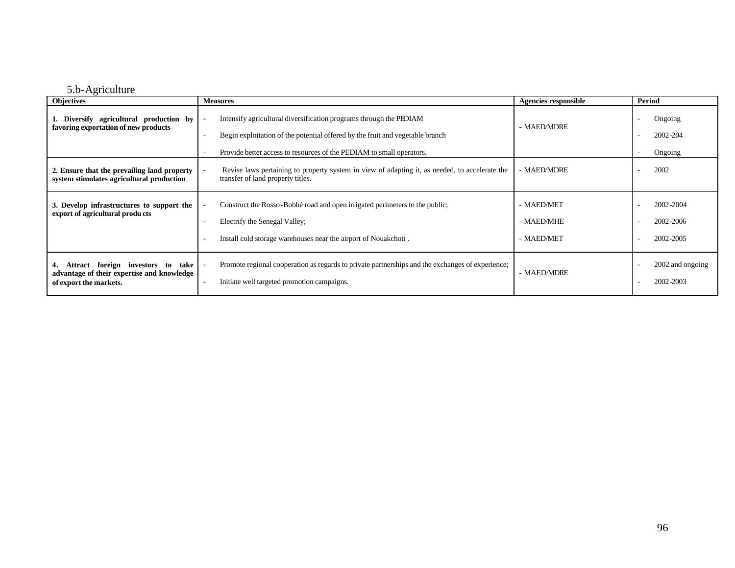## 5.b-Agriculture

| Objectives | Measures | Agencies responsible | Period |
|---|---|---|---|
| **1. Diversify agricultural production by favoring exportation of new products** | - Intensify agricultural diversification programs through the PEDIAM<br>- Begin exploitation of the potential offered by the fruit and vegetable branch<br>- Provide better access to resources of the PEDIAM to small operators. | - MAED/MDRE | - Ongoing<br>- 2002-204<br>- Ongoing |
| **2. Ensure that the prevailing land property system stimulates agricultural production** | - Revise laws pertaining to property system in view of adapting it, as needed, to accelerate the transfer of land property titles. | - MAED/MDRE | - 2002 |
| **3. Develop infrastructures to support the export of agricultural produ cts** | - Construct the Rosso-Bobhé road and open irrigated perimeters to the public;<br>- Electrify the Senegal Valley;<br>- Install cold storage warehouses near the airport of Nouakchott . | - MAED/MET<br>- MAED/MHE<br>- MAED/MET | - 2002-2004<br>- 2002-2006<br>- 2002-2005 |
| **4. Attract foreign investors to take advantage of their expertise and knowledge of export the markets.** | - Promote regional cooperation as regards to private partnerships and the exchanges of experience;<br>- Initiate well targeted promotion campaigns. | - MAED/MDRE | - 2002 and ongoing<br>- 2002-2003 |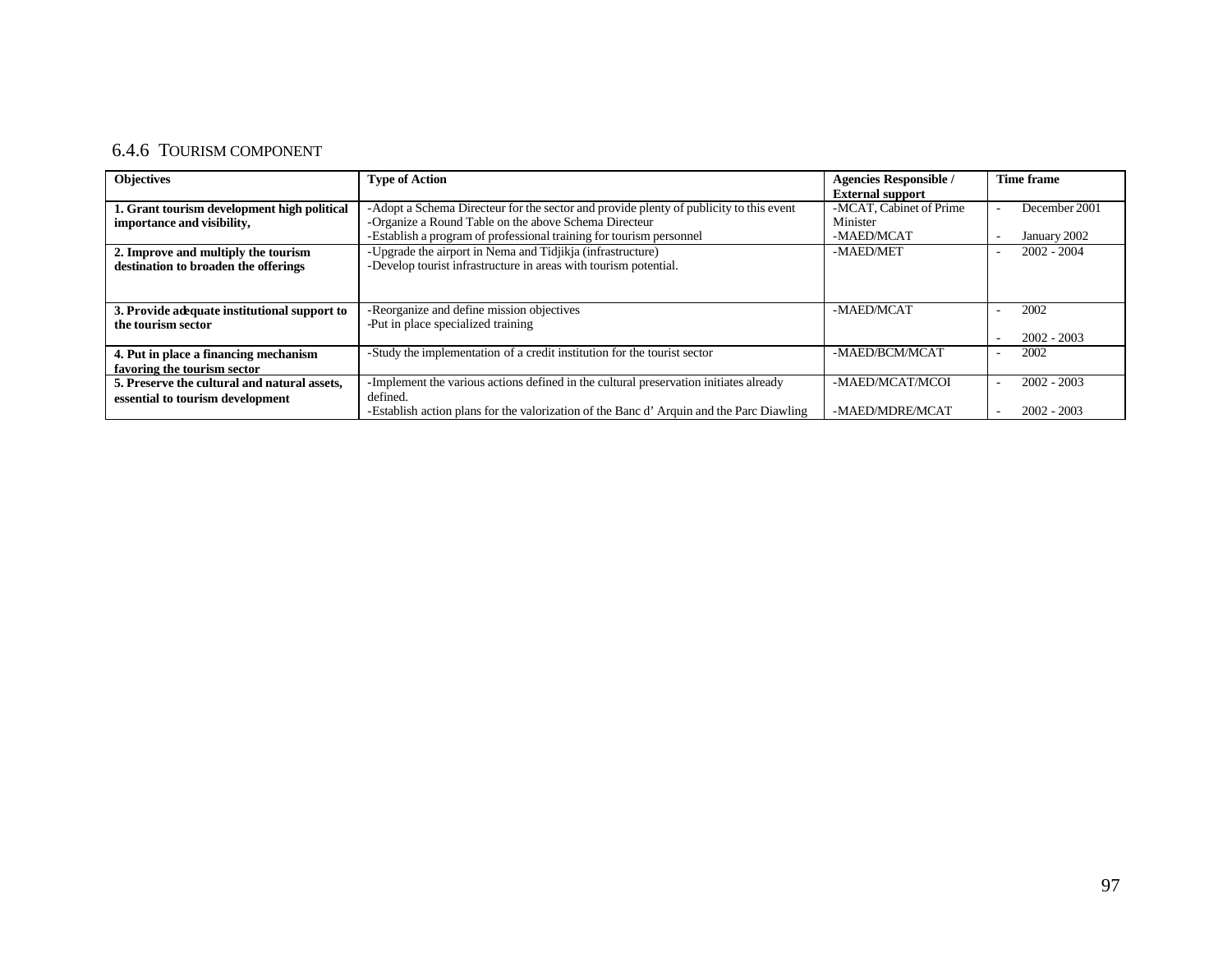### 6.4.6 Tourism Component

| Objectives | Type of Action | Agencies Responsible / External support | Time frame |
|---|---|---|---|
| **1. Grant tourism development high political importance and visibility,** | -Adopt a Schema Directeur for the sector and provide plenty of publicity to this event<br>-Organize a Round Table on the above Schema Directeur<br>-Establish a program of professional training for tourism personnel | -MCAT, Cabinet of Prime Minister<br>-MAED/MCAT | - December 2001<br>- January 2002 |
| **2. Improve and multiply the tourism destination to broaden the offerings** | -Upgrade the airport in Nema and Tidjikja (infrastructure)<br>-Develop tourist infrastructure in areas with tourism potential. | -MAED/MET | - 2002 - 2004 |
| **3. Provide adequate institutional support to the tourism sector** | -Reorganize and define mission objectives<br>-Put in place specialized training | -MAED/MCAT | - 2002<br>- 2002 - 2003 |
| **4. Put in place a financing mechanism favoring the tourism sector** | -Study the implementation of a credit institution for the tourist sector | -MAED/BCM/MCAT | - 2002 |
| **5. Preserve the cultural and natural assets, essential to tourism development** | -Implement the various actions defined in the cultural preservation initiates already defined.<br>-Establish action plans for the valorization of the Banc d' Arquin and the Parc Diawling | -MAED/MCAT/MCOI<br>-MAED/MDRE/MCAT | - 2002 - 2003<br>- 2002 - 2003 |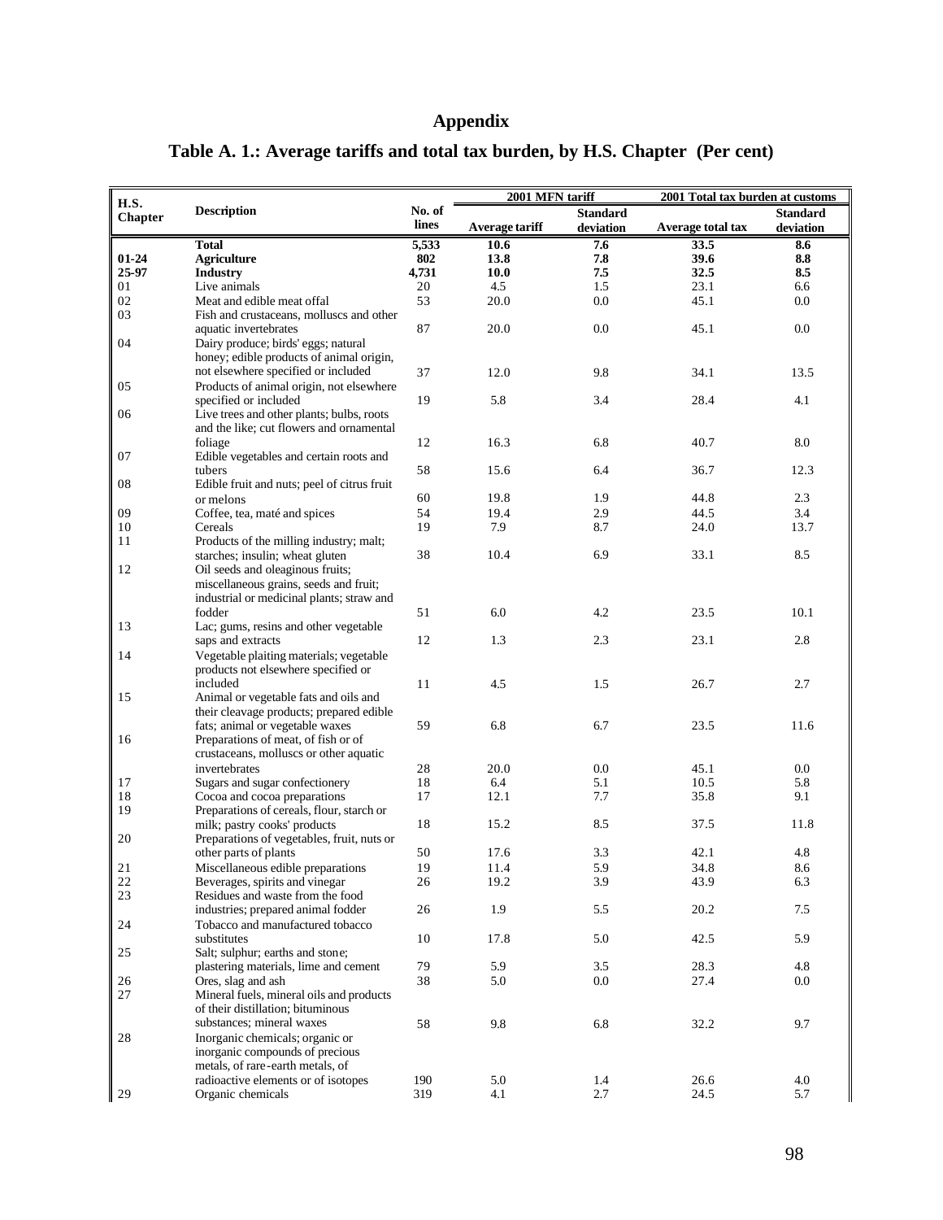## Appendix

### Table A. 1.: Average tariffs and total tax burden, by H.S. Chapter (Per cent)

| H.S. Chapter | Description | No. of lines | 2001 MFN tariff | | 2001 Total tax burden at customs | |
|---|---|---|---|---|---|---|
| | | | Average tariff | Standard deviation | Average total tax | Standard deviation |
| | **Total** | **5,533** | **10.6** | **7.6** | **33.5** | **8.6** |
| **01-24** | **Agriculture** | **802** | **13.8** | **7.8** | **39.6** | **8.8** |
| **25-97** | **Industry** | **4,731** | **10.0** | **7.5** | **32.5** | **8.5** |
| 01 | Live animals | 20 | 4.5 | 1.5 | 23.1 | 6.6 |
| 02 | Meat and edible meat offal | 53 | 20.0 | 0.0 | 45.1 | 0.0 |
| 03 | Fish and crustaceans, molluscs and other aquatic invertebrates | 87 | 20.0 | 0.0 | 45.1 | 0.0 |
| 04 | Dairy produce; birds' eggs; natural honey; edible products of animal origin, not elsewhere specified or included | 37 | 12.0 | 9.8 | 34.1 | 13.5 |
| 05 | Products of animal origin, not elsewhere specified or included | 19 | 5.8 | 3.4 | 28.4 | 4.1 |
| 06 | Live trees and other plants; bulbs, roots and the like; cut flowers and ornamental foliage | 12 | 16.3 | 6.8 | 40.7 | 8.0 |
| 07 | Edible vegetables and certain roots and tubers | 58 | 15.6 | 6.4 | 36.7 | 12.3 |
| 08 | Edible fruit and nuts; peel of citrus fruit or melons | 60 | 19.8 | 1.9 | 44.8 | 2.3 |
| 09 | Coffee, tea, maté and spices | 54 | 19.4 | 2.9 | 44.5 | 3.4 |
| 10 | Cereals | 19 | 7.9 | 8.7 | 24.0 | 13.7 |
| 11 | Products of the milling industry; malt; starches; insulin; wheat gluten | 38 | 10.4 | 6.9 | 33.1 | 8.5 |
| 12 | Oil seeds and oleaginous fruits; miscellaneous grains, seeds and fruit; industrial or medicinal plants; straw and fodder | 51 | 6.0 | 4.2 | 23.5 | 10.1 |
| 13 | Lac; gums, resins and other vegetable saps and extracts | 12 | 1.3 | 2.3 | 23.1 | 2.8 |
| 14 | Vegetable plaiting materials; vegetable products not elsewhere specified or included | 11 | 4.5 | 1.5 | 26.7 | 2.7 |
| 15 | Animal or vegetable fats and oils and their cleavage products; prepared edible fats; animal or vegetable waxes | 59 | 6.8 | 6.7 | 23.5 | 11.6 |
| 16 | Preparations of meat, of fish or of crustaceans, molluscs or other aquatic invertebrates | 28 | 20.0 | 0.0 | 45.1 | 0.0 |
| 17 | Sugars and sugar confectionery | 18 | 6.4 | 5.1 | 10.5 | 5.8 |
| 18 | Cocoa and cocoa preparations | 17 | 12.1 | 7.7 | 35.8 | 9.1 |
| 19 | Preparations of cereals, flour, starch or milk; pastry cooks' products | 18 | 15.2 | 8.5 | 37.5 | 11.8 |
| 20 | Preparations of vegetables, fruit, nuts or other parts of plants | 50 | 17.6 | 3.3 | 42.1 | 4.8 |
| 21 | Miscellaneous edible preparations | 19 | 11.4 | 5.9 | 34.8 | 8.6 |
| 22 | Beverages, spirits and vinegar | 26 | 19.2 | 3.9 | 43.9 | 6.3 |
| 23 | Residues and waste from the food industries; prepared animal fodder | 26 | 1.9 | 5.5 | 20.2 | 7.5 |
| 24 | Tobacco and manufactured tobacco substitutes | 10 | 17.8 | 5.0 | 42.5 | 5.9 |
| 25 | Salt; sulphur; earths and stone; plastering materials, lime and cement | 79 | 5.9 | 3.5 | 28.3 | 4.8 |
| 26 | Ores, slag and ash | 38 | 5.0 | 0.0 | 27.4 | 0.0 |
| 27 | Mineral fuels, mineral oils and products of their distillation; bituminous substances; mineral waxes | 58 | 9.8 | 6.8 | 32.2 | 9.7 |
| 28 | Inorganic chemicals; organic or inorganic compounds of precious metals, of rare-earth metals, of radioactive elements or of isotopes | 190 | 5.0 | 1.4 | 26.6 | 4.0 |
| 29 | Organic chemicals | 319 | 4.1 | 2.7 | 24.5 | 5.7 |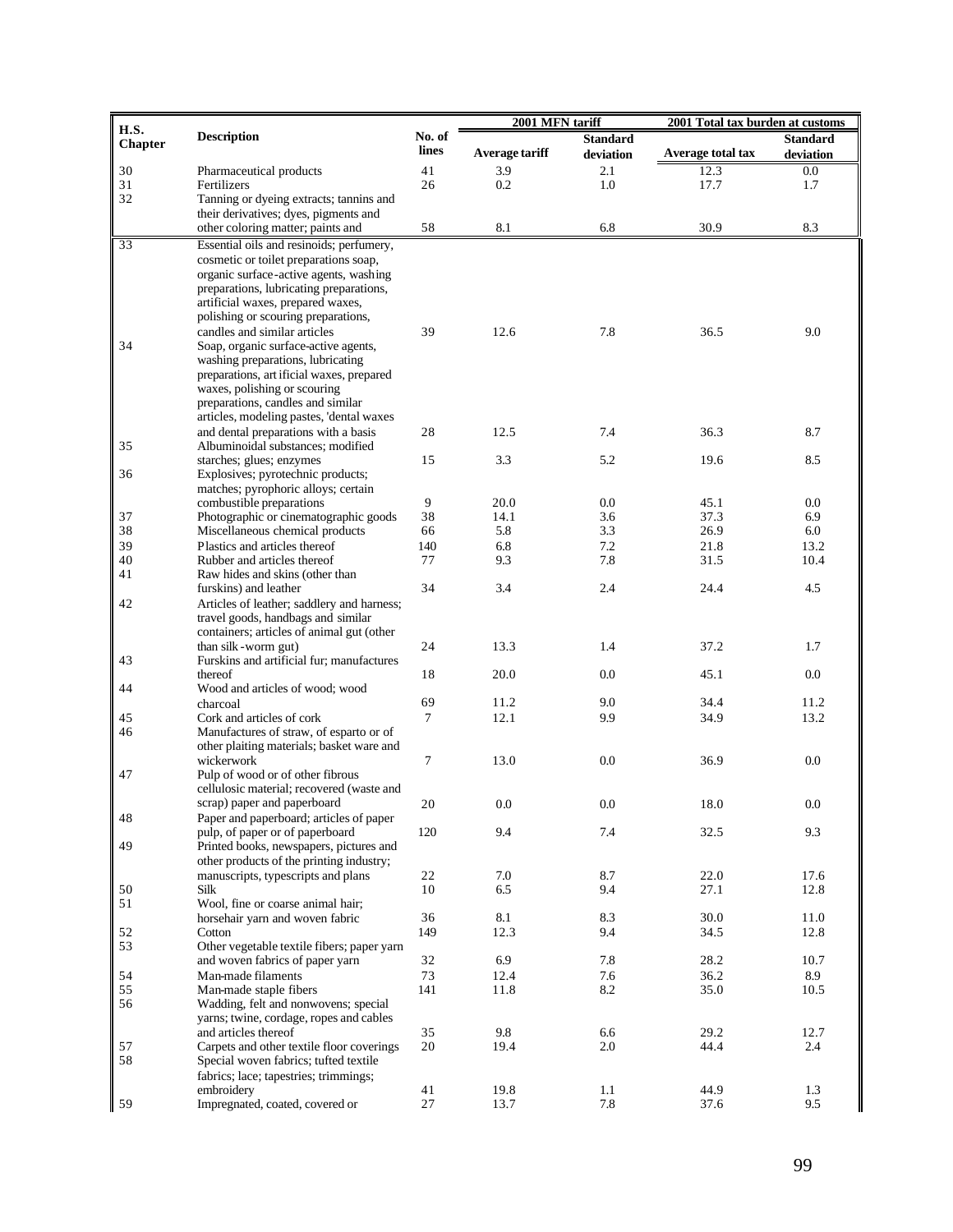| H.S. Chapter | Description | No. of lines | 2001 MFN tariff | | 2001 Total tax burden at customs | |
|---|---|---|---|---|---|---|
| | | | Average tariff | Standard deviation | Average total tax | Standard deviation |
| 30 | Pharmaceutical products | 41 | 3.9 | 2.1 | 12.3 | 0.0 |
| 31 | Fertilizers | 26 | 0.2 | 1.0 | 17.7 | 1.7 |
| 32 | Tanning or dyeing extracts; tannins and their derivatives; dyes, pigments and other coloring matter; paints and | 58 | 8.1 | 6.8 | 30.9 | 8.3 |
| 33 | Essential oils and resinoids; perfumery, cosmetic or toilet preparations soap, organic surface-active agents, washing preparations, lubricating preparations, artificial waxes, prepared waxes, polishing or scouring preparations, candles and similar articles | 39 | 12.6 | 7.8 | 36.5 | 9.0 |
| 34 | Soap, organic surface-active agents, washing preparations, lubricating preparations, artificial waxes, prepared waxes, polishing or scouring preparations, candles and similar articles, modeling pastes, 'dental waxes and dental preparations with a basis | 28 | 12.5 | 7.4 | 36.3 | 8.7 |
| 35 | Albuminoidal substances; modified starches; glues; enzymes | 15 | 3.3 | 5.2 | 19.6 | 8.5 |
| 36 | Explosives; pyrotechnic products; matches; pyrophoric alloys; certain combustible preparations | 9 | 20.0 | 0.0 | 45.1 | 0.0 |
| 37 | Photographic or cinematographic goods | 38 | 14.1 | 3.6 | 37.3 | 6.9 |
| 38 | Miscellaneous chemical products | 66 | 5.8 | 3.3 | 26.9 | 6.0 |
| 39 | Plastics and articles thereof | 140 | 6.8 | 7.2 | 21.8 | 13.2 |
| 40 | Rubber and articles thereof | 77 | 9.3 | 7.8 | 31.5 | 10.4 |
| 41 | Raw hides and skins (other than furskins) and leather | 34 | 3.4 | 2.4 | 24.4 | 4.5 |
| 42 | Articles of leather; saddlery and harness; travel goods, handbags and similar containers; articles of animal gut (other than silk-worm gut) | 24 | 13.3 | 1.4 | 37.2 | 1.7 |
| 43 | Furskins and artificial fur; manufactures thereof | 18 | 20.0 | 0.0 | 45.1 | 0.0 |
| 44 | Wood and articles of wood; wood charcoal | 69 | 11.2 | 9.0 | 34.4 | 11.2 |
| 45 | Cork and articles of cork | 7 | 12.1 | 9.9 | 34.9 | 13.2 |
| 46 | Manufactures of straw, of esparto or of other plaiting materials; basket ware and wickerwork | 7 | 13.0 | 0.0 | 36.9 | 0.0 |
| 47 | Pulp of wood or of other fibrous cellulosic material; recovered (waste and scrap) paper and paperboard | 20 | 0.0 | 0.0 | 18.0 | 0.0 |
| 48 | Paper and paperboard; articles of paper pulp, of paper or of paperboard | 120 | 9.4 | 7.4 | 32.5 | 9.3 |
| 49 | Printed books, newspapers, pictures and other products of the printing industry; manuscripts, typescripts and plans | 22 | 7.0 | 8.7 | 22.0 | 17.6 |
| 50 | Silk | 10 | 6.5 | 9.4 | 27.1 | 12.8 |
| 51 | Wool, fine or coarse animal hair; horsehair yarn and woven fabric | 36 | 8.1 | 8.3 | 30.0 | 11.0 |
| 52 | Cotton | 149 | 12.3 | 9.4 | 34.5 | 12.8 |
| 53 | Other vegetable textile fibers; paper yarn and woven fabrics of paper yarn | 32 | 6.9 | 7.8 | 28.2 | 10.7 |
| 54 | Man-made filaments | 73 | 12.4 | 7.6 | 36.2 | 8.9 |
| 55 | Man-made staple fibers | 141 | 11.8 | 8.2 | 35.0 | 10.5 |
| 56 | Wadding, felt and nonwovens; special yarns; twine, cordage, ropes and cables and articles thereof | 35 | 9.8 | 6.6 | 29.2 | 12.7 |
| 57 | Carpets and other textile floor coverings | 20 | 19.4 | 2.0 | 44.4 | 2.4 |
| 58 | Special woven fabrics; tufted textile fabrics; lace; tapestries; trimmings; embroidery | 41 | 19.8 | 1.1 | 44.9 | 1.3 |
| 59 | Impregnated, coated, covered or | 27 | 13.7 | 7.8 | 37.6 | 9.5 |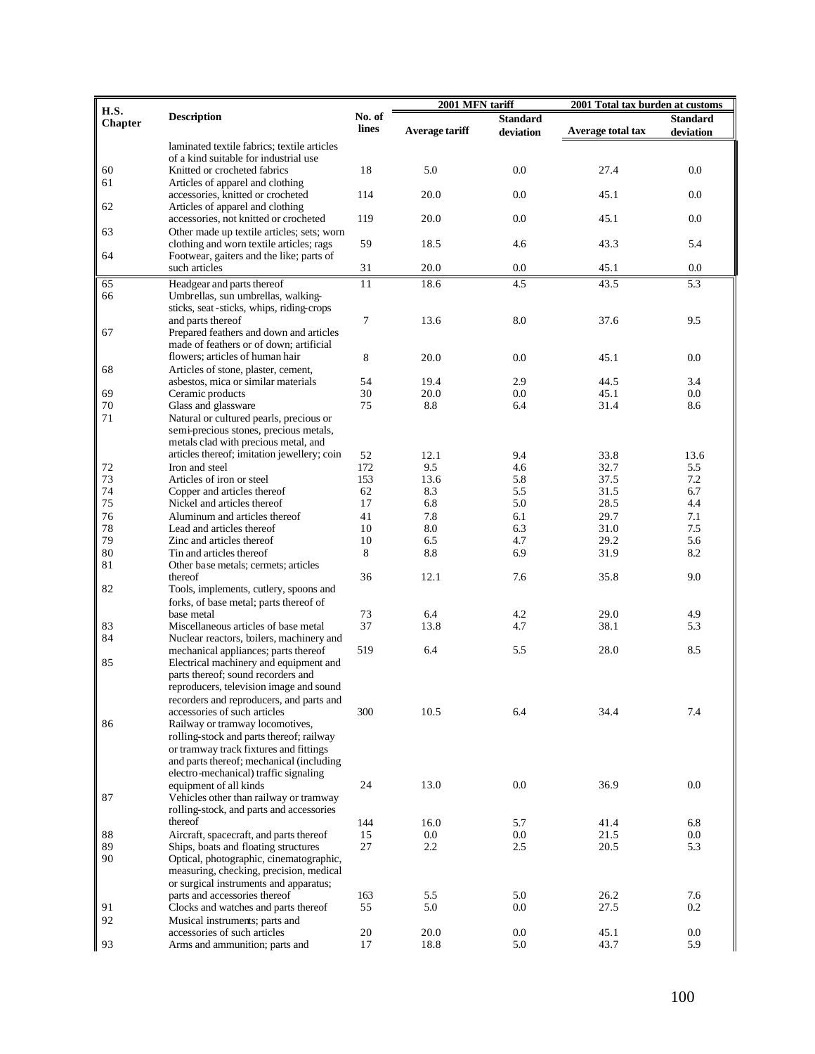| H.S. Chapter | Description | No. of lines | 2001 MFN tariff | | 2001 Total tax burden at customs | |
|---|---|---|---|---|---|---|
| | | | Average tariff | Standard deviation | Average total tax | Standard deviation |
| | laminated textile fabrics; textile articles of a kind suitable for industrial use | | | | | |
| 60 | Knitted or crocheted fabrics | 18 | 5.0 | 0.0 | 27.4 | 0.0 |
| 61 | Articles of apparel and clothing accessories, knitted or crocheted | 114 | 20.0 | 0.0 | 45.1 | 0.0 |
| 62 | Articles of apparel and clothing accessories, not knitted or crocheted | 119 | 20.0 | 0.0 | 45.1 | 0.0 |
| 63 | Other made up textile articles; sets; worn clothing and worn textile articles; rags | 59 | 18.5 | 4.6 | 43.3 | 5.4 |
| 64 | Footwear, gaiters and the like; parts of such articles | 31 | 20.0 | 0.0 | 45.1 | 0.0 |
| 65 | Headgear and parts thereof | 11 | 18.6 | 4.5 | 43.5 | 5.3 |
| 66 | Umbrellas, sun umbrellas, walking-sticks, seat-sticks, whips, riding-crops and parts thereof | 7 | 13.6 | 8.0 | 37.6 | 9.5 |
| 67 | Prepared feathers and down and articles made of feathers or of down; artificial flowers; articles of human hair | 8 | 20.0 | 0.0 | 45.1 | 0.0 |
| 68 | Articles of stone, plaster, cement, asbestos, mica or similar materials | 54 | 19.4 | 2.9 | 44.5 | 3.4 |
| 69 | Ceramic products | 30 | 20.0 | 0.0 | 45.1 | 0.0 |
| 70 | Glass and glassware | 75 | 8.8 | 6.4 | 31.4 | 8.6 |
| 71 | Natural or cultured pearls, precious or semi-precious stones, precious metals, metals clad with precious metal, and articles thereof; imitation jewellery; coin | 52 | 12.1 | 9.4 | 33.8 | 13.6 |
| 72 | Iron and steel | 172 | 9.5 | 4.6 | 32.7 | 5.5 |
| 73 | Articles of iron or steel | 153 | 13.6 | 5.8 | 37.5 | 7.2 |
| 74 | Copper and articles thereof | 62 | 8.3 | 5.5 | 31.5 | 6.7 |
| 75 | Nickel and articles thereof | 17 | 6.8 | 5.0 | 28.5 | 4.4 |
| 76 | Aluminum and articles thereof | 41 | 7.8 | 6.1 | 29.7 | 7.1 |
| 78 | Lead and articles thereof | 10 | 8.0 | 6.3 | 31.0 | 7.5 |
| 79 | Zinc and articles thereof | 10 | 6.5 | 4.7 | 29.2 | 5.6 |
| 80 | Tin and articles thereof | 8 | 8.8 | 6.9 | 31.9 | 8.2 |
| 81 | Other base metals; cermets; articles thereof | 36 | 12.1 | 7.6 | 35.8 | 9.0 |
| 82 | Tools, implements, cutlery, spoons and forks, of base metal; parts thereof of base metal | 73 | 6.4 | 4.2 | 29.0 | 4.9 |
| 83 | Miscellaneous articles of base metal | 37 | 13.8 | 4.7 | 38.1 | 5.3 |
| 84 | Nuclear reactors, boilers, machinery and mechanical appliances; parts thereof | 519 | 6.4 | 5.5 | 28.0 | 8.5 |
| 85 | Electrical machinery and equipment and parts thereof; sound recorders and reproducers, television image and sound recorders and reproducers, and parts and accessories of such articles | 300 | 10.5 | 6.4 | 34.4 | 7.4 |
| 86 | Railway or tramway locomotives, rolling-stock and parts thereof; railway or tramway track fixtures and fittings and parts thereof; mechanical (including electro-mechanical) traffic signaling equipment of all kinds | 24 | 13.0 | 0.0 | 36.9 | 0.0 |
| 87 | Vehicles other than railway or tramway rolling-stock, and parts and accessories thereof | 144 | 16.0 | 5.7 | 41.4 | 6.8 |
| 88 | Aircraft, spacecraft, and parts thereof | 15 | 0.0 | 0.0 | 21.5 | 0.0 |
| 89 | Ships, boats and floating structures | 27 | 2.2 | 2.5 | 20.5 | 5.3 |
| 90 | Optical, photographic, cinematographic, measuring, checking, precision, medical or surgical instruments and apparatus; parts and accessories thereof | 163 | 5.5 | 5.0 | 26.2 | 7.6 |
| 91 | Clocks and watches and parts thereof | 55 | 5.0 | 0.0 | 27.5 | 0.2 |
| 92 | Musical instruments; parts and accessories of such articles | 20 | 20.0 | 0.0 | 45.1 | 0.0 |
| 93 | Arms and ammunition; parts and | 17 | 18.8 | 5.0 | 43.7 | 5.9 |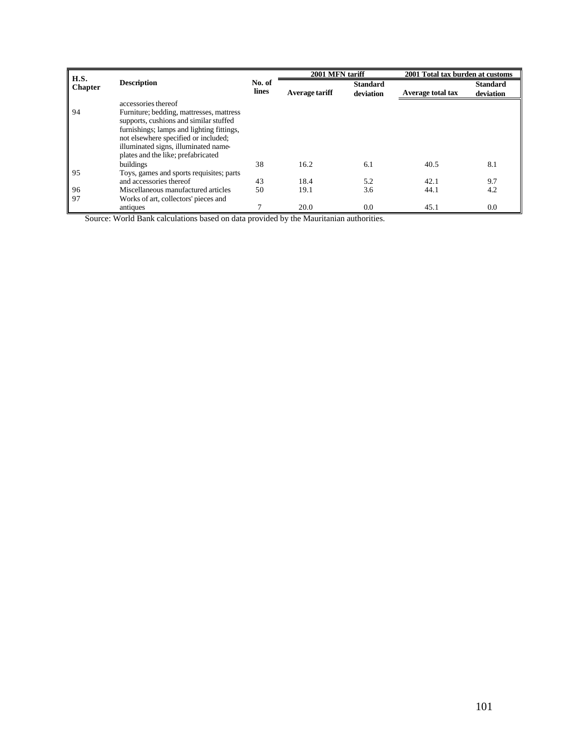| H.S. Chapter | Description | No. of lines | 2001 MFN tariff | | 2001 Total tax burden at customs | |
|---|---|---|---|---|---|---|
| | | | Average tariff | Standard deviation | Average total tax | Standard deviation |
| | accessories thereof | | | | | |
| 94 | Furniture; bedding, mattresses, mattress supports, cushions and similar stuffed furnishings; lamps and lighting fittings, not elsewhere specified or included; illuminated signs, illuminated name-plates and the like; prefabricated buildings | 38 | 16.2 | 6.1 | 40.5 | 8.1 |
| 95 | Toys, games and sports requisites; parts and accessories thereof | 43 | 18.4 | 5.2 | 42.1 | 9.7 |
| 96 | Miscellaneous manufactured articles | 50 | 19.1 | 3.6 | 44.1 | 4.2 |
| 97 | Works of art, collectors' pieces and antiques | 7 | 20.0 | 0.0 | 45.1 | 0.0 |

Source: World Bank calculations based on data provided by the Mauritanian authorities.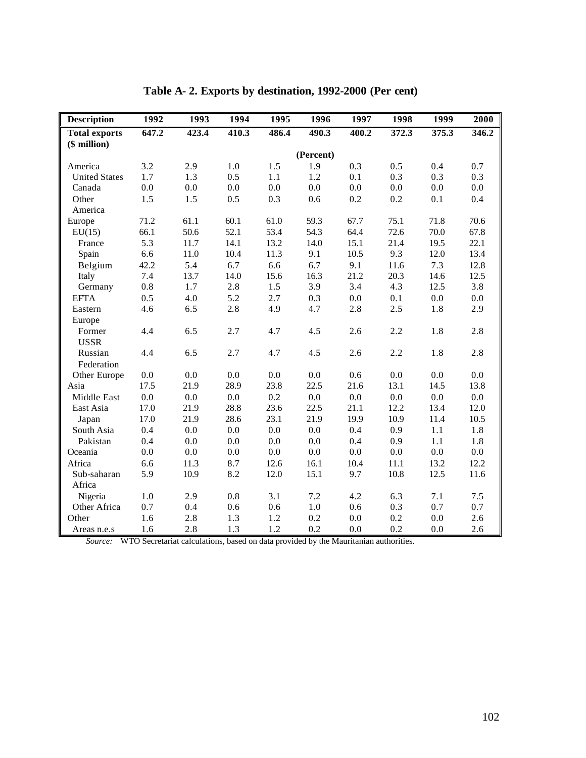**Table A- 2. Exports by destination, 1992-2000 (Per cent)**

| Description | 1992 | 1993 | 1994 | 1995 | 1996 | 1997 | 1998 | 1999 | 2000 |
|---|---|---|---|---|---|---|---|---|---|
| **Total exports ($ million)** | **647.2** | **423.4** | **410.3** | **486.4** | **490.3** | **400.2** | **372.3** | **375.3** | **346.2** |
| | | | | | **(Percent)** | | | | |
| America | 3.2 | 2.9 | 1.0 | 1.5 | 1.9 | 0.3 | 0.5 | 0.4 | 0.7 |
| United States | 1.7 | 1.3 | 0.5 | 1.1 | 1.2 | 0.1 | 0.3 | 0.3 | 0.3 |
| Canada | 0.0 | 0.0 | 0.0 | 0.0 | 0.0 | 0.0 | 0.0 | 0.0 | 0.0 |
| Other America | 1.5 | 1.5 | 0.5 | 0.3 | 0.6 | 0.2 | 0.2 | 0.1 | 0.4 |
| Europe | 71.2 | 61.1 | 60.1 | 61.0 | 59.3 | 67.7 | 75.1 | 71.8 | 70.6 |
| EU(15) | 66.1 | 50.6 | 52.1 | 53.4 | 54.3 | 64.4 | 72.6 | 70.0 | 67.8 |
| France | 5.3 | 11.7 | 14.1 | 13.2 | 14.0 | 15.1 | 21.4 | 19.5 | 22.1 |
| Spain | 6.6 | 11.0 | 10.4 | 11.3 | 9.1 | 10.5 | 9.3 | 12.0 | 13.4 |
| Belgium | 42.2 | 5.4 | 6.7 | 6.6 | 6.7 | 9.1 | 11.6 | 7.3 | 12.8 |
| Italy | 7.4 | 13.7 | 14.0 | 15.6 | 16.3 | 21.2 | 20.3 | 14.6 | 12.5 |
| Germany | 0.8 | 1.7 | 2.8 | 1.5 | 3.9 | 3.4 | 4.3 | 12.5 | 3.8 |
| EFTA | 0.5 | 4.0 | 5.2 | 2.7 | 0.3 | 0.0 | 0.1 | 0.0 | 0.0 |
| Eastern Europe | 4.6 | 6.5 | 2.8 | 4.9 | 4.7 | 2.8 | 2.5 | 1.8 | 2.9 |
| Former USSR | 4.4 | 6.5 | 2.7 | 4.7 | 4.5 | 2.6 | 2.2 | 1.8 | 2.8 |
| Russian Federation | 4.4 | 6.5 | 2.7 | 4.7 | 4.5 | 2.6 | 2.2 | 1.8 | 2.8 |
| Other Europe | 0.0 | 0.0 | 0.0 | 0.0 | 0.0 | 0.6 | 0.0 | 0.0 | 0.0 |
| Asia | 17.5 | 21.9 | 28.9 | 23.8 | 22.5 | 21.6 | 13.1 | 14.5 | 13.8 |
| Middle East | 0.0 | 0.0 | 0.0 | 0.2 | 0.0 | 0.0 | 0.0 | 0.0 | 0.0 |
| East Asia | 17.0 | 21.9 | 28.8 | 23.6 | 22.5 | 21.1 | 12.2 | 13.4 | 12.0 |
| Japan | 17.0 | 21.9 | 28.6 | 23.1 | 21.9 | 19.9 | 10.9 | 11.4 | 10.5 |
| South Asia | 0.4 | 0.0 | 0.0 | 0.0 | 0.0 | 0.4 | 0.9 | 1.1 | 1.8 |
| Pakistan | 0.4 | 0.0 | 0.0 | 0.0 | 0.0 | 0.4 | 0.9 | 1.1 | 1.8 |
| Oceania | 0.0 | 0.0 | 0.0 | 0.0 | 0.0 | 0.0 | 0.0 | 0.0 | 0.0 |
| Africa | 6.6 | 11.3 | 8.7 | 12.6 | 16.1 | 10.4 | 11.1 | 13.2 | 12.2 |
| Sub-saharan Africa | 5.9 | 10.9 | 8.2 | 12.0 | 15.1 | 9.7 | 10.8 | 12.5 | 11.6 |
| Nigeria | 1.0 | 2.9 | 0.8 | 3.1 | 7.2 | 4.2 | 6.3 | 7.1 | 7.5 |
| Other Africa | 0.7 | 0.4 | 0.6 | 0.6 | 1.0 | 0.6 | 0.3 | 0.7 | 0.7 |
| Other | 1.6 | 2.8 | 1.3 | 1.2 | 0.2 | 0.0 | 0.2 | 0.0 | 2.6 |
| Areas n.e.s | 1.6 | 2.8 | 1.3 | 1.2 | 0.2 | 0.0 | 0.2 | 0.0 | 2.6 |

*Source:* WTO Secretariat calculations, based on data provided by the Mauritanian authorities.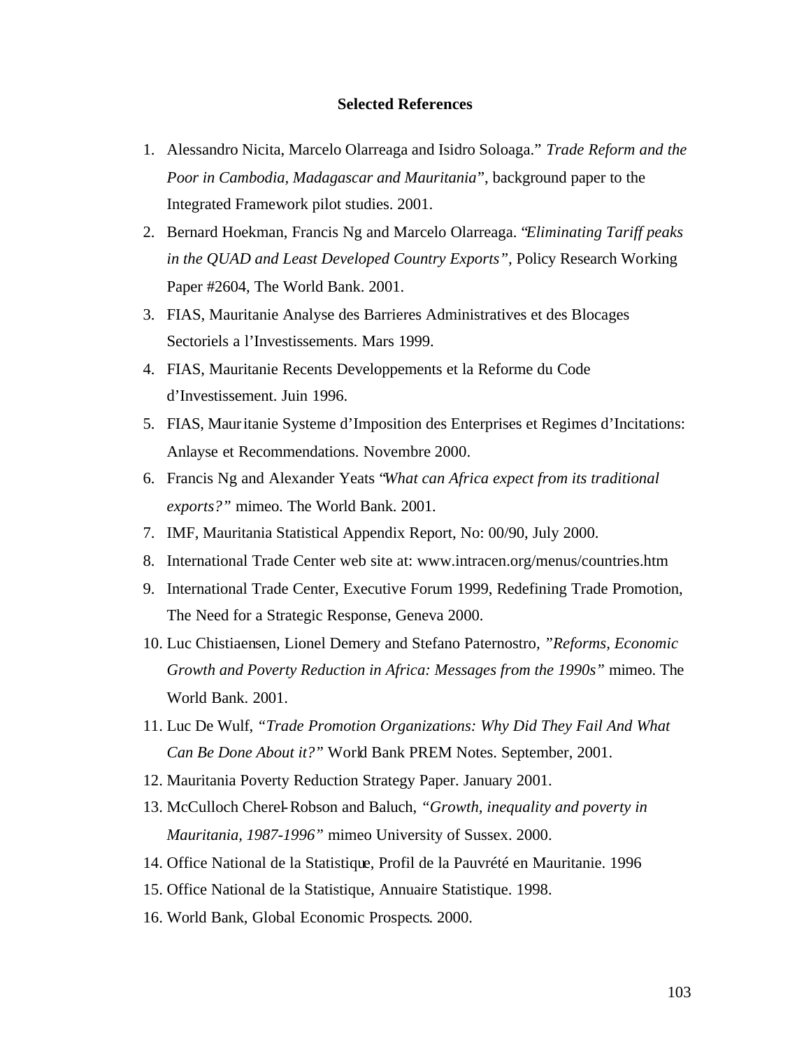## Selected References

1. Alessandro Nicita, Marcelo Olarreaga and Isidro Soloaga." *Trade Reform and the Poor in Cambodia, Madagascar and Mauritania*", background paper to the Integrated Framework pilot studies. 2001.
2. Bernard Hoekman, Francis Ng and Marcelo Olarreaga. "*Eliminating Tariff peaks in the QUAD and Least Developed Country Exports",* Policy Research Working Paper #2604, The World Bank. 2001.
3. FIAS, Mauritanie Analyse des Barrieres Administratives et des Blocages Sectoriels a l'Investissements. Mars 1999.
4. FIAS, Mauritanie Recents Developpements et la Reforme du Code d'Investissement. Juin 1996.
5. FIAS, Mauritanie Systeme d'Imposition des Enterprises et Regimes d'Incitations: Anlayse et Recommendations. Novembre 2000.
6. Francis Ng and Alexander Yeats "*What can Africa expect from its traditional exports?"* mimeo. The World Bank. 2001.
7. IMF, Mauritania Statistical Appendix Report, No: 00/90, July 2000.
8. International Trade Center web site at: www.intracen.org/menus/countries.htm
9. International Trade Center, Executive Forum 1999, Redefining Trade Promotion, The Need for a Strategic Response, Geneva 2000.
10. Luc Chistiaensen, Lionel Demery and Stefano Paternostro, *"Reforms, Economic Growth and Poverty Reduction in Africa: Messages from the 1990s"* mimeo. The World Bank. 2001.
11. Luc De Wulf, *"Trade Promotion Organizations: Why Did They Fail And What Can Be Done About it?"* World Bank PREM Notes. September, 2001.
12. Mauritania Poverty Reduction Strategy Paper. January 2001.
13. McCulloch Cherel-Robson and Baluch, *"Growth, inequality and poverty in Mauritania, 1987-1996"* mimeo University of Sussex. 2000.
14. Office National de la Statistique, Profil de la Pauvrété en Mauritanie. 1996
15. Office National de la Statistique, Annuaire Statistique. 1998.
16. World Bank, Global Economic Prospects. 2000.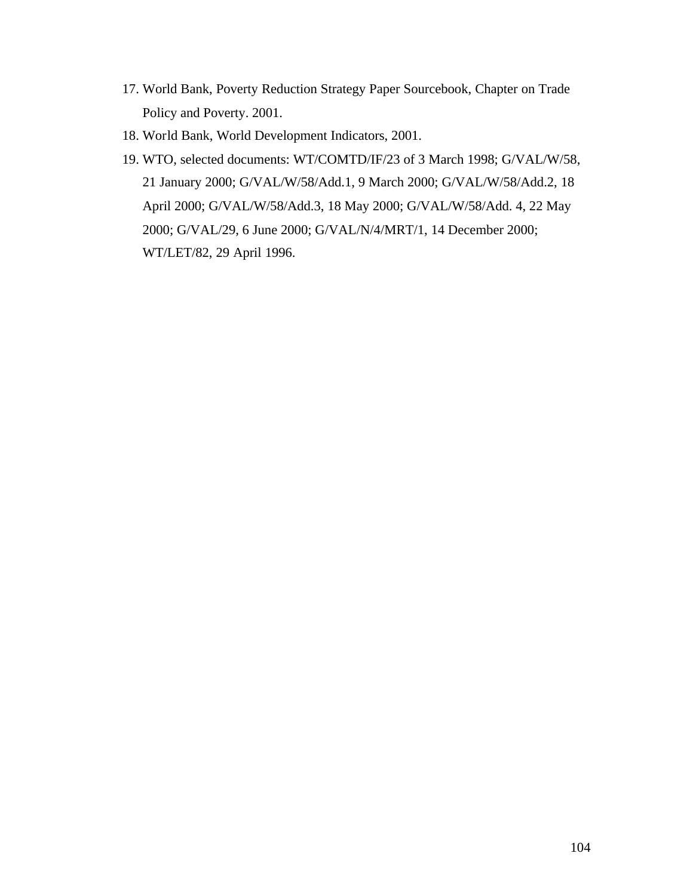17. World Bank, Poverty Reduction Strategy Paper Sourcebook, Chapter on Trade Policy and Poverty. 2001.
18. World Bank, World Development Indicators, 2001.
19. WTO, selected documents: WT/COMTD/IF/23 of 3 March 1998; G/VAL/W/58, 21 January 2000; G/VAL/W/58/Add.1, 9 March 2000; G/VAL/W/58/Add.2, 18 April 2000; G/VAL/W/58/Add.3, 18 May 2000; G/VAL/W/58/Add. 4, 22 May 2000; G/VAL/29, 6 June 2000; G/VAL/N/4/MRT/1, 14 December 2000; WT/LET/82, 29 April 1996.